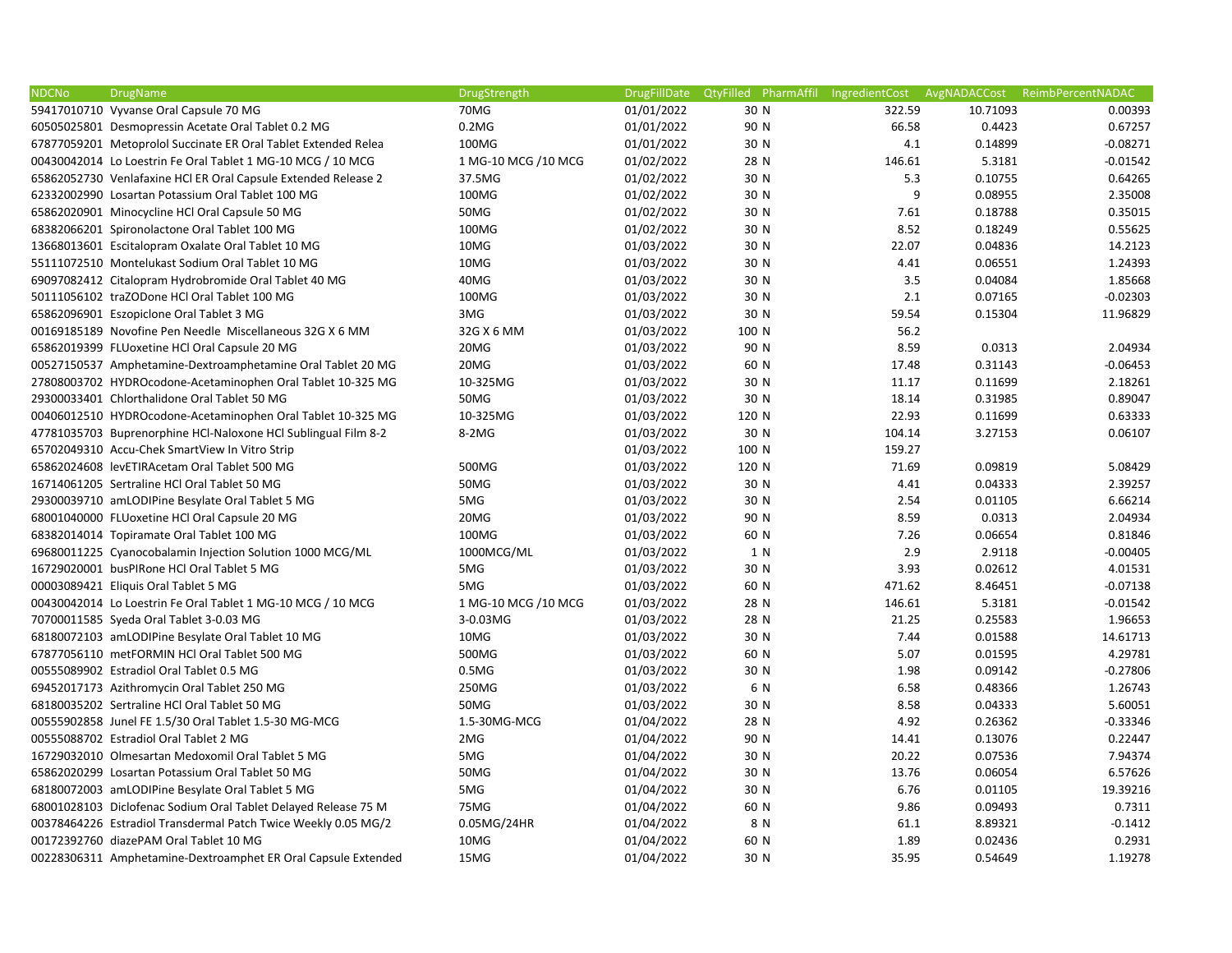| NDCNo | DrugName | DrugStrength | DrugFillDate | QtyFilled | PharmAffil | IngredientCost | AvgNADACCost | ReimbPercentNADAC |
|---|---|---|---|---|---|---|---|---|
| 59417010710 | Vyvanse Oral Capsule 70 MG | 70MG | 01/01/2022 | 30 | N | 322.59 | 10.71093 | 0.00393 |
| 60505025801 | Desmopressin Acetate Oral Tablet 0.2 MG | 0.2MG | 01/01/2022 | 90 | N | 66.58 | 0.4423 | 0.67257 |
| 67877059201 | Metoprolol Succinate ER Oral Tablet Extended Relea | 100MG | 01/01/2022 | 30 | N | 4.1 | 0.14899 | -0.08271 |
| 00430042014 | Lo Loestrin Fe Oral Tablet 1 MG-10 MCG / 10 MCG | 1 MG-10 MCG /10 MCG | 01/02/2022 | 28 | N | 146.61 | 5.3181 | -0.01542 |
| 65862052730 | Venlafaxine HCl ER Oral Capsule Extended Release 2 | 37.5MG | 01/02/2022 | 30 | N | 5.3 | 0.10755 | 0.64265 |
| 62332002990 | Losartan Potassium Oral Tablet 100 MG | 100MG | 01/02/2022 | 30 | N | 9 | 0.08955 | 2.35008 |
| 65862020901 | Minocycline HCl Oral Capsule 50 MG | 50MG | 01/02/2022 | 30 | N | 7.61 | 0.18788 | 0.35015 |
| 68382066201 | Spironolactone Oral Tablet 100 MG | 100MG | 01/02/2022 | 30 | N | 8.52 | 0.18249 | 0.55625 |
| 13668013601 | Escitalopram Oxalate Oral Tablet 10 MG | 10MG | 01/03/2022 | 30 | N | 22.07 | 0.04836 | 14.2123 |
| 55111072510 | Montelukast Sodium Oral Tablet 10 MG | 10MG | 01/03/2022 | 30 | N | 4.41 | 0.06551 | 1.24393 |
| 69097082412 | Citalopram Hydrobromide Oral Tablet 40 MG | 40MG | 01/03/2022 | 30 | N | 3.5 | 0.04084 | 1.85668 |
| 50111056102 | traZODone HCl Oral Tablet 100 MG | 100MG | 01/03/2022 | 30 | N | 2.1 | 0.07165 | -0.02303 |
| 65862096901 | Eszopiclone Oral Tablet 3 MG | 3MG | 01/03/2022 | 30 | N | 59.54 | 0.15304 | 11.96829 |
| 00169185189 | Novofine Pen Needle Miscellaneous 32G X 6 MM | 32G X 6 MM | 01/03/2022 | 100 | N | 56.2 | | |
| 65862019399 | FLUoxetine HCl Oral Capsule 20 MG | 20MG | 01/03/2022 | 90 | N | 8.59 | 0.0313 | 2.04934 |
| 00527150537 | Amphetamine-Dextroamphetamine Oral Tablet 20 MG | 20MG | 01/03/2022 | 60 | N | 17.48 | 0.31143 | -0.06453 |
| 27808003702 | HYDROcodone-Acetaminophen Oral Tablet 10-325 MG | 10-325MG | 01/03/2022 | 30 | N | 11.17 | 0.11699 | 2.18261 |
| 29300033401 | Chlorthalidone Oral Tablet 50 MG | 50MG | 01/03/2022 | 30 | N | 18.14 | 0.31985 | 0.89047 |
| 00406012510 | HYDROcodone-Acetaminophen Oral Tablet 10-325 MG | 10-325MG | 01/03/2022 | 120 | N | 22.93 | 0.11699 | 0.63333 |
| 47781035703 | Buprenorphine HCl-Naloxone HCl Sublingual Film 8-2 | 8-2MG | 01/03/2022 | 30 | N | 104.14 | 3.27153 | 0.06107 |
| 65702049310 | Accu-Chek SmartView In Vitro Strip | | 01/03/2022 | 100 | N | 159.27 | | |
| 65862024608 | levETIRAcetam Oral Tablet 500 MG | 500MG | 01/03/2022 | 120 | N | 71.69 | 0.09819 | 5.08429 |
| 16714061205 | Sertraline HCl Oral Tablet 50 MG | 50MG | 01/03/2022 | 30 | N | 4.41 | 0.04333 | 2.39257 |
| 29300039710 | amLODIPine Besylate Oral Tablet 5 MG | 5MG | 01/03/2022 | 30 | N | 2.54 | 0.01105 | 6.66214 |
| 68001040000 | FLUoxetine HCl Oral Capsule 20 MG | 20MG | 01/03/2022 | 90 | N | 8.59 | 0.0313 | 2.04934 |
| 68382014014 | Topiramate Oral Tablet 100 MG | 100MG | 01/03/2022 | 60 | N | 7.26 | 0.06654 | 0.81846 |
| 69680011225 | Cyanocobalamin Injection Solution 1000 MCG/ML | 1000MCG/ML | 01/03/2022 | 1 | N | 2.9 | 2.9118 | -0.00405 |
| 16729020001 | busPIRone HCl Oral Tablet 5 MG | 5MG | 01/03/2022 | 30 | N | 3.93 | 0.02612 | 4.01531 |
| 00003089421 | Eliquis Oral Tablet 5 MG | 5MG | 01/03/2022 | 60 | N | 471.62 | 8.46451 | -0.07138 |
| 00430042014 | Lo Loestrin Fe Oral Tablet 1 MG-10 MCG / 10 MCG | 1 MG-10 MCG /10 MCG | 01/03/2022 | 28 | N | 146.61 | 5.3181 | -0.01542 |
| 70700011585 | Syeda Oral Tablet 3-0.03 MG | 3-0.03MG | 01/03/2022 | 28 | N | 21.25 | 0.25583 | 1.96653 |
| 68180072103 | amLODIPine Besylate Oral Tablet 10 MG | 10MG | 01/03/2022 | 30 | N | 7.44 | 0.01588 | 14.61713 |
| 67877056110 | metFORMIN HCl Oral Tablet 500 MG | 500MG | 01/03/2022 | 60 | N | 5.07 | 0.01595 | 4.29781 |
| 00555089902 | Estradiol Oral Tablet 0.5 MG | 0.5MG | 01/03/2022 | 30 | N | 1.98 | 0.09142 | -0.27806 |
| 69452017173 | Azithromycin Oral Tablet 250 MG | 250MG | 01/03/2022 | 6 | N | 6.58 | 0.48366 | 1.26743 |
| 68180035202 | Sertraline HCl Oral Tablet 50 MG | 50MG | 01/03/2022 | 30 | N | 8.58 | 0.04333 | 5.60051 |
| 00555902858 | Junel FE 1.5/30 Oral Tablet 1.5-30 MG-MCG | 1.5-30MG-MCG | 01/04/2022 | 28 | N | 4.92 | 0.26362 | -0.33346 |
| 00555088702 | Estradiol Oral Tablet 2 MG | 2MG | 01/04/2022 | 90 | N | 14.41 | 0.13076 | 0.22447 |
| 16729032010 | Olmesartan Medoxomil Oral Tablet 5 MG | 5MG | 01/04/2022 | 30 | N | 20.22 | 0.07536 | 7.94374 |
| 65862020299 | Losartan Potassium Oral Tablet 50 MG | 50MG | 01/04/2022 | 30 | N | 13.76 | 0.06054 | 6.57626 |
| 68180072003 | amLODIPine Besylate Oral Tablet 5 MG | 5MG | 01/04/2022 | 30 | N | 6.76 | 0.01105 | 19.39216 |
| 68001028103 | Diclofenac Sodium Oral Tablet Delayed Release 75 M | 75MG | 01/04/2022 | 60 | N | 9.86 | 0.09493 | 0.7311 |
| 00378464226 | Estradiol Transdermal Patch Twice Weekly 0.05 MG/2 | 0.05MG/24HR | 01/04/2022 | 8 | N | 61.1 | 8.89321 | -0.1412 |
| 00172392760 | diazePAM Oral Tablet 10 MG | 10MG | 01/04/2022 | 60 | N | 1.89 | 0.02436 | 0.2931 |
| 00228306311 | Amphetamine-Dextroamphet ER Oral Capsule Extended | 15MG | 01/04/2022 | 30 | N | 35.95 | 0.54649 | 1.19278 |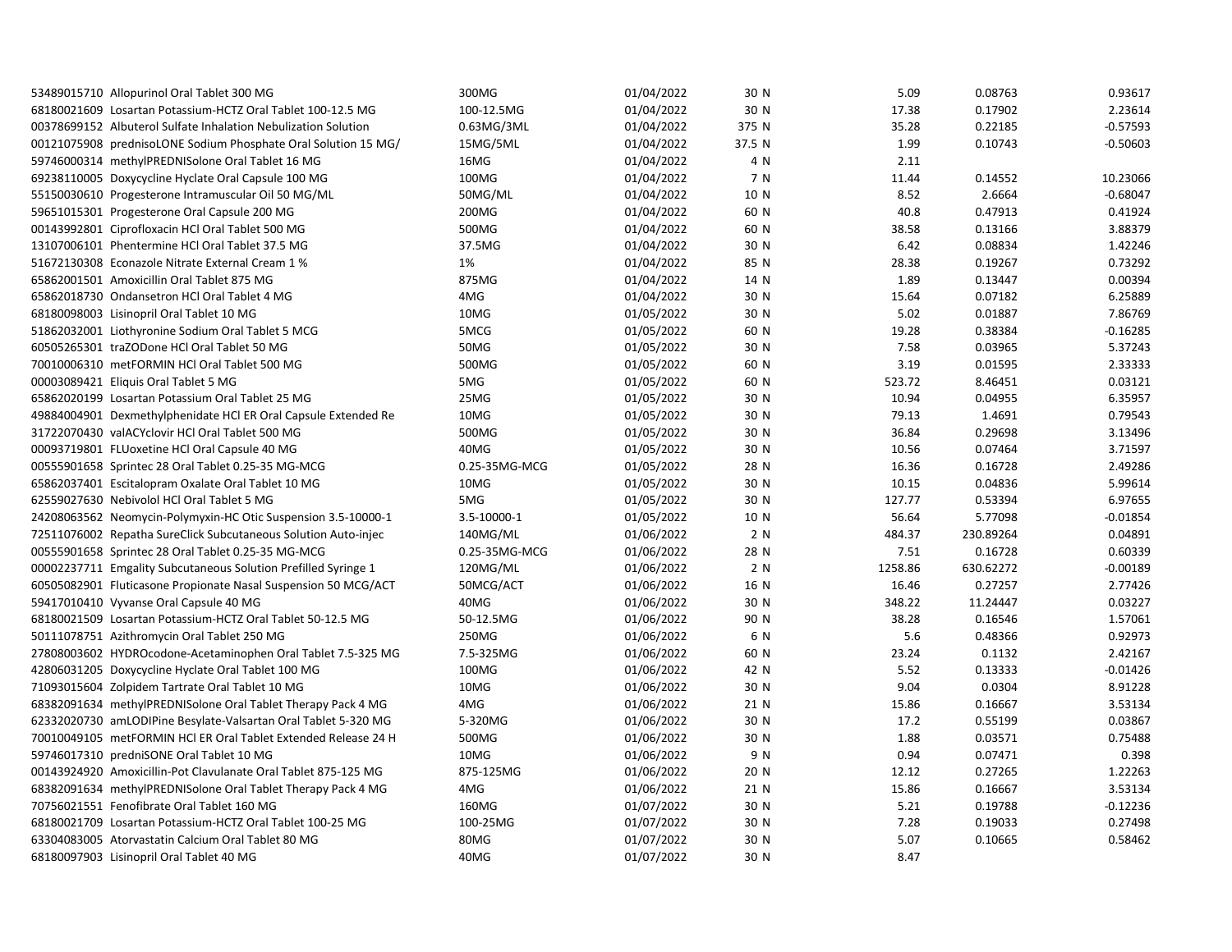| | | | | | | | |
|---|---|---|---|---|---|---|---|
| 53489015710 | Allopurinol Oral Tablet 300 MG | 300MG | 01/04/2022 | 30 N | 5.09 | 0.08763 | 0.93617 |
| 68180021609 | Losartan Potassium-HCTZ Oral Tablet 100-12.5 MG | 100-12.5MG | 01/04/2022 | 30 N | 17.38 | 0.17902 | 2.23614 |
| 00378699152 | Albuterol Sulfate Inhalation Nebulization Solution | 0.63MG/3ML | 01/04/2022 | 375 N | 35.28 | 0.22185 | -0.57593 |
| 00121075908 | prednisoLONE Sodium Phosphate Oral Solution 15 MG/ | 15MG/5ML | 01/04/2022 | 37.5 N | 1.99 | 0.10743 | -0.50603 |
| 59746000314 | methylPREDNISolone Oral Tablet 16 MG | 16MG | 01/04/2022 | 4 N | 2.11 | | |
| 69238110005 | Doxycycline Hyclate Oral Capsule 100 MG | 100MG | 01/04/2022 | 7 N | 11.44 | 0.14552 | 10.23066 |
| 55150030610 | Progesterone Intramuscular Oil 50 MG/ML | 50MG/ML | 01/04/2022 | 10 N | 8.52 | 2.6664 | -0.68047 |
| 59651015301 | Progesterone Oral Capsule 200 MG | 200MG | 01/04/2022 | 60 N | 40.8 | 0.47913 | 0.41924 |
| 00143992801 | Ciprofloxacin HCl Oral Tablet 500 MG | 500MG | 01/04/2022 | 60 N | 38.58 | 0.13166 | 3.88379 |
| 13107006101 | Phentermine HCl Oral Tablet 37.5 MG | 37.5MG | 01/04/2022 | 30 N | 6.42 | 0.08834 | 1.42246 |
| 51672130308 | Econazole Nitrate External Cream 1 % | 1% | 01/04/2022 | 85 N | 28.38 | 0.19267 | 0.73292 |
| 65862001501 | Amoxicillin Oral Tablet 875 MG | 875MG | 01/04/2022 | 14 N | 1.89 | 0.13447 | 0.00394 |
| 65862018730 | Ondansetron HCl Oral Tablet 4 MG | 4MG | 01/04/2022 | 30 N | 15.64 | 0.07182 | 6.25889 |
| 68180098003 | Lisinopril Oral Tablet 10 MG | 10MG | 01/05/2022 | 30 N | 5.02 | 0.01887 | 7.86769 |
| 51862032001 | Liothyronine Sodium Oral Tablet 5 MCG | 5MCG | 01/05/2022 | 60 N | 19.28 | 0.38384 | -0.16285 |
| 60505265301 | traZODone HCl Oral Tablet 50 MG | 50MG | 01/05/2022 | 30 N | 7.58 | 0.03965 | 5.37243 |
| 70010006310 | metFORMIN HCl Oral Tablet 500 MG | 500MG | 01/05/2022 | 60 N | 3.19 | 0.01595 | 2.33333 |
| 00003089421 | Eliquis Oral Tablet 5 MG | 5MG | 01/05/2022 | 60 N | 523.72 | 8.46451 | 0.03121 |
| 65862020199 | Losartan Potassium Oral Tablet 25 MG | 25MG | 01/05/2022 | 30 N | 10.94 | 0.04955 | 6.35957 |
| 49884004901 | Dexmethylphenidate HCl ER Oral Capsule Extended Re | 10MG | 01/05/2022 | 30 N | 79.13 | 1.4691 | 0.79543 |
| 31722070430 | valACYclovir HCl Oral Tablet 500 MG | 500MG | 01/05/2022 | 30 N | 36.84 | 0.29698 | 3.13496 |
| 00093719801 | FLUoxetine HCl Oral Capsule 40 MG | 40MG | 01/05/2022 | 30 N | 10.56 | 0.07464 | 3.71597 |
| 00555901658 | Sprintec 28 Oral Tablet 0.25-35 MG-MCG | 0.25-35MG-MCG | 01/05/2022 | 28 N | 16.36 | 0.16728 | 2.49286 |
| 65862037401 | Escitalopram Oxalate Oral Tablet 10 MG | 10MG | 01/05/2022 | 30 N | 10.15 | 0.04836 | 5.99614 |
| 62559027630 | Nebivolol HCl Oral Tablet 5 MG | 5MG | 01/05/2022 | 30 N | 127.77 | 0.53394 | 6.97655 |
| 24208063562 | Neomycin-Polymyxin-HC Otic Suspension 3.5-10000-1 | 3.5-10000-1 | 01/05/2022 | 10 N | 56.64 | 5.77098 | -0.01854 |
| 72511076002 | Repatha SureClick Subcutaneous Solution Auto-injec | 140MG/ML | 01/06/2022 | 2 N | 484.37 | 230.89264 | 0.04891 |
| 00555901658 | Sprintec 28 Oral Tablet 0.25-35 MG-MCG | 0.25-35MG-MCG | 01/06/2022 | 28 N | 7.51 | 0.16728 | 0.60339 |
| 00002237711 | Emgality Subcutaneous Solution Prefilled Syringe 1 | 120MG/ML | 01/06/2022 | 2 N | 1258.86 | 630.62272 | -0.00189 |
| 60505082901 | Fluticasone Propionate Nasal Suspension 50 MCG/ACT | 50MCG/ACT | 01/06/2022 | 16 N | 16.46 | 0.27257 | 2.77426 |
| 59417010410 | Vyvanse Oral Capsule 40 MG | 40MG | 01/06/2022 | 30 N | 348.22 | 11.24447 | 0.03227 |
| 68180021509 | Losartan Potassium-HCTZ Oral Tablet 50-12.5 MG | 50-12.5MG | 01/06/2022 | 90 N | 38.28 | 0.16546 | 1.57061 |
| 50111078751 | Azithromycin Oral Tablet 250 MG | 250MG | 01/06/2022 | 6 N | 5.6 | 0.48366 | 0.92973 |
| 27808003602 | HYDROcodone-Acetaminophen Oral Tablet 7.5-325 MG | 7.5-325MG | 01/06/2022 | 60 N | 23.24 | 0.1132 | 2.42167 |
| 42806031205 | Doxycycline Hyclate Oral Tablet 100 MG | 100MG | 01/06/2022 | 42 N | 5.52 | 0.13333 | -0.01426 |
| 71093015604 | Zolpidem Tartrate Oral Tablet 10 MG | 10MG | 01/06/2022 | 30 N | 9.04 | 0.0304 | 8.91228 |
| 68382091634 | methylPREDNISolone Oral Tablet Therapy Pack 4 MG | 4MG | 01/06/2022 | 21 N | 15.86 | 0.16667 | 3.53134 |
| 62332020730 | amLODIPine Besylate-Valsartan Oral Tablet 5-320 MG | 5-320MG | 01/06/2022 | 30 N | 17.2 | 0.55199 | 0.03867 |
| 70010049105 | metFORMIN HCl ER Oral Tablet Extended Release 24 H | 500MG | 01/06/2022 | 30 N | 1.88 | 0.03571 | 0.75488 |
| 59746017310 | predniSONE Oral Tablet 10 MG | 10MG | 01/06/2022 | 9 N | 0.94 | 0.07471 | 0.398 |
| 00143924920 | Amoxicillin-Pot Clavulanate Oral Tablet 875-125 MG | 875-125MG | 01/06/2022 | 20 N | 12.12 | 0.27265 | 1.22263 |
| 68382091634 | methylPREDNISolone Oral Tablet Therapy Pack 4 MG | 4MG | 01/06/2022 | 21 N | 15.86 | 0.16667 | 3.53134 |
| 70756021551 | Fenofibrate Oral Tablet 160 MG | 160MG | 01/07/2022 | 30 N | 5.21 | 0.19788 | -0.12236 |
| 68180021709 | Losartan Potassium-HCTZ Oral Tablet 100-25 MG | 100-25MG | 01/07/2022 | 30 N | 7.28 | 0.19033 | 0.27498 |
| 63304083005 | Atorvastatin Calcium Oral Tablet 80 MG | 80MG | 01/07/2022 | 30 N | 5.07 | 0.10665 | 0.58462 |
| 68180097903 | Lisinopril Oral Tablet 40 MG | 40MG | 01/07/2022 | 30 N | 8.47 | | |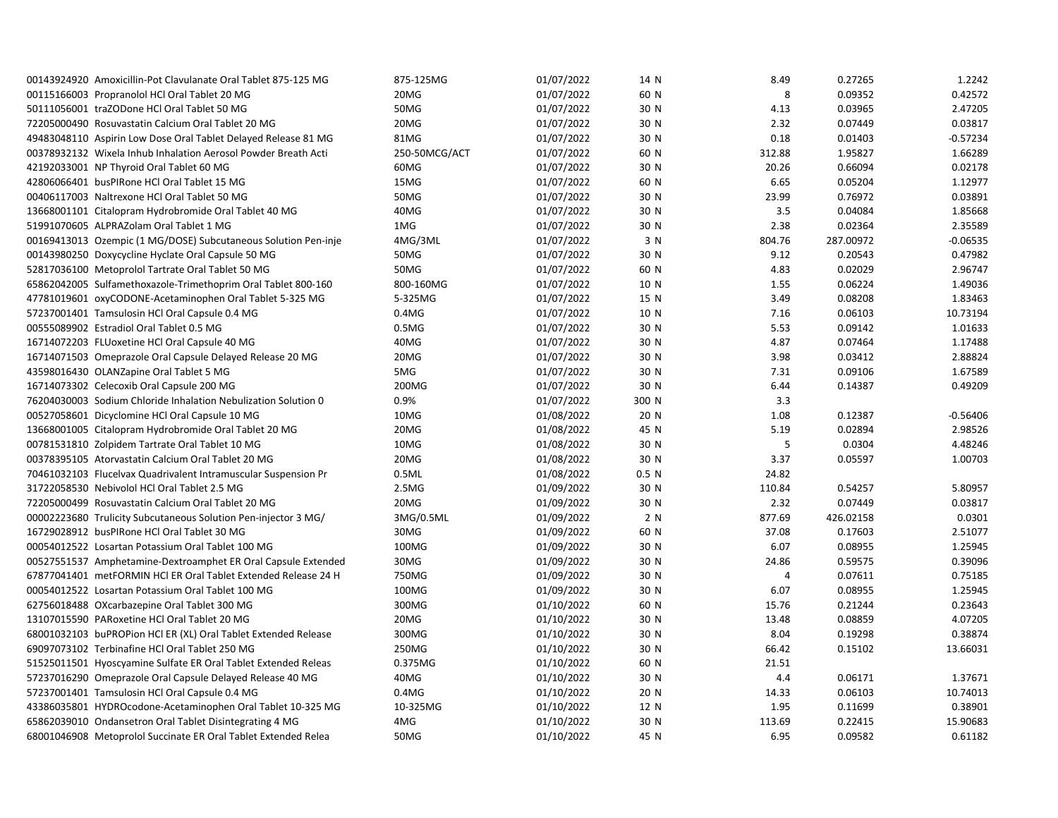| | | | | | | |
|---|---|---|---|---|---|---|
| 00143924920 Amoxicillin-Pot Clavulanate Oral Tablet 875-125 MG | 875-125MG | 01/07/2022 | 14 N | 8.49 | 0.27265 | 1.2242 |
| 00115166003 Propranolol HCl Oral Tablet 20 MG | 20MG | 01/07/2022 | 60 N | 8 | 0.09352 | 0.42572 |
| 50111056001 traZODone HCl Oral Tablet 50 MG | 50MG | 01/07/2022 | 30 N | 4.13 | 0.03965 | 2.47205 |
| 72205000490 Rosuvastatin Calcium Oral Tablet 20 MG | 20MG | 01/07/2022 | 30 N | 2.32 | 0.07449 | 0.03817 |
| 49483048110 Aspirin Low Dose Oral Tablet Delayed Release 81 MG | 81MG | 01/07/2022 | 30 N | 0.18 | 0.01403 | -0.57234 |
| 00378932132 Wixela Inhub Inhalation Aerosol Powder Breath Acti | 250-50MCG/ACT | 01/07/2022 | 60 N | 312.88 | 1.95827 | 1.66289 |
| 42192033001 NP Thyroid Oral Tablet 60 MG | 60MG | 01/07/2022 | 30 N | 20.26 | 0.66094 | 0.02178 |
| 42806066401 busPIRone HCl Oral Tablet 15 MG | 15MG | 01/07/2022 | 60 N | 6.65 | 0.05204 | 1.12977 |
| 00406117003 Naltrexone HCl Oral Tablet 50 MG | 50MG | 01/07/2022 | 30 N | 23.99 | 0.76972 | 0.03891 |
| 13668001101 Citalopram Hydrobromide Oral Tablet 40 MG | 40MG | 01/07/2022 | 30 N | 3.5 | 0.04084 | 1.85668 |
| 51991070605 ALPRAZolam Oral Tablet 1 MG | 1MG | 01/07/2022 | 30 N | 2.38 | 0.02364 | 2.35589 |
| 00169413013 Ozempic (1 MG/DOSE) Subcutaneous Solution Pen-inje | 4MG/3ML | 01/07/2022 | 3 N | 804.76 | 287.00972 | -0.06535 |
| 00143980250 Doxycycline Hyclate Oral Capsule 50 MG | 50MG | 01/07/2022 | 30 N | 9.12 | 0.20543 | 0.47982 |
| 52817036100 Metoprolol Tartrate Oral Tablet 50 MG | 50MG | 01/07/2022 | 60 N | 4.83 | 0.02029 | 2.96747 |
| 65862042005 Sulfamethoxazole-Trimethoprim Oral Tablet 800-160 | 800-160MG | 01/07/2022 | 10 N | 1.55 | 0.06224 | 1.49036 |
| 47781019601 oxyCODONE-Acetaminophen Oral Tablet 5-325 MG | 5-325MG | 01/07/2022 | 15 N | 3.49 | 0.08208 | 1.83463 |
| 57237001401 Tamsulosin HCl Oral Capsule 0.4 MG | 0.4MG | 01/07/2022 | 10 N | 7.16 | 0.06103 | 10.73194 |
| 00555089902 Estradiol Oral Tablet 0.5 MG | 0.5MG | 01/07/2022 | 30 N | 5.53 | 0.09142 | 1.01633 |
| 16714072203 FLUoxetine HCl Oral Capsule 40 MG | 40MG | 01/07/2022 | 30 N | 4.87 | 0.07464 | 1.17488 |
| 16714071503 Omeprazole Oral Capsule Delayed Release 20 MG | 20MG | 01/07/2022 | 30 N | 3.98 | 0.03412 | 2.88824 |
| 43598016430 OLANZapine Oral Tablet 5 MG | 5MG | 01/07/2022 | 30 N | 7.31 | 0.09106 | 1.67589 |
| 16714073302 Celecoxib Oral Capsule 200 MG | 200MG | 01/07/2022 | 30 N | 6.44 | 0.14387 | 0.49209 |
| 76204030003 Sodium Chloride Inhalation Nebulization Solution 0 | 0.9% | 01/07/2022 | 300 N | 3.3 | | |
| 00527058601 Dicyclomine HCl Oral Capsule 10 MG | 10MG | 01/08/2022 | 20 N | 1.08 | 0.12387 | -0.56406 |
| 13668001005 Citalopram Hydrobromide Oral Tablet 20 MG | 20MG | 01/08/2022 | 45 N | 5.19 | 0.02894 | 2.98526 |
| 00781531810 Zolpidem Tartrate Oral Tablet 10 MG | 10MG | 01/08/2022 | 30 N | 5 | 0.0304 | 4.48246 |
| 00378395105 Atorvastatin Calcium Oral Tablet 20 MG | 20MG | 01/08/2022 | 30 N | 3.37 | 0.05597 | 1.00703 |
| 70461032103 Flucelvax Quadrivalent Intramuscular Suspension Pr | 0.5ML | 01/08/2022 | 0.5 N | 24.82 | | |
| 31722058530 Nebivolol HCl Oral Tablet 2.5 MG | 2.5MG | 01/09/2022 | 30 N | 110.84 | 0.54257 | 5.80957 |
| 72205000499 Rosuvastatin Calcium Oral Tablet 20 MG | 20MG | 01/09/2022 | 30 N | 2.32 | 0.07449 | 0.03817 |
| 00002223680 Trulicity Subcutaneous Solution Pen-injector 3 MG/ | 3MG/0.5ML | 01/09/2022 | 2 N | 877.69 | 426.02158 | 0.0301 |
| 16729028912 busPIRone HCl Oral Tablet 30 MG | 30MG | 01/09/2022 | 60 N | 37.08 | 0.17603 | 2.51077 |
| 00054012522 Losartan Potassium Oral Tablet 100 MG | 100MG | 01/09/2022 | 30 N | 6.07 | 0.08955 | 1.25945 |
| 00527551537 Amphetamine-Dextroamphet ER Oral Capsule Extended | 30MG | 01/09/2022 | 30 N | 24.86 | 0.59575 | 0.39096 |
| 67877041401 metFORMIN HCl ER Oral Tablet Extended Release 24 H | 750MG | 01/09/2022 | 30 N | 4 | 0.07611 | 0.75185 |
| 00054012522 Losartan Potassium Oral Tablet 100 MG | 100MG | 01/09/2022 | 30 N | 6.07 | 0.08955 | 1.25945 |
| 62756018488 OXcarbazepine Oral Tablet 300 MG | 300MG | 01/10/2022 | 60 N | 15.76 | 0.21244 | 0.23643 |
| 13107015590 PARoxetine HCl Oral Tablet 20 MG | 20MG | 01/10/2022 | 30 N | 13.48 | 0.08859 | 4.07205 |
| 68001032103 buPROPion HCl ER (XL) Oral Tablet Extended Release | 300MG | 01/10/2022 | 30 N | 8.04 | 0.19298 | 0.38874 |
| 69097073102 Terbinafine HCl Oral Tablet 250 MG | 250MG | 01/10/2022 | 30 N | 66.42 | 0.15102 | 13.66031 |
| 51525011501 Hyoscyamine Sulfate ER Oral Tablet Extended Releas | 0.375MG | 01/10/2022 | 60 N | 21.51 | | |
| 57237016290 Omeprazole Oral Capsule Delayed Release 40 MG | 40MG | 01/10/2022 | 30 N | 4.4 | 0.06171 | 1.37671 |
| 57237001401 Tamsulosin HCl Oral Capsule 0.4 MG | 0.4MG | 01/10/2022 | 20 N | 14.33 | 0.06103 | 10.74013 |
| 43386035801 HYDROcodone-Acetaminophen Oral Tablet 10-325 MG | 10-325MG | 01/10/2022 | 12 N | 1.95 | 0.11699 | 0.38901 |
| 65862039010 Ondansetron Oral Tablet Disintegrating 4 MG | 4MG | 01/10/2022 | 30 N | 113.69 | 0.22415 | 15.90683 |
| 68001046908 Metoprolol Succinate ER Oral Tablet Extended Relea | 50MG | 01/10/2022 | 45 N | 6.95 | 0.09582 | 0.61182 |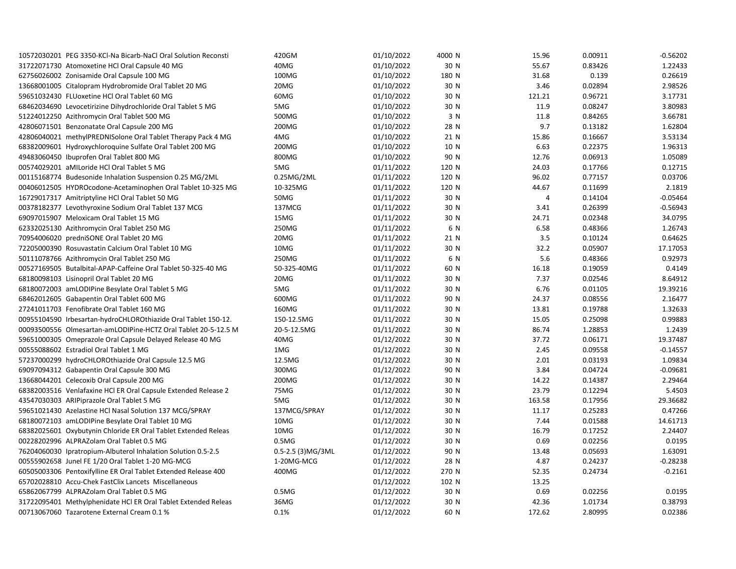| | | | | | | |
|---|---|---|---|---|---|---|
| 10572030201 PEG 3350-KCl-Na Bicarb-NaCl Oral Solution Reconsti | 420GM | 01/10/2022 | 4000 N | 15.96 | 0.00911 | -0.56202 |
| 31722071730 Atomoxetine HCl Oral Capsule 40 MG | 40MG | 01/10/2022 | 30 N | 55.67 | 0.83426 | 1.22433 |
| 62756026002 Zonisamide Oral Capsule 100 MG | 100MG | 01/10/2022 | 180 N | 31.68 | 0.139 | 0.26619 |
| 13668001005 Citalopram Hydrobromide Oral Tablet 20 MG | 20MG | 01/10/2022 | 30 N | 3.46 | 0.02894 | 2.98526 |
| 59651032430 FLUoxetine HCl Oral Tablet 60 MG | 60MG | 01/10/2022 | 30 N | 121.21 | 0.96721 | 3.17731 |
| 68462034690 Levocetirizine Dihydrochloride Oral Tablet 5 MG | 5MG | 01/10/2022 | 30 N | 11.9 | 0.08247 | 3.80983 |
| 51224012250 Azithromycin Oral Tablet 500 MG | 500MG | 01/10/2022 | 3 N | 11.8 | 0.84265 | 3.66781 |
| 42806071501 Benzonatate Oral Capsule 200 MG | 200MG | 01/10/2022 | 28 N | 9.7 | 0.13182 | 1.62804 |
| 42806040021 methylPREDNISolone Oral Tablet Therapy Pack 4 MG | 4MG | 01/10/2022 | 21 N | 15.86 | 0.16667 | 3.53134 |
| 68382009601 Hydroxychloroquine Sulfate Oral Tablet 200 MG | 200MG | 01/10/2022 | 10 N | 6.63 | 0.22375 | 1.96313 |
| 49483060450 Ibuprofen Oral Tablet 800 MG | 800MG | 01/10/2022 | 90 N | 12.76 | 0.06913 | 1.05089 |
| 00574029201 aMILoride HCl Oral Tablet 5 MG | 5MG | 01/11/2022 | 120 N | 24.03 | 0.17766 | 0.12715 |
| 00115168774 Budesonide Inhalation Suspension 0.25 MG/2ML | 0.25MG/2ML | 01/11/2022 | 120 N | 96.02 | 0.77157 | 0.03706 |
| 00406012505 HYDROcodone-Acetaminophen Oral Tablet 10-325 MG | 10-325MG | 01/11/2022 | 120 N | 44.67 | 0.11699 | 2.1819 |
| 16729017317 Amitriptyline HCl Oral Tablet 50 MG | 50MG | 01/11/2022 | 30 N | 4 | 0.14104 | -0.05464 |
| 00378182377 Levothyroxine Sodium Oral Tablet 137 MCG | 137MCG | 01/11/2022 | 30 N | 3.41 | 0.26399 | -0.56943 |
| 69097015907 Meloxicam Oral Tablet 15 MG | 15MG | 01/11/2022 | 30 N | 24.71 | 0.02348 | 34.0795 |
| 62332025130 Azithromycin Oral Tablet 250 MG | 250MG | 01/11/2022 | 6 N | 6.58 | 0.48366 | 1.26743 |
| 70954006020 predniSONE Oral Tablet 20 MG | 20MG | 01/11/2022 | 21 N | 3.5 | 0.10124 | 0.64625 |
| 72205000390 Rosuvastatin Calcium Oral Tablet 10 MG | 10MG | 01/11/2022 | 30 N | 32.2 | 0.05907 | 17.17053 |
| 50111078766 Azithromycin Oral Tablet 250 MG | 250MG | 01/11/2022 | 6 N | 5.6 | 0.48366 | 0.92973 |
| 00527169505 Butalbital-APAP-Caffeine Oral Tablet 50-325-40 MG | 50-325-40MG | 01/11/2022 | 60 N | 16.18 | 0.19059 | 0.4149 |
| 68180098103 Lisinopril Oral Tablet 20 MG | 20MG | 01/11/2022 | 30 N | 7.37 | 0.02546 | 8.64912 |
| 68180072003 amLODIPine Besylate Oral Tablet 5 MG | 5MG | 01/11/2022 | 30 N | 6.76 | 0.01105 | 19.39216 |
| 68462012605 Gabapentin Oral Tablet 600 MG | 600MG | 01/11/2022 | 90 N | 24.37 | 0.08556 | 2.16477 |
| 27241011703 Fenofibrate Oral Tablet 160 MG | 160MG | 01/11/2022 | 30 N | 13.81 | 0.19788 | 1.32633 |
| 00955104590 Irbesartan-hydroCHLOROthiazide Oral Tablet 150-12. | 150-12.5MG | 01/11/2022 | 30 N | 15.05 | 0.25098 | 0.99883 |
| 00093500556 Olmesartan-amLODIPine-HCTZ Oral Tablet 20-5-12.5 M | 20-5-12.5MG | 01/11/2022 | 30 N | 86.74 | 1.28853 | 1.2439 |
| 59651000305 Omeprazole Oral Capsule Delayed Release 40 MG | 40MG | 01/12/2022 | 30 N | 37.72 | 0.06171 | 19.37487 |
| 00555088602 Estradiol Oral Tablet 1 MG | 1MG | 01/12/2022 | 30 N | 2.45 | 0.09558 | -0.14557 |
| 57237000299 hydroCHLOROthiazide Oral Capsule 12.5 MG | 12.5MG | 01/12/2022 | 30 N | 2.01 | 0.03193 | 1.09834 |
| 69097094312 Gabapentin Oral Capsule 300 MG | 300MG | 01/12/2022 | 90 N | 3.84 | 0.04724 | -0.09681 |
| 13668044201 Celecoxib Oral Capsule 200 MG | 200MG | 01/12/2022 | 30 N | 14.22 | 0.14387 | 2.29464 |
| 68382003516 Venlafaxine HCl ER Oral Capsule Extended Release 2 | 75MG | 01/12/2022 | 30 N | 23.79 | 0.12294 | 5.4503 |
| 43547030303 ARIPiprazole Oral Tablet 5 MG | 5MG | 01/12/2022 | 30 N | 163.58 | 0.17956 | 29.36682 |
| 59651021430 Azelastine HCl Nasal Solution 137 MCG/SPRAY | 137MCG/SPRAY | 01/12/2022 | 30 N | 11.17 | 0.25283 | 0.47266 |
| 68180072103 amLODIPine Besylate Oral Tablet 10 MG | 10MG | 01/12/2022 | 30 N | 7.44 | 0.01588 | 14.61713 |
| 68382025601 Oxybutynin Chloride ER Oral Tablet Extended Releas | 10MG | 01/12/2022 | 30 N | 16.79 | 0.17252 | 2.24407 |
| 00228202996 ALPRAZolam Oral Tablet 0.5 MG | 0.5MG | 01/12/2022 | 30 N | 0.69 | 0.02256 | 0.0195 |
| 76204060030 Ipratropium-Albuterol Inhalation Solution 0.5-2.5 | 0.5-2.5 (3)MG/3ML | 01/12/2022 | 90 N | 13.48 | 0.05693 | 1.63091 |
| 00555902658 Junel FE 1/20 Oral Tablet 1-20 MG-MCG | 1-20MG-MCG | 01/12/2022 | 28 N | 4.87 | 0.24237 | -0.28238 |
| 60505003306 Pentoxifylline ER Oral Tablet Extended Release 400 | 400MG | 01/12/2022 | 270 N | 52.35 | 0.24734 | -0.2161 |
| 65702028810 Accu-Chek FastClix Lancets Miscellaneous | | 01/12/2022 | 102 N | 13.25 | | |
| 65862067799 ALPRAZolam Oral Tablet 0.5 MG | 0.5MG | 01/12/2022 | 30 N | 0.69 | 0.02256 | 0.0195 |
| 31722095401 Methylphenidate HCl ER Oral Tablet Extended Releas | 36MG | 01/12/2022 | 30 N | 42.36 | 1.01734 | 0.38793 |
| 00713067060 Tazarotene External Cream 0.1 % | 0.1% | 01/12/2022 | 60 N | 172.62 | 2.80995 | 0.02386 |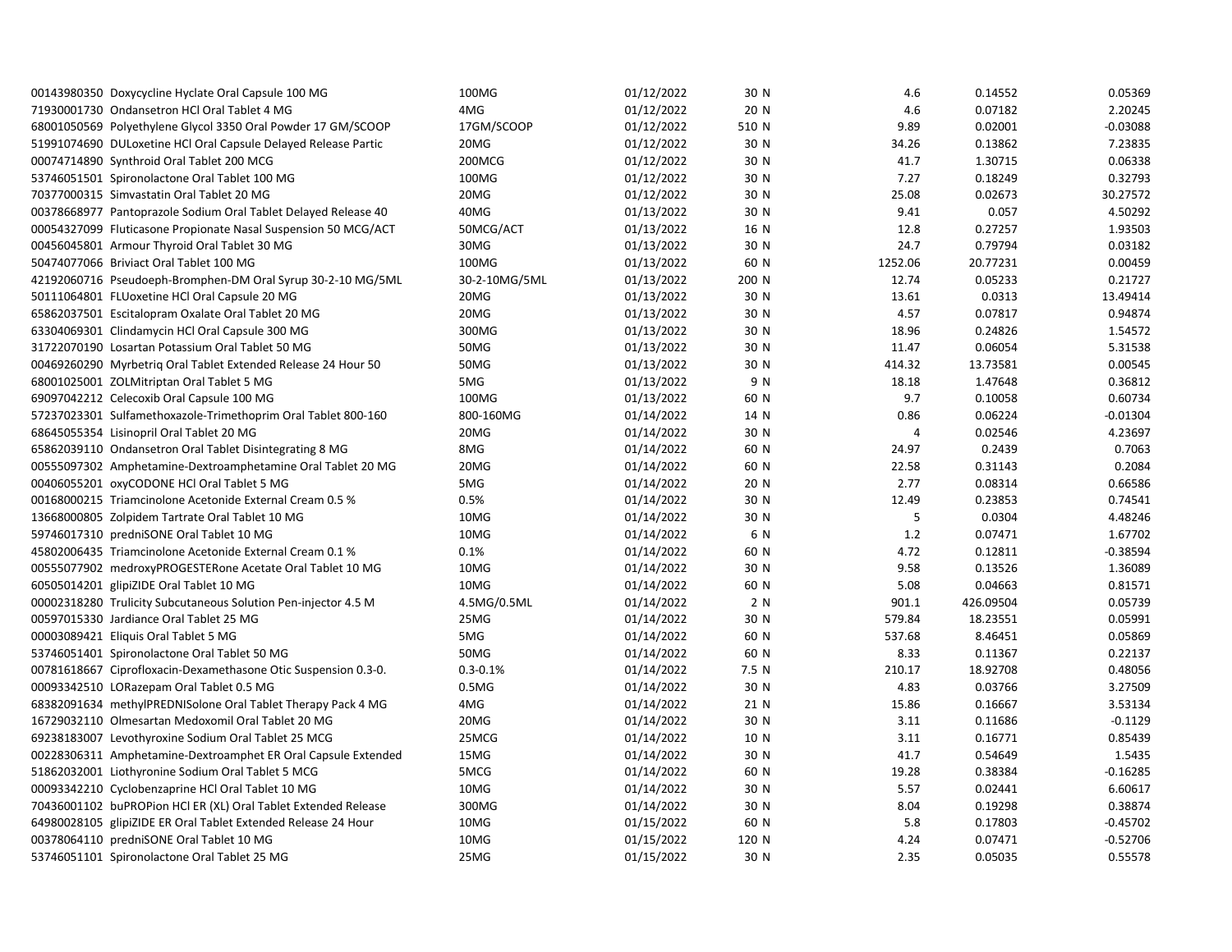| | | | | | | |
|---|---|---|---|---|---|---|
| 00143980350 Doxycycline Hyclate Oral Capsule 100 MG | 100MG | 01/12/2022 | 30 N | 4.6 | 0.14552 | 0.05369 |
| 71930001730 Ondansetron HCl Oral Tablet 4 MG | 4MG | 01/12/2022 | 20 N | 4.6 | 0.07182 | 2.20245 |
| 68001050569 Polyethylene Glycol 3350 Oral Powder 17 GM/SCOOP | 17GM/SCOOP | 01/12/2022 | 510 N | 9.89 | 0.02001 | -0.03088 |
| 51991074690 DULoxetine HCl Oral Capsule Delayed Release Partic | 20MG | 01/12/2022 | 30 N | 34.26 | 0.13862 | 7.23835 |
| 00074714890 Synthroid Oral Tablet 200 MCG | 200MCG | 01/12/2022 | 30 N | 41.7 | 1.30715 | 0.06338 |
| 53746051501 Spironolactone Oral Tablet 100 MG | 100MG | 01/12/2022 | 30 N | 7.27 | 0.18249 | 0.32793 |
| 70377000315 Simvastatin Oral Tablet 20 MG | 20MG | 01/12/2022 | 30 N | 25.08 | 0.02673 | 30.27572 |
| 00378668977 Pantoprazole Sodium Oral Tablet Delayed Release 40 | 40MG | 01/13/2022 | 30 N | 9.41 | 0.057 | 4.50292 |
| 00054327099 Fluticasone Propionate Nasal Suspension 50 MCG/ACT | 50MCG/ACT | 01/13/2022 | 16 N | 12.8 | 0.27257 | 1.93503 |
| 00456045801 Armour Thyroid Oral Tablet 30 MG | 30MG | 01/13/2022 | 30 N | 24.7 | 0.79794 | 0.03182 |
| 50474077066 Briviact Oral Tablet 100 MG | 100MG | 01/13/2022 | 60 N | 1252.06 | 20.77231 | 0.00459 |
| 42192060716 Pseudoeph-Bromphen-DM Oral Syrup 30-2-10 MG/5ML | 30-2-10MG/5ML | 01/13/2022 | 200 N | 12.74 | 0.05233 | 0.21727 |
| 50111064801 FLUoxetine HCl Oral Capsule 20 MG | 20MG | 01/13/2022 | 30 N | 13.61 | 0.0313 | 13.49414 |
| 65862037501 Escitalopram Oxalate Oral Tablet 20 MG | 20MG | 01/13/2022 | 30 N | 4.57 | 0.07817 | 0.94874 |
| 63304069301 Clindamycin HCl Oral Capsule 300 MG | 300MG | 01/13/2022 | 30 N | 18.96 | 0.24826 | 1.54572 |
| 31722070190 Losartan Potassium Oral Tablet 50 MG | 50MG | 01/13/2022 | 30 N | 11.47 | 0.06054 | 5.31538 |
| 00469260290 Myrbetriq Oral Tablet Extended Release 24 Hour 50 | 50MG | 01/13/2022 | 30 N | 414.32 | 13.73581 | 0.00545 |
| 68001025001 ZOLMitriptan Oral Tablet 5 MG | 5MG | 01/13/2022 | 9 N | 18.18 | 1.47648 | 0.36812 |
| 69097042212 Celecoxib Oral Capsule 100 MG | 100MG | 01/13/2022 | 60 N | 9.7 | 0.10058 | 0.60734 |
| 57237023301 Sulfamethoxazole-Trimethoprim Oral Tablet 800-160 | 800-160MG | 01/14/2022 | 14 N | 0.86 | 0.06224 | -0.01304 |
| 68645055354 Lisinopril Oral Tablet 20 MG | 20MG | 01/14/2022 | 30 N | 4 | 0.02546 | 4.23697 |
| 65862039110 Ondansetron Oral Tablet Disintegrating 8 MG | 8MG | 01/14/2022 | 60 N | 24.97 | 0.2439 | 0.7063 |
| 00555097302 Amphetamine-Dextroamphetamine Oral Tablet 20 MG | 20MG | 01/14/2022 | 60 N | 22.58 | 0.31143 | 0.2084 |
| 00406055201 oxyCODONE HCl Oral Tablet 5 MG | 5MG | 01/14/2022 | 20 N | 2.77 | 0.08314 | 0.66586 |
| 00168000215 Triamcinolone Acetonide External Cream 0.5 % | 0.5% | 01/14/2022 | 30 N | 12.49 | 0.23853 | 0.74541 |
| 13668000805 Zolpidem Tartrate Oral Tablet 10 MG | 10MG | 01/14/2022 | 30 N | 5 | 0.0304 | 4.48246 |
| 59746017310 predniSONE Oral Tablet 10 MG | 10MG | 01/14/2022 | 6 N | 1.2 | 0.07471 | 1.67702 |
| 45802006435 Triamcinolone Acetonide External Cream 0.1 % | 0.1% | 01/14/2022 | 60 N | 4.72 | 0.12811 | -0.38594 |
| 00555077902 medroxyPROGESTERone Acetate Oral Tablet 10 MG | 10MG | 01/14/2022 | 30 N | 9.58 | 0.13526 | 1.36089 |
| 60505014201 glipiZIDE Oral Tablet 10 MG | 10MG | 01/14/2022 | 60 N | 5.08 | 0.04663 | 0.81571 |
| 00002318280 Trulicity Subcutaneous Solution Pen-injector 4.5 M | 4.5MG/0.5ML | 01/14/2022 | 2 N | 901.1 | 426.09504 | 0.05739 |
| 00597015330 Jardiance Oral Tablet 25 MG | 25MG | 01/14/2022 | 30 N | 579.84 | 18.23551 | 0.05991 |
| 00003089421 Eliquis Oral Tablet 5 MG | 5MG | 01/14/2022 | 60 N | 537.68 | 8.46451 | 0.05869 |
| 53746051401 Spironolactone Oral Tablet 50 MG | 50MG | 01/14/2022 | 60 N | 8.33 | 0.11367 | 0.22137 |
| 00781618667 Ciprofloxacin-Dexamethasone Otic Suspension 0.3-0. | 0.3-0.1% | 01/14/2022 | 7.5 N | 210.17 | 18.92708 | 0.48056 |
| 00093342510 LORazepam Oral Tablet 0.5 MG | 0.5MG | 01/14/2022 | 30 N | 4.83 | 0.03766 | 3.27509 |
| 68382091634 methylPREDNISolone Oral Tablet Therapy Pack 4 MG | 4MG | 01/14/2022 | 21 N | 15.86 | 0.16667 | 3.53134 |
| 16729032110 Olmesartan Medoxomil Oral Tablet 20 MG | 20MG | 01/14/2022 | 30 N | 3.11 | 0.11686 | -0.1129 |
| 69238183007 Levothyroxine Sodium Oral Tablet 25 MCG | 25MCG | 01/14/2022 | 10 N | 3.11 | 0.16771 | 0.85439 |
| 00228306311 Amphetamine-Dextroamphet ER Oral Capsule Extended | 15MG | 01/14/2022 | 30 N | 41.7 | 0.54649 | 1.5435 |
| 51862032001 Liothyronine Sodium Oral Tablet 5 MCG | 5MCG | 01/14/2022 | 60 N | 19.28 | 0.38384 | -0.16285 |
| 00093342210 Cyclobenzaprine HCl Oral Tablet 10 MG | 10MG | 01/14/2022 | 30 N | 5.57 | 0.02441 | 6.60617 |
| 70436001102 buPROPion HCl ER (XL) Oral Tablet Extended Release | 300MG | 01/14/2022 | 30 N | 8.04 | 0.19298 | 0.38874 |
| 64980028105 glipiZIDE ER Oral Tablet Extended Release 24 Hour | 10MG | 01/15/2022 | 60 N | 5.8 | 0.17803 | -0.45702 |
| 00378064110 predniSONE Oral Tablet 10 MG | 10MG | 01/15/2022 | 120 N | 4.24 | 0.07471 | -0.52706 |
| 53746051101 Spironolactone Oral Tablet 25 MG | 25MG | 01/15/2022 | 30 N | 2.35 | 0.05035 | 0.55578 |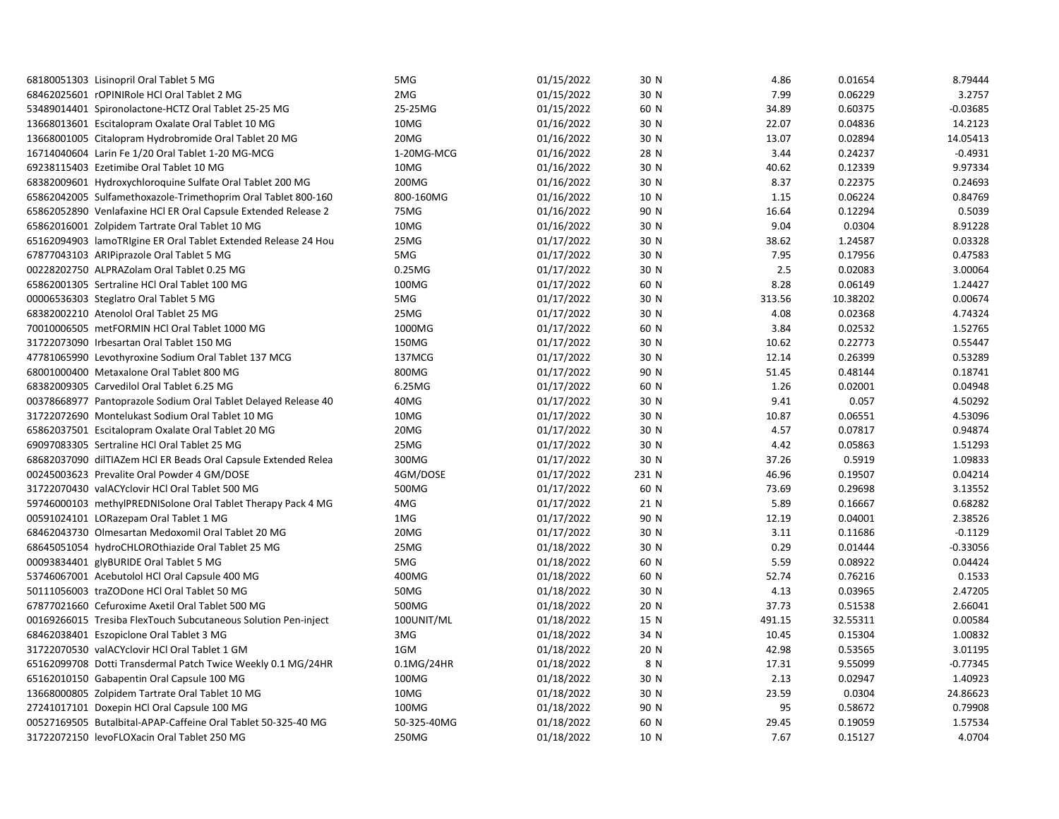| | | | | | | |
|---|---|---|---|---|---|---|
| 68180051303 Lisinopril Oral Tablet 5 MG | 5MG | 01/15/2022 | 30 N | 4.86 | 0.01654 | 8.79444 |
| 68462025601 rOPINIRole HCl Oral Tablet 2 MG | 2MG | 01/15/2022 | 30 N | 7.99 | 0.06229 | 3.2757 |
| 53489014401 Spironolactone-HCTZ Oral Tablet 25-25 MG | 25-25MG | 01/15/2022 | 60 N | 34.89 | 0.60375 | -0.03685 |
| 13668013601 Escitalopram Oxalate Oral Tablet 10 MG | 10MG | 01/16/2022 | 30 N | 22.07 | 0.04836 | 14.2123 |
| 13668001005 Citalopram Hydrobromide Oral Tablet 20 MG | 20MG | 01/16/2022 | 30 N | 13.07 | 0.02894 | 14.05413 |
| 16714040604 Larin Fe 1/20 Oral Tablet 1-20 MG-MCG | 1-20MG-MCG | 01/16/2022 | 28 N | 3.44 | 0.24237 | -0.4931 |
| 69238115403 Ezetimibe Oral Tablet 10 MG | 10MG | 01/16/2022 | 30 N | 40.62 | 0.12339 | 9.97334 |
| 68382009601 Hydroxychloroquine Sulfate Oral Tablet 200 MG | 200MG | 01/16/2022 | 30 N | 8.37 | 0.22375 | 0.24693 |
| 65862042005 Sulfamethoxazole-Trimethoprim Oral Tablet 800-160 | 800-160MG | 01/16/2022 | 10 N | 1.15 | 0.06224 | 0.84769 |
| 65862052890 Venlafaxine HCl ER Oral Capsule Extended Release 2 | 75MG | 01/16/2022 | 90 N | 16.64 | 0.12294 | 0.5039 |
| 65862016001 Zolpidem Tartrate Oral Tablet 10 MG | 10MG | 01/16/2022 | 30 N | 9.04 | 0.0304 | 8.91228 |
| 65162094903 lamoTRIgine ER Oral Tablet Extended Release 24 Hou | 25MG | 01/17/2022 | 30 N | 38.62 | 1.24587 | 0.03328 |
| 67877043103 ARIPiprazole Oral Tablet 5 MG | 5MG | 01/17/2022 | 30 N | 7.95 | 0.17956 | 0.47583 |
| 00228202750 ALPRAZolam Oral Tablet 0.25 MG | 0.25MG | 01/17/2022 | 30 N | 2.5 | 0.02083 | 3.00064 |
| 65862001305 Sertraline HCl Oral Tablet 100 MG | 100MG | 01/17/2022 | 60 N | 8.28 | 0.06149 | 1.24427 |
| 00006536303 Steglatro Oral Tablet 5 MG | 5MG | 01/17/2022 | 30 N | 313.56 | 10.38202 | 0.00674 |
| 68382002210 Atenolol Oral Tablet 25 MG | 25MG | 01/17/2022 | 30 N | 4.08 | 0.02368 | 4.74324 |
| 70010006505 metFORMIN HCl Oral Tablet 1000 MG | 1000MG | 01/17/2022 | 60 N | 3.84 | 0.02532 | 1.52765 |
| 31722073090 Irbesartan Oral Tablet 150 MG | 150MG | 01/17/2022 | 30 N | 10.62 | 0.22773 | 0.55447 |
| 47781065990 Levothyroxine Sodium Oral Tablet 137 MCG | 137MCG | 01/17/2022 | 30 N | 12.14 | 0.26399 | 0.53289 |
| 68001000400 Metaxalone Oral Tablet 800 MG | 800MG | 01/17/2022 | 90 N | 51.45 | 0.48144 | 0.18741 |
| 68382009305 Carvedilol Oral Tablet 6.25 MG | 6.25MG | 01/17/2022 | 60 N | 1.26 | 0.02001 | 0.04948 |
| 00378668977 Pantoprazole Sodium Oral Tablet Delayed Release 40 | 40MG | 01/17/2022 | 30 N | 9.41 | 0.057 | 4.50292 |
| 31722072690 Montelukast Sodium Oral Tablet 10 MG | 10MG | 01/17/2022 | 30 N | 10.87 | 0.06551 | 4.53096 |
| 65862037501 Escitalopram Oxalate Oral Tablet 20 MG | 20MG | 01/17/2022 | 30 N | 4.57 | 0.07817 | 0.94874 |
| 69097083305 Sertraline HCl Oral Tablet 25 MG | 25MG | 01/17/2022 | 30 N | 4.42 | 0.05863 | 1.51293 |
| 68682037090 dilTIAZem HCl ER Beads Oral Capsule Extended Relea | 300MG | 01/17/2022 | 30 N | 37.26 | 0.5919 | 1.09833 |
| 00245003623 Prevalite Oral Powder 4 GM/DOSE | 4GM/DOSE | 01/17/2022 | 231 N | 46.96 | 0.19507 | 0.04214 |
| 31722070430 valACYclovir HCl Oral Tablet 500 MG | 500MG | 01/17/2022 | 60 N | 73.69 | 0.29698 | 3.13552 |
| 59746000103 methylPREDNISolone Oral Tablet Therapy Pack 4 MG | 4MG | 01/17/2022 | 21 N | 5.89 | 0.16667 | 0.68282 |
| 00591024101 LORazepam Oral Tablet 1 MG | 1MG | 01/17/2022 | 90 N | 12.19 | 0.04001 | 2.38526 |
| 68462043730 Olmesartan Medoxomil Oral Tablet 20 MG | 20MG | 01/17/2022 | 30 N | 3.11 | 0.11686 | -0.1129 |
| 68645051054 hydroCHLOROthiazide Oral Tablet 25 MG | 25MG | 01/18/2022 | 30 N | 0.29 | 0.01444 | -0.33056 |
| 00093834401 glyBURIDE Oral Tablet 5 MG | 5MG | 01/18/2022 | 60 N | 5.59 | 0.08922 | 0.04424 |
| 53746067001 Acebutolol HCl Oral Capsule 400 MG | 400MG | 01/18/2022 | 60 N | 52.74 | 0.76216 | 0.1533 |
| 50111056003 traZODone HCl Oral Tablet 50 MG | 50MG | 01/18/2022 | 30 N | 4.13 | 0.03965 | 2.47205 |
| 67877021660 Cefuroxime Axetil Oral Tablet 500 MG | 500MG | 01/18/2022 | 20 N | 37.73 | 0.51538 | 2.66041 |
| 00169266015 Tresiba FlexTouch Subcutaneous Solution Pen-inject | 100UNIT/ML | 01/18/2022 | 15 N | 491.15 | 32.55311 | 0.00584 |
| 68462038401 Eszopiclone Oral Tablet 3 MG | 3MG | 01/18/2022 | 34 N | 10.45 | 0.15304 | 1.00832 |
| 31722070530 valACYclovir HCl Oral Tablet 1 GM | 1GM | 01/18/2022 | 20 N | 42.98 | 0.53565 | 3.01195 |
| 65162099708 Dotti Transdermal Patch Twice Weekly 0.1 MG/24HR | 0.1MG/24HR | 01/18/2022 | 8 N | 17.31 | 9.55099 | -0.77345 |
| 65162010150 Gabapentin Oral Capsule 100 MG | 100MG | 01/18/2022 | 30 N | 2.13 | 0.02947 | 1.40923 |
| 13668000805 Zolpidem Tartrate Oral Tablet 10 MG | 10MG | 01/18/2022 | 30 N | 23.59 | 0.0304 | 24.86623 |
| 27241017101 Doxepin HCl Oral Capsule 100 MG | 100MG | 01/18/2022 | 90 N | 95 | 0.58672 | 0.79908 |
| 00527169505 Butalbital-APAP-Caffeine Oral Tablet 50-325-40 MG | 50-325-40MG | 01/18/2022 | 60 N | 29.45 | 0.19059 | 1.57534 |
| 31722072150 levoFLOXacin Oral Tablet 250 MG | 250MG | 01/18/2022 | 10 N | 7.67 | 0.15127 | 4.0704 |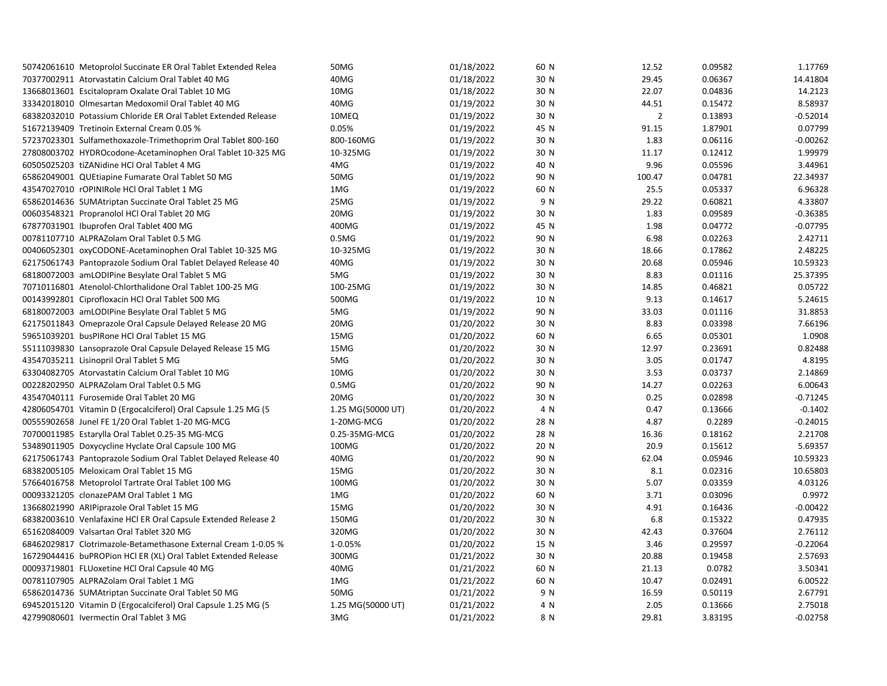| | | | | | | |
|---|---|---|---|---|---|---|
| 50742061610 Metoprolol Succinate ER Oral Tablet Extended Relea | 50MG | 01/18/2022 | 60 N | 12.52 | 0.09582 | 1.17769 |
| 70377002911 Atorvastatin Calcium Oral Tablet 40 MG | 40MG | 01/18/2022 | 30 N | 29.45 | 0.06367 | 14.41804 |
| 13668013601 Escitalopram Oxalate Oral Tablet 10 MG | 10MG | 01/18/2022 | 30 N | 22.07 | 0.04836 | 14.2123 |
| 33342018010 Olmesartan Medoxomil Oral Tablet 40 MG | 40MG | 01/19/2022 | 30 N | 44.51 | 0.15472 | 8.58937 |
| 68382032010 Potassium Chloride ER Oral Tablet Extended Release | 10MEQ | 01/19/2022 | 30 N | 2 | 0.13893 | -0.52014 |
| 51672139409 Tretinoin External Cream 0.05 % | 0.05% | 01/19/2022 | 45 N | 91.15 | 1.87901 | 0.07799 |
| 57237023301 Sulfamethoxazole-Trimethoprim Oral Tablet 800-160 | 800-160MG | 01/19/2022 | 30 N | 1.83 | 0.06116 | -0.00262 |
| 27808003702 HYDROcodone-Acetaminophen Oral Tablet 10-325 MG | 10-325MG | 01/19/2022 | 30 N | 11.17 | 0.12412 | 1.99979 |
| 60505025203 tiZANidine HCl Oral Tablet 4 MG | 4MG | 01/19/2022 | 40 N | 9.96 | 0.05596 | 3.44961 |
| 65862049001 QUEtiapine Fumarate Oral Tablet 50 MG | 50MG | 01/19/2022 | 90 N | 100.47 | 0.04781 | 22.34937 |
| 43547027010 rOPINIRole HCl Oral Tablet 1 MG | 1MG | 01/19/2022 | 60 N | 25.5 | 0.05337 | 6.96328 |
| 65862014636 SUMAtriptan Succinate Oral Tablet 25 MG | 25MG | 01/19/2022 | 9 N | 29.22 | 0.60821 | 4.33807 |
| 00603548321 Propranolol HCl Oral Tablet 20 MG | 20MG | 01/19/2022 | 30 N | 1.83 | 0.09589 | -0.36385 |
| 67877031901 Ibuprofen Oral Tablet 400 MG | 400MG | 01/19/2022 | 45 N | 1.98 | 0.04772 | -0.07795 |
| 00781107710 ALPRAZolam Oral Tablet 0.5 MG | 0.5MG | 01/19/2022 | 90 N | 6.98 | 0.02263 | 2.42711 |
| 00406052301 oxyCODONE-Acetaminophen Oral Tablet 10-325 MG | 10-325MG | 01/19/2022 | 30 N | 18.66 | 0.17862 | 2.48225 |
| 62175061743 Pantoprazole Sodium Oral Tablet Delayed Release 40 | 40MG | 01/19/2022 | 30 N | 20.68 | 0.05946 | 10.59323 |
| 68180072003 amLODIPine Besylate Oral Tablet 5 MG | 5MG | 01/19/2022 | 30 N | 8.83 | 0.01116 | 25.37395 |
| 70710116801 Atenolol-Chlorthalidone Oral Tablet 100-25 MG | 100-25MG | 01/19/2022 | 30 N | 14.85 | 0.46821 | 0.05722 |
| 00143992801 Ciprofloxacin HCl Oral Tablet 500 MG | 500MG | 01/19/2022 | 10 N | 9.13 | 0.14617 | 5.24615 |
| 68180072003 amLODIPine Besylate Oral Tablet 5 MG | 5MG | 01/19/2022 | 90 N | 33.03 | 0.01116 | 31.8853 |
| 62175011843 Omeprazole Oral Capsule Delayed Release 20 MG | 20MG | 01/20/2022 | 30 N | 8.83 | 0.03398 | 7.66196 |
| 59651039201 busPIRone HCl Oral Tablet 15 MG | 15MG | 01/20/2022 | 60 N | 6.65 | 0.05301 | 1.0908 |
| 55111039830 Lansoprazole Oral Capsule Delayed Release 15 MG | 15MG | 01/20/2022 | 30 N | 12.97 | 0.23691 | 0.82488 |
| 43547035211 Lisinopril Oral Tablet 5 MG | 5MG | 01/20/2022 | 30 N | 3.05 | 0.01747 | 4.8195 |
| 63304082705 Atorvastatin Calcium Oral Tablet 10 MG | 10MG | 01/20/2022 | 30 N | 3.53 | 0.03737 | 2.14869 |
| 00228202950 ALPRAZolam Oral Tablet 0.5 MG | 0.5MG | 01/20/2022 | 90 N | 14.27 | 0.02263 | 6.00643 |
| 43547040111 Furosemide Oral Tablet 20 MG | 20MG | 01/20/2022 | 30 N | 0.25 | 0.02898 | -0.71245 |
| 42806054701 Vitamin D (Ergocalciferol) Oral Capsule 1.25 MG (5 | 1.25 MG(50000 UT) | 01/20/2022 | 4 N | 0.47 | 0.13666 | -0.1402 |
| 00555902658 Junel FE 1/20 Oral Tablet 1-20 MG-MCG | 1-20MG-MCG | 01/20/2022 | 28 N | 4.87 | 0.2289 | -0.24015 |
| 70700011985 Estarylla Oral Tablet 0.25-35 MG-MCG | 0.25-35MG-MCG | 01/20/2022 | 28 N | 16.36 | 0.18162 | 2.21708 |
| 53489011905 Doxycycline Hyclate Oral Capsule 100 MG | 100MG | 01/20/2022 | 20 N | 20.9 | 0.15612 | 5.69357 |
| 62175061743 Pantoprazole Sodium Oral Tablet Delayed Release 40 | 40MG | 01/20/2022 | 90 N | 62.04 | 0.05946 | 10.59323 |
| 68382005105 Meloxicam Oral Tablet 15 MG | 15MG | 01/20/2022 | 30 N | 8.1 | 0.02316 | 10.65803 |
| 57664016758 Metoprolol Tartrate Oral Tablet 100 MG | 100MG | 01/20/2022 | 30 N | 5.07 | 0.03359 | 4.03126 |
| 00093321205 clonazePAM Oral Tablet 1 MG | 1MG | 01/20/2022 | 60 N | 3.71 | 0.03096 | 0.9972 |
| 13668021990 ARIPiprazole Oral Tablet 15 MG | 15MG | 01/20/2022 | 30 N | 4.91 | 0.16436 | -0.00422 |
| 68382003610 Venlafaxine HCl ER Oral Capsule Extended Release 2 | 150MG | 01/20/2022 | 30 N | 6.8 | 0.15322 | 0.47935 |
| 65162084009 Valsartan Oral Tablet 320 MG | 320MG | 01/20/2022 | 30 N | 42.43 | 0.37604 | 2.76112 |
| 68462029817 Clotrimazole-Betamethasone External Cream 1-0.05 % | 1-0.05% | 01/20/2022 | 15 N | 3.46 | 0.29597 | -0.22064 |
| 16729044416 buPROPion HCl ER (XL) Oral Tablet Extended Release | 300MG | 01/21/2022 | 30 N | 20.88 | 0.19458 | 2.57693 |
| 00093719801 FLUoxetine HCl Oral Capsule 40 MG | 40MG | 01/21/2022 | 60 N | 21.13 | 0.0782 | 3.50341 |
| 00781107905 ALPRAZolam Oral Tablet 1 MG | 1MG | 01/21/2022 | 60 N | 10.47 | 0.02491 | 6.00522 |
| 65862014736 SUMAtriptan Succinate Oral Tablet 50 MG | 50MG | 01/21/2022 | 9 N | 16.59 | 0.50119 | 2.67791 |
| 69452015120 Vitamin D (Ergocalciferol) Oral Capsule 1.25 MG (5 | 1.25 MG(50000 UT) | 01/21/2022 | 4 N | 2.05 | 0.13666 | 2.75018 |
| 42799080601 Ivermectin Oral Tablet 3 MG | 3MG | 01/21/2022 | 8 N | 29.81 | 3.83195 | -0.02758 |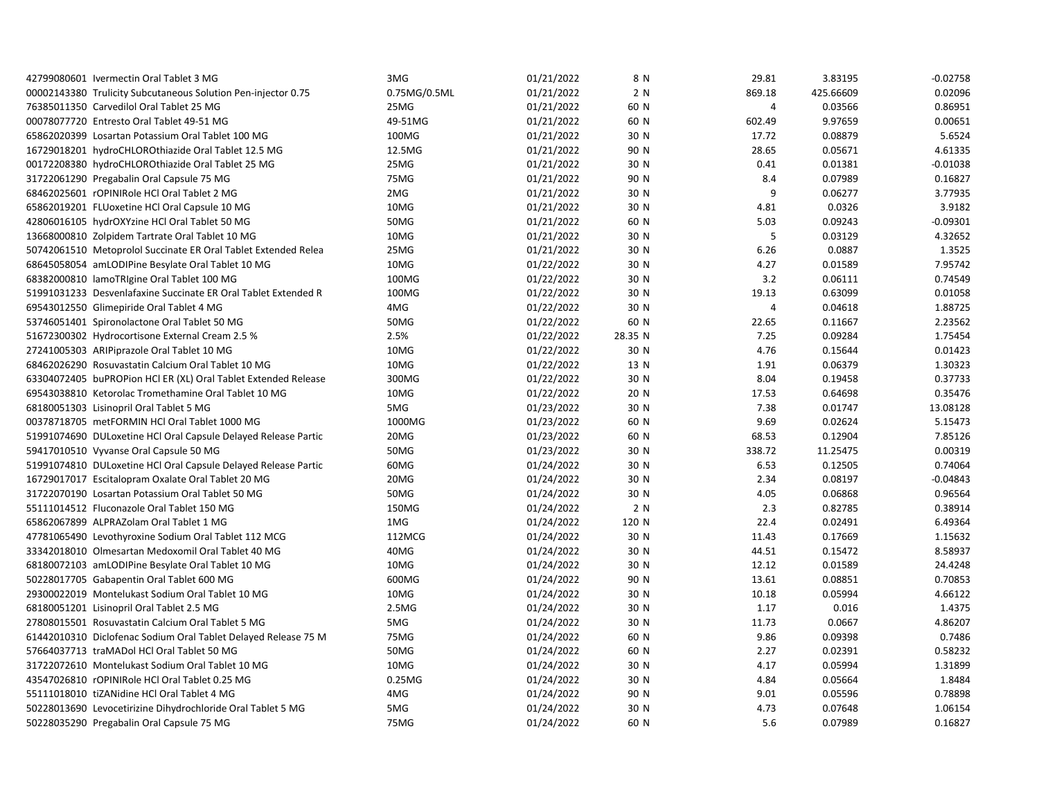| | | | | | | |
|---|---|---|---|---|---|---|
| 42799080601 Ivermectin Oral Tablet 3 MG | 3MG | 01/21/2022 | 8 N | 29.81 | 3.83195 | -0.02758 |
| 00002143380 Trulicity Subcutaneous Solution Pen-injector 0.75 | 0.75MG/0.5ML | 01/21/2022 | 2 N | 869.18 | 425.66609 | 0.02096 |
| 76385011350 Carvedilol Oral Tablet 25 MG | 25MG | 01/21/2022 | 60 N | 4 | 0.03566 | 0.86951 |
| 00078077720 Entresto Oral Tablet 49-51 MG | 49-51MG | 01/21/2022 | 60 N | 602.49 | 9.97659 | 0.00651 |
| 65862020399 Losartan Potassium Oral Tablet 100 MG | 100MG | 01/21/2022 | 30 N | 17.72 | 0.08879 | 5.6524 |
| 16729018201 hydroCHLOROthiazide Oral Tablet 12.5 MG | 12.5MG | 01/21/2022 | 90 N | 28.65 | 0.05671 | 4.61335 |
| 00172208380 hydroCHLOROthiazide Oral Tablet 25 MG | 25MG | 01/21/2022 | 30 N | 0.41 | 0.01381 | -0.01038 |
| 31722061290 Pregabalin Oral Capsule 75 MG | 75MG | 01/21/2022 | 90 N | 8.4 | 0.07989 | 0.16827 |
| 68462025601 rOPINIRole HCl Oral Tablet 2 MG | 2MG | 01/21/2022 | 30 N | 9 | 0.06277 | 3.77935 |
| 65862019201 FLUoxetine HCl Oral Capsule 10 MG | 10MG | 01/21/2022 | 30 N | 4.81 | 0.0326 | 3.9182 |
| 42806016105 hydrOXYzine HCl Oral Tablet 50 MG | 50MG | 01/21/2022 | 60 N | 5.03 | 0.09243 | -0.09301 |
| 13668000810 Zolpidem Tartrate Oral Tablet 10 MG | 10MG | 01/21/2022 | 30 N | 5 | 0.03129 | 4.32652 |
| 50742061510 Metoprolol Succinate ER Oral Tablet Extended Relea | 25MG | 01/21/2022 | 30 N | 6.26 | 0.0887 | 1.3525 |
| 68645058054 amLODIPine Besylate Oral Tablet 10 MG | 10MG | 01/22/2022 | 30 N | 4.27 | 0.01589 | 7.95742 |
| 68382000810 lamoTRIgine Oral Tablet 100 MG | 100MG | 01/22/2022 | 30 N | 3.2 | 0.06111 | 0.74549 |
| 51991031233 Desvenlafaxine Succinate ER Oral Tablet Extended R | 100MG | 01/22/2022 | 30 N | 19.13 | 0.63099 | 0.01058 |
| 69543012550 Glimepiride Oral Tablet 4 MG | 4MG | 01/22/2022 | 30 N | 4 | 0.04618 | 1.88725 |
| 53746051401 Spironolactone Oral Tablet 50 MG | 50MG | 01/22/2022 | 60 N | 22.65 | 0.11667 | 2.23562 |
| 51672300302 Hydrocortisone External Cream 2.5 % | 2.5% | 01/22/2022 | 28.35 N | 7.25 | 0.09284 | 1.75454 |
| 27241005303 ARIPiprazole Oral Tablet 10 MG | 10MG | 01/22/2022 | 30 N | 4.76 | 0.15644 | 0.01423 |
| 68462026290 Rosuvastatin Calcium Oral Tablet 10 MG | 10MG | 01/22/2022 | 13 N | 1.91 | 0.06379 | 1.30323 |
| 63304072405 buPROPion HCl ER (XL) Oral Tablet Extended Release | 300MG | 01/22/2022 | 30 N | 8.04 | 0.19458 | 0.37733 |
| 69543038810 Ketorolac Tromethamine Oral Tablet 10 MG | 10MG | 01/22/2022 | 20 N | 17.53 | 0.64698 | 0.35476 |
| 68180051303 Lisinopril Oral Tablet 5 MG | 5MG | 01/23/2022 | 30 N | 7.38 | 0.01747 | 13.08128 |
| 00378718705 metFORMIN HCl Oral Tablet 1000 MG | 1000MG | 01/23/2022 | 60 N | 9.69 | 0.02624 | 5.15473 |
| 51991074690 DULoxetine HCl Oral Capsule Delayed Release Partic | 20MG | 01/23/2022 | 60 N | 68.53 | 0.12904 | 7.85126 |
| 59417010510 Vyvanse Oral Capsule 50 MG | 50MG | 01/23/2022 | 30 N | 338.72 | 11.25475 | 0.00319 |
| 51991074810 DULoxetine HCl Oral Capsule Delayed Release Partic | 60MG | 01/24/2022 | 30 N | 6.53 | 0.12505 | 0.74064 |
| 16729017017 Escitalopram Oxalate Oral Tablet 20 MG | 20MG | 01/24/2022 | 30 N | 2.34 | 0.08197 | -0.04843 |
| 31722070190 Losartan Potassium Oral Tablet 50 MG | 50MG | 01/24/2022 | 30 N | 4.05 | 0.06868 | 0.96564 |
| 55111014512 Fluconazole Oral Tablet 150 MG | 150MG | 01/24/2022 | 2 N | 2.3 | 0.82785 | 0.38914 |
| 65862067899 ALPRAZolam Oral Tablet 1 MG | 1MG | 01/24/2022 | 120 N | 22.4 | 0.02491 | 6.49364 |
| 47781065490 Levothyroxine Sodium Oral Tablet 112 MCG | 112MCG | 01/24/2022 | 30 N | 11.43 | 0.17669 | 1.15632 |
| 33342018010 Olmesartan Medoxomil Oral Tablet 40 MG | 40MG | 01/24/2022 | 30 N | 44.51 | 0.15472 | 8.58937 |
| 68180072103 amLODIPine Besylate Oral Tablet 10 MG | 10MG | 01/24/2022 | 30 N | 12.12 | 0.01589 | 24.4248 |
| 50228017705 Gabapentin Oral Tablet 600 MG | 600MG | 01/24/2022 | 90 N | 13.61 | 0.08851 | 0.70853 |
| 29300022019 Montelukast Sodium Oral Tablet 10 MG | 10MG | 01/24/2022 | 30 N | 10.18 | 0.05994 | 4.66122 |
| 68180051201 Lisinopril Oral Tablet 2.5 MG | 2.5MG | 01/24/2022 | 30 N | 1.17 | 0.016 | 1.4375 |
| 27808015501 Rosuvastatin Calcium Oral Tablet 5 MG | 5MG | 01/24/2022 | 30 N | 11.73 | 0.0667 | 4.86207 |
| 61442010310 Diclofenac Sodium Oral Tablet Delayed Release 75 M | 75MG | 01/24/2022 | 60 N | 9.86 | 0.09398 | 0.7486 |
| 57664037713 traMADol HCl Oral Tablet 50 MG | 50MG | 01/24/2022 | 60 N | 2.27 | 0.02391 | 0.58232 |
| 31722072610 Montelukast Sodium Oral Tablet 10 MG | 10MG | 01/24/2022 | 30 N | 4.17 | 0.05994 | 1.31899 |
| 43547026810 rOPINIRole HCl Oral Tablet 0.25 MG | 0.25MG | 01/24/2022 | 30 N | 4.84 | 0.05664 | 1.8484 |
| 55111018010 tiZANidine HCl Oral Tablet 4 MG | 4MG | 01/24/2022 | 90 N | 9.01 | 0.05596 | 0.78898 |
| 50228013690 Levocetirizine Dihydrochloride Oral Tablet 5 MG | 5MG | 01/24/2022 | 30 N | 4.73 | 0.07648 | 1.06154 |
| 50228035290 Pregabalin Oral Capsule 75 MG | 75MG | 01/24/2022 | 60 N | 5.6 | 0.07989 | 0.16827 |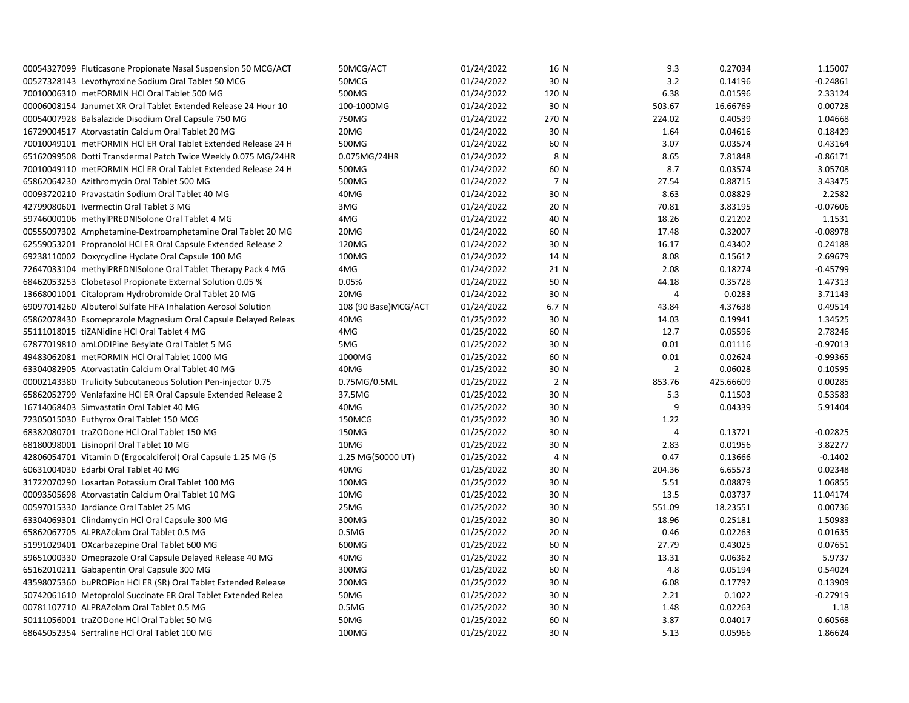| | | | | | | |
|---|---|---|---|---|---|---|
| 00054327099 Fluticasone Propionate Nasal Suspension 50 MCG/ACT | 50MCG/ACT | 01/24/2022 | 16 N | 9.3 | 0.27034 | 1.15007 |
| 00527328143 Levothyroxine Sodium Oral Tablet 50 MCG | 50MCG | 01/24/2022 | 30 N | 3.2 | 0.14196 | -0.24861 |
| 70010006310 metFORMIN HCl Oral Tablet 500 MG | 500MG | 01/24/2022 | 120 N | 6.38 | 0.01596 | 2.33124 |
| 00006008154 Janumet XR Oral Tablet Extended Release 24 Hour 10 | 100-1000MG | 01/24/2022 | 30 N | 503.67 | 16.66769 | 0.00728 |
| 00054007928 Balsalazide Disodium Oral Capsule 750 MG | 750MG | 01/24/2022 | 270 N | 224.02 | 0.40539 | 1.04668 |
| 16729004517 Atorvastatin Calcium Oral Tablet 20 MG | 20MG | 01/24/2022 | 30 N | 1.64 | 0.04616 | 0.18429 |
| 70010049101 metFORMIN HCl ER Oral Tablet Extended Release 24 H | 500MG | 01/24/2022 | 60 N | 3.07 | 0.03574 | 0.43164 |
| 65162099508 Dotti Transdermal Patch Twice Weekly 0.075 MG/24HR | 0.075MG/24HR | 01/24/2022 | 8 N | 8.65 | 7.81848 | -0.86171 |
| 70010049110 metFORMIN HCl ER Oral Tablet Extended Release 24 H | 500MG | 01/24/2022 | 60 N | 8.7 | 0.03574 | 3.05708 |
| 65862064230 Azithromycin Oral Tablet 500 MG | 500MG | 01/24/2022 | 7 N | 27.54 | 0.88715 | 3.43475 |
| 00093720210 Pravastatin Sodium Oral Tablet 40 MG | 40MG | 01/24/2022 | 30 N | 8.63 | 0.08829 | 2.2582 |
| 42799080601 Ivermectin Oral Tablet 3 MG | 3MG | 01/24/2022 | 20 N | 70.81 | 3.83195 | -0.07606 |
| 59746000106 methylPREDNISolone Oral Tablet 4 MG | 4MG | 01/24/2022 | 40 N | 18.26 | 0.21202 | 1.1531 |
| 00555097302 Amphetamine-Dextroamphetamine Oral Tablet 20 MG | 20MG | 01/24/2022 | 60 N | 17.48 | 0.32007 | -0.08978 |
| 62559053201 Propranolol HCl ER Oral Capsule Extended Release 2 | 120MG | 01/24/2022 | 30 N | 16.17 | 0.43402 | 0.24188 |
| 69238110002 Doxycycline Hyclate Oral Capsule 100 MG | 100MG | 01/24/2022 | 14 N | 8.08 | 0.15612 | 2.69679 |
| 72647033104 methylPREDNISolone Oral Tablet Therapy Pack 4 MG | 4MG | 01/24/2022 | 21 N | 2.08 | 0.18274 | -0.45799 |
| 68462053253 Clobetasol Propionate External Solution 0.05 % | 0.05% | 01/24/2022 | 50 N | 44.18 | 0.35728 | 1.47313 |
| 13668001001 Citalopram Hydrobromide Oral Tablet 20 MG | 20MG | 01/24/2022 | 30 N | 4 | 0.0283 | 3.71143 |
| 69097014260 Albuterol Sulfate HFA Inhalation Aerosol Solution | 108 (90 Base)MCG/ACT | 01/24/2022 | 6.7 N | 43.84 | 4.37638 | 0.49514 |
| 65862078430 Esomeprazole Magnesium Oral Capsule Delayed Releas | 40MG | 01/25/2022 | 30 N | 14.03 | 0.19941 | 1.34525 |
| 55111018015 tiZANidine HCl Oral Tablet 4 MG | 4MG | 01/25/2022 | 60 N | 12.7 | 0.05596 | 2.78246 |
| 67877019810 amLODIPine Besylate Oral Tablet 5 MG | 5MG | 01/25/2022 | 30 N | 0.01 | 0.01116 | -0.97013 |
| 49483062081 metFORMIN HCl Oral Tablet 1000 MG | 1000MG | 01/25/2022 | 60 N | 0.01 | 0.02624 | -0.99365 |
| 63304082905 Atorvastatin Calcium Oral Tablet 40 MG | 40MG | 01/25/2022 | 30 N | 2 | 0.06028 | 0.10595 |
| 00002143380 Trulicity Subcutaneous Solution Pen-injector 0.75 | 0.75MG/0.5ML | 01/25/2022 | 2 N | 853.76 | 425.66609 | 0.00285 |
| 65862052799 Venlafaxine HCl ER Oral Capsule Extended Release 2 | 37.5MG | 01/25/2022 | 30 N | 5.3 | 0.11503 | 0.53583 |
| 16714068403 Simvastatin Oral Tablet 40 MG | 40MG | 01/25/2022 | 30 N | 9 | 0.04339 | 5.91404 |
| 72305015030 Euthyrox Oral Tablet 150 MCG | 150MCG | 01/25/2022 | 30 N | 1.22 | | |
| 68382080701 traZODone HCl Oral Tablet 150 MG | 150MG | 01/25/2022 | 30 N | 4 | 0.13721 | -0.02825 |
| 68180098001 Lisinopril Oral Tablet 10 MG | 10MG | 01/25/2022 | 30 N | 2.83 | 0.01956 | 3.82277 |
| 42806054701 Vitamin D (Ergocalciferol) Oral Capsule 1.25 MG (5 | 1.25 MG(50000 UT) | 01/25/2022 | 4 N | 0.47 | 0.13666 | -0.1402 |
| 60631004030 Edarbi Oral Tablet 40 MG | 40MG | 01/25/2022 | 30 N | 204.36 | 6.65573 | 0.02348 |
| 31722070290 Losartan Potassium Oral Tablet 100 MG | 100MG | 01/25/2022 | 30 N | 5.51 | 0.08879 | 1.06855 |
| 00093505698 Atorvastatin Calcium Oral Tablet 10 MG | 10MG | 01/25/2022 | 30 N | 13.5 | 0.03737 | 11.04174 |
| 00597015330 Jardiance Oral Tablet 25 MG | 25MG | 01/25/2022 | 30 N | 551.09 | 18.23551 | 0.00736 |
| 63304069301 Clindamycin HCl Oral Capsule 300 MG | 300MG | 01/25/2022 | 30 N | 18.96 | 0.25181 | 1.50983 |
| 65862067705 ALPRAZolam Oral Tablet 0.5 MG | 0.5MG | 01/25/2022 | 20 N | 0.46 | 0.02263 | 0.01635 |
| 51991029401 OXcarbazepine Oral Tablet 600 MG | 600MG | 01/25/2022 | 60 N | 27.79 | 0.43025 | 0.07651 |
| 59651000330 Omeprazole Oral Capsule Delayed Release 40 MG | 40MG | 01/25/2022 | 30 N | 13.31 | 0.06362 | 5.9737 |
| 65162010211 Gabapentin Oral Capsule 300 MG | 300MG | 01/25/2022 | 60 N | 4.8 | 0.05194 | 0.54024 |
| 43598075360 buPROPion HCl ER (SR) Oral Tablet Extended Release | 200MG | 01/25/2022 | 30 N | 6.08 | 0.17792 | 0.13909 |
| 50742061610 Metoprolol Succinate ER Oral Tablet Extended Relea | 50MG | 01/25/2022 | 30 N | 2.21 | 0.1022 | -0.27919 |
| 00781107710 ALPRAZolam Oral Tablet 0.5 MG | 0.5MG | 01/25/2022 | 30 N | 1.48 | 0.02263 | 1.18 |
| 50111056001 traZODone HCl Oral Tablet 50 MG | 50MG | 01/25/2022 | 60 N | 3.87 | 0.04017 | 0.60568 |
| 68645052354 Sertraline HCl Oral Tablet 100 MG | 100MG | 01/25/2022 | 30 N | 5.13 | 0.05966 | 1.86624 |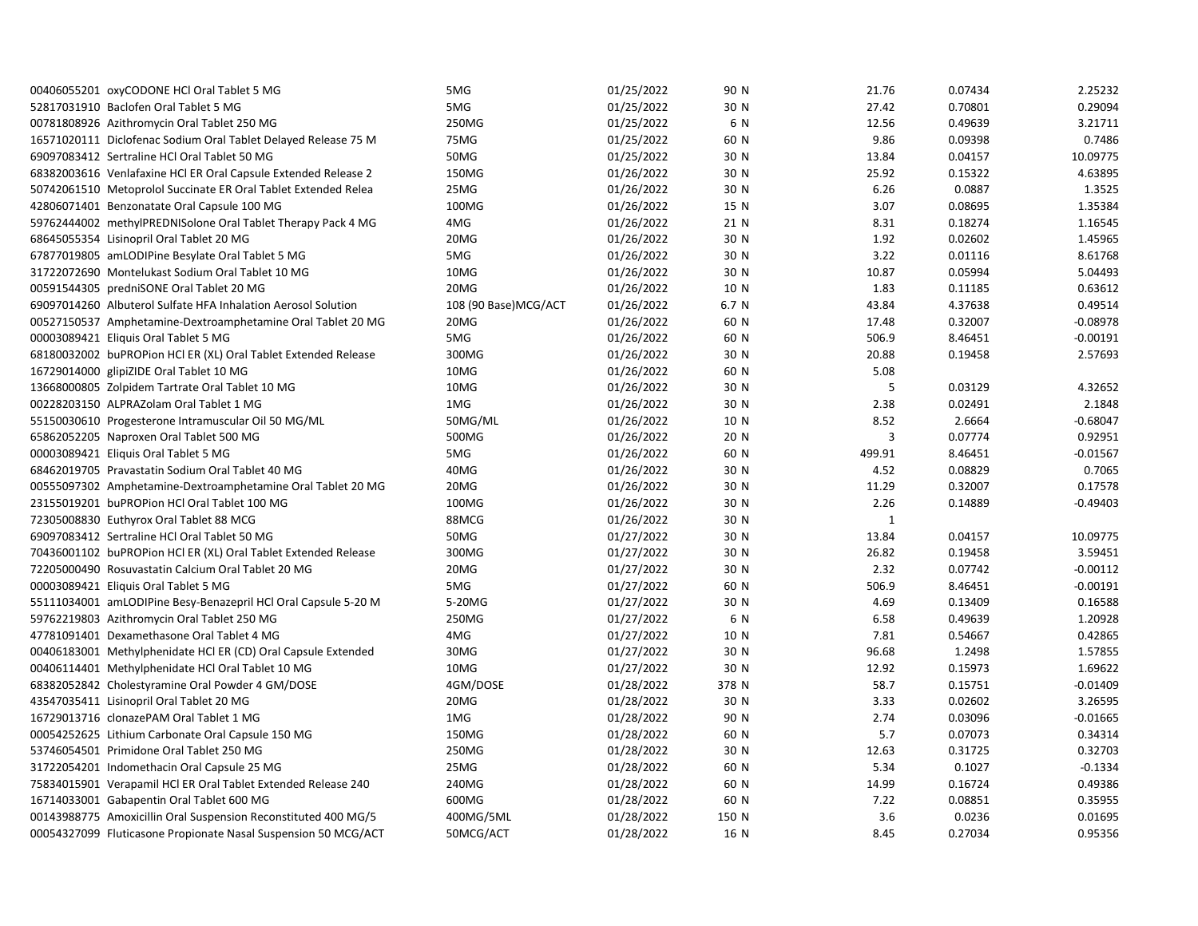| | | | | | | |
|---|---|---|---|---|---|---|
| 00406055201 oxyCODONE HCl Oral Tablet 5 MG | 5MG | 01/25/2022 | 90 N | 21.76 | 0.07434 | 2.25232 |
| 52817031910 Baclofen Oral Tablet 5 MG | 5MG | 01/25/2022 | 30 N | 27.42 | 0.70801 | 0.29094 |
| 00781808926 Azithromycin Oral Tablet 250 MG | 250MG | 01/25/2022 | 6 N | 12.56 | 0.49639 | 3.21711 |
| 16571020111 Diclofenac Sodium Oral Tablet Delayed Release 75 M | 75MG | 01/25/2022 | 60 N | 9.86 | 0.09398 | 0.7486 |
| 69097083412 Sertraline HCl Oral Tablet 50 MG | 50MG | 01/25/2022 | 30 N | 13.84 | 0.04157 | 10.09775 |
| 68382003616 Venlafaxine HCl ER Oral Capsule Extended Release 2 | 150MG | 01/26/2022 | 30 N | 25.92 | 0.15322 | 4.63895 |
| 50742061510 Metoprolol Succinate ER Oral Tablet Extended Relea | 25MG | 01/26/2022 | 30 N | 6.26 | 0.0887 | 1.3525 |
| 42806071401 Benzonatate Oral Capsule 100 MG | 100MG | 01/26/2022 | 15 N | 3.07 | 0.08695 | 1.35384 |
| 59762444002 methylPREDNISolone Oral Tablet Therapy Pack 4 MG | 4MG | 01/26/2022 | 21 N | 8.31 | 0.18274 | 1.16545 |
| 68645055354 Lisinopril Oral Tablet 20 MG | 20MG | 01/26/2022 | 30 N | 1.92 | 0.02602 | 1.45965 |
| 67877019805 amLODIPine Besylate Oral Tablet 5 MG | 5MG | 01/26/2022 | 30 N | 3.22 | 0.01116 | 8.61768 |
| 31722072690 Montelukast Sodium Oral Tablet 10 MG | 10MG | 01/26/2022 | 30 N | 10.87 | 0.05994 | 5.04493 |
| 00591544305 predniSONE Oral Tablet 20 MG | 20MG | 01/26/2022 | 10 N | 1.83 | 0.11185 | 0.63612 |
| 69097014260 Albuterol Sulfate HFA Inhalation Aerosol Solution | 108 (90 Base)MCG/ACT | 01/26/2022 | 6.7 N | 43.84 | 4.37638 | 0.49514 |
| 00527150537 Amphetamine-Dextroamphetamine Oral Tablet 20 MG | 20MG | 01/26/2022 | 60 N | 17.48 | 0.32007 | -0.08978 |
| 00003089421 Eliquis Oral Tablet 5 MG | 5MG | 01/26/2022 | 60 N | 506.9 | 8.46451 | -0.00191 |
| 68180032002 buPROPion HCl ER (XL) Oral Tablet Extended Release | 300MG | 01/26/2022 | 30 N | 20.88 | 0.19458 | 2.57693 |
| 16729014000 glipiZIDE Oral Tablet 10 MG | 10MG | 01/26/2022 | 60 N | 5.08 | | |
| 13668000805 Zolpidem Tartrate Oral Tablet 10 MG | 10MG | 01/26/2022 | 30 N | 5 | 0.03129 | 4.32652 |
| 00228203150 ALPRAZolam Oral Tablet 1 MG | 1MG | 01/26/2022 | 30 N | 2.38 | 0.02491 | 2.1848 |
| 55150030610 Progesterone Intramuscular Oil 50 MG/ML | 50MG/ML | 01/26/2022 | 10 N | 8.52 | 2.6664 | -0.68047 |
| 65862052205 Naproxen Oral Tablet 500 MG | 500MG | 01/26/2022 | 20 N | 3 | 0.07774 | 0.92951 |
| 00003089421 Eliquis Oral Tablet 5 MG | 5MG | 01/26/2022 | 60 N | 499.91 | 8.46451 | -0.01567 |
| 68462019705 Pravastatin Sodium Oral Tablet 40 MG | 40MG | 01/26/2022 | 30 N | 4.52 | 0.08829 | 0.7065 |
| 00555097302 Amphetamine-Dextroamphetamine Oral Tablet 20 MG | 20MG | 01/26/2022 | 30 N | 11.29 | 0.32007 | 0.17578 |
| 23155019201 buPROPion HCl Oral Tablet 100 MG | 100MG | 01/26/2022 | 30 N | 2.26 | 0.14889 | -0.49403 |
| 72305008830 Euthyrox Oral Tablet 88 MCG | 88MCG | 01/26/2022 | 30 N | 1 | | |
| 69097083412 Sertraline HCl Oral Tablet 50 MG | 50MG | 01/27/2022 | 30 N | 13.84 | 0.04157 | 10.09775 |
| 70436001102 buPROPion HCl ER (XL) Oral Tablet Extended Release | 300MG | 01/27/2022 | 30 N | 26.82 | 0.19458 | 3.59451 |
| 72205000490 Rosuvastatin Calcium Oral Tablet 20 MG | 20MG | 01/27/2022 | 30 N | 2.32 | 0.07742 | -0.00112 |
| 00003089421 Eliquis Oral Tablet 5 MG | 5MG | 01/27/2022 | 60 N | 506.9 | 8.46451 | -0.00191 |
| 55111034001 amLODIPine Besy-Benazepril HCl Oral Capsule 5-20 M | 5-20MG | 01/27/2022 | 30 N | 4.69 | 0.13409 | 0.16588 |
| 59762219803 Azithromycin Oral Tablet 250 MG | 250MG | 01/27/2022 | 6 N | 6.58 | 0.49639 | 1.20928 |
| 47781091401 Dexamethasone Oral Tablet 4 MG | 4MG | 01/27/2022 | 10 N | 7.81 | 0.54667 | 0.42865 |
| 00406183001 Methylphenidate HCl ER (CD) Oral Capsule Extended | 30MG | 01/27/2022 | 30 N | 96.68 | 1.2498 | 1.57855 |
| 00406114401 Methylphenidate HCl Oral Tablet 10 MG | 10MG | 01/27/2022 | 30 N | 12.92 | 0.15973 | 1.69622 |
| 68382052842 Cholestyramine Oral Powder 4 GM/DOSE | 4GM/DOSE | 01/28/2022 | 378 N | 58.7 | 0.15751 | -0.01409 |
| 43547035411 Lisinopril Oral Tablet 20 MG | 20MG | 01/28/2022 | 30 N | 3.33 | 0.02602 | 3.26595 |
| 16729013716 clonazePAM Oral Tablet 1 MG | 1MG | 01/28/2022 | 90 N | 2.74 | 0.03096 | -0.01665 |
| 00054252625 Lithium Carbonate Oral Capsule 150 MG | 150MG | 01/28/2022 | 60 N | 5.7 | 0.07073 | 0.34314 |
| 53746054501 Primidone Oral Tablet 250 MG | 250MG | 01/28/2022 | 30 N | 12.63 | 0.31725 | 0.32703 |
| 31722054201 Indomethacin Oral Capsule 25 MG | 25MG | 01/28/2022 | 60 N | 5.34 | 0.1027 | -0.1334 |
| 75834015901 Verapamil HCl ER Oral Tablet Extended Release 240 | 240MG | 01/28/2022 | 60 N | 14.99 | 0.16724 | 0.49386 |
| 16714033001 Gabapentin Oral Tablet 600 MG | 600MG | 01/28/2022 | 60 N | 7.22 | 0.08851 | 0.35955 |
| 00143988775 Amoxicillin Oral Suspension Reconstituted 400 MG/5 | 400MG/5ML | 01/28/2022 | 150 N | 3.6 | 0.0236 | 0.01695 |
| 00054327099 Fluticasone Propionate Nasal Suspension 50 MCG/ACT | 50MCG/ACT | 01/28/2022 | 16 N | 8.45 | 0.27034 | 0.95356 |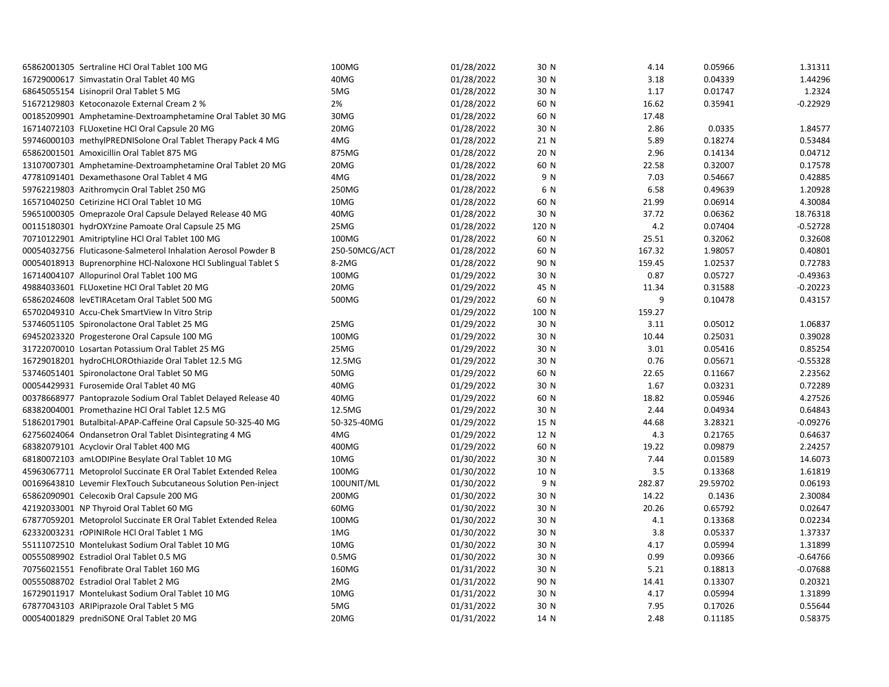| | | | | | | |
|---|---|---|---|---|---|---|
| 65862001305 Sertraline HCl Oral Tablet 100 MG | 100MG | 01/28/2022 | 30 N | 4.14 | 0.05966 | 1.31311 |
| 16729000617 Simvastatin Oral Tablet 40 MG | 40MG | 01/28/2022 | 30 N | 3.18 | 0.04339 | 1.44296 |
| 68645055154 Lisinopril Oral Tablet 5 MG | 5MG | 01/28/2022 | 30 N | 1.17 | 0.01747 | 1.2324 |
| 51672129803 Ketoconazole External Cream 2 % | 2% | 01/28/2022 | 60 N | 16.62 | 0.35941 | -0.22929 |
| 00185209901 Amphetamine-Dextroamphetamine Oral Tablet 30 MG | 30MG | 01/28/2022 | 60 N | 17.48 | | |
| 16714072103 FLUoxetine HCl Oral Capsule 20 MG | 20MG | 01/28/2022 | 30 N | 2.86 | 0.0335 | 1.84577 |
| 59746000103 methylPREDNISolone Oral Tablet Therapy Pack 4 MG | 4MG | 01/28/2022 | 21 N | 5.89 | 0.18274 | 0.53484 |
| 65862001501 Amoxicillin Oral Tablet 875 MG | 875MG | 01/28/2022 | 20 N | 2.96 | 0.14134 | 0.04712 |
| 13107007301 Amphetamine-Dextroamphetamine Oral Tablet 20 MG | 20MG | 01/28/2022 | 60 N | 22.58 | 0.32007 | 0.17578 |
| 47781091401 Dexamethasone Oral Tablet 4 MG | 4MG | 01/28/2022 | 9 N | 7.03 | 0.54667 | 0.42885 |
| 59762219803 Azithromycin Oral Tablet 250 MG | 250MG | 01/28/2022 | 6 N | 6.58 | 0.49639 | 1.20928 |
| 16571040250 Cetirizine HCl Oral Tablet 10 MG | 10MG | 01/28/2022 | 60 N | 21.99 | 0.06914 | 4.30084 |
| 59651000305 Omeprazole Oral Capsule Delayed Release 40 MG | 40MG | 01/28/2022 | 30 N | 37.72 | 0.06362 | 18.76318 |
| 00115180301 hydrOXYzine Pamoate Oral Capsule 25 MG | 25MG | 01/28/2022 | 120 N | 4.2 | 0.07404 | -0.52728 |
| 70710122901 Amitriptyline HCl Oral Tablet 100 MG | 100MG | 01/28/2022 | 60 N | 25.51 | 0.32062 | 0.32608 |
| 00054032756 Fluticasone-Salmeterol Inhalation Aerosol Powder B | 250-50MCG/ACT | 01/28/2022 | 60 N | 167.32 | 1.98057 | 0.40801 |
| 00054018913 Buprenorphine HCl-Naloxone HCl Sublingual Tablet S | 8-2MG | 01/28/2022 | 90 N | 159.45 | 1.02537 | 0.72783 |
| 16714004107 Allopurinol Oral Tablet 100 MG | 100MG | 01/29/2022 | 30 N | 0.87 | 0.05727 | -0.49363 |
| 49884033601 FLUoxetine HCl Oral Tablet 20 MG | 20MG | 01/29/2022 | 45 N | 11.34 | 0.31588 | -0.20223 |
| 65862024608 levETIRAcetam Oral Tablet 500 MG | 500MG | 01/29/2022 | 60 N | 9 | 0.10478 | 0.43157 |
| 65702049310 Accu-Chek SmartView In Vitro Strip | | 01/29/2022 | 100 N | 159.27 | | |
| 53746051105 Spironolactone Oral Tablet 25 MG | 25MG | 01/29/2022 | 30 N | 3.11 | 0.05012 | 1.06837 |
| 69452023320 Progesterone Oral Capsule 100 MG | 100MG | 01/29/2022 | 30 N | 10.44 | 0.25031 | 0.39028 |
| 31722070010 Losartan Potassium Oral Tablet 25 MG | 25MG | 01/29/2022 | 30 N | 3.01 | 0.05416 | 0.85254 |
| 16729018201 hydroCHLOROthiazide Oral Tablet 12.5 MG | 12.5MG | 01/29/2022 | 30 N | 0.76 | 0.05671 | -0.55328 |
| 53746051401 Spironolactone Oral Tablet 50 MG | 50MG | 01/29/2022 | 60 N | 22.65 | 0.11667 | 2.23562 |
| 00054429931 Furosemide Oral Tablet 40 MG | 40MG | 01/29/2022 | 30 N | 1.67 | 0.03231 | 0.72289 |
| 00378668977 Pantoprazole Sodium Oral Tablet Delayed Release 40 | 40MG | 01/29/2022 | 60 N | 18.82 | 0.05946 | 4.27526 |
| 68382004001 Promethazine HCl Oral Tablet 12.5 MG | 12.5MG | 01/29/2022 | 30 N | 2.44 | 0.04934 | 0.64843 |
| 51862017901 Butalbital-APAP-Caffeine Oral Capsule 50-325-40 MG | 50-325-40MG | 01/29/2022 | 15 N | 44.68 | 3.28321 | -0.09276 |
| 62756024064 Ondansetron Oral Tablet Disintegrating 4 MG | 4MG | 01/29/2022 | 12 N | 4.3 | 0.21765 | 0.64637 |
| 68382079101 Acyclovir Oral Tablet 400 MG | 400MG | 01/29/2022 | 60 N | 19.22 | 0.09879 | 2.24257 |
| 68180072103 amLODIPine Besylate Oral Tablet 10 MG | 10MG | 01/30/2022 | 30 N | 7.44 | 0.01589 | 14.6073 |
| 45963067711 Metoprolol Succinate ER Oral Tablet Extended Relea | 100MG | 01/30/2022 | 10 N | 3.5 | 0.13368 | 1.61819 |
| 00169643810 Levemir FlexTouch Subcutaneous Solution Pen-inject | 100UNIT/ML | 01/30/2022 | 9 N | 282.87 | 29.59702 | 0.06193 |
| 65862090901 Celecoxib Oral Capsule 200 MG | 200MG | 01/30/2022 | 30 N | 14.22 | 0.1436 | 2.30084 |
| 42192033001 NP Thyroid Oral Tablet 60 MG | 60MG | 01/30/2022 | 30 N | 20.26 | 0.65792 | 0.02647 |
| 67877059201 Metoprolol Succinate ER Oral Tablet Extended Relea | 100MG | 01/30/2022 | 30 N | 4.1 | 0.13368 | 0.02234 |
| 62332003231 rOPINIRole HCl Oral Tablet 1 MG | 1MG | 01/30/2022 | 30 N | 3.8 | 0.05337 | 1.37337 |
| 55111072510 Montelukast Sodium Oral Tablet 10 MG | 10MG | 01/30/2022 | 30 N | 4.17 | 0.05994 | 1.31899 |
| 00555089902 Estradiol Oral Tablet 0.5 MG | 0.5MG | 01/30/2022 | 30 N | 0.99 | 0.09366 | -0.64766 |
| 70756021551 Fenofibrate Oral Tablet 160 MG | 160MG | 01/31/2022 | 30 N | 5.21 | 0.18813 | -0.07688 |
| 00555088702 Estradiol Oral Tablet 2 MG | 2MG | 01/31/2022 | 90 N | 14.41 | 0.13307 | 0.20321 |
| 16729011917 Montelukast Sodium Oral Tablet 10 MG | 10MG | 01/31/2022 | 30 N | 4.17 | 0.05994 | 1.31899 |
| 67877043103 ARIPiprazole Oral Tablet 5 MG | 5MG | 01/31/2022 | 30 N | 7.95 | 0.17026 | 0.55644 |
| 00054001829 predniSONE Oral Tablet 20 MG | 20MG | 01/31/2022 | 14 N | 2.48 | 0.11185 | 0.58375 |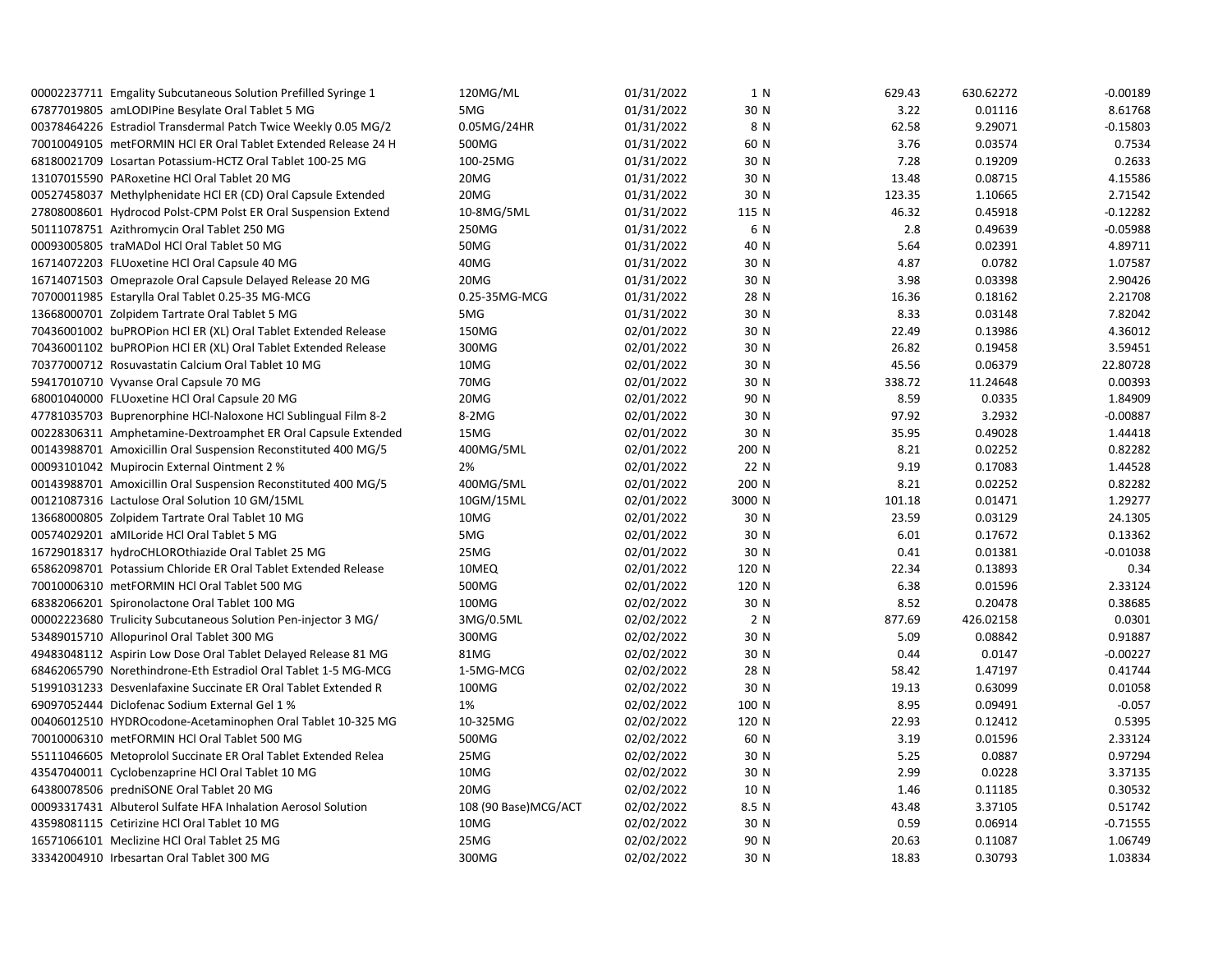| | | | | | | |
|---|---|---|---|---|---|---|
| 00002237711 Emgality Subcutaneous Solution Prefilled Syringe 1 | 120MG/ML | 01/31/2022 | 1 N | 629.43 | 630.62272 | -0.00189 |
| 67877019805 amLODIPine Besylate Oral Tablet 5 MG | 5MG | 01/31/2022 | 30 N | 3.22 | 0.01116 | 8.61768 |
| 00378464226 Estradiol Transdermal Patch Twice Weekly 0.05 MG/2 | 0.05MG/24HR | 01/31/2022 | 8 N | 62.58 | 9.29071 | -0.15803 |
| 70010049105 metFORMIN HCl ER Oral Tablet Extended Release 24 H | 500MG | 01/31/2022 | 60 N | 3.76 | 0.03574 | 0.7534 |
| 68180021709 Losartan Potassium-HCTZ Oral Tablet 100-25 MG | 100-25MG | 01/31/2022 | 30 N | 7.28 | 0.19209 | 0.2633 |
| 13107015590 PARoxetine HCl Oral Tablet 20 MG | 20MG | 01/31/2022 | 30 N | 13.48 | 0.08715 | 4.15586 |
| 00527458037 Methylphenidate HCl ER (CD) Oral Capsule Extended | 20MG | 01/31/2022 | 30 N | 123.35 | 1.10665 | 2.71542 |
| 27808008601 Hydrocod Polst-CPM Polst ER Oral Suspension Extend | 10-8MG/5ML | 01/31/2022 | 115 N | 46.32 | 0.45918 | -0.12282 |
| 50111078751 Azithromycin Oral Tablet 250 MG | 250MG | 01/31/2022 | 6 N | 2.8 | 0.49639 | -0.05988 |
| 00093005805 traMADol HCl Oral Tablet 50 MG | 50MG | 01/31/2022 | 40 N | 5.64 | 0.02391 | 4.89711 |
| 16714072203 FLUoxetine HCl Oral Capsule 40 MG | 40MG | 01/31/2022 | 30 N | 4.87 | 0.0782 | 1.07587 |
| 16714071503 Omeprazole Oral Capsule Delayed Release 20 MG | 20MG | 01/31/2022 | 30 N | 3.98 | 0.03398 | 2.90426 |
| 70700011985 Estarylla Oral Tablet 0.25-35 MG-MCG | 0.25-35MG-MCG | 01/31/2022 | 28 N | 16.36 | 0.18162 | 2.21708 |
| 13668000701 Zolpidem Tartrate Oral Tablet 5 MG | 5MG | 01/31/2022 | 30 N | 8.33 | 0.03148 | 7.82042 |
| 70436001002 buPROPion HCl ER (XL) Oral Tablet Extended Release | 150MG | 02/01/2022 | 30 N | 22.49 | 0.13986 | 4.36012 |
| 70436001102 buPROPion HCl ER (XL) Oral Tablet Extended Release | 300MG | 02/01/2022 | 30 N | 26.82 | 0.19458 | 3.59451 |
| 70377000712 Rosuvastatin Calcium Oral Tablet 10 MG | 10MG | 02/01/2022 | 30 N | 45.56 | 0.06379 | 22.80728 |
| 59417010710 Vyvanse Oral Capsule 70 MG | 70MG | 02/01/2022 | 30 N | 338.72 | 11.24648 | 0.00393 |
| 68001040000 FLUoxetine HCl Oral Capsule 20 MG | 20MG | 02/01/2022 | 90 N | 8.59 | 0.0335 | 1.84909 |
| 47781035703 Buprenorphine HCl-Naloxone HCl Sublingual Film 8-2 | 8-2MG | 02/01/2022 | 30 N | 97.92 | 3.2932 | -0.00887 |
| 00228306311 Amphetamine-Dextroamphet ER Oral Capsule Extended | 15MG | 02/01/2022 | 30 N | 35.95 | 0.49028 | 1.44418 |
| 00143988701 Amoxicillin Oral Suspension Reconstituted 400 MG/5 | 400MG/5ML | 02/01/2022 | 200 N | 8.21 | 0.02252 | 0.82282 |
| 00093101042 Mupirocin External Ointment 2 % | 2% | 02/01/2022 | 22 N | 9.19 | 0.17083 | 1.44528 |
| 00143988701 Amoxicillin Oral Suspension Reconstituted 400 MG/5 | 400MG/5ML | 02/01/2022 | 200 N | 8.21 | 0.02252 | 0.82282 |
| 00121087316 Lactulose Oral Solution 10 GM/15ML | 10GM/15ML | 02/01/2022 | 3000 N | 101.18 | 0.01471 | 1.29277 |
| 13668000805 Zolpidem Tartrate Oral Tablet 10 MG | 10MG | 02/01/2022 | 30 N | 23.59 | 0.03129 | 24.1305 |
| 00574029201 aMILoride HCl Oral Tablet 5 MG | 5MG | 02/01/2022 | 30 N | 6.01 | 0.17672 | 0.13362 |
| 16729018317 hydroCHLOROthiazide Oral Tablet 25 MG | 25MG | 02/01/2022 | 30 N | 0.41 | 0.01381 | -0.01038 |
| 65862098701 Potassium Chloride ER Oral Tablet Extended Release | 10MEQ | 02/01/2022 | 120 N | 22.34 | 0.13893 | 0.34 |
| 70010006310 metFORMIN HCl Oral Tablet 500 MG | 500MG | 02/01/2022 | 120 N | 6.38 | 0.01596 | 2.33124 |
| 68382066201 Spironolactone Oral Tablet 100 MG | 100MG | 02/02/2022 | 30 N | 8.52 | 0.20478 | 0.38685 |
| 00002223680 Trulicity Subcutaneous Solution Pen-injector 3 MG/ | 3MG/0.5ML | 02/02/2022 | 2 N | 877.69 | 426.02158 | 0.0301 |
| 53489015710 Allopurinol Oral Tablet 300 MG | 300MG | 02/02/2022 | 30 N | 5.09 | 0.08842 | 0.91887 |
| 49483048112 Aspirin Low Dose Oral Tablet Delayed Release 81 MG | 81MG | 02/02/2022 | 30 N | 0.44 | 0.0147 | -0.00227 |
| 68462065790 Norethindrone-Eth Estradiol Oral Tablet 1-5 MG-MCG | 1-5MG-MCG | 02/02/2022 | 28 N | 58.42 | 1.47197 | 0.41744 |
| 51991031233 Desvenlafaxine Succinate ER Oral Tablet Extended R | 100MG | 02/02/2022 | 30 N | 19.13 | 0.63099 | 0.01058 |
| 69097052444 Diclofenac Sodium External Gel 1 % | 1% | 02/02/2022 | 100 N | 8.95 | 0.09491 | -0.057 |
| 00406012510 HYDROcodone-Acetaminophen Oral Tablet 10-325 MG | 10-325MG | 02/02/2022 | 120 N | 22.93 | 0.12412 | 0.5395 |
| 70010006310 metFORMIN HCl Oral Tablet 500 MG | 500MG | 02/02/2022 | 60 N | 3.19 | 0.01596 | 2.33124 |
| 55111046605 Metoprolol Succinate ER Oral Tablet Extended Relea | 25MG | 02/02/2022 | 30 N | 5.25 | 0.0887 | 0.97294 |
| 43547040011 Cyclobenzaprine HCl Oral Tablet 10 MG | 10MG | 02/02/2022 | 30 N | 2.99 | 0.0228 | 3.37135 |
| 64380078506 predniSONE Oral Tablet 20 MG | 20MG | 02/02/2022 | 10 N | 1.46 | 0.11185 | 0.30532 |
| 00093317431 Albuterol Sulfate HFA Inhalation Aerosol Solution | 108 (90 Base)MCG/ACT | 02/02/2022 | 8.5 N | 43.48 | 3.37105 | 0.51742 |
| 43598081115 Cetirizine HCl Oral Tablet 10 MG | 10MG | 02/02/2022 | 30 N | 0.59 | 0.06914 | -0.71555 |
| 16571066101 Meclizine HCl Oral Tablet 25 MG | 25MG | 02/02/2022 | 90 N | 20.63 | 0.11087 | 1.06749 |
| 33342004910 Irbesartan Oral Tablet 300 MG | 300MG | 02/02/2022 | 30 N | 18.83 | 0.30793 | 1.03834 |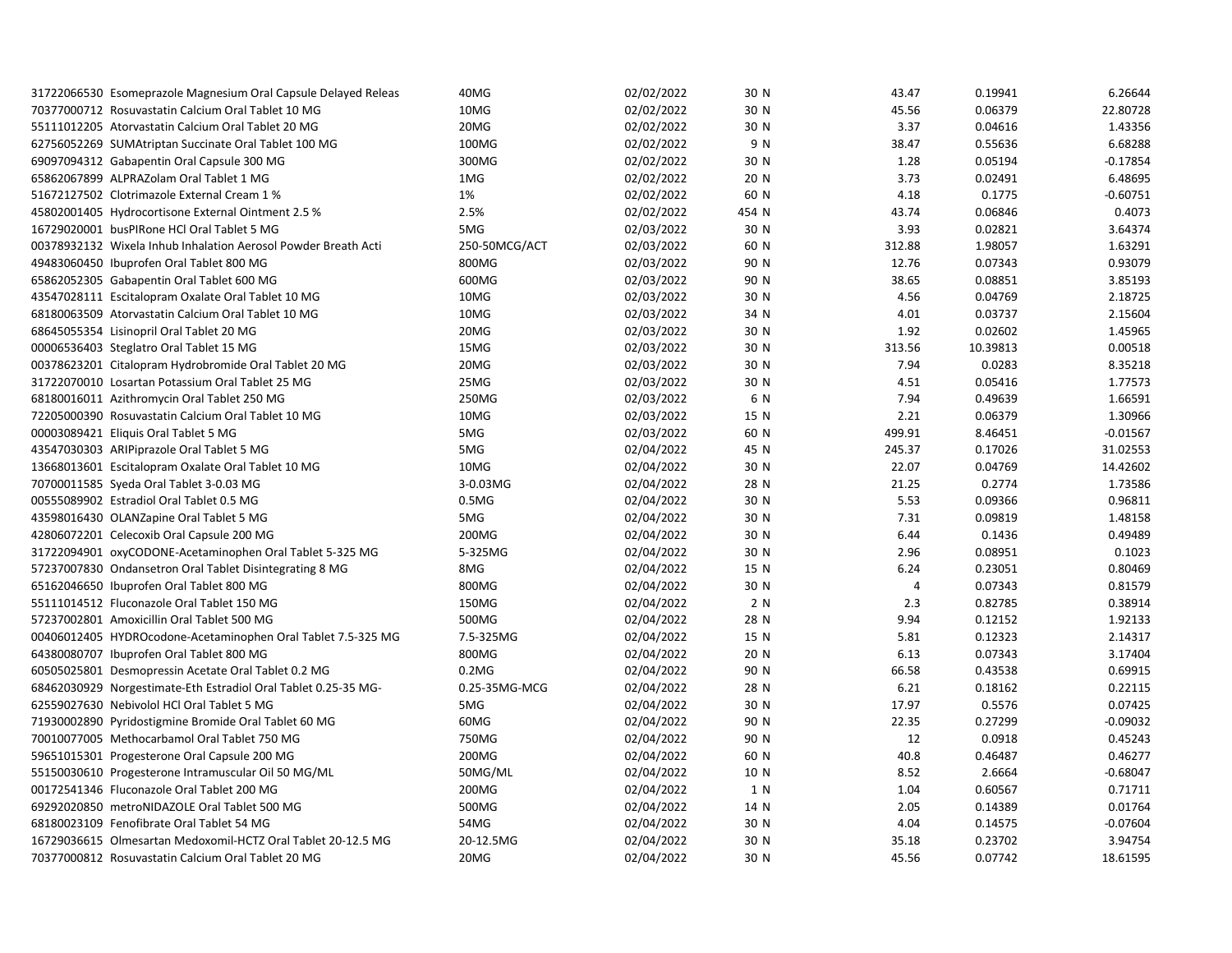| | | | | | | |
|---|---|---|---|---|---|---|
| 31722066530 Esomeprazole Magnesium Oral Capsule Delayed Releas | 40MG | 02/02/2022 | 30 N | 43.47 | 0.19941 | 6.26644 |
| 70377000712 Rosuvastatin Calcium Oral Tablet 10 MG | 10MG | 02/02/2022 | 30 N | 45.56 | 0.06379 | 22.80728 |
| 55111012205 Atorvastatin Calcium Oral Tablet 20 MG | 20MG | 02/02/2022 | 30 N | 3.37 | 0.04616 | 1.43356 |
| 62756052269 SUMAtriptan Succinate Oral Tablet 100 MG | 100MG | 02/02/2022 | 9 N | 38.47 | 0.55636 | 6.68288 |
| 69097094312 Gabapentin Oral Capsule 300 MG | 300MG | 02/02/2022 | 30 N | 1.28 | 0.05194 | -0.17854 |
| 65862067899 ALPRAZolam Oral Tablet 1 MG | 1MG | 02/02/2022 | 20 N | 3.73 | 0.02491 | 6.48695 |
| 51672127502 Clotrimazole External Cream 1 % | 1% | 02/02/2022 | 60 N | 4.18 | 0.1775 | -0.60751 |
| 45802001405 Hydrocortisone External Ointment 2.5 % | 2.5% | 02/02/2022 | 454 N | 43.74 | 0.06846 | 0.4073 |
| 16729020001 busPIRone HCl Oral Tablet 5 MG | 5MG | 02/03/2022 | 30 N | 3.93 | 0.02821 | 3.64374 |
| 00378932132 Wixela Inhub Inhalation Aerosol Powder Breath Acti | 250-50MCG/ACT | 02/03/2022 | 60 N | 312.88 | 1.98057 | 1.63291 |
| 49483060450 Ibuprofen Oral Tablet 800 MG | 800MG | 02/03/2022 | 90 N | 12.76 | 0.07343 | 0.93079 |
| 65862052305 Gabapentin Oral Tablet 600 MG | 600MG | 02/03/2022 | 90 N | 38.65 | 0.08851 | 3.85193 |
| 43547028111 Escitalopram Oxalate Oral Tablet 10 MG | 10MG | 02/03/2022 | 30 N | 4.56 | 0.04769 | 2.18725 |
| 68180063509 Atorvastatin Calcium Oral Tablet 10 MG | 10MG | 02/03/2022 | 34 N | 4.01 | 0.03737 | 2.15604 |
| 68645055354 Lisinopril Oral Tablet 20 MG | 20MG | 02/03/2022 | 30 N | 1.92 | 0.02602 | 1.45965 |
| 00006536403 Steglatro Oral Tablet 15 MG | 15MG | 02/03/2022 | 30 N | 313.56 | 10.39813 | 0.00518 |
| 00378623201 Citalopram Hydrobromide Oral Tablet 20 MG | 20MG | 02/03/2022 | 30 N | 7.94 | 0.0283 | 8.35218 |
| 31722070010 Losartan Potassium Oral Tablet 25 MG | 25MG | 02/03/2022 | 30 N | 4.51 | 0.05416 | 1.77573 |
| 68180016011 Azithromycin Oral Tablet 250 MG | 250MG | 02/03/2022 | 6 N | 7.94 | 0.49639 | 1.66591 |
| 72205000390 Rosuvastatin Calcium Oral Tablet 10 MG | 10MG | 02/03/2022 | 15 N | 2.21 | 0.06379 | 1.30966 |
| 00003089421 Eliquis Oral Tablet 5 MG | 5MG | 02/03/2022 | 60 N | 499.91 | 8.46451 | -0.01567 |
| 43547030303 ARIPiprazole Oral Tablet 5 MG | 5MG | 02/04/2022 | 45 N | 245.37 | 0.17026 | 31.02553 |
| 13668013601 Escitalopram Oxalate Oral Tablet 10 MG | 10MG | 02/04/2022 | 30 N | 22.07 | 0.04769 | 14.42602 |
| 70700011585 Syeda Oral Tablet 3-0.03 MG | 3-0.03MG | 02/04/2022 | 28 N | 21.25 | 0.2774 | 1.73586 |
| 00555089902 Estradiol Oral Tablet 0.5 MG | 0.5MG | 02/04/2022 | 30 N | 5.53 | 0.09366 | 0.96811 |
| 43598016430 OLANZapine Oral Tablet 5 MG | 5MG | 02/04/2022 | 30 N | 7.31 | 0.09819 | 1.48158 |
| 42806072201 Celecoxib Oral Capsule 200 MG | 200MG | 02/04/2022 | 30 N | 6.44 | 0.1436 | 0.49489 |
| 31722094901 oxyCODONE-Acetaminophen Oral Tablet 5-325 MG | 5-325MG | 02/04/2022 | 30 N | 2.96 | 0.08951 | 0.1023 |
| 57237007830 Ondansetron Oral Tablet Disintegrating 8 MG | 8MG | 02/04/2022 | 15 N | 6.24 | 0.23051 | 0.80469 |
| 65162046650 Ibuprofen Oral Tablet 800 MG | 800MG | 02/04/2022 | 30 N | 4 | 0.07343 | 0.81579 |
| 55111014512 Fluconazole Oral Tablet 150 MG | 150MG | 02/04/2022 | 2 N | 2.3 | 0.82785 | 0.38914 |
| 57237002801 Amoxicillin Oral Tablet 500 MG | 500MG | 02/04/2022 | 28 N | 9.94 | 0.12152 | 1.92133 |
| 00406012405 HYDROcodone-Acetaminophen Oral Tablet 7.5-325 MG | 7.5-325MG | 02/04/2022 | 15 N | 5.81 | 0.12323 | 2.14317 |
| 64380080707 Ibuprofen Oral Tablet 800 MG | 800MG | 02/04/2022 | 20 N | 6.13 | 0.07343 | 3.17404 |
| 60505025801 Desmopressin Acetate Oral Tablet 0.2 MG | 0.2MG | 02/04/2022 | 90 N | 66.58 | 0.43538 | 0.69915 |
| 68462030929 Norgestimate-Eth Estradiol Oral Tablet 0.25-35 MG- | 0.25-35MG-MCG | 02/04/2022 | 28 N | 6.21 | 0.18162 | 0.22115 |
| 62559027630 Nebivolol HCl Oral Tablet 5 MG | 5MG | 02/04/2022 | 30 N | 17.97 | 0.5576 | 0.07425 |
| 71930002890 Pyridostigmine Bromide Oral Tablet 60 MG | 60MG | 02/04/2022 | 90 N | 22.35 | 0.27299 | -0.09032 |
| 70010077005 Methocarbamol Oral Tablet 750 MG | 750MG | 02/04/2022 | 90 N | 12 | 0.0918 | 0.45243 |
| 59651015301 Progesterone Oral Capsule 200 MG | 200MG | 02/04/2022 | 60 N | 40.8 | 0.46487 | 0.46277 |
| 55150030610 Progesterone Intramuscular Oil 50 MG/ML | 50MG/ML | 02/04/2022 | 10 N | 8.52 | 2.6664 | -0.68047 |
| 00172541346 Fluconazole Oral Tablet 200 MG | 200MG | 02/04/2022 | 1 N | 1.04 | 0.60567 | 0.71711 |
| 69292020850 metroNIDAZOLE Oral Tablet 500 MG | 500MG | 02/04/2022 | 14 N | 2.05 | 0.14389 | 0.01764 |
| 68180023109 Fenofibrate Oral Tablet 54 MG | 54MG | 02/04/2022 | 30 N | 4.04 | 0.14575 | -0.07604 |
| 16729036615 Olmesartan Medoxomil-HCTZ Oral Tablet 20-12.5 MG | 20-12.5MG | 02/04/2022 | 30 N | 35.18 | 0.23702 | 3.94754 |
| 70377000812 Rosuvastatin Calcium Oral Tablet 20 MG | 20MG | 02/04/2022 | 30 N | 45.56 | 0.07742 | 18.61595 |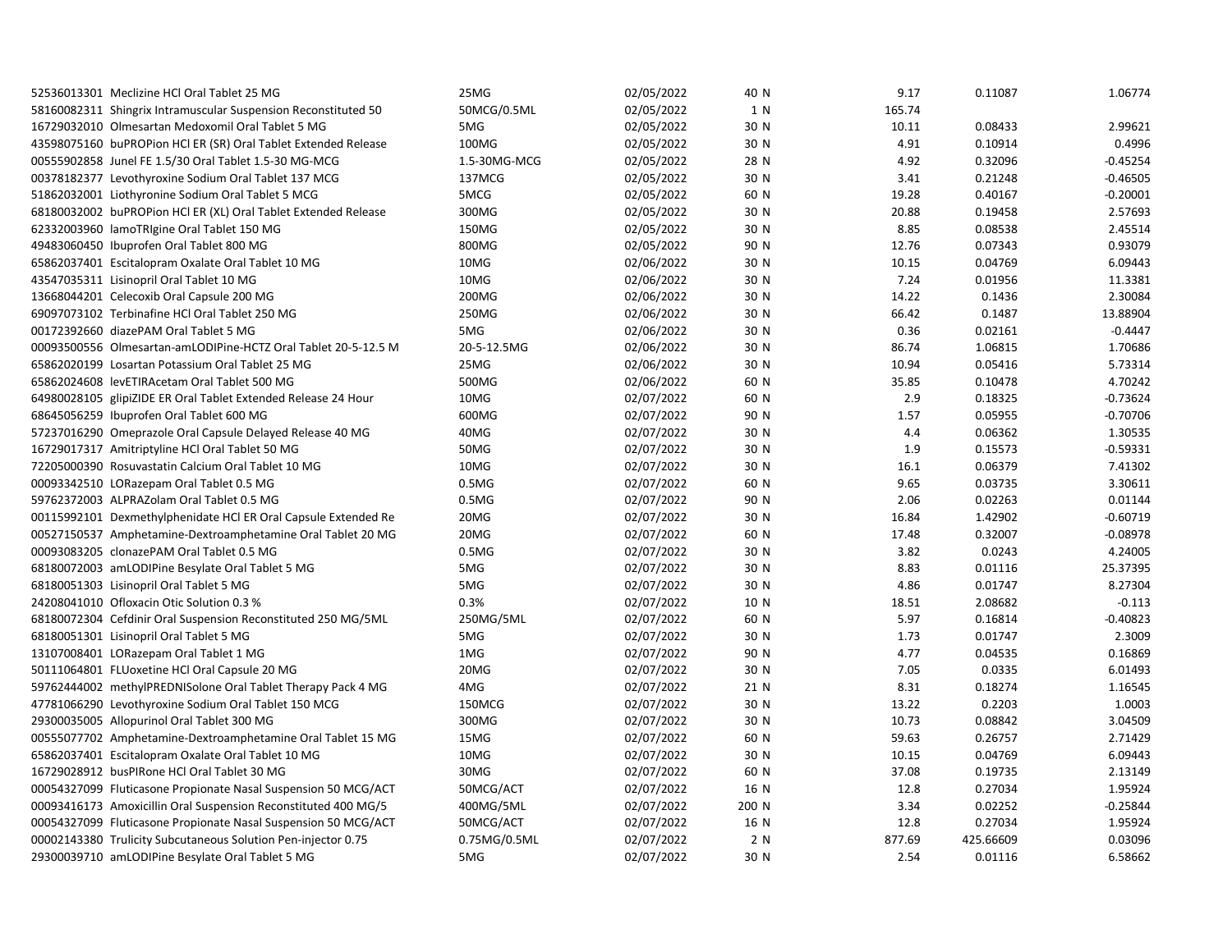| | | | | | | |
|---|---|---|---|---|---|---|
| 52536013301 Meclizine HCl Oral Tablet 25 MG | 25MG | 02/05/2022 | 40 N | 9.17 | 0.11087 | 1.06774 |
| 58160082311 Shingrix Intramuscular Suspension Reconstituted 50 | 50MCG/0.5ML | 02/05/2022 | 1 N | 165.74 | | |
| 16729032010 Olmesartan Medoxomil Oral Tablet 5 MG | 5MG | 02/05/2022 | 30 N | 10.11 | 0.08433 | 2.99621 |
| 43598075160 buPROPion HCl ER (SR) Oral Tablet Extended Release | 100MG | 02/05/2022 | 30 N | 4.91 | 0.10914 | 0.4996 |
| 00555902858 Junel FE 1.5/30 Oral Tablet 1.5-30 MG-MCG | 1.5-30MG-MCG | 02/05/2022 | 28 N | 4.92 | 0.32096 | -0.45254 |
| 00378182377 Levothyroxine Sodium Oral Tablet 137 MCG | 137MCG | 02/05/2022 | 30 N | 3.41 | 0.21248 | -0.46505 |
| 51862032001 Liothyronine Sodium Oral Tablet 5 MCG | 5MCG | 02/05/2022 | 60 N | 19.28 | 0.40167 | -0.20001 |
| 68180032002 buPROPion HCl ER (XL) Oral Tablet Extended Release | 300MG | 02/05/2022 | 30 N | 20.88 | 0.19458 | 2.57693 |
| 62332003960 lamoTRIgine Oral Tablet 150 MG | 150MG | 02/05/2022 | 30 N | 8.85 | 0.08538 | 2.45514 |
| 49483060450 Ibuprofen Oral Tablet 800 MG | 800MG | 02/05/2022 | 90 N | 12.76 | 0.07343 | 0.93079 |
| 65862037401 Escitalopram Oxalate Oral Tablet 10 MG | 10MG | 02/06/2022 | 30 N | 10.15 | 0.04769 | 6.09443 |
| 43547035311 Lisinopril Oral Tablet 10 MG | 10MG | 02/06/2022 | 30 N | 7.24 | 0.01956 | 11.3381 |
| 13668044201 Celecoxib Oral Capsule 200 MG | 200MG | 02/06/2022 | 30 N | 14.22 | 0.1436 | 2.30084 |
| 69097073102 Terbinafine HCl Oral Tablet 250 MG | 250MG | 02/06/2022 | 30 N | 66.42 | 0.1487 | 13.88904 |
| 00172392660 diazePAM Oral Tablet 5 MG | 5MG | 02/06/2022 | 30 N | 0.36 | 0.02161 | -0.4447 |
| 00093500556 Olmesartan-amLODIPine-HCTZ Oral Tablet 20-5-12.5 M | 20-5-12.5MG | 02/06/2022 | 30 N | 86.74 | 1.06815 | 1.70686 |
| 65862020199 Losartan Potassium Oral Tablet 25 MG | 25MG | 02/06/2022 | 30 N | 10.94 | 0.05416 | 5.73314 |
| 65862024608 levETIRAcetam Oral Tablet 500 MG | 500MG | 02/06/2022 | 60 N | 35.85 | 0.10478 | 4.70242 |
| 64980028105 glipiZIDE ER Oral Tablet Extended Release 24 Hour | 10MG | 02/07/2022 | 60 N | 2.9 | 0.18325 | -0.73624 |
| 68645056259 Ibuprofen Oral Tablet 600 MG | 600MG | 02/07/2022 | 90 N | 1.57 | 0.05955 | -0.70706 |
| 57237016290 Omeprazole Oral Capsule Delayed Release 40 MG | 40MG | 02/07/2022 | 30 N | 4.4 | 0.06362 | 1.30535 |
| 16729017317 Amitriptyline HCl Oral Tablet 50 MG | 50MG | 02/07/2022 | 30 N | 1.9 | 0.15573 | -0.59331 |
| 72205000390 Rosuvastatin Calcium Oral Tablet 10 MG | 10MG | 02/07/2022 | 30 N | 16.1 | 0.06379 | 7.41302 |
| 00093342510 LORazepam Oral Tablet 0.5 MG | 0.5MG | 02/07/2022 | 60 N | 9.65 | 0.03735 | 3.30611 |
| 59762372003 ALPRAZolam Oral Tablet 0.5 MG | 0.5MG | 02/07/2022 | 90 N | 2.06 | 0.02263 | 0.01144 |
| 00115992101 Dexmethylphenidate HCl ER Oral Capsule Extended Re | 20MG | 02/07/2022 | 30 N | 16.84 | 1.42902 | -0.60719 |
| 00527150537 Amphetamine-Dextroamphetamine Oral Tablet 20 MG | 20MG | 02/07/2022 | 60 N | 17.48 | 0.32007 | -0.08978 |
| 00093083205 clonazePAM Oral Tablet 0.5 MG | 0.5MG | 02/07/2022 | 30 N | 3.82 | 0.0243 | 4.24005 |
| 68180072003 amLODIPine Besylate Oral Tablet 5 MG | 5MG | 02/07/2022 | 30 N | 8.83 | 0.01116 | 25.37395 |
| 68180051303 Lisinopril Oral Tablet 5 MG | 5MG | 02/07/2022 | 30 N | 4.86 | 0.01747 | 8.27304 |
| 24208041010 Ofloxacin Otic Solution 0.3 % | 0.3% | 02/07/2022 | 10 N | 18.51 | 2.08682 | -0.113 |
| 68180072304 Cefdinir Oral Suspension Reconstituted 250 MG/5ML | 250MG/5ML | 02/07/2022 | 60 N | 5.97 | 0.16814 | -0.40823 |
| 68180051301 Lisinopril Oral Tablet 5 MG | 5MG | 02/07/2022 | 30 N | 1.73 | 0.01747 | 2.3009 |
| 13107008401 LORazepam Oral Tablet 1 MG | 1MG | 02/07/2022 | 90 N | 4.77 | 0.04535 | 0.16869 |
| 50111064801 FLUoxetine HCl Oral Capsule 20 MG | 20MG | 02/07/2022 | 30 N | 7.05 | 0.0335 | 6.01493 |
| 59762444002 methylPREDNISolone Oral Tablet Therapy Pack 4 MG | 4MG | 02/07/2022 | 21 N | 8.31 | 0.18274 | 1.16545 |
| 47781066290 Levothyroxine Sodium Oral Tablet 150 MCG | 150MCG | 02/07/2022 | 30 N | 13.22 | 0.2203 | 1.0003 |
| 29300035005 Allopurinol Oral Tablet 300 MG | 300MG | 02/07/2022 | 30 N | 10.73 | 0.08842 | 3.04509 |
| 00555077702 Amphetamine-Dextroamphetamine Oral Tablet 15 MG | 15MG | 02/07/2022 | 60 N | 59.63 | 0.26757 | 2.71429 |
| 65862037401 Escitalopram Oxalate Oral Tablet 10 MG | 10MG | 02/07/2022 | 30 N | 10.15 | 0.04769 | 6.09443 |
| 16729028912 busPIRone HCl Oral Tablet 30 MG | 30MG | 02/07/2022 | 60 N | 37.08 | 0.19735 | 2.13149 |
| 00054327099 Fluticasone Propionate Nasal Suspension 50 MCG/ACT | 50MCG/ACT | 02/07/2022 | 16 N | 12.8 | 0.27034 | 1.95924 |
| 00093416173 Amoxicillin Oral Suspension Reconstituted 400 MG/5 | 400MG/5ML | 02/07/2022 | 200 N | 3.34 | 0.02252 | -0.25844 |
| 00054327099 Fluticasone Propionate Nasal Suspension 50 MCG/ACT | 50MCG/ACT | 02/07/2022 | 16 N | 12.8 | 0.27034 | 1.95924 |
| 00002143380 Trulicity Subcutaneous Solution Pen-injector 0.75 | 0.75MG/0.5ML | 02/07/2022 | 2 N | 877.69 | 425.66609 | 0.03096 |
| 29300039710 amLODIPine Besylate Oral Tablet 5 MG | 5MG | 02/07/2022 | 30 N | 2.54 | 0.01116 | 6.58662 |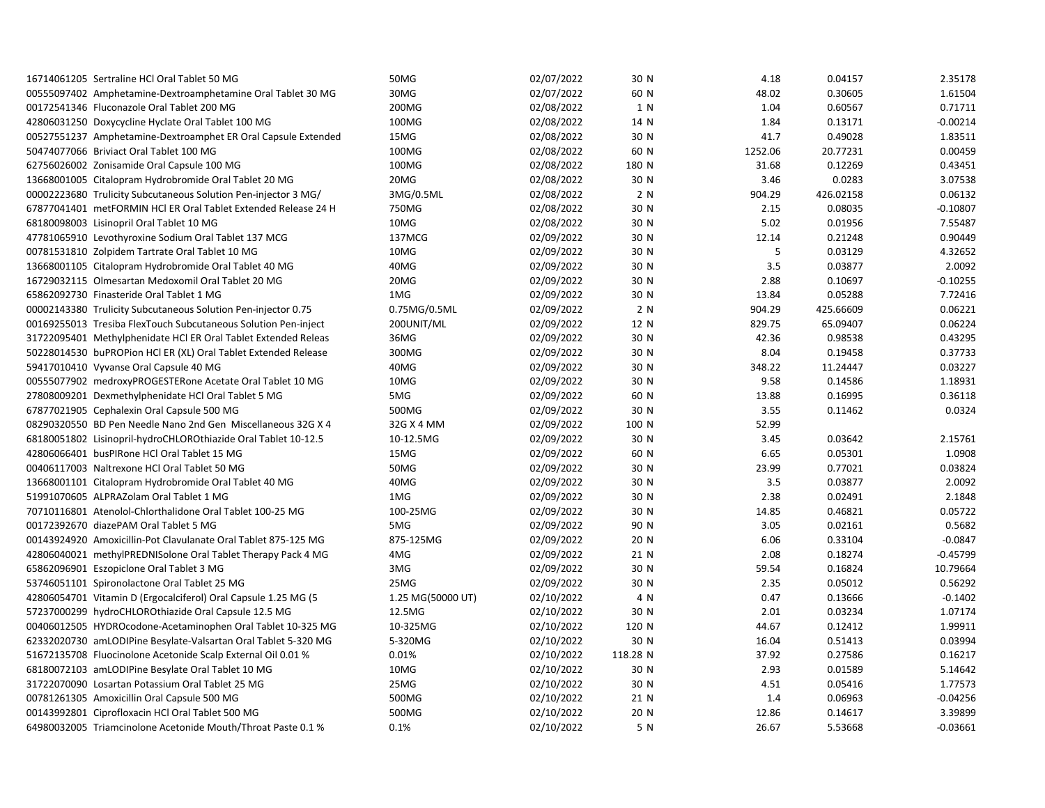| | | | | | | |
|---|---|---|---|---|---|---|
| 16714061205 Sertraline HCl Oral Tablet 50 MG | 50MG | 02/07/2022 | 30 N | 4.18 | 0.04157 | 2.35178 |
| 00555097402 Amphetamine-Dextroamphetamine Oral Tablet 30 MG | 30MG | 02/07/2022 | 60 N | 48.02 | 0.30605 | 1.61504 |
| 00172541346 Fluconazole Oral Tablet 200 MG | 200MG | 02/08/2022 | 1 N | 1.04 | 0.60567 | 0.71711 |
| 42806001250 Doxycycline Hyclate Oral Tablet 100 MG | 100MG | 02/08/2022 | 14 N | 1.84 | 0.13171 | -0.00214 |
| 00527551237 Amphetamine-Dextroamphet ER Oral Capsule Extended | 15MG | 02/08/2022 | 30 N | 41.7 | 0.49028 | 1.83511 |
| 50474077066 Briviact Oral Tablet 100 MG | 100MG | 02/08/2022 | 60 N | 1252.06 | 20.77231 | 0.00459 |
| 62756026002 Zonisamide Oral Capsule 100 MG | 100MG | 02/08/2022 | 180 N | 31.68 | 0.12269 | 0.43451 |
| 13668001005 Citalopram Hydrobromide Oral Tablet 20 MG | 20MG | 02/08/2022 | 30 N | 3.46 | 0.0283 | 3.07538 |
| 00002223680 Trulicity Subcutaneous Solution Pen-injector 3 MG/ | 3MG/0.5ML | 02/08/2022 | 2 N | 904.29 | 426.02158 | 0.06132 |
| 67877041401 metFORMIN HCl ER Oral Tablet Extended Release 24 H | 750MG | 02/08/2022 | 30 N | 2.15 | 0.08035 | -0.10807 |
| 68180098003 Lisinopril Oral Tablet 10 MG | 10MG | 02/08/2022 | 30 N | 5.02 | 0.01956 | 7.55487 |
| 47781065910 Levothyroxine Sodium Oral Tablet 137 MCG | 137MCG | 02/09/2022 | 30 N | 12.14 | 0.21248 | 0.90449 |
| 00781531810 Zolpidem Tartrate Oral Tablet 10 MG | 10MG | 02/09/2022 | 30 N | 5 | 0.03129 | 4.32652 |
| 13668001105 Citalopram Hydrobromide Oral Tablet 40 MG | 40MG | 02/09/2022 | 30 N | 3.5 | 0.03877 | 2.0092 |
| 16729032115 Olmesartan Medoxomil Oral Tablet 20 MG | 20MG | 02/09/2022 | 30 N | 2.88 | 0.10697 | -0.10255 |
| 65862092730 Finasteride Oral Tablet 1 MG | 1MG | 02/09/2022 | 30 N | 13.84 | 0.05288 | 7.72416 |
| 00002143380 Trulicity Subcutaneous Solution Pen-injector 0.75 | 0.75MG/0.5ML | 02/09/2022 | 2 N | 904.29 | 425.66609 | 0.06221 |
| 00169255013 Tresiba FlexTouch Subcutaneous Solution Pen-inject | 200UNIT/ML | 02/09/2022 | 12 N | 829.75 | 65.09407 | 0.06224 |
| 31722095401 Methylphenidate HCl ER Oral Tablet Extended Releas | 36MG | 02/09/2022 | 30 N | 42.36 | 0.98538 | 0.43295 |
| 50228014530 buPROPion HCl ER (XL) Oral Tablet Extended Release | 300MG | 02/09/2022 | 30 N | 8.04 | 0.19458 | 0.37733 |
| 59417010410 Vyvanse Oral Capsule 40 MG | 40MG | 02/09/2022 | 30 N | 348.22 | 11.24447 | 0.03227 |
| 00555077902 medroxyPROGESTERone Acetate Oral Tablet 10 MG | 10MG | 02/09/2022 | 30 N | 9.58 | 0.14586 | 1.18931 |
| 27808009201 Dexmethylphenidate HCl Oral Tablet 5 MG | 5MG | 02/09/2022 | 60 N | 13.88 | 0.16995 | 0.36118 |
| 67877021905 Cephalexin Oral Capsule 500 MG | 500MG | 02/09/2022 | 30 N | 3.55 | 0.11462 | 0.0324 |
| 08290320550 BD Pen Needle Nano 2nd Gen Miscellaneous 32G X 4 | 32G X 4 MM | 02/09/2022 | 100 N | 52.99 | | |
| 68180051802 Lisinopril-hydroCHLOROthiazide Oral Tablet 10-12.5 | 10-12.5MG | 02/09/2022 | 30 N | 3.45 | 0.03642 | 2.15761 |
| 42806066401 busPIRone HCl Oral Tablet 15 MG | 15MG | 02/09/2022 | 60 N | 6.65 | 0.05301 | 1.0908 |
| 00406117003 Naltrexone HCl Oral Tablet 50 MG | 50MG | 02/09/2022 | 30 N | 23.99 | 0.77021 | 0.03824 |
| 13668001101 Citalopram Hydrobromide Oral Tablet 40 MG | 40MG | 02/09/2022 | 30 N | 3.5 | 0.03877 | 2.0092 |
| 51991070605 ALPRAZolam Oral Tablet 1 MG | 1MG | 02/09/2022 | 30 N | 2.38 | 0.02491 | 2.1848 |
| 70710116801 Atenolol-Chlorthalidone Oral Tablet 100-25 MG | 100-25MG | 02/09/2022 | 30 N | 14.85 | 0.46821 | 0.05722 |
| 00172392670 diazePAM Oral Tablet 5 MG | 5MG | 02/09/2022 | 90 N | 3.05 | 0.02161 | 0.5682 |
| 00143924920 Amoxicillin-Pot Clavulanate Oral Tablet 875-125 MG | 875-125MG | 02/09/2022 | 20 N | 6.06 | 0.33104 | -0.0847 |
| 42806040021 methylPREDNISolone Oral Tablet Therapy Pack 4 MG | 4MG | 02/09/2022 | 21 N | 2.08 | 0.18274 | -0.45799 |
| 65862096901 Eszopiclone Oral Tablet 3 MG | 3MG | 02/09/2022 | 30 N | 59.54 | 0.16824 | 10.79664 |
| 53746051101 Spironolactone Oral Tablet 25 MG | 25MG | 02/09/2022 | 30 N | 2.35 | 0.05012 | 0.56292 |
| 42806054701 Vitamin D (Ergocalciferol) Oral Capsule 1.25 MG (5 | 1.25 MG(50000 UT) | 02/10/2022 | 4 N | 0.47 | 0.13666 | -0.1402 |
| 57237000299 hydroCHLOROthiazide Oral Capsule 12.5 MG | 12.5MG | 02/10/2022 | 30 N | 2.01 | 0.03234 | 1.07174 |
| 00406012505 HYDROcodone-Acetaminophen Oral Tablet 10-325 MG | 10-325MG | 02/10/2022 | 120 N | 44.67 | 0.12412 | 1.99911 |
| 62332020730 amLODIPine Besylate-Valsartan Oral Tablet 5-320 MG | 5-320MG | 02/10/2022 | 30 N | 16.04 | 0.51413 | 0.03994 |
| 51672135708 Fluocinolone Acetonide Scalp External Oil 0.01 % | 0.01% | 02/10/2022 | 118.28 N | 37.92 | 0.27586 | 0.16217 |
| 68180072103 amLODIPine Besylate Oral Tablet 10 MG | 10MG | 02/10/2022 | 30 N | 2.93 | 0.01589 | 5.14642 |
| 31722070090 Losartan Potassium Oral Tablet 25 MG | 25MG | 02/10/2022 | 30 N | 4.51 | 0.05416 | 1.77573 |
| 00781261305 Amoxicillin Oral Capsule 500 MG | 500MG | 02/10/2022 | 21 N | 1.4 | 0.06963 | -0.04256 |
| 00143992801 Ciprofloxacin HCl Oral Tablet 500 MG | 500MG | 02/10/2022 | 20 N | 12.86 | 0.14617 | 3.39899 |
| 64980032005 Triamcinolone Acetonide Mouth/Throat Paste 0.1 % | 0.1% | 02/10/2022 | 5 N | 26.67 | 5.53668 | -0.03661 |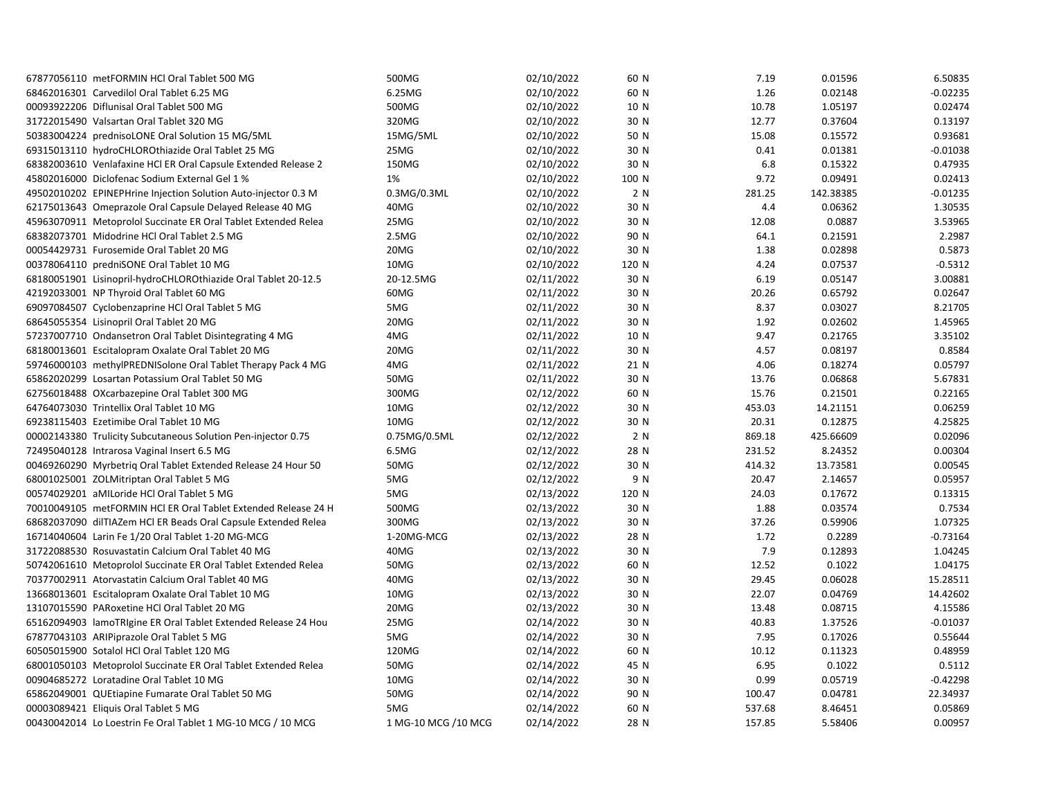| | | | | | | |
|---|---|---|---|---|---|---|
| 67877056110 metFORMIN HCl Oral Tablet 500 MG | 500MG | 02/10/2022 | 60 N | 7.19 | 0.01596 | 6.50835 |
| 68462016301 Carvedilol Oral Tablet 6.25 MG | 6.25MG | 02/10/2022 | 60 N | 1.26 | 0.02148 | -0.02235 |
| 00093922206 Diflunisal Oral Tablet 500 MG | 500MG | 02/10/2022 | 10 N | 10.78 | 1.05197 | 0.02474 |
| 31722015490 Valsartan Oral Tablet 320 MG | 320MG | 02/10/2022 | 30 N | 12.77 | 0.37604 | 0.13197 |
| 50383004224 prednisoLONE Oral Solution 15 MG/5ML | 15MG/5ML | 02/10/2022 | 50 N | 15.08 | 0.15572 | 0.93681 |
| 69315013110 hydroCHLOROthiazide Oral Tablet 25 MG | 25MG | 02/10/2022 | 30 N | 0.41 | 0.01381 | -0.01038 |
| 68382003610 Venlafaxine HCl ER Oral Capsule Extended Release 2 | 150MG | 02/10/2022 | 30 N | 6.8 | 0.15322 | 0.47935 |
| 45802016000 Diclofenac Sodium External Gel 1 % | 1% | 02/10/2022 | 100 N | 9.72 | 0.09491 | 0.02413 |
| 49502010202 EPINEPHrine Injection Solution Auto-injector 0.3 M | 0.3MG/0.3ML | 02/10/2022 | 2 N | 281.25 | 142.38385 | -0.01235 |
| 62175013643 Omeprazole Oral Capsule Delayed Release 40 MG | 40MG | 02/10/2022 | 30 N | 4.4 | 0.06362 | 1.30535 |
| 45963070911 Metoprolol Succinate ER Oral Tablet Extended Relea | 25MG | 02/10/2022 | 30 N | 12.08 | 0.0887 | 3.53965 |
| 68382073701 Midodrine HCl Oral Tablet 2.5 MG | 2.5MG | 02/10/2022 | 90 N | 64.1 | 0.21591 | 2.2987 |
| 00054429731 Furosemide Oral Tablet 20 MG | 20MG | 02/10/2022 | 30 N | 1.38 | 0.02898 | 0.5873 |
| 00378064110 predniSONE Oral Tablet 10 MG | 10MG | 02/10/2022 | 120 N | 4.24 | 0.07537 | -0.5312 |
| 68180051901 Lisinopril-hydroCHLOROthiazide Oral Tablet 20-12.5 | 20-12.5MG | 02/11/2022 | 30 N | 6.19 | 0.05147 | 3.00881 |
| 42192033001 NP Thyroid Oral Tablet 60 MG | 60MG | 02/11/2022 | 30 N | 20.26 | 0.65792 | 0.02647 |
| 69097084507 Cyclobenzaprine HCl Oral Tablet 5 MG | 5MG | 02/11/2022 | 30 N | 8.37 | 0.03027 | 8.21705 |
| 68645055354 Lisinopril Oral Tablet 20 MG | 20MG | 02/11/2022 | 30 N | 1.92 | 0.02602 | 1.45965 |
| 57237007710 Ondansetron Oral Tablet Disintegrating 4 MG | 4MG | 02/11/2022 | 10 N | 9.47 | 0.21765 | 3.35102 |
| 68180013601 Escitalopram Oxalate Oral Tablet 20 MG | 20MG | 02/11/2022 | 30 N | 4.57 | 0.08197 | 0.8584 |
| 59746000103 methylPREDNISolone Oral Tablet Therapy Pack 4 MG | 4MG | 02/11/2022 | 21 N | 4.06 | 0.18274 | 0.05797 |
| 65862020299 Losartan Potassium Oral Tablet 50 MG | 50MG | 02/11/2022 | 30 N | 13.76 | 0.06868 | 5.67831 |
| 62756018488 OXcarbazepine Oral Tablet 300 MG | 300MG | 02/12/2022 | 60 N | 15.76 | 0.21501 | 0.22165 |
| 64764073030 Trintellix Oral Tablet 10 MG | 10MG | 02/12/2022 | 30 N | 453.03 | 14.21151 | 0.06259 |
| 69238115403 Ezetimibe Oral Tablet 10 MG | 10MG | 02/12/2022 | 30 N | 20.31 | 0.12875 | 4.25825 |
| 00002143380 Trulicity Subcutaneous Solution Pen-injector 0.75 | 0.75MG/0.5ML | 02/12/2022 | 2 N | 869.18 | 425.66609 | 0.02096 |
| 72495040128 Intrarosa Vaginal Insert 6.5 MG | 6.5MG | 02/12/2022 | 28 N | 231.52 | 8.24352 | 0.00304 |
| 00469260290 Myrbetriq Oral Tablet Extended Release 24 Hour 50 | 50MG | 02/12/2022 | 30 N | 414.32 | 13.73581 | 0.00545 |
| 68001025001 ZOLMitriptan Oral Tablet 5 MG | 5MG | 02/12/2022 | 9 N | 20.47 | 2.14657 | 0.05957 |
| 00574029201 aMILoride HCl Oral Tablet 5 MG | 5MG | 02/13/2022 | 120 N | 24.03 | 0.17672 | 0.13315 |
| 70010049105 metFORMIN HCl ER Oral Tablet Extended Release 24 H | 500MG | 02/13/2022 | 30 N | 1.88 | 0.03574 | 0.7534 |
| 68682037090 dilTIAZem HCl ER Beads Oral Capsule Extended Relea | 300MG | 02/13/2022 | 30 N | 37.26 | 0.59906 | 1.07325 |
| 16714040604 Larin Fe 1/20 Oral Tablet 1-20 MG-MCG | 1-20MG-MCG | 02/13/2022 | 28 N | 1.72 | 0.2289 | -0.73164 |
| 31722088530 Rosuvastatin Calcium Oral Tablet 40 MG | 40MG | 02/13/2022 | 30 N | 7.9 | 0.12893 | 1.04245 |
| 50742061610 Metoprolol Succinate ER Oral Tablet Extended Relea | 50MG | 02/13/2022 | 60 N | 12.52 | 0.1022 | 1.04175 |
| 70377002911 Atorvastatin Calcium Oral Tablet 40 MG | 40MG | 02/13/2022 | 30 N | 29.45 | 0.06028 | 15.28511 |
| 13668013601 Escitalopram Oxalate Oral Tablet 10 MG | 10MG | 02/13/2022 | 30 N | 22.07 | 0.04769 | 14.42602 |
| 13107015590 PARoxetine HCl Oral Tablet 20 MG | 20MG | 02/13/2022 | 30 N | 13.48 | 0.08715 | 4.15586 |
| 65162094903 lamoTRIgine ER Oral Tablet Extended Release 24 Hou | 25MG | 02/14/2022 | 30 N | 40.83 | 1.37526 | -0.01037 |
| 67877043103 ARIPiprazole Oral Tablet 5 MG | 5MG | 02/14/2022 | 30 N | 7.95 | 0.17026 | 0.55644 |
| 60505015900 Sotalol HCl Oral Tablet 120 MG | 120MG | 02/14/2022 | 60 N | 10.12 | 0.11323 | 0.48959 |
| 68001050103 Metoprolol Succinate ER Oral Tablet Extended Relea | 50MG | 02/14/2022 | 45 N | 6.95 | 0.1022 | 0.5112 |
| 00904685272 Loratadine Oral Tablet 10 MG | 10MG | 02/14/2022 | 30 N | 0.99 | 0.05719 | -0.42298 |
| 65862049001 QUEtiapine Fumarate Oral Tablet 50 MG | 50MG | 02/14/2022 | 90 N | 100.47 | 0.04781 | 22.34937 |
| 00003089421 Eliquis Oral Tablet 5 MG | 5MG | 02/14/2022 | 60 N | 537.68 | 8.46451 | 0.05869 |
| 00430042014 Lo Loestrin Fe Oral Tablet 1 MG-10 MCG / 10 MCG | 1 MG-10 MCG /10 MCG | 02/14/2022 | 28 N | 157.85 | 5.58406 | 0.00957 |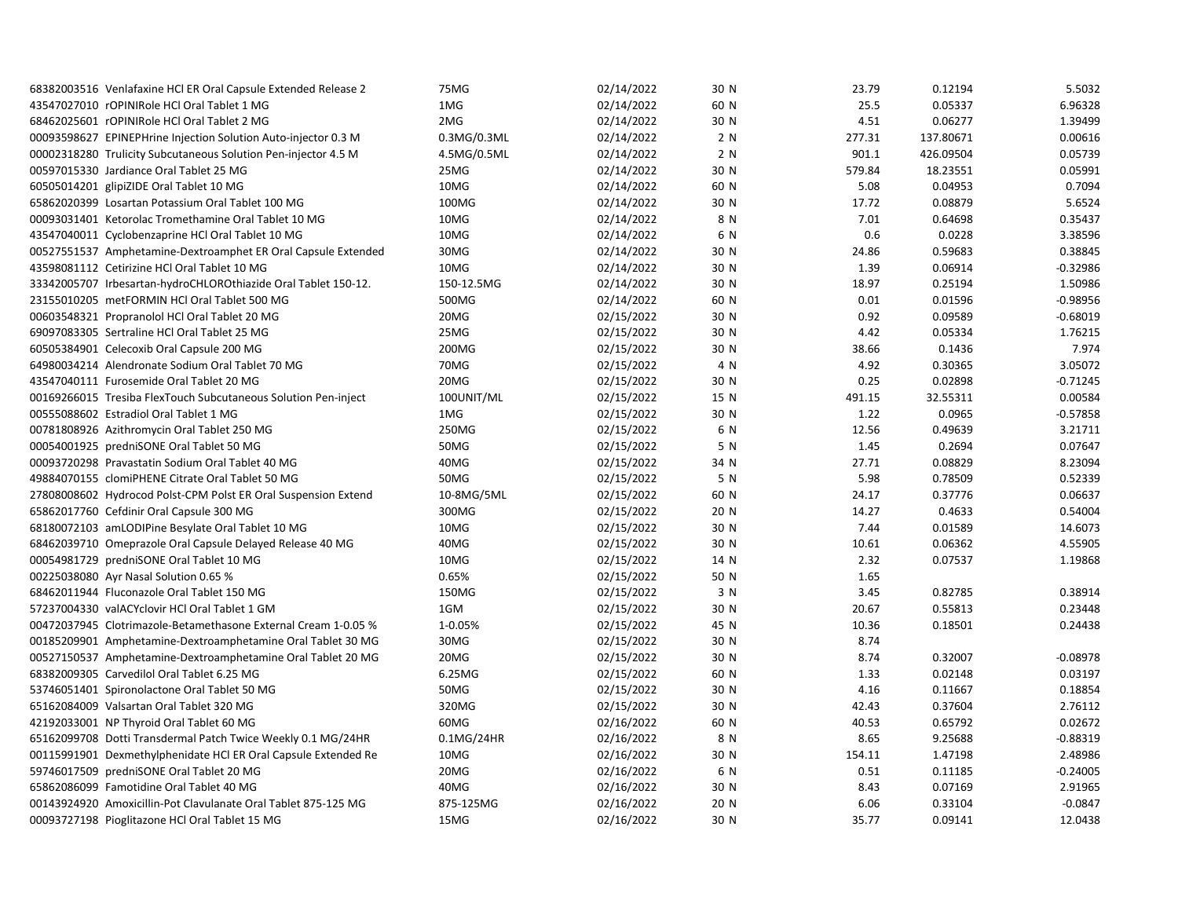| | | | | | | |
|---|---|---|---|---|---|---|
| 68382003516 Venlafaxine HCl ER Oral Capsule Extended Release 2 | 75MG | 02/14/2022 | 30 N | 23.79 | 0.12194 | 5.5032 |
| 43547027010 rOPINIRole HCl Oral Tablet 1 MG | 1MG | 02/14/2022 | 60 N | 25.5 | 0.05337 | 6.96328 |
| 68462025601 rOPINIRole HCl Oral Tablet 2 MG | 2MG | 02/14/2022 | 30 N | 4.51 | 0.06277 | 1.39499 |
| 00093598627 EPINEPHrine Injection Solution Auto-injector 0.3 M | 0.3MG/0.3ML | 02/14/2022 | 2 N | 277.31 | 137.80671 | 0.00616 |
| 00002318280 Trulicity Subcutaneous Solution Pen-injector 4.5 M | 4.5MG/0.5ML | 02/14/2022 | 2 N | 901.1 | 426.09504 | 0.05739 |
| 00597015330 Jardiance Oral Tablet 25 MG | 25MG | 02/14/2022 | 30 N | 579.84 | 18.23551 | 0.05991 |
| 60505014201 glipiZIDE Oral Tablet 10 MG | 10MG | 02/14/2022 | 60 N | 5.08 | 0.04953 | 0.7094 |
| 65862020399 Losartan Potassium Oral Tablet 100 MG | 100MG | 02/14/2022 | 30 N | 17.72 | 0.08879 | 5.6524 |
| 00093031401 Ketorolac Tromethamine Oral Tablet 10 MG | 10MG | 02/14/2022 | 8 N | 7.01 | 0.64698 | 0.35437 |
| 43547040011 Cyclobenzaprine HCl Oral Tablet 10 MG | 10MG | 02/14/2022 | 6 N | 0.6 | 0.0228 | 3.38596 |
| 00527551537 Amphetamine-Dextroamphet ER Oral Capsule Extended | 30MG | 02/14/2022 | 30 N | 24.86 | 0.59683 | 0.38845 |
| 43598081112 Cetirizine HCl Oral Tablet 10 MG | 10MG | 02/14/2022 | 30 N | 1.39 | 0.06914 | -0.32986 |
| 33342005707 Irbesartan-hydroCHLOROthiazide Oral Tablet 150-12. | 150-12.5MG | 02/14/2022 | 30 N | 18.97 | 0.25194 | 1.50986 |
| 23155010205 metFORMIN HCl Oral Tablet 500 MG | 500MG | 02/14/2022 | 60 N | 0.01 | 0.01596 | -0.98956 |
| 00603548321 Propranolol HCl Oral Tablet 20 MG | 20MG | 02/15/2022 | 30 N | 0.92 | 0.09589 | -0.68019 |
| 69097083305 Sertraline HCl Oral Tablet 25 MG | 25MG | 02/15/2022 | 30 N | 4.42 | 0.05334 | 1.76215 |
| 60505384901 Celecoxib Oral Capsule 200 MG | 200MG | 02/15/2022 | 30 N | 38.66 | 0.1436 | 7.974 |
| 64980034214 Alendronate Sodium Oral Tablet 70 MG | 70MG | 02/15/2022 | 4 N | 4.92 | 0.30365 | 3.05072 |
| 43547040111 Furosemide Oral Tablet 20 MG | 20MG | 02/15/2022 | 30 N | 0.25 | 0.02898 | -0.71245 |
| 00169266015 Tresiba FlexTouch Subcutaneous Solution Pen-inject | 100UNIT/ML | 02/15/2022 | 15 N | 491.15 | 32.55311 | 0.00584 |
| 00555088602 Estradiol Oral Tablet 1 MG | 1MG | 02/15/2022 | 30 N | 1.22 | 0.0965 | -0.57858 |
| 00781808926 Azithromycin Oral Tablet 250 MG | 250MG | 02/15/2022 | 6 N | 12.56 | 0.49639 | 3.21711 |
| 00054001925 predniSONE Oral Tablet 50 MG | 50MG | 02/15/2022 | 5 N | 1.45 | 0.2694 | 0.07647 |
| 00093720298 Pravastatin Sodium Oral Tablet 40 MG | 40MG | 02/15/2022 | 34 N | 27.71 | 0.08829 | 8.23094 |
| 49884070155 clomiPHENE Citrate Oral Tablet 50 MG | 50MG | 02/15/2022 | 5 N | 5.98 | 0.78509 | 0.52339 |
| 27808008602 Hydrocod Polst-CPM Polst ER Oral Suspension Extend | 10-8MG/5ML | 02/15/2022 | 60 N | 24.17 | 0.37776 | 0.06637 |
| 65862017760 Cefdinir Oral Capsule 300 MG | 300MG | 02/15/2022 | 20 N | 14.27 | 0.4633 | 0.54004 |
| 68180072103 amLODIPine Besylate Oral Tablet 10 MG | 10MG | 02/15/2022 | 30 N | 7.44 | 0.01589 | 14.6073 |
| 68462039710 Omeprazole Oral Capsule Delayed Release 40 MG | 40MG | 02/15/2022 | 30 N | 10.61 | 0.06362 | 4.55905 |
| 00054981729 predniSONE Oral Tablet 10 MG | 10MG | 02/15/2022 | 14 N | 2.32 | 0.07537 | 1.19868 |
| 00225038080 Ayr Nasal Solution 0.65 % | 0.65% | 02/15/2022 | 50 N | 1.65 | | |
| 68462011944 Fluconazole Oral Tablet 150 MG | 150MG | 02/15/2022 | 3 N | 3.45 | 0.82785 | 0.38914 |
| 57237004330 valACYclovir HCl Oral Tablet 1 GM | 1GM | 02/15/2022 | 30 N | 20.67 | 0.55813 | 0.23448 |
| 00472037945 Clotrimazole-Betamethasone External Cream 1-0.05 % | 1-0.05% | 02/15/2022 | 45 N | 10.36 | 0.18501 | 0.24438 |
| 00185209901 Amphetamine-Dextroamphetamine Oral Tablet 30 MG | 30MG | 02/15/2022 | 30 N | 8.74 | | |
| 00527150537 Amphetamine-Dextroamphetamine Oral Tablet 20 MG | 20MG | 02/15/2022 | 30 N | 8.74 | 0.32007 | -0.08978 |
| 68382009305 Carvedilol Oral Tablet 6.25 MG | 6.25MG | 02/15/2022 | 60 N | 1.33 | 0.02148 | 0.03197 |
| 53746051401 Spironolactone Oral Tablet 50 MG | 50MG | 02/15/2022 | 30 N | 4.16 | 0.11667 | 0.18854 |
| 65162084009 Valsartan Oral Tablet 320 MG | 320MG | 02/15/2022 | 30 N | 42.43 | 0.37604 | 2.76112 |
| 42192033001 NP Thyroid Oral Tablet 60 MG | 60MG | 02/16/2022 | 60 N | 40.53 | 0.65792 | 0.02672 |
| 65162099708 Dotti Transdermal Patch Twice Weekly 0.1 MG/24HR | 0.1MG/24HR | 02/16/2022 | 8 N | 8.65 | 9.25688 | -0.88319 |
| 00115991901 Dexmethylphenidate HCl ER Oral Capsule Extended Re | 10MG | 02/16/2022 | 30 N | 154.11 | 1.47198 | 2.48986 |
| 59746017509 predniSONE Oral Tablet 20 MG | 20MG | 02/16/2022 | 6 N | 0.51 | 0.11185 | -0.24005 |
| 65862086099 Famotidine Oral Tablet 40 MG | 40MG | 02/16/2022 | 30 N | 8.43 | 0.07169 | 2.91965 |
| 00143924920 Amoxicillin-Pot Clavulanate Oral Tablet 875-125 MG | 875-125MG | 02/16/2022 | 20 N | 6.06 | 0.33104 | -0.0847 |
| 00093727198 Pioglitazone HCl Oral Tablet 15 MG | 15MG | 02/16/2022 | 30 N | 35.77 | 0.09141 | 12.0438 |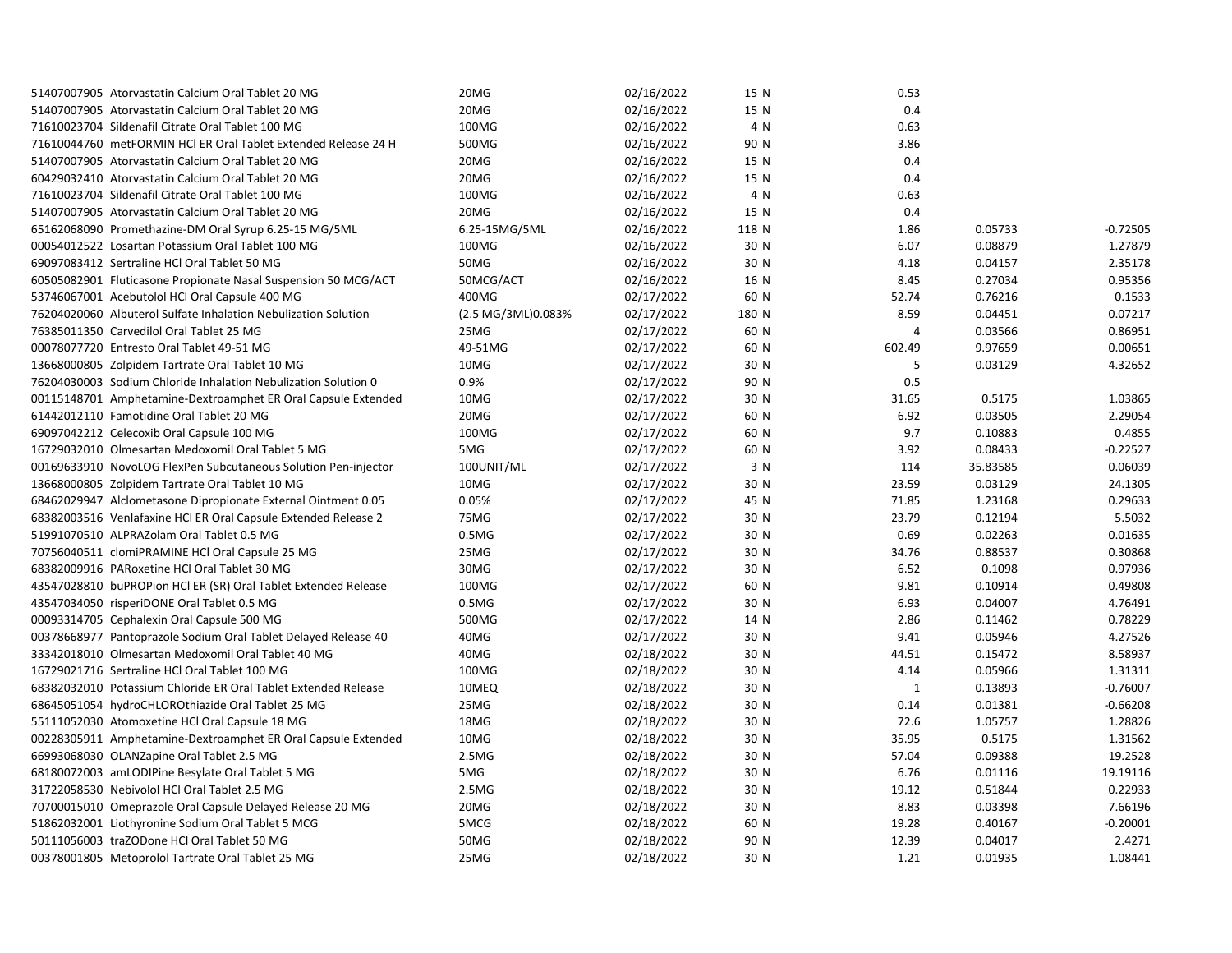| | | | | | | | |
|---|---|---|---|---|---|---|---|
| 51407007905 | Atorvastatin Calcium Oral Tablet 20 MG | 20MG | 02/16/2022 | 15 N | 0.53 | | |
| 51407007905 | Atorvastatin Calcium Oral Tablet 20 MG | 20MG | 02/16/2022 | 15 N | 0.4 | | |
| 71610023704 | Sildenafil Citrate Oral Tablet 100 MG | 100MG | 02/16/2022 | 4 N | 0.63 | | |
| 71610044760 | metFORMIN HCl ER Oral Tablet Extended Release 24 H | 500MG | 02/16/2022 | 90 N | 3.86 | | |
| 51407007905 | Atorvastatin Calcium Oral Tablet 20 MG | 20MG | 02/16/2022 | 15 N | 0.4 | | |
| 60429032410 | Atorvastatin Calcium Oral Tablet 20 MG | 20MG | 02/16/2022 | 15 N | 0.4 | | |
| 71610023704 | Sildenafil Citrate Oral Tablet 100 MG | 100MG | 02/16/2022 | 4 N | 0.63 | | |
| 51407007905 | Atorvastatin Calcium Oral Tablet 20 MG | 20MG | 02/16/2022 | 15 N | 0.4 | | |
| 65162068090 | Promethazine-DM Oral Syrup 6.25-15 MG/5ML | 6.25-15MG/5ML | 02/16/2022 | 118 N | 1.86 | 0.05733 | -0.72505 |
| 00054012522 | Losartan Potassium Oral Tablet 100 MG | 100MG | 02/16/2022 | 30 N | 6.07 | 0.08879 | 1.27879 |
| 69097083412 | Sertraline HCl Oral Tablet 50 MG | 50MG | 02/16/2022 | 30 N | 4.18 | 0.04157 | 2.35178 |
| 60505082901 | Fluticasone Propionate Nasal Suspension 50 MCG/ACT | 50MCG/ACT | 02/16/2022 | 16 N | 8.45 | 0.27034 | 0.95356 |
| 53746067001 | Acebutolol HCl Oral Capsule 400 MG | 400MG | 02/17/2022 | 60 N | 52.74 | 0.76216 | 0.1533 |
| 76204020060 | Albuterol Sulfate Inhalation Nebulization Solution | (2.5 MG/3ML)0.083% | 02/17/2022 | 180 N | 8.59 | 0.04451 | 0.07217 |
| 76385011350 | Carvedilol Oral Tablet 25 MG | 25MG | 02/17/2022 | 60 N | 4 | 0.03566 | 0.86951 |
| 00078077720 | Entresto Oral Tablet 49-51 MG | 49-51MG | 02/17/2022 | 60 N | 602.49 | 9.97659 | 0.00651 |
| 13668000805 | Zolpidem Tartrate Oral Tablet 10 MG | 10MG | 02/17/2022 | 30 N | 5 | 0.03129 | 4.32652 |
| 76204030003 | Sodium Chloride Inhalation Nebulization Solution 0 | 0.9% | 02/17/2022 | 90 N | 0.5 | | |
| 00115148701 | Amphetamine-Dextroamphet ER Oral Capsule Extended | 10MG | 02/17/2022 | 30 N | 31.65 | 0.5175 | 1.03865 |
| 61442012110 | Famotidine Oral Tablet 20 MG | 20MG | 02/17/2022 | 60 N | 6.92 | 0.03505 | 2.29054 |
| 69097042212 | Celecoxib Oral Capsule 100 MG | 100MG | 02/17/2022 | 60 N | 9.7 | 0.10883 | 0.4855 |
| 16729032010 | Olmesartan Medoxomil Oral Tablet 5 MG | 5MG | 02/17/2022 | 60 N | 3.92 | 0.08433 | -0.22527 |
| 00169633910 | NovoLOG FlexPen Subcutaneous Solution Pen-injector | 100UNIT/ML | 02/17/2022 | 3 N | 114 | 35.83585 | 0.06039 |
| 13668000805 | Zolpidem Tartrate Oral Tablet 10 MG | 10MG | 02/17/2022 | 30 N | 23.59 | 0.03129 | 24.1305 |
| 68462029947 | Alclometasone Dipropionate External Ointment 0.05 | 0.05% | 02/17/2022 | 45 N | 71.85 | 1.23168 | 0.29633 |
| 68382003516 | Venlafaxine HCl ER Oral Capsule Extended Release 2 | 75MG | 02/17/2022 | 30 N | 23.79 | 0.12194 | 5.5032 |
| 51991070510 | ALPRAZolam Oral Tablet 0.5 MG | 0.5MG | 02/17/2022 | 30 N | 0.69 | 0.02263 | 0.01635 |
| 70756040511 | clomiPRAMINE HCl Oral Capsule 25 MG | 25MG | 02/17/2022 | 30 N | 34.76 | 0.88537 | 0.30868 |
| 68382009916 | PARoxetine HCl Oral Tablet 30 MG | 30MG | 02/17/2022 | 30 N | 6.52 | 0.1098 | 0.97936 |
| 43547028810 | buPROPion HCl ER (SR) Oral Tablet Extended Release | 100MG | 02/17/2022 | 60 N | 9.81 | 0.10914 | 0.49808 |
| 43547034050 | risperiDONE Oral Tablet 0.5 MG | 0.5MG | 02/17/2022 | 30 N | 6.93 | 0.04007 | 4.76491 |
| 00093314705 | Cephalexin Oral Capsule 500 MG | 500MG | 02/17/2022 | 14 N | 2.86 | 0.11462 | 0.78229 |
| 00378668977 | Pantoprazole Sodium Oral Tablet Delayed Release 40 | 40MG | 02/17/2022 | 30 N | 9.41 | 0.05946 | 4.27526 |
| 33342018010 | Olmesartan Medoxomil Oral Tablet 40 MG | 40MG | 02/18/2022 | 30 N | 44.51 | 0.15472 | 8.58937 |
| 16729021716 | Sertraline HCl Oral Tablet 100 MG | 100MG | 02/18/2022 | 30 N | 4.14 | 0.05966 | 1.31311 |
| 68382032010 | Potassium Chloride ER Oral Tablet Extended Release | 10MEQ | 02/18/2022 | 30 N | 1 | 0.13893 | -0.76007 |
| 68645051054 | hydroCHLOROthiazide Oral Tablet 25 MG | 25MG | 02/18/2022 | 30 N | 0.14 | 0.01381 | -0.66208 |
| 55111052030 | Atomoxetine HCl Oral Capsule 18 MG | 18MG | 02/18/2022 | 30 N | 72.6 | 1.05757 | 1.28826 |
| 00228305911 | Amphetamine-Dextroamphet ER Oral Capsule Extended | 10MG | 02/18/2022 | 30 N | 35.95 | 0.5175 | 1.31562 |
| 66993068030 | OLANZapine Oral Tablet 2.5 MG | 2.5MG | 02/18/2022 | 30 N | 57.04 | 0.09388 | 19.2528 |
| 68180072003 | amLODIPine Besylate Oral Tablet 5 MG | 5MG | 02/18/2022 | 30 N | 6.76 | 0.01116 | 19.19116 |
| 31722058530 | Nebivolol HCl Oral Tablet 2.5 MG | 2.5MG | 02/18/2022 | 30 N | 19.12 | 0.51844 | 0.22933 |
| 70700015010 | Omeprazole Oral Capsule Delayed Release 20 MG | 20MG | 02/18/2022 | 30 N | 8.83 | 0.03398 | 7.66196 |
| 51862032001 | Liothyronine Sodium Oral Tablet 5 MCG | 5MCG | 02/18/2022 | 60 N | 19.28 | 0.40167 | -0.20001 |
| 50111056003 | traZODone HCl Oral Tablet 50 MG | 50MG | 02/18/2022 | 90 N | 12.39 | 0.04017 | 2.4271 |
| 00378001805 | Metoprolol Tartrate Oral Tablet 25 MG | 25MG | 02/18/2022 | 30 N | 1.21 | 0.01935 | 1.08441 |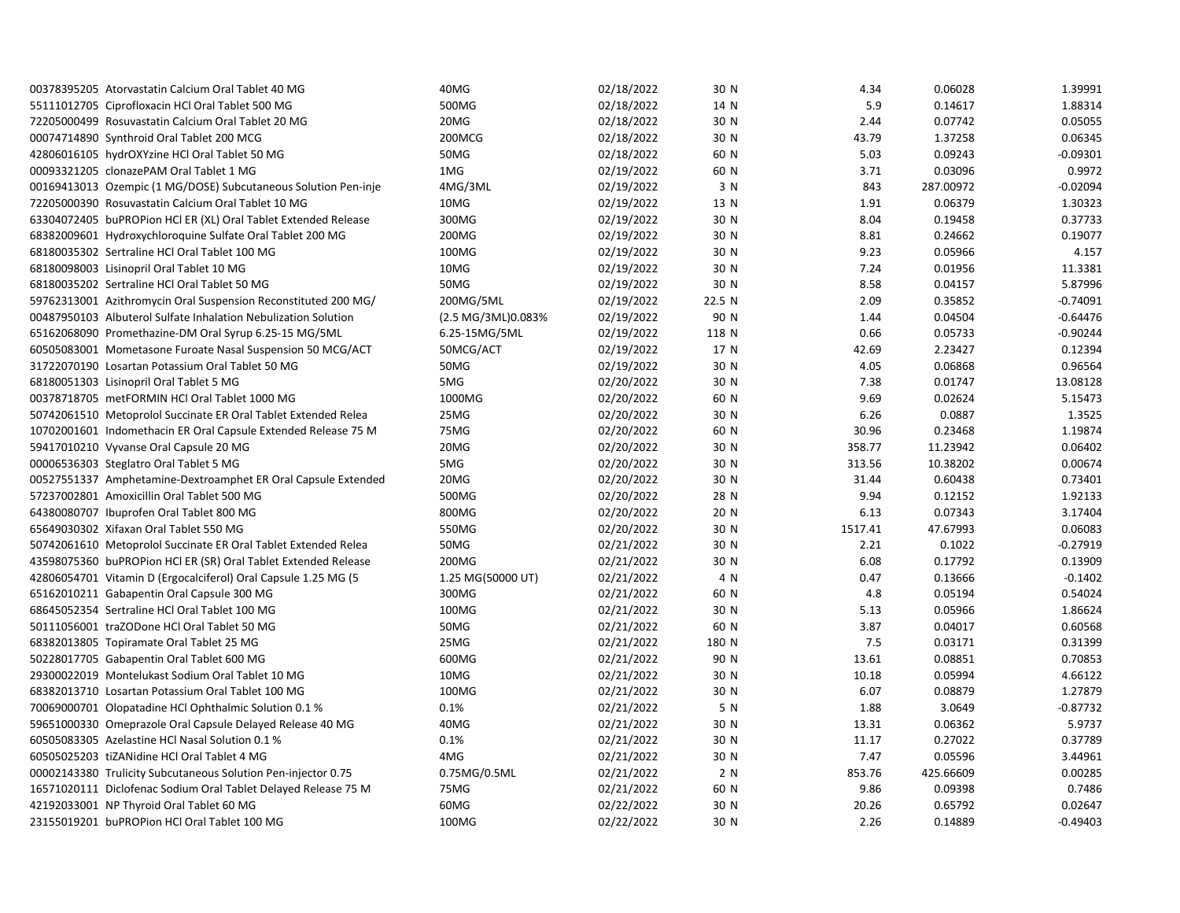| | | | | | | |
|---|---|---|---|---|---|---|
| 00378395205 Atorvastatin Calcium Oral Tablet 40 MG | 40MG | 02/18/2022 | 30 N | 4.34 | 0.06028 | 1.39991 |
| 55111012705 Ciprofloxacin HCl Oral Tablet 500 MG | 500MG | 02/18/2022 | 14 N | 5.9 | 0.14617 | 1.88314 |
| 72205000499 Rosuvastatin Calcium Oral Tablet 20 MG | 20MG | 02/18/2022 | 30 N | 2.44 | 0.07742 | 0.05055 |
| 00074714890 Synthroid Oral Tablet 200 MCG | 200MCG | 02/18/2022 | 30 N | 43.79 | 1.37258 | 0.06345 |
| 42806016105 hydrOXYzine HCl Oral Tablet 50 MG | 50MG | 02/18/2022 | 60 N | 5.03 | 0.09243 | -0.09301 |
| 00093321205 clonazePAM Oral Tablet 1 MG | 1MG | 02/19/2022 | 60 N | 3.71 | 0.03096 | 0.9972 |
| 00169413013 Ozempic (1 MG/DOSE) Subcutaneous Solution Pen-inje | 4MG/3ML | 02/19/2022 | 3 N | 843 | 287.00972 | -0.02094 |
| 72205000390 Rosuvastatin Calcium Oral Tablet 10 MG | 10MG | 02/19/2022 | 13 N | 1.91 | 0.06379 | 1.30323 |
| 63304072405 buPROPion HCl ER (XL) Oral Tablet Extended Release | 300MG | 02/19/2022 | 30 N | 8.04 | 0.19458 | 0.37733 |
| 68382009601 Hydroxychloroquine Sulfate Oral Tablet 200 MG | 200MG | 02/19/2022 | 30 N | 8.81 | 0.24662 | 0.19077 |
| 68180035302 Sertraline HCl Oral Tablet 100 MG | 100MG | 02/19/2022 | 30 N | 9.23 | 0.05966 | 4.157 |
| 68180098003 Lisinopril Oral Tablet 10 MG | 10MG | 02/19/2022 | 30 N | 7.24 | 0.01956 | 11.3381 |
| 68180035202 Sertraline HCl Oral Tablet 50 MG | 50MG | 02/19/2022 | 30 N | 8.58 | 0.04157 | 5.87996 |
| 59762313001 Azithromycin Oral Suspension Reconstituted 200 MG/ | 200MG/5ML | 02/19/2022 | 22.5 N | 2.09 | 0.35852 | -0.74091 |
| 00487950103 Albuterol Sulfate Inhalation Nebulization Solution | (2.5 MG/3ML)0.083% | 02/19/2022 | 90 N | 1.44 | 0.04504 | -0.64476 |
| 65162068090 Promethazine-DM Oral Syrup 6.25-15 MG/5ML | 6.25-15MG/5ML | 02/19/2022 | 118 N | 0.66 | 0.05733 | -0.90244 |
| 60505083001 Mometasone Furoate Nasal Suspension 50 MCG/ACT | 50MCG/ACT | 02/19/2022 | 17 N | 42.69 | 2.23427 | 0.12394 |
| 31722070190 Losartan Potassium Oral Tablet 50 MG | 50MG | 02/19/2022 | 30 N | 4.05 | 0.06868 | 0.96564 |
| 68180051303 Lisinopril Oral Tablet 5 MG | 5MG | 02/20/2022 | 30 N | 7.38 | 0.01747 | 13.08128 |
| 00378718705 metFORMIN HCl Oral Tablet 1000 MG | 1000MG | 02/20/2022 | 60 N | 9.69 | 0.02624 | 5.15473 |
| 50742061510 Metoprolol Succinate ER Oral Tablet Extended Relea | 25MG | 02/20/2022 | 30 N | 6.26 | 0.0887 | 1.3525 |
| 10702001601 Indomethacin ER Oral Capsule Extended Release 75 M | 75MG | 02/20/2022 | 60 N | 30.96 | 0.23468 | 1.19874 |
| 59417010210 Vyvanse Oral Capsule 20 MG | 20MG | 02/20/2022 | 30 N | 358.77 | 11.23942 | 0.06402 |
| 00006536303 Steglatro Oral Tablet 5 MG | 5MG | 02/20/2022 | 30 N | 313.56 | 10.38202 | 0.00674 |
| 00527551337 Amphetamine-Dextroamphet ER Oral Capsule Extended | 20MG | 02/20/2022 | 30 N | 31.44 | 0.60438 | 0.73401 |
| 57237002801 Amoxicillin Oral Tablet 500 MG | 500MG | 02/20/2022 | 28 N | 9.94 | 0.12152 | 1.92133 |
| 64380080707 Ibuprofen Oral Tablet 800 MG | 800MG | 02/20/2022 | 20 N | 6.13 | 0.07343 | 3.17404 |
| 65649030302 Xifaxan Oral Tablet 550 MG | 550MG | 02/20/2022 | 30 N | 1517.41 | 47.67993 | 0.06083 |
| 50742061610 Metoprolol Succinate ER Oral Tablet Extended Relea | 50MG | 02/21/2022 | 30 N | 2.21 | 0.1022 | -0.27919 |
| 43598075360 buPROPion HCl ER (SR) Oral Tablet Extended Release | 200MG | 02/21/2022 | 30 N | 6.08 | 0.17792 | 0.13909 |
| 42806054701 Vitamin D (Ergocalciferol) Oral Capsule 1.25 MG (5 | 1.25 MG(50000 UT) | 02/21/2022 | 4 N | 0.47 | 0.13666 | -0.1402 |
| 65162010211 Gabapentin Oral Capsule 300 MG | 300MG | 02/21/2022 | 60 N | 4.8 | 0.05194 | 0.54024 |
| 68645052354 Sertraline HCl Oral Tablet 100 MG | 100MG | 02/21/2022 | 30 N | 5.13 | 0.05966 | 1.86624 |
| 50111056001 traZODone HCl Oral Tablet 50 MG | 50MG | 02/21/2022 | 60 N | 3.87 | 0.04017 | 0.60568 |
| 68382013805 Topiramate Oral Tablet 25 MG | 25MG | 02/21/2022 | 180 N | 7.5 | 0.03171 | 0.31399 |
| 50228017705 Gabapentin Oral Tablet 600 MG | 600MG | 02/21/2022 | 90 N | 13.61 | 0.08851 | 0.70853 |
| 29300022019 Montelukast Sodium Oral Tablet 10 MG | 10MG | 02/21/2022 | 30 N | 10.18 | 0.05994 | 4.66122 |
| 68382013710 Losartan Potassium Oral Tablet 100 MG | 100MG | 02/21/2022 | 30 N | 6.07 | 0.08879 | 1.27879 |
| 70069000701 Olopatadine HCl Ophthalmic Solution 0.1 % | 0.1% | 02/21/2022 | 5 N | 1.88 | 3.0649 | -0.87732 |
| 59651000330 Omeprazole Oral Capsule Delayed Release 40 MG | 40MG | 02/21/2022 | 30 N | 13.31 | 0.06362 | 5.9737 |
| 60505083305 Azelastine HCl Nasal Solution 0.1 % | 0.1% | 02/21/2022 | 30 N | 11.17 | 0.27022 | 0.37789 |
| 60505025203 tiZANidine HCl Oral Tablet 4 MG | 4MG | 02/21/2022 | 30 N | 7.47 | 0.05596 | 3.44961 |
| 00002143380 Trulicity Subcutaneous Solution Pen-injector 0.75 | 0.75MG/0.5ML | 02/21/2022 | 2 N | 853.76 | 425.66609 | 0.00285 |
| 16571020111 Diclofenac Sodium Oral Tablet Delayed Release 75 M | 75MG | 02/21/2022 | 60 N | 9.86 | 0.09398 | 0.7486 |
| 42192033001 NP Thyroid Oral Tablet 60 MG | 60MG | 02/22/2022 | 30 N | 20.26 | 0.65792 | 0.02647 |
| 23155019201 buPROPion HCl Oral Tablet 100 MG | 100MG | 02/22/2022 | 30 N | 2.26 | 0.14889 | -0.49403 |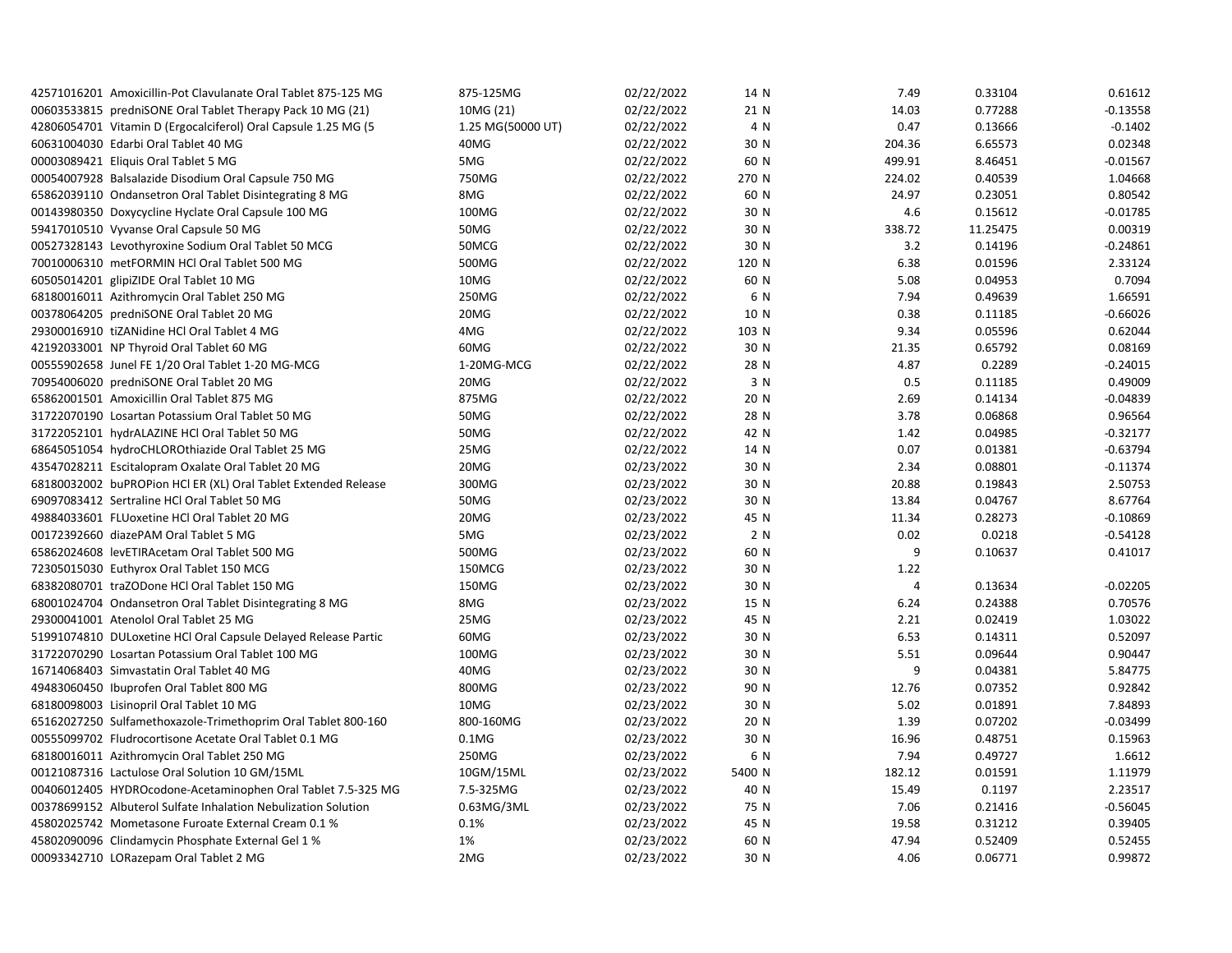| | | | | | | |
|---|---|---|---|---|---|---|
| 42571016201 Amoxicillin-Pot Clavulanate Oral Tablet 875-125 MG | 875-125MG | 02/22/2022 | 14 N | 7.49 | 0.33104 | 0.61612 |
| 00603533815 predniSONE Oral Tablet Therapy Pack 10 MG (21) | 10MG (21) | 02/22/2022 | 21 N | 14.03 | 0.77288 | -0.13558 |
| 42806054701 Vitamin D (Ergocalciferol) Oral Capsule 1.25 MG (5 | 1.25 MG(50000 UT) | 02/22/2022 | 4 N | 0.47 | 0.13666 | -0.1402 |
| 60631004030 Edarbi Oral Tablet 40 MG | 40MG | 02/22/2022 | 30 N | 204.36 | 6.65573 | 0.02348 |
| 00003089421 Eliquis Oral Tablet 5 MG | 5MG | 02/22/2022 | 60 N | 499.91 | 8.46451 | -0.01567 |
| 00054007928 Balsalazide Disodium Oral Capsule 750 MG | 750MG | 02/22/2022 | 270 N | 224.02 | 0.40539 | 1.04668 |
| 65862039110 Ondansetron Oral Tablet Disintegrating 8 MG | 8MG | 02/22/2022 | 60 N | 24.97 | 0.23051 | 0.80542 |
| 00143980350 Doxycycline Hyclate Oral Capsule 100 MG | 100MG | 02/22/2022 | 30 N | 4.6 | 0.15612 | -0.01785 |
| 59417010510 Vyvanse Oral Capsule 50 MG | 50MG | 02/22/2022 | 30 N | 338.72 | 11.25475 | 0.00319 |
| 00527328143 Levothyroxine Sodium Oral Tablet 50 MCG | 50MCG | 02/22/2022 | 30 N | 3.2 | 0.14196 | -0.24861 |
| 70010006310 metFORMIN HCl Oral Tablet 500 MG | 500MG | 02/22/2022 | 120 N | 6.38 | 0.01596 | 2.33124 |
| 60505014201 glipiZIDE Oral Tablet 10 MG | 10MG | 02/22/2022 | 60 N | 5.08 | 0.04953 | 0.7094 |
| 68180016011 Azithromycin Oral Tablet 250 MG | 250MG | 02/22/2022 | 6 N | 7.94 | 0.49639 | 1.66591 |
| 00378064205 predniSONE Oral Tablet 20 MG | 20MG | 02/22/2022 | 10 N | 0.38 | 0.11185 | -0.66026 |
| 29300016910 tiZANidine HCl Oral Tablet 4 MG | 4MG | 02/22/2022 | 103 N | 9.34 | 0.05596 | 0.62044 |
| 42192033001 NP Thyroid Oral Tablet 60 MG | 60MG | 02/22/2022 | 30 N | 21.35 | 0.65792 | 0.08169 |
| 00555902658 Junel FE 1/20 Oral Tablet 1-20 MG-MCG | 1-20MG-MCG | 02/22/2022 | 28 N | 4.87 | 0.2289 | -0.24015 |
| 70954006020 predniSONE Oral Tablet 20 MG | 20MG | 02/22/2022 | 3 N | 0.5 | 0.11185 | 0.49009 |
| 65862001501 Amoxicillin Oral Tablet 875 MG | 875MG | 02/22/2022 | 20 N | 2.69 | 0.14134 | -0.04839 |
| 31722070190 Losartan Potassium Oral Tablet 50 MG | 50MG | 02/22/2022 | 28 N | 3.78 | 0.06868 | 0.96564 |
| 31722052101 hydrALAZINE HCl Oral Tablet 50 MG | 50MG | 02/22/2022 | 42 N | 1.42 | 0.04985 | -0.32177 |
| 68645051054 hydroCHLOROthiazide Oral Tablet 25 MG | 25MG | 02/22/2022 | 14 N | 0.07 | 0.01381 | -0.63794 |
| 43547028211 Escitalopram Oxalate Oral Tablet 20 MG | 20MG | 02/23/2022 | 30 N | 2.34 | 0.08801 | -0.11374 |
| 68180032002 buPROPion HCl ER (XL) Oral Tablet Extended Release | 300MG | 02/23/2022 | 30 N | 20.88 | 0.19843 | 2.50753 |
| 69097083412 Sertraline HCl Oral Tablet 50 MG | 50MG | 02/23/2022 | 30 N | 13.84 | 0.04767 | 8.67764 |
| 49884033601 FLUoxetine HCl Oral Tablet 20 MG | 20MG | 02/23/2022 | 45 N | 11.34 | 0.28273 | -0.10869 |
| 00172392660 diazePAM Oral Tablet 5 MG | 5MG | 02/23/2022 | 2 N | 0.02 | 0.0218 | -0.54128 |
| 65862024608 levETIRAcetam Oral Tablet 500 MG | 500MG | 02/23/2022 | 60 N | 9 | 0.10637 | 0.41017 |
| 72305015030 Euthyrox Oral Tablet 150 MCG | 150MCG | 02/23/2022 | 30 N | 1.22 | | |
| 68382080701 traZODone HCl Oral Tablet 150 MG | 150MG | 02/23/2022 | 30 N | 4 | 0.13634 | -0.02205 |
| 68001024704 Ondansetron Oral Tablet Disintegrating 8 MG | 8MG | 02/23/2022 | 15 N | 6.24 | 0.24388 | 0.70576 |
| 29300041001 Atenolol Oral Tablet 25 MG | 25MG | 02/23/2022 | 45 N | 2.21 | 0.02419 | 1.03022 |
| 51991074810 DULoxetine HCl Oral Capsule Delayed Release Partic | 60MG | 02/23/2022 | 30 N | 6.53 | 0.14311 | 0.52097 |
| 31722070290 Losartan Potassium Oral Tablet 100 MG | 100MG | 02/23/2022 | 30 N | 5.51 | 0.09644 | 0.90447 |
| 16714068403 Simvastatin Oral Tablet 40 MG | 40MG | 02/23/2022 | 30 N | 9 | 0.04381 | 5.84775 |
| 49483060450 Ibuprofen Oral Tablet 800 MG | 800MG | 02/23/2022 | 90 N | 12.76 | 0.07352 | 0.92842 |
| 68180098003 Lisinopril Oral Tablet 10 MG | 10MG | 02/23/2022 | 30 N | 5.02 | 0.01891 | 7.84893 |
| 65162027250 Sulfamethoxazole-Trimethoprim Oral Tablet 800-160 | 800-160MG | 02/23/2022 | 20 N | 1.39 | 0.07202 | -0.03499 |
| 00555099702 Fludrocortisone Acetate Oral Tablet 0.1 MG | 0.1MG | 02/23/2022 | 30 N | 16.96 | 0.48751 | 0.15963 |
| 68180016011 Azithromycin Oral Tablet 250 MG | 250MG | 02/23/2022 | 6 N | 7.94 | 0.49727 | 1.6612 |
| 00121087316 Lactulose Oral Solution 10 GM/15ML | 10GM/15ML | 02/23/2022 | 5400 N | 182.12 | 0.01591 | 1.11979 |
| 00406012405 HYDROcodone-Acetaminophen Oral Tablet 7.5-325 MG | 7.5-325MG | 02/23/2022 | 40 N | 15.49 | 0.1197 | 2.23517 |
| 00378699152 Albuterol Sulfate Inhalation Nebulization Solution | 0.63MG/3ML | 02/23/2022 | 75 N | 7.06 | 0.21416 | -0.56045 |
| 45802025742 Mometasone Furoate External Cream 0.1 % | 0.1% | 02/23/2022 | 45 N | 19.58 | 0.31212 | 0.39405 |
| 45802090096 Clindamycin Phosphate External Gel 1 % | 1% | 02/23/2022 | 60 N | 47.94 | 0.52409 | 0.52455 |
| 00093342710 LORazepam Oral Tablet 2 MG | 2MG | 02/23/2022 | 30 N | 4.06 | 0.06771 | 0.99872 |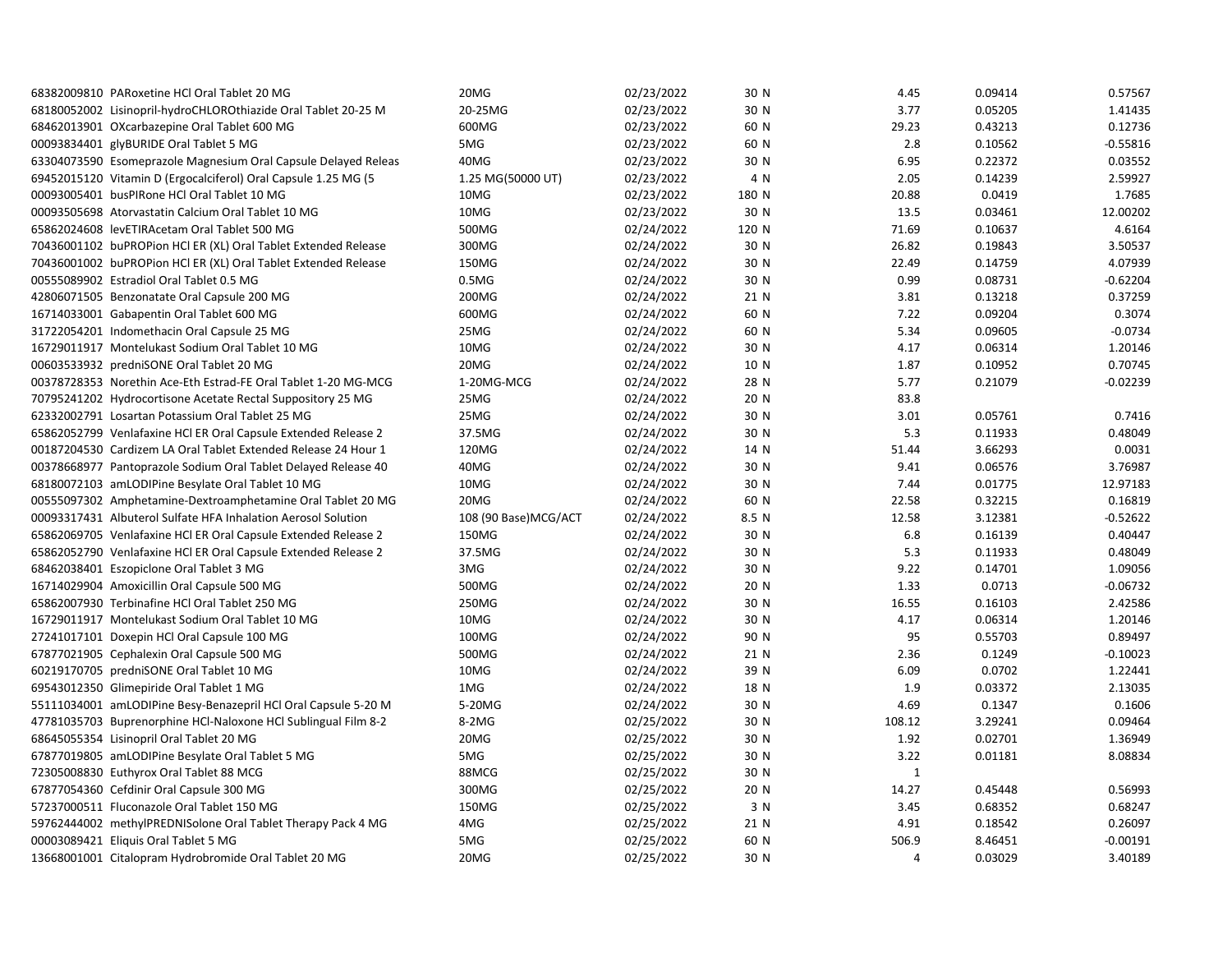| | | | | | | |
|---|---|---|---|---|---|---|
| 68382009810 PARoxetine HCl Oral Tablet 20 MG | 20MG | 02/23/2022 | 30 N | 4.45 | 0.09414 | 0.57567 |
| 68180052002 Lisinopril-hydroCHLOROthiazide Oral Tablet 20-25 M | 20-25MG | 02/23/2022 | 30 N | 3.77 | 0.05205 | 1.41435 |
| 68462013901 OXcarbazepine Oral Tablet 600 MG | 600MG | 02/23/2022 | 60 N | 29.23 | 0.43213 | 0.12736 |
| 00093834401 glyBURIDE Oral Tablet 5 MG | 5MG | 02/23/2022 | 60 N | 2.8 | 0.10562 | -0.55816 |
| 63304073590 Esomeprazole Magnesium Oral Capsule Delayed Releas | 40MG | 02/23/2022 | 30 N | 6.95 | 0.22372 | 0.03552 |
| 69452015120 Vitamin D (Ergocalciferol) Oral Capsule 1.25 MG (5 | 1.25 MG(50000 UT) | 02/23/2022 | 4 N | 2.05 | 0.14239 | 2.59927 |
| 00093005401 busPIRone HCl Oral Tablet 10 MG | 10MG | 02/23/2022 | 180 N | 20.88 | 0.0419 | 1.7685 |
| 00093505698 Atorvastatin Calcium Oral Tablet 10 MG | 10MG | 02/23/2022 | 30 N | 13.5 | 0.03461 | 12.00202 |
| 65862024608 levETIRAcetam Oral Tablet 500 MG | 500MG | 02/24/2022 | 120 N | 71.69 | 0.10637 | 4.6164 |
| 70436001102 buPROPion HCl ER (XL) Oral Tablet Extended Release | 300MG | 02/24/2022 | 30 N | 26.82 | 0.19843 | 3.50537 |
| 70436001002 buPROPion HCl ER (XL) Oral Tablet Extended Release | 150MG | 02/24/2022 | 30 N | 22.49 | 0.14759 | 4.07939 |
| 00555089902 Estradiol Oral Tablet 0.5 MG | 0.5MG | 02/24/2022 | 30 N | 0.99 | 0.08731 | -0.62204 |
| 42806071505 Benzonatate Oral Capsule 200 MG | 200MG | 02/24/2022 | 21 N | 3.81 | 0.13218 | 0.37259 |
| 16714033001 Gabapentin Oral Tablet 600 MG | 600MG | 02/24/2022 | 60 N | 7.22 | 0.09204 | 0.3074 |
| 31722054201 Indomethacin Oral Capsule 25 MG | 25MG | 02/24/2022 | 60 N | 5.34 | 0.09605 | -0.0734 |
| 16729011917 Montelukast Sodium Oral Tablet 10 MG | 10MG | 02/24/2022 | 30 N | 4.17 | 0.06314 | 1.20146 |
| 00603533932 predniSONE Oral Tablet 20 MG | 20MG | 02/24/2022 | 10 N | 1.87 | 0.10952 | 0.70745 |
| 00378728353 Norethin Ace-Eth Estrad-FE Oral Tablet 1-20 MG-MCG | 1-20MG-MCG | 02/24/2022 | 28 N | 5.77 | 0.21079 | -0.02239 |
| 70795241202 Hydrocortisone Acetate Rectal Suppository 25 MG | 25MG | 02/24/2022 | 20 N | 83.8 | | |
| 62332002791 Losartan Potassium Oral Tablet 25 MG | 25MG | 02/24/2022 | 30 N | 3.01 | 0.05761 | 0.7416 |
| 65862052799 Venlafaxine HCl ER Oral Capsule Extended Release 2 | 37.5MG | 02/24/2022 | 30 N | 5.3 | 0.11933 | 0.48049 |
| 00187204530 Cardizem LA Oral Tablet Extended Release 24 Hour 1 | 120MG | 02/24/2022 | 14 N | 51.44 | 3.66293 | 0.0031 |
| 00378668977 Pantoprazole Sodium Oral Tablet Delayed Release 40 | 40MG | 02/24/2022 | 30 N | 9.41 | 0.06576 | 3.76987 |
| 68180072103 amLODIPine Besylate Oral Tablet 10 MG | 10MG | 02/24/2022 | 30 N | 7.44 | 0.01775 | 12.97183 |
| 00555097302 Amphetamine-Dextroamphetamine Oral Tablet 20 MG | 20MG | 02/24/2022 | 60 N | 22.58 | 0.32215 | 0.16819 |
| 00093317431 Albuterol Sulfate HFA Inhalation Aerosol Solution | 108 (90 Base)MCG/ACT | 02/24/2022 | 8.5 N | 12.58 | 3.12381 | -0.52622 |
| 65862069705 Venlafaxine HCl ER Oral Capsule Extended Release 2 | 150MG | 02/24/2022 | 30 N | 6.8 | 0.16139 | 0.40447 |
| 65862052790 Venlafaxine HCl ER Oral Capsule Extended Release 2 | 37.5MG | 02/24/2022 | 30 N | 5.3 | 0.11933 | 0.48049 |
| 68462038401 Eszopiclone Oral Tablet 3 MG | 3MG | 02/24/2022 | 30 N | 9.22 | 0.14701 | 1.09056 |
| 16714029904 Amoxicillin Oral Capsule 500 MG | 500MG | 02/24/2022 | 20 N | 1.33 | 0.0713 | -0.06732 |
| 65862007930 Terbinafine HCl Oral Tablet 250 MG | 250MG | 02/24/2022 | 30 N | 16.55 | 0.16103 | 2.42586 |
| 16729011917 Montelukast Sodium Oral Tablet 10 MG | 10MG | 02/24/2022 | 30 N | 4.17 | 0.06314 | 1.20146 |
| 27241017101 Doxepin HCl Oral Capsule 100 MG | 100MG | 02/24/2022 | 90 N | 95 | 0.55703 | 0.89497 |
| 67877021905 Cephalexin Oral Capsule 500 MG | 500MG | 02/24/2022 | 21 N | 2.36 | 0.1249 | -0.10023 |
| 60219170705 predniSONE Oral Tablet 10 MG | 10MG | 02/24/2022 | 39 N | 6.09 | 0.0702 | 1.22441 |
| 69543012350 Glimepiride Oral Tablet 1 MG | 1MG | 02/24/2022 | 18 N | 1.9 | 0.03372 | 2.13035 |
| 55111034001 amLODIPine Besy-Benazepril HCl Oral Capsule 5-20 M | 5-20MG | 02/24/2022 | 30 N | 4.69 | 0.1347 | 0.1606 |
| 47781035703 Buprenorphine HCl-Naloxone HCl Sublingual Film 8-2 | 8-2MG | 02/25/2022 | 30 N | 108.12 | 3.29241 | 0.09464 |
| 68645055354 Lisinopril Oral Tablet 20 MG | 20MG | 02/25/2022 | 30 N | 1.92 | 0.02701 | 1.36949 |
| 67877019805 amLODIPine Besylate Oral Tablet 5 MG | 5MG | 02/25/2022 | 30 N | 3.22 | 0.01181 | 8.08834 |
| 72305008830 Euthyrox Oral Tablet 88 MCG | 88MCG | 02/25/2022 | 30 N | 1 | | |
| 67877054360 Cefdinir Oral Capsule 300 MG | 300MG | 02/25/2022 | 20 N | 14.27 | 0.45448 | 0.56993 |
| 57237000511 Fluconazole Oral Tablet 150 MG | 150MG | 02/25/2022 | 3 N | 3.45 | 0.68352 | 0.68247 |
| 59762444002 methylPREDNISolone Oral Tablet Therapy Pack 4 MG | 4MG | 02/25/2022 | 21 N | 4.91 | 0.18542 | 0.26097 |
| 00003089421 Eliquis Oral Tablet 5 MG | 5MG | 02/25/2022 | 60 N | 506.9 | 8.46451 | -0.00191 |
| 13668001001 Citalopram Hydrobromide Oral Tablet 20 MG | 20MG | 02/25/2022 | 30 N | 4 | 0.03029 | 3.40189 |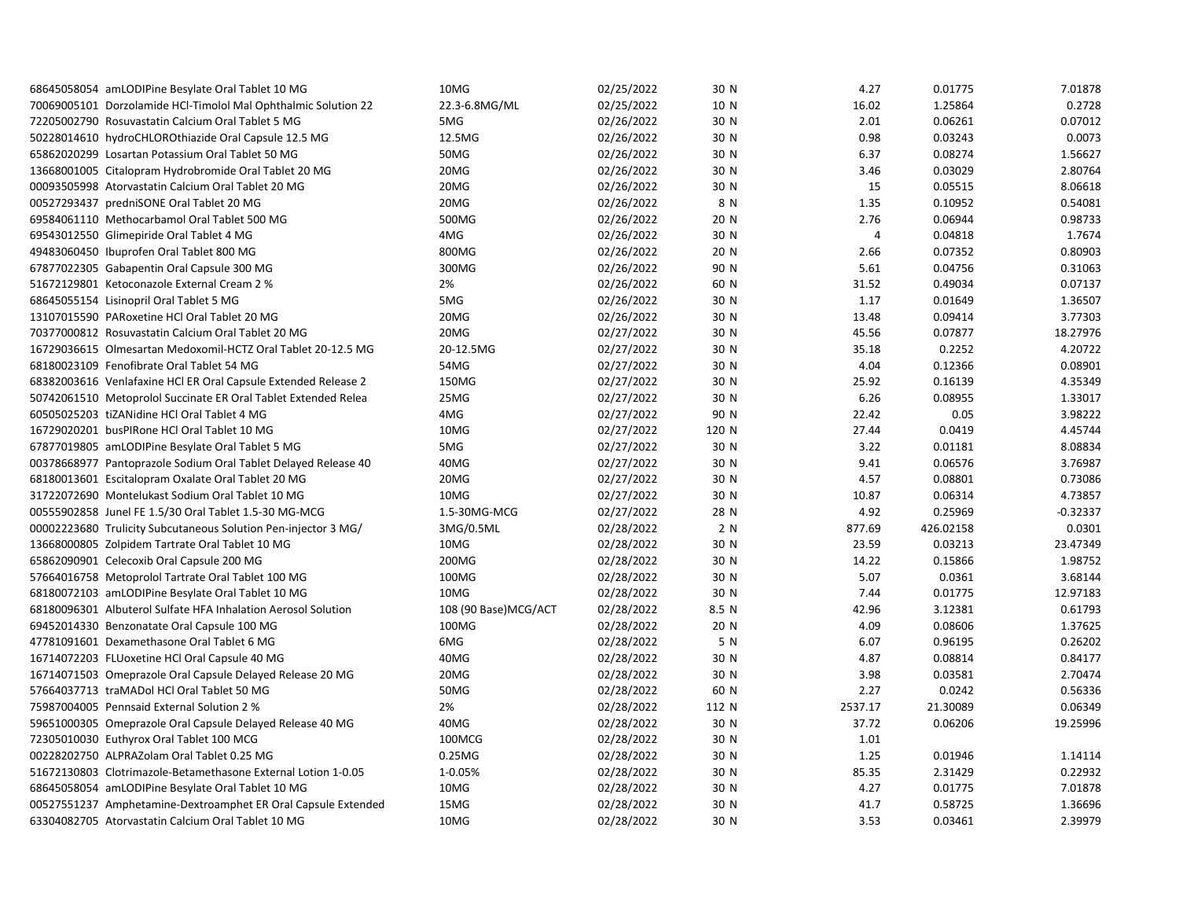| | | | | | | |
|---|---|---|---|---|---|---|
| 68645058054 amLODIPine Besylate Oral Tablet 10 MG | 10MG | 02/25/2022 | 30 N | 4.27 | 0.01775 | 7.01878 |
| 70069005101 Dorzolamide HCl-Timolol Mal Ophthalmic Solution 22 | 22.3-6.8MG/ML | 02/25/2022 | 10 N | 16.02 | 1.25864 | 0.2728 |
| 72205002790 Rosuvastatin Calcium Oral Tablet 5 MG | 5MG | 02/26/2022 | 30 N | 2.01 | 0.06261 | 0.07012 |
| 50228014610 hydroCHLOROthiazide Oral Capsule 12.5 MG | 12.5MG | 02/26/2022 | 30 N | 0.98 | 0.03243 | 0.0073 |
| 65862020299 Losartan Potassium Oral Tablet 50 MG | 50MG | 02/26/2022 | 30 N | 6.37 | 0.08274 | 1.56627 |
| 13668001005 Citalopram Hydrobromide Oral Tablet 20 MG | 20MG | 02/26/2022 | 30 N | 3.46 | 0.03029 | 2.80764 |
| 00093505998 Atorvastatin Calcium Oral Tablet 20 MG | 20MG | 02/26/2022 | 30 N | 15 | 0.05515 | 8.06618 |
| 00527293437 predniSONE Oral Tablet 20 MG | 20MG | 02/26/2022 | 8 N | 1.35 | 0.10952 | 0.54081 |
| 69584061110 Methocarbamol Oral Tablet 500 MG | 500MG | 02/26/2022 | 20 N | 2.76 | 0.06944 | 0.98733 |
| 69543012550 Glimepiride Oral Tablet 4 MG | 4MG | 02/26/2022 | 30 N | 4 | 0.04818 | 1.7674 |
| 49483060450 Ibuprofen Oral Tablet 800 MG | 800MG | 02/26/2022 | 20 N | 2.66 | 0.07352 | 0.80903 |
| 67877022305 Gabapentin Oral Capsule 300 MG | 300MG | 02/26/2022 | 90 N | 5.61 | 0.04756 | 0.31063 |
| 51672129801 Ketoconazole External Cream 2 % | 2% | 02/26/2022 | 60 N | 31.52 | 0.49034 | 0.07137 |
| 68645055154 Lisinopril Oral Tablet 5 MG | 5MG | 02/26/2022 | 30 N | 1.17 | 0.01649 | 1.36507 |
| 13107015590 PARoxetine HCl Oral Tablet 20 MG | 20MG | 02/26/2022 | 30 N | 13.48 | 0.09414 | 3.77303 |
| 70377000812 Rosuvastatin Calcium Oral Tablet 20 MG | 20MG | 02/27/2022 | 30 N | 45.56 | 0.07877 | 18.27976 |
| 16729036615 Olmesartan Medoxomil-HCTZ Oral Tablet 20-12.5 MG | 20-12.5MG | 02/27/2022 | 30 N | 35.18 | 0.2252 | 4.20722 |
| 68180023109 Fenofibrate Oral Tablet 54 MG | 54MG | 02/27/2022 | 30 N | 4.04 | 0.12366 | 0.08901 |
| 68382003616 Venlafaxine HCl ER Oral Capsule Extended Release 2 | 150MG | 02/27/2022 | 30 N | 25.92 | 0.16139 | 4.35349 |
| 50742061510 Metoprolol Succinate ER Oral Tablet Extended Relea | 25MG | 02/27/2022 | 30 N | 6.26 | 0.08955 | 1.33017 |
| 60505025203 tiZANidine HCl Oral Tablet 4 MG | 4MG | 02/27/2022 | 90 N | 22.42 | 0.05 | 3.98222 |
| 16729020201 busPIRone HCl Oral Tablet 10 MG | 10MG | 02/27/2022 | 120 N | 27.44 | 0.0419 | 4.45744 |
| 67877019805 amLODIPine Besylate Oral Tablet 5 MG | 5MG | 02/27/2022 | 30 N | 3.22 | 0.01181 | 8.08834 |
| 00378668977 Pantoprazole Sodium Oral Tablet Delayed Release 40 | 40MG | 02/27/2022 | 30 N | 9.41 | 0.06576 | 3.76987 |
| 68180013601 Escitalopram Oxalate Oral Tablet 20 MG | 20MG | 02/27/2022 | 30 N | 4.57 | 0.08801 | 0.73086 |
| 31722072690 Montelukast Sodium Oral Tablet 10 MG | 10MG | 02/27/2022 | 30 N | 10.87 | 0.06314 | 4.73857 |
| 00555902858 Junel FE 1.5/30 Oral Tablet 1.5-30 MG-MCG | 1.5-30MG-MCG | 02/27/2022 | 28 N | 4.92 | 0.25969 | -0.32337 |
| 00002223680 Trulicity Subcutaneous Solution Pen-injector 3 MG/ | 3MG/0.5ML | 02/28/2022 | 2 N | 877.69 | 426.02158 | 0.0301 |
| 13668000805 Zolpidem Tartrate Oral Tablet 10 MG | 10MG | 02/28/2022 | 30 N | 23.59 | 0.03213 | 23.47349 |
| 65862090901 Celecoxib Oral Capsule 200 MG | 200MG | 02/28/2022 | 30 N | 14.22 | 0.15866 | 1.98752 |
| 57664016758 Metoprolol Tartrate Oral Tablet 100 MG | 100MG | 02/28/2022 | 30 N | 5.07 | 0.0361 | 3.68144 |
| 68180072103 amLODIPine Besylate Oral Tablet 10 MG | 10MG | 02/28/2022 | 30 N | 7.44 | 0.01775 | 12.97183 |
| 68180096301 Albuterol Sulfate HFA Inhalation Aerosol Solution | 108 (90 Base)MCG/ACT | 02/28/2022 | 8.5 N | 42.96 | 3.12381 | 0.61793 |
| 69452014330 Benzonatate Oral Capsule 100 MG | 100MG | 02/28/2022 | 20 N | 4.09 | 0.08606 | 1.37625 |
| 47781091601 Dexamethasone Oral Tablet 6 MG | 6MG | 02/28/2022 | 5 N | 6.07 | 0.96195 | 0.26202 |
| 16714072203 FLUoxetine HCl Oral Capsule 40 MG | 40MG | 02/28/2022 | 30 N | 4.87 | 0.08814 | 0.84177 |
| 16714071503 Omeprazole Oral Capsule Delayed Release 20 MG | 20MG | 02/28/2022 | 30 N | 3.98 | 0.03581 | 2.70474 |
| 57664037713 traMADol HCl Oral Tablet 50 MG | 50MG | 02/28/2022 | 60 N | 2.27 | 0.0242 | 0.56336 |
| 75987004005 Pennsaid External Solution 2 % | 2% | 02/28/2022 | 112 N | 2537.17 | 21.30089 | 0.06349 |
| 59651000305 Omeprazole Oral Capsule Delayed Release 40 MG | 40MG | 02/28/2022 | 30 N | 37.72 | 0.06206 | 19.25996 |
| 72305010030 Euthyrox Oral Tablet 100 MCG | 100MCG | 02/28/2022 | 30 N | 1.01 | | |
| 00228202750 ALPRAZolam Oral Tablet 0.25 MG | 0.25MG | 02/28/2022 | 30 N | 1.25 | 0.01946 | 1.14114 |
| 51672130803 Clotrimazole-Betamethasone External Lotion 1-0.05 | 1-0.05% | 02/28/2022 | 30 N | 85.35 | 2.31429 | 0.22932 |
| 68645058054 amLODIPine Besylate Oral Tablet 10 MG | 10MG | 02/28/2022 | 30 N | 4.27 | 0.01775 | 7.01878 |
| 00527551237 Amphetamine-Dextroamphet ER Oral Capsule Extended | 15MG | 02/28/2022 | 30 N | 41.7 | 0.58725 | 1.36696 |
| 63304082705 Atorvastatin Calcium Oral Tablet 10 MG | 10MG | 02/28/2022 | 30 N | 3.53 | 0.03461 | 2.39979 |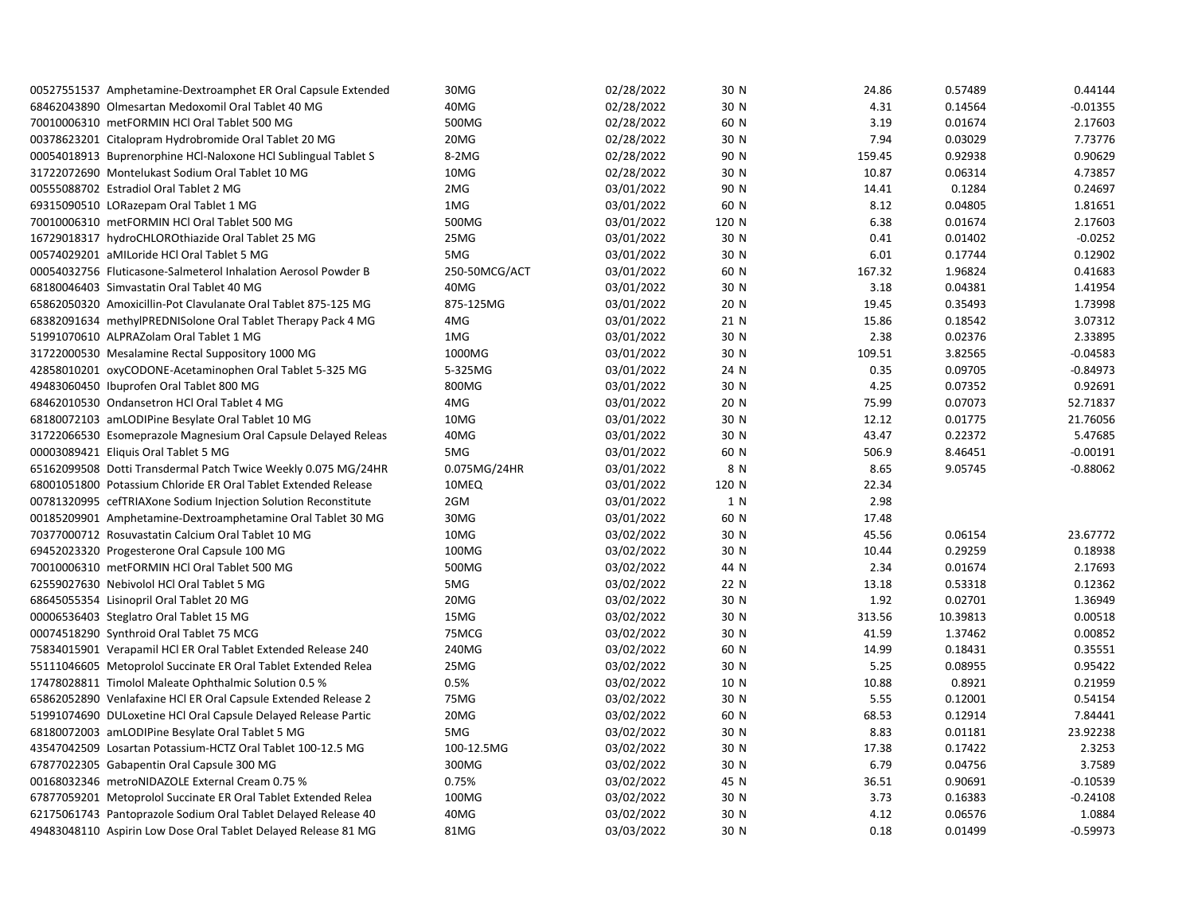| | | | | | | |
|---|---|---|---|---|---|---|
| 00527551537 Amphetamine-Dextroamphet ER Oral Capsule Extended | 30MG | 02/28/2022 | 30 N | 24.86 | 0.57489 | 0.44144 |
| 68462043890 Olmesartan Medoxomil Oral Tablet 40 MG | 40MG | 02/28/2022 | 30 N | 4.31 | 0.14564 | -0.01355 |
| 70010006310 metFORMIN HCl Oral Tablet 500 MG | 500MG | 02/28/2022 | 60 N | 3.19 | 0.01674 | 2.17603 |
| 00378623201 Citalopram Hydrobromide Oral Tablet 20 MG | 20MG | 02/28/2022 | 30 N | 7.94 | 0.03029 | 7.73776 |
| 00054018913 Buprenorphine HCl-Naloxone HCl Sublingual Tablet S | 8-2MG | 02/28/2022 | 90 N | 159.45 | 0.92938 | 0.90629 |
| 31722072690 Montelukast Sodium Oral Tablet 10 MG | 10MG | 02/28/2022 | 30 N | 10.87 | 0.06314 | 4.73857 |
| 00555088702 Estradiol Oral Tablet 2 MG | 2MG | 03/01/2022 | 90 N | 14.41 | 0.1284 | 0.24697 |
| 69315090510 LORazepam Oral Tablet 1 MG | 1MG | 03/01/2022 | 60 N | 8.12 | 0.04805 | 1.81651 |
| 70010006310 metFORMIN HCl Oral Tablet 500 MG | 500MG | 03/01/2022 | 120 N | 6.38 | 0.01674 | 2.17603 |
| 16729018317 hydroCHLOROthiazide Oral Tablet 25 MG | 25MG | 03/01/2022 | 30 N | 0.41 | 0.01402 | -0.0252 |
| 00574029201 aMILoride HCl Oral Tablet 5 MG | 5MG | 03/01/2022 | 30 N | 6.01 | 0.17744 | 0.12902 |
| 00054032756 Fluticasone-Salmeterol Inhalation Aerosol Powder B | 250-50MCG/ACT | 03/01/2022 | 60 N | 167.32 | 1.96824 | 0.41683 |
| 68180046403 Simvastatin Oral Tablet 40 MG | 40MG | 03/01/2022 | 30 N | 3.18 | 0.04381 | 1.41954 |
| 65862050320 Amoxicillin-Pot Clavulanate Oral Tablet 875-125 MG | 875-125MG | 03/01/2022 | 20 N | 19.45 | 0.35493 | 1.73998 |
| 68382091634 methylPREDNISolone Oral Tablet Therapy Pack 4 MG | 4MG | 03/01/2022 | 21 N | 15.86 | 0.18542 | 3.07312 |
| 51991070610 ALPRAZolam Oral Tablet 1 MG | 1MG | 03/01/2022 | 30 N | 2.38 | 0.02376 | 2.33895 |
| 31722000530 Mesalamine Rectal Suppository 1000 MG | 1000MG | 03/01/2022 | 30 N | 109.51 | 3.82565 | -0.04583 |
| 42858010201 oxyCODONE-Acetaminophen Oral Tablet 5-325 MG | 5-325MG | 03/01/2022 | 24 N | 0.35 | 0.09705 | -0.84973 |
| 49483060450 Ibuprofen Oral Tablet 800 MG | 800MG | 03/01/2022 | 30 N | 4.25 | 0.07352 | 0.92691 |
| 68462010530 Ondansetron HCl Oral Tablet 4 MG | 4MG | 03/01/2022 | 20 N | 75.99 | 0.07073 | 52.71837 |
| 68180072103 amLODIPine Besylate Oral Tablet 10 MG | 10MG | 03/01/2022 | 30 N | 12.12 | 0.01775 | 21.76056 |
| 31722066530 Esomeprazole Magnesium Oral Capsule Delayed Releas | 40MG | 03/01/2022 | 30 N | 43.47 | 0.22372 | 5.47685 |
| 00003089421 Eliquis Oral Tablet 5 MG | 5MG | 03/01/2022 | 60 N | 506.9 | 8.46451 | -0.00191 |
| 65162099508 Dotti Transdermal Patch Twice Weekly 0.075 MG/24HR | 0.075MG/24HR | 03/01/2022 | 8 N | 8.65 | 9.05745 | -0.88062 |
| 68001051800 Potassium Chloride ER Oral Tablet Extended Release | 10MEQ | 03/01/2022 | 120 N | 22.34 | | |
| 00781320995 cefTRIAXone Sodium Injection Solution Reconstitute | 2GM | 03/01/2022 | 1 N | 2.98 | | |
| 00185209901 Amphetamine-Dextroamphetamine Oral Tablet 30 MG | 30MG | 03/01/2022 | 60 N | 17.48 | | |
| 70377000712 Rosuvastatin Calcium Oral Tablet 10 MG | 10MG | 03/02/2022 | 30 N | 45.56 | 0.06154 | 23.67772 |
| 69452023320 Progesterone Oral Capsule 100 MG | 100MG | 03/02/2022 | 30 N | 10.44 | 0.29259 | 0.18938 |
| 70010006310 metFORMIN HCl Oral Tablet 500 MG | 500MG | 03/02/2022 | 44 N | 2.34 | 0.01674 | 2.17693 |
| 62559027630 Nebivolol HCl Oral Tablet 5 MG | 5MG | 03/02/2022 | 22 N | 13.18 | 0.53318 | 0.12362 |
| 68645055354 Lisinopril Oral Tablet 20 MG | 20MG | 03/02/2022 | 30 N | 1.92 | 0.02701 | 1.36949 |
| 00006536403 Steglatro Oral Tablet 15 MG | 15MG | 03/02/2022 | 30 N | 313.56 | 10.39813 | 0.00518 |
| 00074518290 Synthroid Oral Tablet 75 MCG | 75MCG | 03/02/2022 | 30 N | 41.59 | 1.37462 | 0.00852 |
| 75834015901 Verapamil HCl ER Oral Tablet Extended Release 240 | 240MG | 03/02/2022 | 60 N | 14.99 | 0.18431 | 0.35551 |
| 55111046605 Metoprolol Succinate ER Oral Tablet Extended Relea | 25MG | 03/02/2022 | 30 N | 5.25 | 0.08955 | 0.95422 |
| 17478028811 Timolol Maleate Ophthalmic Solution 0.5 % | 0.5% | 03/02/2022 | 10 N | 10.88 | 0.8921 | 0.21959 |
| 65862052890 Venlafaxine HCl ER Oral Capsule Extended Release 2 | 75MG | 03/02/2022 | 30 N | 5.55 | 0.12001 | 0.54154 |
| 51991074690 DULoxetine HCl Oral Capsule Delayed Release Partic | 20MG | 03/02/2022 | 60 N | 68.53 | 0.12914 | 7.84441 |
| 68180072003 amLODIPine Besylate Oral Tablet 5 MG | 5MG | 03/02/2022 | 30 N | 8.83 | 0.01181 | 23.92238 |
| 43547042509 Losartan Potassium-HCTZ Oral Tablet 100-12.5 MG | 100-12.5MG | 03/02/2022 | 30 N | 17.38 | 0.17422 | 2.3253 |
| 67877022305 Gabapentin Oral Capsule 300 MG | 300MG | 03/02/2022 | 30 N | 6.79 | 0.04756 | 3.7589 |
| 00168032346 metroNIDAZOLE External Cream 0.75 % | 0.75% | 03/02/2022 | 45 N | 36.51 | 0.90691 | -0.10539 |
| 67877059201 Metoprolol Succinate ER Oral Tablet Extended Relea | 100MG | 03/02/2022 | 30 N | 3.73 | 0.16383 | -0.24108 |
| 62175061743 Pantoprazole Sodium Oral Tablet Delayed Release 40 | 40MG | 03/02/2022 | 30 N | 4.12 | 0.06576 | 1.0884 |
| 49483048110 Aspirin Low Dose Oral Tablet Delayed Release 81 MG | 81MG | 03/03/2022 | 30 N | 0.18 | 0.01499 | -0.59973 |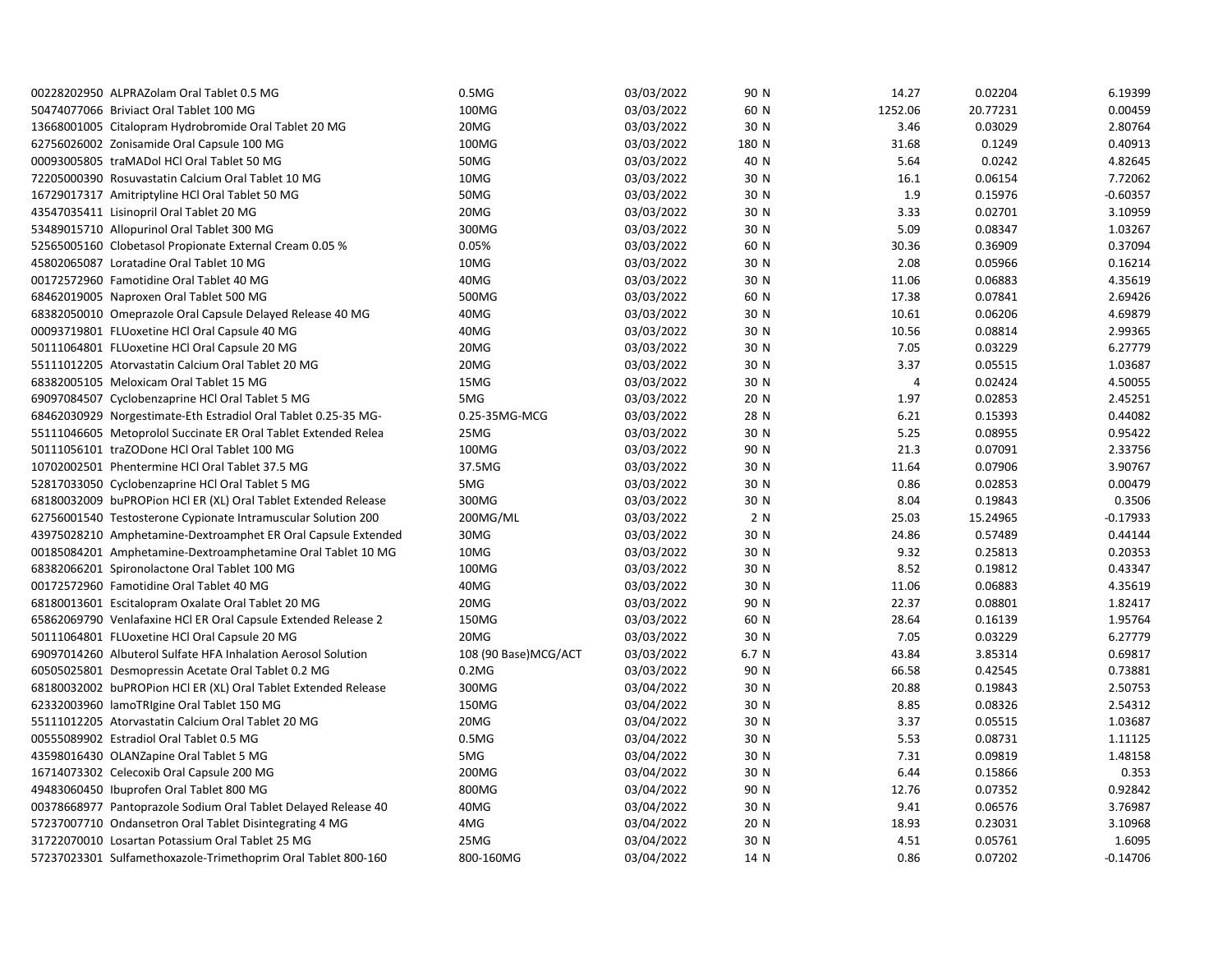| | | | | | | |
|---|---|---|---|---|---|---|
| 00228202950 ALPRAZolam Oral Tablet 0.5 MG | 0.5MG | 03/03/2022 | 90 N | 14.27 | 0.02204 | 6.19399 |
| 50474077066 Briviact Oral Tablet 100 MG | 100MG | 03/03/2022 | 60 N | 1252.06 | 20.77231 | 0.00459 |
| 13668001005 Citalopram Hydrobromide Oral Tablet 20 MG | 20MG | 03/03/2022 | 30 N | 3.46 | 0.03029 | 2.80764 |
| 62756026002 Zonisamide Oral Capsule 100 MG | 100MG | 03/03/2022 | 180 N | 31.68 | 0.1249 | 0.40913 |
| 00093005805 traMADol HCl Oral Tablet 50 MG | 50MG | 03/03/2022 | 40 N | 5.64 | 0.0242 | 4.82645 |
| 72205000390 Rosuvastatin Calcium Oral Tablet 10 MG | 10MG | 03/03/2022 | 30 N | 16.1 | 0.06154 | 7.72062 |
| 16729017317 Amitriptyline HCl Oral Tablet 50 MG | 50MG | 03/03/2022 | 30 N | 1.9 | 0.15976 | -0.60357 |
| 43547035411 Lisinopril Oral Tablet 20 MG | 20MG | 03/03/2022 | 30 N | 3.33 | 0.02701 | 3.10959 |
| 53489015710 Allopurinol Oral Tablet 300 MG | 300MG | 03/03/2022 | 30 N | 5.09 | 0.08347 | 1.03267 |
| 52565005160 Clobetasol Propionate External Cream 0.05 % | 0.05% | 03/03/2022 | 60 N | 30.36 | 0.36909 | 0.37094 |
| 45802065087 Loratadine Oral Tablet 10 MG | 10MG | 03/03/2022 | 30 N | 2.08 | 0.05966 | 0.16214 |
| 00172572960 Famotidine Oral Tablet 40 MG | 40MG | 03/03/2022 | 30 N | 11.06 | 0.06883 | 4.35619 |
| 68462019005 Naproxen Oral Tablet 500 MG | 500MG | 03/03/2022 | 60 N | 17.38 | 0.07841 | 2.69426 |
| 68382050010 Omeprazole Oral Capsule Delayed Release 40 MG | 40MG | 03/03/2022 | 30 N | 10.61 | 0.06206 | 4.69879 |
| 00093719801 FLUoxetine HCl Oral Capsule 40 MG | 40MG | 03/03/2022 | 30 N | 10.56 | 0.08814 | 2.99365 |
| 50111064801 FLUoxetine HCl Oral Capsule 20 MG | 20MG | 03/03/2022 | 30 N | 7.05 | 0.03229 | 6.27779 |
| 55111012205 Atorvastatin Calcium Oral Tablet 20 MG | 20MG | 03/03/2022 | 30 N | 3.37 | 0.05515 | 1.03687 |
| 68382005105 Meloxicam Oral Tablet 15 MG | 15MG | 03/03/2022 | 30 N | 4 | 0.02424 | 4.50055 |
| 69097084507 Cyclobenzaprine HCl Oral Tablet 5 MG | 5MG | 03/03/2022 | 20 N | 1.97 | 0.02853 | 2.45251 |
| 68462030929 Norgestimate-Eth Estradiol Oral Tablet 0.25-35 MG- | 0.25-35MG-MCG | 03/03/2022 | 28 N | 6.21 | 0.15393 | 0.44082 |
| 55111046605 Metoprolol Succinate ER Oral Tablet Extended Relea | 25MG | 03/03/2022 | 30 N | 5.25 | 0.08955 | 0.95422 |
| 50111056101 traZODone HCl Oral Tablet 100 MG | 100MG | 03/03/2022 | 90 N | 21.3 | 0.07091 | 2.33756 |
| 10702002501 Phentermine HCl Oral Tablet 37.5 MG | 37.5MG | 03/03/2022 | 30 N | 11.64 | 0.07906 | 3.90767 |
| 52817033050 Cyclobenzaprine HCl Oral Tablet 5 MG | 5MG | 03/03/2022 | 30 N | 0.86 | 0.02853 | 0.00479 |
| 68180032009 buPROPion HCl ER (XL) Oral Tablet Extended Release | 300MG | 03/03/2022 | 30 N | 8.04 | 0.19843 | 0.3506 |
| 62756001540 Testosterone Cypionate Intramuscular Solution 200 | 200MG/ML | 03/03/2022 | 2 N | 25.03 | 15.24965 | -0.17933 |
| 43975028210 Amphetamine-Dextroamphet ER Oral Capsule Extended | 30MG | 03/03/2022 | 30 N | 24.86 | 0.57489 | 0.44144 |
| 00185084201 Amphetamine-Dextroamphetamine Oral Tablet 10 MG | 10MG | 03/03/2022 | 30 N | 9.32 | 0.25813 | 0.20353 |
| 68382066201 Spironolactone Oral Tablet 100 MG | 100MG | 03/03/2022 | 30 N | 8.52 | 0.19812 | 0.43347 |
| 00172572960 Famotidine Oral Tablet 40 MG | 40MG | 03/03/2022 | 30 N | 11.06 | 0.06883 | 4.35619 |
| 68180013601 Escitalopram Oxalate Oral Tablet 20 MG | 20MG | 03/03/2022 | 90 N | 22.37 | 0.08801 | 1.82417 |
| 65862069790 Venlafaxine HCl ER Oral Capsule Extended Release 2 | 150MG | 03/03/2022 | 60 N | 28.64 | 0.16139 | 1.95764 |
| 50111064801 FLUoxetine HCl Oral Capsule 20 MG | 20MG | 03/03/2022 | 30 N | 7.05 | 0.03229 | 6.27779 |
| 69097014260 Albuterol Sulfate HFA Inhalation Aerosol Solution | 108 (90 Base)MCG/ACT | 03/03/2022 | 6.7 N | 43.84 | 3.85314 | 0.69817 |
| 60505025801 Desmopressin Acetate Oral Tablet 0.2 MG | 0.2MG | 03/03/2022 | 90 N | 66.58 | 0.42545 | 0.73881 |
| 68180032002 buPROPion HCl ER (XL) Oral Tablet Extended Release | 300MG | 03/04/2022 | 30 N | 20.88 | 0.19843 | 2.50753 |
| 62332003960 lamoTRIgine Oral Tablet 150 MG | 150MG | 03/04/2022 | 30 N | 8.85 | 0.08326 | 2.54312 |
| 55111012205 Atorvastatin Calcium Oral Tablet 20 MG | 20MG | 03/04/2022 | 30 N | 3.37 | 0.05515 | 1.03687 |
| 00555089902 Estradiol Oral Tablet 0.5 MG | 0.5MG | 03/04/2022 | 30 N | 5.53 | 0.08731 | 1.11125 |
| 43598016430 OLANZapine Oral Tablet 5 MG | 5MG | 03/04/2022 | 30 N | 7.31 | 0.09819 | 1.48158 |
| 16714073302 Celecoxib Oral Capsule 200 MG | 200MG | 03/04/2022 | 30 N | 6.44 | 0.15866 | 0.353 |
| 49483060450 Ibuprofen Oral Tablet 800 MG | 800MG | 03/04/2022 | 90 N | 12.76 | 0.07352 | 0.92842 |
| 00378668977 Pantoprazole Sodium Oral Tablet Delayed Release 40 | 40MG | 03/04/2022 | 30 N | 9.41 | 0.06576 | 3.76987 |
| 57237007710 Ondansetron Oral Tablet Disintegrating 4 MG | 4MG | 03/04/2022 | 20 N | 18.93 | 0.23031 | 3.10968 |
| 31722070010 Losartan Potassium Oral Tablet 25 MG | 25MG | 03/04/2022 | 30 N | 4.51 | 0.05761 | 1.6095 |
| 57237023301 Sulfamethoxazole-Trimethoprim Oral Tablet 800-160 | 800-160MG | 03/04/2022 | 14 N | 0.86 | 0.07202 | -0.14706 |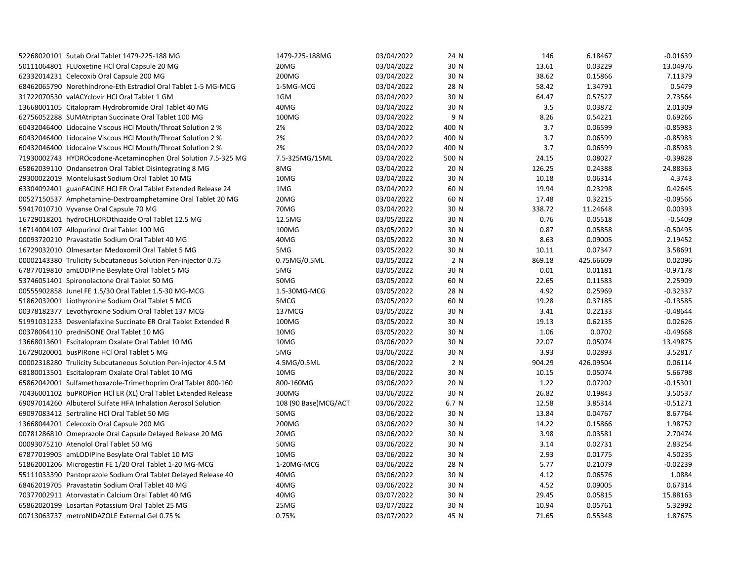| | | | | | | | |
|---|---|---|---|---|---|---|---|
| 52268020101 | Sutab Oral Tablet 1479-225-188 MG | 1479-225-188MG | 03/04/2022 | 24 N | 146 | 6.18467 | -0.01639 |
| 50111064801 | FLUoxetine HCl Oral Capsule 20 MG | 20MG | 03/04/2022 | 30 N | 13.61 | 0.03229 | 13.04976 |
| 62332014231 | Celecoxib Oral Capsule 200 MG | 200MG | 03/04/2022 | 30 N | 38.62 | 0.15866 | 7.11379 |
| 68462065790 | Norethindrone-Eth Estradiol Oral Tablet 1-5 MG-MCG | 1-5MG-MCG | 03/04/2022 | 28 N | 58.42 | 1.34791 | 0.5479 |
| 31722070530 | valACYclovir HCl Oral Tablet 1 GM | 1GM | 03/04/2022 | 30 N | 64.47 | 0.57527 | 2.73564 |
| 13668001105 | Citalopram Hydrobromide Oral Tablet 40 MG | 40MG | 03/04/2022 | 30 N | 3.5 | 0.03872 | 2.01309 |
| 62756052288 | SUMAtriptan Succinate Oral Tablet 100 MG | 100MG | 03/04/2022 | 9 N | 8.26 | 0.54221 | 0.69266 |
| 60432046400 | Lidocaine Viscous HCl Mouth/Throat Solution 2 % | 2% | 03/04/2022 | 400 N | 3.7 | 0.06599 | -0.85983 |
| 60432046400 | Lidocaine Viscous HCl Mouth/Throat Solution 2 % | 2% | 03/04/2022 | 400 N | 3.7 | 0.06599 | -0.85983 |
| 60432046400 | Lidocaine Viscous HCl Mouth/Throat Solution 2 % | 2% | 03/04/2022 | 400 N | 3.7 | 0.06599 | -0.85983 |
| 71930002743 | HYDROcodone-Acetaminophen Oral Solution 7.5-325 MG | 7.5-325MG/15ML | 03/04/2022 | 500 N | 24.15 | 0.08027 | -0.39828 |
| 65862039110 | Ondansetron Oral Tablet Disintegrating 8 MG | 8MG | 03/04/2022 | 20 N | 126.25 | 0.24388 | 24.88363 |
| 29300022019 | Montelukast Sodium Oral Tablet 10 MG | 10MG | 03/04/2022 | 30 N | 10.18 | 0.06314 | 4.3743 |
| 63304092401 | guanFACINE HCl ER Oral Tablet Extended Release 24 | 1MG | 03/04/2022 | 60 N | 19.94 | 0.23298 | 0.42645 |
| 00527150537 | Amphetamine-Dextroamphetamine Oral Tablet 20 MG | 20MG | 03/04/2022 | 60 N | 17.48 | 0.32215 | -0.09566 |
| 59417010710 | Vyvanse Oral Capsule 70 MG | 70MG | 03/04/2022 | 30 N | 338.72 | 11.24648 | 0.00393 |
| 16729018201 | hydroCHLOROthiazide Oral Tablet 12.5 MG | 12.5MG | 03/05/2022 | 30 N | 0.76 | 0.05518 | -0.5409 |
| 16714004107 | Allopurinol Oral Tablet 100 MG | 100MG | 03/05/2022 | 30 N | 0.87 | 0.05858 | -0.50495 |
| 00093720210 | Pravastatin Sodium Oral Tablet 40 MG | 40MG | 03/05/2022 | 30 N | 8.63 | 0.09005 | 2.19452 |
| 16729032010 | Olmesartan Medoxomil Oral Tablet 5 MG | 5MG | 03/05/2022 | 30 N | 10.11 | 0.07347 | 3.58691 |
| 00002143380 | Trulicity Subcutaneous Solution Pen-injector 0.75 | 0.75MG/0.5ML | 03/05/2022 | 2 N | 869.18 | 425.66609 | 0.02096 |
| 67877019810 | amLODIPine Besylate Oral Tablet 5 MG | 5MG | 03/05/2022 | 30 N | 0.01 | 0.01181 | -0.97178 |
| 53746051401 | Spironolactone Oral Tablet 50 MG | 50MG | 03/05/2022 | 60 N | 22.65 | 0.11583 | 2.25909 |
| 00555902858 | Junel FE 1.5/30 Oral Tablet 1.5-30 MG-MCG | 1.5-30MG-MCG | 03/05/2022 | 28 N | 4.92 | 0.25969 | -0.32337 |
| 51862032001 | Liothyronine Sodium Oral Tablet 5 MCG | 5MCG | 03/05/2022 | 60 N | 19.28 | 0.37185 | -0.13585 |
| 00378182377 | Levothyroxine Sodium Oral Tablet 137 MCG | 137MCG | 03/05/2022 | 30 N | 3.41 | 0.22133 | -0.48644 |
| 51991031233 | Desvenlafaxine Succinate ER Oral Tablet Extended R | 100MG | 03/05/2022 | 30 N | 19.13 | 0.62135 | 0.02626 |
| 00378064110 | predniSONE Oral Tablet 10 MG | 10MG | 03/05/2022 | 30 N | 1.06 | 0.0702 | -0.49668 |
| 13668013601 | Escitalopram Oxalate Oral Tablet 10 MG | 10MG | 03/06/2022 | 30 N | 22.07 | 0.05074 | 13.49875 |
| 16729020001 | busPIRone HCl Oral Tablet 5 MG | 5MG | 03/06/2022 | 30 N | 3.93 | 0.02893 | 3.52817 |
| 00002318280 | Trulicity Subcutaneous Solution Pen-injector 4.5 M | 4.5MG/0.5ML | 03/06/2022 | 2 N | 904.29 | 426.09504 | 0.06114 |
| 68180013501 | Escitalopram Oxalate Oral Tablet 10 MG | 10MG | 03/06/2022 | 30 N | 10.15 | 0.05074 | 5.66798 |
| 65862042001 | Sulfamethoxazole-Trimethoprim Oral Tablet 800-160 | 800-160MG | 03/06/2022 | 20 N | 1.22 | 0.07202 | -0.15301 |
| 70436001102 | buPROPion HCl ER (XL) Oral Tablet Extended Release | 300MG | 03/06/2022 | 30 N | 26.82 | 0.19843 | 3.50537 |
| 69097014260 | Albuterol Sulfate HFA Inhalation Aerosol Solution | 108 (90 Base)MCG/ACT | 03/06/2022 | 6.7 N | 12.58 | 3.85314 | -0.51271 |
| 69097083412 | Sertraline HCl Oral Tablet 50 MG | 50MG | 03/06/2022 | 30 N | 13.84 | 0.04767 | 8.67764 |
| 13668044201 | Celecoxib Oral Capsule 200 MG | 200MG | 03/06/2022 | 30 N | 14.22 | 0.15866 | 1.98752 |
| 00781286810 | Omeprazole Oral Capsule Delayed Release 20 MG | 20MG | 03/06/2022 | 30 N | 3.98 | 0.03581 | 2.70474 |
| 00093075210 | Atenolol Oral Tablet 50 MG | 50MG | 03/06/2022 | 30 N | 3.14 | 0.02731 | 2.83254 |
| 67877019905 | amLODIPine Besylate Oral Tablet 10 MG | 10MG | 03/06/2022 | 30 N | 2.93 | 0.01775 | 4.50235 |
| 51862001206 | Microgestin FE 1/20 Oral Tablet 1-20 MG-MCG | 1-20MG-MCG | 03/06/2022 | 28 N | 5.77 | 0.21079 | -0.02239 |
| 55111033390 | Pantoprazole Sodium Oral Tablet Delayed Release 40 | 40MG | 03/06/2022 | 30 N | 4.12 | 0.06576 | 1.0884 |
| 68462019705 | Pravastatin Sodium Oral Tablet 40 MG | 40MG | 03/06/2022 | 30 N | 4.52 | 0.09005 | 0.67314 |
| 70377002911 | Atorvastatin Calcium Oral Tablet 40 MG | 40MG | 03/07/2022 | 30 N | 29.45 | 0.05815 | 15.88163 |
| 65862020199 | Losartan Potassium Oral Tablet 25 MG | 25MG | 03/07/2022 | 30 N | 10.94 | 0.05761 | 5.32992 |
| 00713063737 | metroNIDAZOLE External Gel 0.75 % | 0.75% | 03/07/2022 | 45 N | 71.65 | 0.55348 | 1.87675 |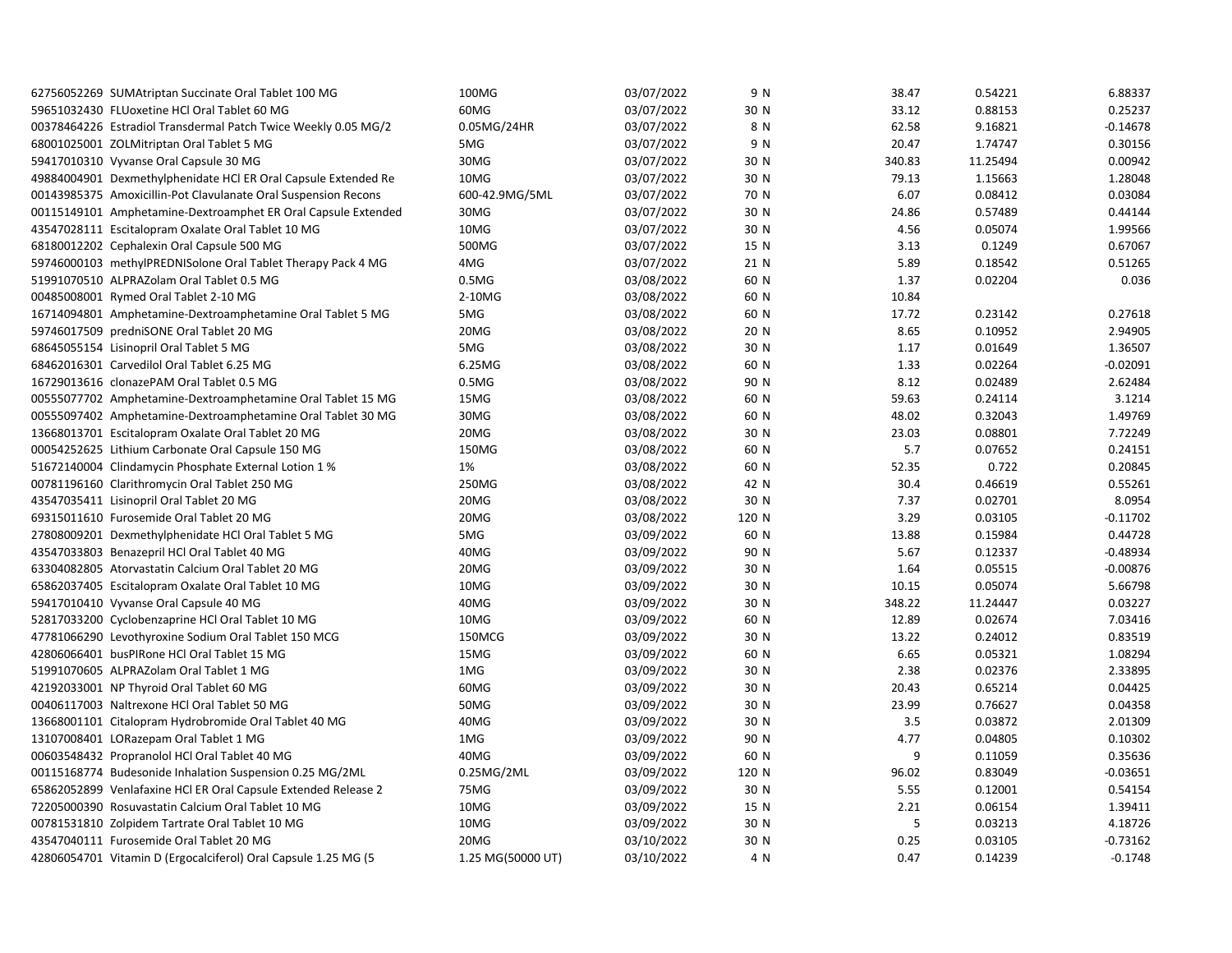| | | | | | | | |
|---|---|---|---|---|---|---|---|
| 62756052269 SUMAtriptan Succinate Oral Tablet 100 MG | 100MG | 03/07/2022 | 9 N | 38.47 | 0.54221 | 6.88337 |
| 59651032430 FLUoxetine HCl Oral Tablet 60 MG | 60MG | 03/07/2022 | 30 N | 33.12 | 0.88153 | 0.25237 |
| 00378464226 Estradiol Transdermal Patch Twice Weekly 0.05 MG/2 | 0.05MG/24HR | 03/07/2022 | 8 N | 62.58 | 9.16821 | -0.14678 |
| 68001025001 ZOLMitriptan Oral Tablet 5 MG | 5MG | 03/07/2022 | 9 N | 20.47 | 1.74747 | 0.30156 |
| 59417010310 Vyvanse Oral Capsule 30 MG | 30MG | 03/07/2022 | 30 N | 340.83 | 11.25494 | 0.00942 |
| 49884004901 Dexmethylphenidate HCl ER Oral Capsule Extended Re | 10MG | 03/07/2022 | 30 N | 79.13 | 1.15663 | 1.28048 |
| 00143985375 Amoxicillin-Pot Clavulanate Oral Suspension Recons | 600-42.9MG/5ML | 03/07/2022 | 70 N | 6.07 | 0.08412 | 0.03084 |
| 00115149101 Amphetamine-Dextroamphet ER Oral Capsule Extended | 30MG | 03/07/2022 | 30 N | 24.86 | 0.57489 | 0.44144 |
| 43547028111 Escitalopram Oxalate Oral Tablet 10 MG | 10MG | 03/07/2022 | 30 N | 4.56 | 0.05074 | 1.99566 |
| 68180012202 Cephalexin Oral Capsule 500 MG | 500MG | 03/07/2022 | 15 N | 3.13 | 0.1249 | 0.67067 |
| 59746000103 methylPREDNISolone Oral Tablet Therapy Pack 4 MG | 4MG | 03/07/2022 | 21 N | 5.89 | 0.18542 | 0.51265 |
| 51991070510 ALPRAZolam Oral Tablet 0.5 MG | 0.5MG | 03/08/2022 | 60 N | 1.37 | 0.02204 | 0.036 |
| 00485008001 Rymed Oral Tablet 2-10 MG | 2-10MG | 03/08/2022 | 60 N | 10.84 | | |
| 16714094801 Amphetamine-Dextroamphetamine Oral Tablet 5 MG | 5MG | 03/08/2022 | 60 N | 17.72 | 0.23142 | 0.27618 |
| 59746017509 predniSONE Oral Tablet 20 MG | 20MG | 03/08/2022 | 20 N | 8.65 | 0.10952 | 2.94905 |
| 68645055154 Lisinopril Oral Tablet 5 MG | 5MG | 03/08/2022 | 30 N | 1.17 | 0.01649 | 1.36507 |
| 68462016301 Carvedilol Oral Tablet 6.25 MG | 6.25MG | 03/08/2022 | 60 N | 1.33 | 0.02264 | -0.02091 |
| 16729013616 clonazePAM Oral Tablet 0.5 MG | 0.5MG | 03/08/2022 | 90 N | 8.12 | 0.02489 | 2.62484 |
| 00555077702 Amphetamine-Dextroamphetamine Oral Tablet 15 MG | 15MG | 03/08/2022 | 60 N | 59.63 | 0.24114 | 3.1214 |
| 00555097402 Amphetamine-Dextroamphetamine Oral Tablet 30 MG | 30MG | 03/08/2022 | 60 N | 48.02 | 0.32043 | 1.49769 |
| 13668013701 Escitalopram Oxalate Oral Tablet 20 MG | 20MG | 03/08/2022 | 30 N | 23.03 | 0.08801 | 7.72249 |
| 00054252625 Lithium Carbonate Oral Capsule 150 MG | 150MG | 03/08/2022 | 60 N | 5.7 | 0.07652 | 0.24151 |
| 51672140004 Clindamycin Phosphate External Lotion 1 % | 1% | 03/08/2022 | 60 N | 52.35 | 0.722 | 0.20845 |
| 00781196160 Clarithromycin Oral Tablet 250 MG | 250MG | 03/08/2022 | 42 N | 30.4 | 0.46619 | 0.55261 |
| 43547035411 Lisinopril Oral Tablet 20 MG | 20MG | 03/08/2022 | 30 N | 7.37 | 0.02701 | 8.0954 |
| 69315011610 Furosemide Oral Tablet 20 MG | 20MG | 03/08/2022 | 120 N | 3.29 | 0.03105 | -0.11702 |
| 27808009201 Dexmethylphenidate HCl Oral Tablet 5 MG | 5MG | 03/09/2022 | 60 N | 13.88 | 0.15984 | 0.44728 |
| 43547033803 Benazepril HCl Oral Tablet 40 MG | 40MG | 03/09/2022 | 90 N | 5.67 | 0.12337 | -0.48934 |
| 63304082805 Atorvastatin Calcium Oral Tablet 20 MG | 20MG | 03/09/2022 | 30 N | 1.64 | 0.05515 | -0.00876 |
| 65862037405 Escitalopram Oxalate Oral Tablet 10 MG | 10MG | 03/09/2022 | 30 N | 10.15 | 0.05074 | 5.66798 |
| 59417010410 Vyvanse Oral Capsule 40 MG | 40MG | 03/09/2022 | 30 N | 348.22 | 11.24447 | 0.03227 |
| 52817033200 Cyclobenzaprine HCl Oral Tablet 10 MG | 10MG | 03/09/2022 | 60 N | 12.89 | 0.02674 | 7.03416 |
| 47781066290 Levothyroxine Sodium Oral Tablet 150 MCG | 150MCG | 03/09/2022 | 30 N | 13.22 | 0.24012 | 0.83519 |
| 42806066401 busPIRone HCl Oral Tablet 15 MG | 15MG | 03/09/2022 | 60 N | 6.65 | 0.05321 | 1.08294 |
| 51991070605 ALPRAZolam Oral Tablet 1 MG | 1MG | 03/09/2022 | 30 N | 2.38 | 0.02376 | 2.33895 |
| 42192033001 NP Thyroid Oral Tablet 60 MG | 60MG | 03/09/2022 | 30 N | 20.43 | 0.65214 | 0.04425 |
| 00406117003 Naltrexone HCl Oral Tablet 50 MG | 50MG | 03/09/2022 | 30 N | 23.99 | 0.76627 | 0.04358 |
| 13668001101 Citalopram Hydrobromide Oral Tablet 40 MG | 40MG | 03/09/2022 | 30 N | 3.5 | 0.03872 | 2.01309 |
| 13107008401 LORazepam Oral Tablet 1 MG | 1MG | 03/09/2022 | 90 N | 4.77 | 0.04805 | 0.10302 |
| 00603548432 Propranolol HCl Oral Tablet 40 MG | 40MG | 03/09/2022 | 60 N | 9 | 0.11059 | 0.35636 |
| 00115168774 Budesonide Inhalation Suspension 0.25 MG/2ML | 0.25MG/2ML | 03/09/2022 | 120 N | 96.02 | 0.83049 | -0.03651 |
| 65862052899 Venlafaxine HCl ER Oral Capsule Extended Release 2 | 75MG | 03/09/2022 | 30 N | 5.55 | 0.12001 | 0.54154 |
| 72205000390 Rosuvastatin Calcium Oral Tablet 10 MG | 10MG | 03/09/2022 | 15 N | 2.21 | 0.06154 | 1.39411 |
| 00781531810 Zolpidem Tartrate Oral Tablet 10 MG | 10MG | 03/09/2022 | 30 N | 5 | 0.03213 | 4.18726 |
| 43547040111 Furosemide Oral Tablet 20 MG | 20MG | 03/10/2022 | 30 N | 0.25 | 0.03105 | -0.73162 |
| 42806054701 Vitamin D (Ergocalciferol) Oral Capsule 1.25 MG (5 | 1.25 MG(50000 UT) | 03/10/2022 | 4 N | 0.47 | 0.14239 | -0.1748 |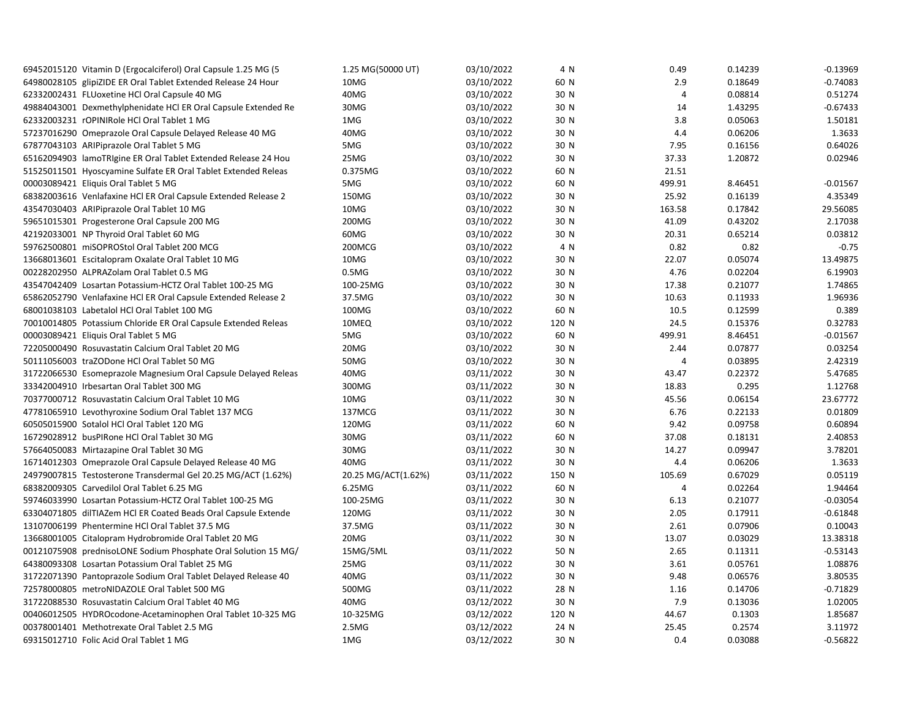| | | | | | | |
|---|---|---|---|---|---|---|
| 69452015120 Vitamin D (Ergocalciferol) Oral Capsule 1.25 MG (5 | 1.25 MG(50000 UT) | 03/10/2022 | 4 N | 0.49 | 0.14239 | -0.13969 |
| 64980028105 glipiZIDE ER Oral Tablet Extended Release 24 Hour | 10MG | 03/10/2022 | 60 N | 2.9 | 0.18649 | -0.74083 |
| 62332002431 FLUoxetine HCl Oral Capsule 40 MG | 40MG | 03/10/2022 | 30 N | 4 | 0.08814 | 0.51274 |
| 49884043001 Dexmethylphenidate HCl ER Oral Capsule Extended Re | 30MG | 03/10/2022 | 30 N | 14 | 1.43295 | -0.67433 |
| 62332003231 rOPINIRole HCl Oral Tablet 1 MG | 1MG | 03/10/2022 | 30 N | 3.8 | 0.05063 | 1.50181 |
| 57237016290 Omeprazole Oral Capsule Delayed Release 40 MG | 40MG | 03/10/2022 | 30 N | 4.4 | 0.06206 | 1.3633 |
| 67877043103 ARIPiprazole Oral Tablet 5 MG | 5MG | 03/10/2022 | 30 N | 7.95 | 0.16156 | 0.64026 |
| 65162094903 lamoTRIgine ER Oral Tablet Extended Release 24 Hou | 25MG | 03/10/2022 | 30 N | 37.33 | 1.20872 | 0.02946 |
| 51525011501 Hyoscyamine Sulfate ER Oral Tablet Extended Releas | 0.375MG | 03/10/2022 | 60 N | 21.51 | | |
| 00003089421 Eliquis Oral Tablet 5 MG | 5MG | 03/10/2022 | 60 N | 499.91 | 8.46451 | -0.01567 |
| 68382003616 Venlafaxine HCl ER Oral Capsule Extended Release 2 | 150MG | 03/10/2022 | 30 N | 25.92 | 0.16139 | 4.35349 |
| 43547030403 ARIPiprazole Oral Tablet 10 MG | 10MG | 03/10/2022 | 30 N | 163.58 | 0.17842 | 29.56085 |
| 59651015301 Progesterone Oral Capsule 200 MG | 200MG | 03/10/2022 | 30 N | 41.09 | 0.43202 | 2.17038 |
| 42192033001 NP Thyroid Oral Tablet 60 MG | 60MG | 03/10/2022 | 30 N | 20.31 | 0.65214 | 0.03812 |
| 59762500801 miSOPROStol Oral Tablet 200 MCG | 200MCG | 03/10/2022 | 4 N | 0.82 | 0.82 | -0.75 |
| 13668013601 Escitalopram Oxalate Oral Tablet 10 MG | 10MG | 03/10/2022 | 30 N | 22.07 | 0.05074 | 13.49875 |
| 00228202950 ALPRAZolam Oral Tablet 0.5 MG | 0.5MG | 03/10/2022 | 30 N | 4.76 | 0.02204 | 6.19903 |
| 43547042409 Losartan Potassium-HCTZ Oral Tablet 100-25 MG | 100-25MG | 03/10/2022 | 30 N | 17.38 | 0.21077 | 1.74865 |
| 65862052790 Venlafaxine HCl ER Oral Capsule Extended Release 2 | 37.5MG | 03/10/2022 | 30 N | 10.63 | 0.11933 | 1.96936 |
| 68001038103 Labetalol HCl Oral Tablet 100 MG | 100MG | 03/10/2022 | 60 N | 10.5 | 0.12599 | 0.389 |
| 70010014805 Potassium Chloride ER Oral Capsule Extended Releas | 10MEQ | 03/10/2022 | 120 N | 24.5 | 0.15376 | 0.32783 |
| 00003089421 Eliquis Oral Tablet 5 MG | 5MG | 03/10/2022 | 60 N | 499.91 | 8.46451 | -0.01567 |
| 72205000490 Rosuvastatin Calcium Oral Tablet 20 MG | 20MG | 03/10/2022 | 30 N | 2.44 | 0.07877 | 0.03254 |
| 50111056003 traZODone HCl Oral Tablet 50 MG | 50MG | 03/10/2022 | 30 N | 4 | 0.03895 | 2.42319 |
| 31722066530 Esomeprazole Magnesium Oral Capsule Delayed Releas | 40MG | 03/11/2022 | 30 N | 43.47 | 0.22372 | 5.47685 |
| 33342004910 Irbesartan Oral Tablet 300 MG | 300MG | 03/11/2022 | 30 N | 18.83 | 0.295 | 1.12768 |
| 70377000712 Rosuvastatin Calcium Oral Tablet 10 MG | 10MG | 03/11/2022 | 30 N | 45.56 | 0.06154 | 23.67772 |
| 47781065910 Levothyroxine Sodium Oral Tablet 137 MCG | 137MCG | 03/11/2022 | 30 N | 6.76 | 0.22133 | 0.01809 |
| 60505015900 Sotalol HCl Oral Tablet 120 MG | 120MG | 03/11/2022 | 60 N | 9.42 | 0.09758 | 0.60894 |
| 16729028912 busPIRone HCl Oral Tablet 30 MG | 30MG | 03/11/2022 | 60 N | 37.08 | 0.18131 | 2.40853 |
| 57664050083 Mirtazapine Oral Tablet 30 MG | 30MG | 03/11/2022 | 30 N | 14.27 | 0.09947 | 3.78201 |
| 16714012303 Omeprazole Oral Capsule Delayed Release 40 MG | 40MG | 03/11/2022 | 30 N | 4.4 | 0.06206 | 1.3633 |
| 24979007815 Testosterone Transdermal Gel 20.25 MG/ACT (1.62%) | 20.25 MG/ACT(1.62%) | 03/11/2022 | 150 N | 105.69 | 0.67029 | 0.05119 |
| 68382009305 Carvedilol Oral Tablet 6.25 MG | 6.25MG | 03/11/2022 | 60 N | 4 | 0.02264 | 1.94464 |
| 59746033990 Losartan Potassium-HCTZ Oral Tablet 100-25 MG | 100-25MG | 03/11/2022 | 30 N | 6.13 | 0.21077 | -0.03054 |
| 63304071805 dilTIAZem HCl ER Coated Beads Oral Capsule Extende | 120MG | 03/11/2022 | 30 N | 2.05 | 0.17911 | -0.61848 |
| 13107006199 Phentermine HCl Oral Tablet 37.5 MG | 37.5MG | 03/11/2022 | 30 N | 2.61 | 0.07906 | 0.10043 |
| 13668001005 Citalopram Hydrobromide Oral Tablet 20 MG | 20MG | 03/11/2022 | 30 N | 13.07 | 0.03029 | 13.38318 |
| 00121075908 prednisoLONE Sodium Phosphate Oral Solution 15 MG/ | 15MG/5ML | 03/11/2022 | 50 N | 2.65 | 0.11311 | -0.53143 |
| 64380093308 Losartan Potassium Oral Tablet 25 MG | 25MG | 03/11/2022 | 30 N | 3.61 | 0.05761 | 1.08876 |
| 31722071390 Pantoprazole Sodium Oral Tablet Delayed Release 40 | 40MG | 03/11/2022 | 30 N | 9.48 | 0.06576 | 3.80535 |
| 72578000805 metroNIDAZOLE Oral Tablet 500 MG | 500MG | 03/11/2022 | 28 N | 1.16 | 0.14706 | -0.71829 |
| 31722088530 Rosuvastatin Calcium Oral Tablet 40 MG | 40MG | 03/12/2022 | 30 N | 7.9 | 0.13036 | 1.02005 |
| 00406012505 HYDROcodone-Acetaminophen Oral Tablet 10-325 MG | 10-325MG | 03/12/2022 | 120 N | 44.67 | 0.1303 | 1.85687 |
| 00378001401 Methotrexate Oral Tablet 2.5 MG | 2.5MG | 03/12/2022 | 24 N | 25.45 | 0.2574 | 3.11972 |
| 69315012710 Folic Acid Oral Tablet 1 MG | 1MG | 03/12/2022 | 30 N | 0.4 | 0.03088 | -0.56822 |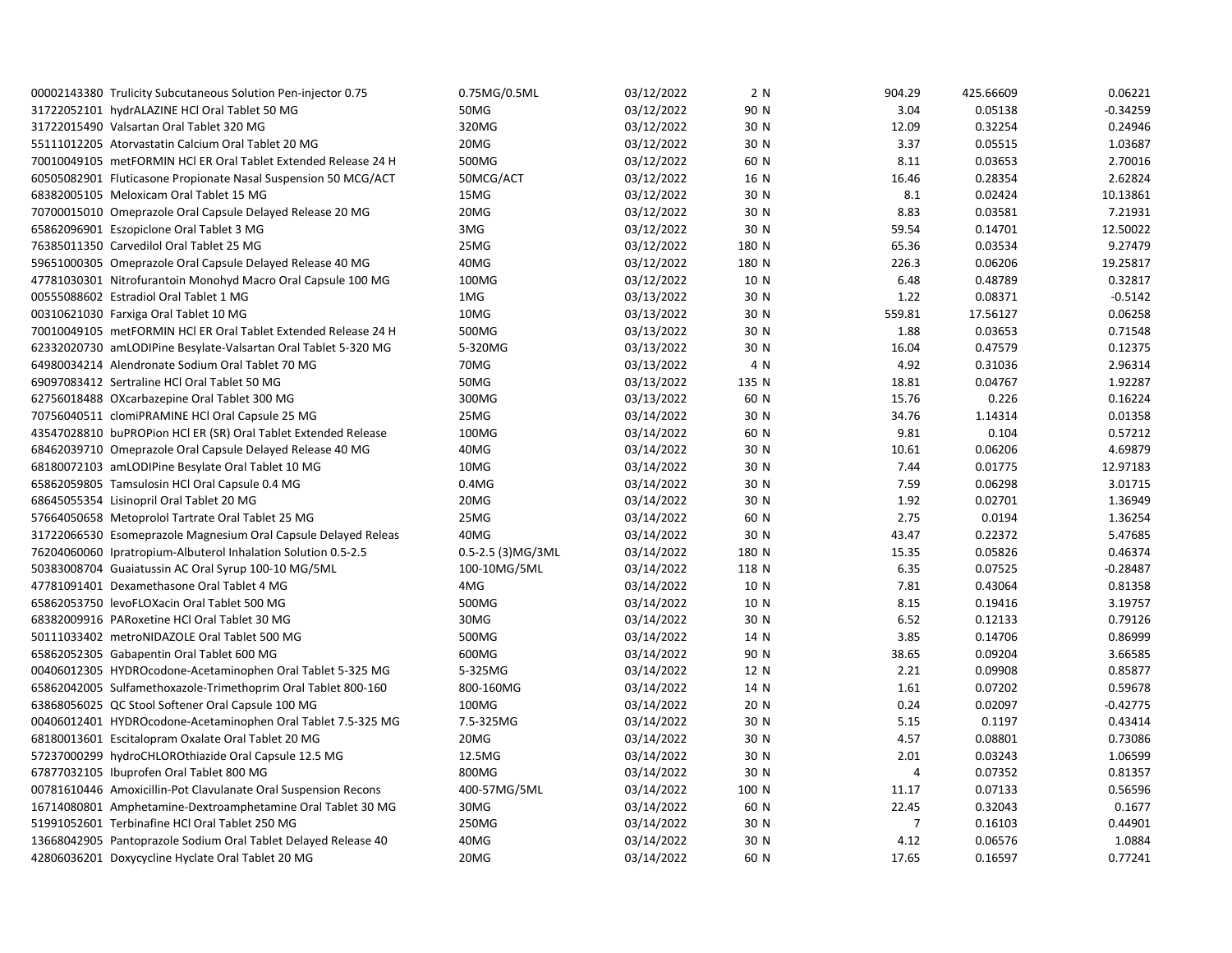| | | | | | | | |
|---|---|---|---|---|---|---|---|
| 00002143380 | Trulicity Subcutaneous Solution Pen-injector 0.75 | 0.75MG/0.5ML | 03/12/2022 | 2 N | 904.29 | 425.66609 | 0.06221 |
| 31722052101 | hydrALAZINE HCl Oral Tablet 50 MG | 50MG | 03/12/2022 | 90 N | 3.04 | 0.05138 | -0.34259 |
| 31722015490 | Valsartan Oral Tablet 320 MG | 320MG | 03/12/2022 | 30 N | 12.09 | 0.32254 | 0.24946 |
| 55111012205 | Atorvastatin Calcium Oral Tablet 20 MG | 20MG | 03/12/2022 | 30 N | 3.37 | 0.05515 | 1.03687 |
| 70010049105 | metFORMIN HCl ER Oral Tablet Extended Release 24 H | 500MG | 03/12/2022 | 60 N | 8.11 | 0.03653 | 2.70016 |
| 60505082901 | Fluticasone Propionate Nasal Suspension 50 MCG/ACT | 50MCG/ACT | 03/12/2022 | 16 N | 16.46 | 0.28354 | 2.62824 |
| 68382005105 | Meloxicam Oral Tablet 15 MG | 15MG | 03/12/2022 | 30 N | 8.1 | 0.02424 | 10.13861 |
| 70700015010 | Omeprazole Oral Capsule Delayed Release 20 MG | 20MG | 03/12/2022 | 30 N | 8.83 | 0.03581 | 7.21931 |
| 65862096901 | Eszopiclone Oral Tablet 3 MG | 3MG | 03/12/2022 | 30 N | 59.54 | 0.14701 | 12.50022 |
| 76385011350 | Carvedilol Oral Tablet 25 MG | 25MG | 03/12/2022 | 180 N | 65.36 | 0.03534 | 9.27479 |
| 59651000305 | Omeprazole Oral Capsule Delayed Release 40 MG | 40MG | 03/12/2022 | 180 N | 226.3 | 0.06206 | 19.25817 |
| 47781030301 | Nitrofurantoin Monohyd Macro Oral Capsule 100 MG | 100MG | 03/12/2022 | 10 N | 6.48 | 0.48789 | 0.32817 |
| 00555088602 | Estradiol Oral Tablet 1 MG | 1MG | 03/13/2022 | 30 N | 1.22 | 0.08371 | -0.5142 |
| 00310621030 | Farxiga Oral Tablet 10 MG | 10MG | 03/13/2022 | 30 N | 559.81 | 17.56127 | 0.06258 |
| 70010049105 | metFORMIN HCl ER Oral Tablet Extended Release 24 H | 500MG | 03/13/2022 | 30 N | 1.88 | 0.03653 | 0.71548 |
| 62332020730 | amLODIPine Besylate-Valsartan Oral Tablet 5-320 MG | 5-320MG | 03/13/2022 | 30 N | 16.04 | 0.47579 | 0.12375 |
| 64980034214 | Alendronate Sodium Oral Tablet 70 MG | 70MG | 03/13/2022 | 4 N | 4.92 | 0.31036 | 2.96314 |
| 69097083412 | Sertraline HCl Oral Tablet 50 MG | 50MG | 03/13/2022 | 135 N | 18.81 | 0.04767 | 1.92287 |
| 62756018488 | OXcarbazepine Oral Tablet 300 MG | 300MG | 03/13/2022 | 60 N | 15.76 | 0.226 | 0.16224 |
| 70756040511 | clomiPRAMINE HCl Oral Capsule 25 MG | 25MG | 03/14/2022 | 30 N | 34.76 | 1.14314 | 0.01358 |
| 43547028810 | buPROPion HCl ER (SR) Oral Tablet Extended Release | 100MG | 03/14/2022 | 60 N | 9.81 | 0.104 | 0.57212 |
| 68462039710 | Omeprazole Oral Capsule Delayed Release 40 MG | 40MG | 03/14/2022 | 30 N | 10.61 | 0.06206 | 4.69879 |
| 68180072103 | amLODIPine Besylate Oral Tablet 10 MG | 10MG | 03/14/2022 | 30 N | 7.44 | 0.01775 | 12.97183 |
| 65862059805 | Tamsulosin HCl Oral Capsule 0.4 MG | 0.4MG | 03/14/2022 | 30 N | 7.59 | 0.06298 | 3.01715 |
| 68645055354 | Lisinopril Oral Tablet 20 MG | 20MG | 03/14/2022 | 30 N | 1.92 | 0.02701 | 1.36949 |
| 57664050658 | Metoprolol Tartrate Oral Tablet 25 MG | 25MG | 03/14/2022 | 60 N | 2.75 | 0.0194 | 1.36254 |
| 31722066530 | Esomeprazole Magnesium Oral Capsule Delayed Releas | 40MG | 03/14/2022 | 30 N | 43.47 | 0.22372 | 5.47685 |
| 76204060060 | Ipratropium-Albuterol Inhalation Solution 0.5-2.5 | 0.5-2.5 (3)MG/3ML | 03/14/2022 | 180 N | 15.35 | 0.05826 | 0.46374 |
| 50383008704 | Guaiatussin AC Oral Syrup 100-10 MG/5ML | 100-10MG/5ML | 03/14/2022 | 118 N | 6.35 | 0.07525 | -0.28487 |
| 47781091401 | Dexamethasone Oral Tablet 4 MG | 4MG | 03/14/2022 | 10 N | 7.81 | 0.43064 | 0.81358 |
| 65862053750 | levoFLOXacin Oral Tablet 500 MG | 500MG | 03/14/2022 | 10 N | 8.15 | 0.19416 | 3.19757 |
| 68382009916 | PARoxetine HCl Oral Tablet 30 MG | 30MG | 03/14/2022 | 30 N | 6.52 | 0.12133 | 0.79126 |
| 50111033402 | metroNIDAZOLE Oral Tablet 500 MG | 500MG | 03/14/2022 | 14 N | 3.85 | 0.14706 | 0.86999 |
| 65862052305 | Gabapentin Oral Tablet 600 MG | 600MG | 03/14/2022 | 90 N | 38.65 | 0.09204 | 3.66585 |
| 00406012305 | HYDROcodone-Acetaminophen Oral Tablet 5-325 MG | 5-325MG | 03/14/2022 | 12 N | 2.21 | 0.09908 | 0.85877 |
| 65862042005 | Sulfamethoxazole-Trimethoprim Oral Tablet 800-160 | 800-160MG | 03/14/2022 | 14 N | 1.61 | 0.07202 | 0.59678 |
| 63868056025 | QC Stool Softener Oral Capsule 100 MG | 100MG | 03/14/2022 | 20 N | 0.24 | 0.02097 | -0.42775 |
| 00406012401 | HYDROcodone-Acetaminophen Oral Tablet 7.5-325 MG | 7.5-325MG | 03/14/2022 | 30 N | 5.15 | 0.1197 | 0.43414 |
| 68180013601 | Escitalopram Oxalate Oral Tablet 20 MG | 20MG | 03/14/2022 | 30 N | 4.57 | 0.08801 | 0.73086 |
| 57237000299 | hydroCHLOROthiazide Oral Capsule 12.5 MG | 12.5MG | 03/14/2022 | 30 N | 2.01 | 0.03243 | 1.06599 |
| 67877032105 | Ibuprofen Oral Tablet 800 MG | 800MG | 03/14/2022 | 30 N | 4 | 0.07352 | 0.81357 |
| 00781610446 | Amoxicillin-Pot Clavulanate Oral Suspension Recons | 400-57MG/5ML | 03/14/2022 | 100 N | 11.17 | 0.07133 | 0.56596 |
| 16714080801 | Amphetamine-Dextroamphetamine Oral Tablet 30 MG | 30MG | 03/14/2022 | 60 N | 22.45 | 0.32043 | 0.1677 |
| 51991052601 | Terbinafine HCl Oral Tablet 250 MG | 250MG | 03/14/2022 | 30 N | 7 | 0.16103 | 0.44901 |
| 13668042905 | Pantoprazole Sodium Oral Tablet Delayed Release 40 | 40MG | 03/14/2022 | 30 N | 4.12 | 0.06576 | 1.0884 |
| 42806036201 | Doxycycline Hyclate Oral Tablet 20 MG | 20MG | 03/14/2022 | 60 N | 17.65 | 0.16597 | 0.77241 |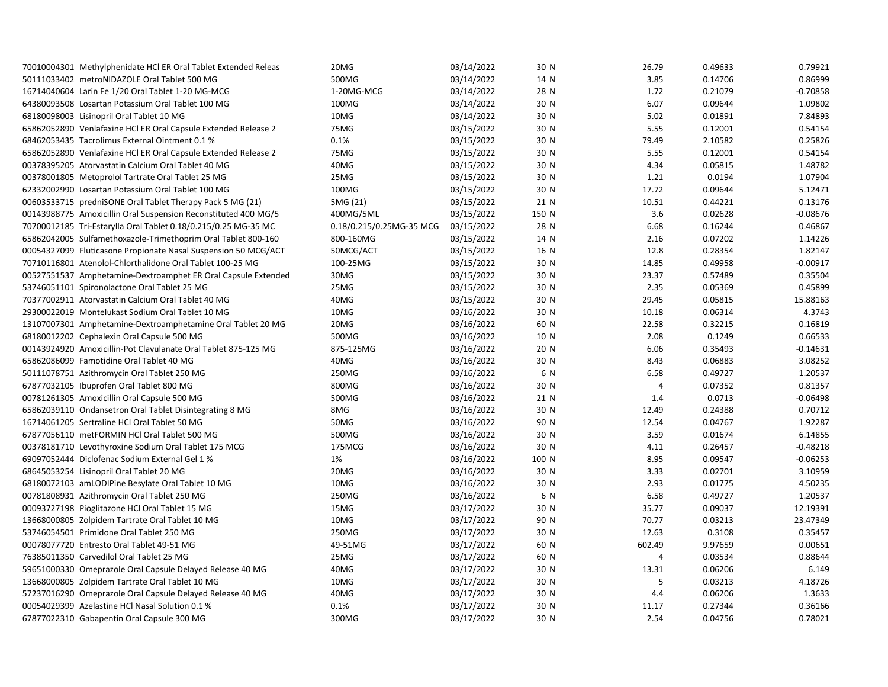| | | | | | | |
|---|---|---|---|---|---|---|
| 70010004301 Methylphenidate HCl ER Oral Tablet Extended Releas | 20MG | 03/14/2022 | 30 N | 26.79 | 0.49633 | 0.79921 |
| 50111033402 metroNIDAZOLE Oral Tablet 500 MG | 500MG | 03/14/2022 | 14 N | 3.85 | 0.14706 | 0.86999 |
| 16714040604 Larin Fe 1/20 Oral Tablet 1-20 MG-MCG | 1-20MG-MCG | 03/14/2022 | 28 N | 1.72 | 0.21079 | -0.70858 |
| 64380093508 Losartan Potassium Oral Tablet 100 MG | 100MG | 03/14/2022 | 30 N | 6.07 | 0.09644 | 1.09802 |
| 68180098003 Lisinopril Oral Tablet 10 MG | 10MG | 03/14/2022 | 30 N | 5.02 | 0.01891 | 7.84893 |
| 65862052890 Venlafaxine HCl ER Oral Capsule Extended Release 2 | 75MG | 03/15/2022 | 30 N | 5.55 | 0.12001 | 0.54154 |
| 68462053435 Tacrolimus External Ointment 0.1 % | 0.1% | 03/15/2022 | 30 N | 79.49 | 2.10582 | 0.25826 |
| 65862052890 Venlafaxine HCl ER Oral Capsule Extended Release 2 | 75MG | 03/15/2022 | 30 N | 5.55 | 0.12001 | 0.54154 |
| 00378395205 Atorvastatin Calcium Oral Tablet 40 MG | 40MG | 03/15/2022 | 30 N | 4.34 | 0.05815 | 1.48782 |
| 00378001805 Metoprolol Tartrate Oral Tablet 25 MG | 25MG | 03/15/2022 | 30 N | 1.21 | 0.0194 | 1.07904 |
| 62332002990 Losartan Potassium Oral Tablet 100 MG | 100MG | 03/15/2022 | 30 N | 17.72 | 0.09644 | 5.12471 |
| 00603533715 predniSONE Oral Tablet Therapy Pack 5 MG (21) | 5MG (21) | 03/15/2022 | 21 N | 10.51 | 0.44221 | 0.13176 |
| 00143988775 Amoxicillin Oral Suspension Reconstituted 400 MG/5 | 400MG/5ML | 03/15/2022 | 150 N | 3.6 | 0.02628 | -0.08676 |
| 70700012185 Tri-Estarylla Oral Tablet 0.18/0.215/0.25 MG-35 MC | 0.18/0.215/0.25MG-35 MCG | 03/15/2022 | 28 N | 6.68 | 0.16244 | 0.46867 |
| 65862042005 Sulfamethoxazole-Trimethoprim Oral Tablet 800-160 | 800-160MG | 03/15/2022 | 14 N | 2.16 | 0.07202 | 1.14226 |
| 00054327099 Fluticasone Propionate Nasal Suspension 50 MCG/ACT | 50MCG/ACT | 03/15/2022 | 16 N | 12.8 | 0.28354 | 1.82147 |
| 70710116801 Atenolol-Chlorthalidone Oral Tablet 100-25 MG | 100-25MG | 03/15/2022 | 30 N | 14.85 | 0.49958 | -0.00917 |
| 00527551537 Amphetamine-Dextroamphet ER Oral Capsule Extended | 30MG | 03/15/2022 | 30 N | 23.37 | 0.57489 | 0.35504 |
| 53746051101 Spironolactone Oral Tablet 25 MG | 25MG | 03/15/2022 | 30 N | 2.35 | 0.05369 | 0.45899 |
| 70377002911 Atorvastatin Calcium Oral Tablet 40 MG | 40MG | 03/15/2022 | 30 N | 29.45 | 0.05815 | 15.88163 |
| 29300022019 Montelukast Sodium Oral Tablet 10 MG | 10MG | 03/16/2022 | 30 N | 10.18 | 0.06314 | 4.3743 |
| 13107007301 Amphetamine-Dextroamphetamine Oral Tablet 20 MG | 20MG | 03/16/2022 | 60 N | 22.58 | 0.32215 | 0.16819 |
| 68180012202 Cephalexin Oral Capsule 500 MG | 500MG | 03/16/2022 | 10 N | 2.08 | 0.1249 | 0.66533 |
| 00143924920 Amoxicillin-Pot Clavulanate Oral Tablet 875-125 MG | 875-125MG | 03/16/2022 | 20 N | 6.06 | 0.35493 | -0.14631 |
| 65862086099 Famotidine Oral Tablet 40 MG | 40MG | 03/16/2022 | 30 N | 8.43 | 0.06883 | 3.08252 |
| 50111078751 Azithromycin Oral Tablet 250 MG | 250MG | 03/16/2022 | 6 N | 6.58 | 0.49727 | 1.20537 |
| 67877032105 Ibuprofen Oral Tablet 800 MG | 800MG | 03/16/2022 | 30 N | 4 | 0.07352 | 0.81357 |
| 00781261305 Amoxicillin Oral Capsule 500 MG | 500MG | 03/16/2022 | 21 N | 1.4 | 0.0713 | -0.06498 |
| 65862039110 Ondansetron Oral Tablet Disintegrating 8 MG | 8MG | 03/16/2022 | 30 N | 12.49 | 0.24388 | 0.70712 |
| 16714061205 Sertraline HCl Oral Tablet 50 MG | 50MG | 03/16/2022 | 90 N | 12.54 | 0.04767 | 1.92287 |
| 67877056110 metFORMIN HCl Oral Tablet 500 MG | 500MG | 03/16/2022 | 30 N | 3.59 | 0.01674 | 6.14855 |
| 00378181710 Levothyroxine Sodium Oral Tablet 175 MCG | 175MCG | 03/16/2022 | 30 N | 4.11 | 0.26457 | -0.48218 |
| 69097052444 Diclofenac Sodium External Gel 1 % | 1% | 03/16/2022 | 100 N | 8.95 | 0.09547 | -0.06253 |
| 68645053254 Lisinopril Oral Tablet 20 MG | 20MG | 03/16/2022 | 30 N | 3.33 | 0.02701 | 3.10959 |
| 68180072103 amLODIPine Besylate Oral Tablet 10 MG | 10MG | 03/16/2022 | 30 N | 2.93 | 0.01775 | 4.50235 |
| 00781808931 Azithromycin Oral Tablet 250 MG | 250MG | 03/16/2022 | 6 N | 6.58 | 0.49727 | 1.20537 |
| 00093727198 Pioglitazone HCl Oral Tablet 15 MG | 15MG | 03/17/2022 | 30 N | 35.77 | 0.09037 | 12.19391 |
| 13668000805 Zolpidem Tartrate Oral Tablet 10 MG | 10MG | 03/17/2022 | 90 N | 70.77 | 0.03213 | 23.47349 |
| 53746054501 Primidone Oral Tablet 250 MG | 250MG | 03/17/2022 | 30 N | 12.63 | 0.3108 | 0.35457 |
| 00078077720 Entresto Oral Tablet 49-51 MG | 49-51MG | 03/17/2022 | 60 N | 602.49 | 9.97659 | 0.00651 |
| 76385011350 Carvedilol Oral Tablet 25 MG | 25MG | 03/17/2022 | 60 N | 4 | 0.03534 | 0.88644 |
| 59651000330 Omeprazole Oral Capsule Delayed Release 40 MG | 40MG | 03/17/2022 | 30 N | 13.31 | 0.06206 | 6.149 |
| 13668000805 Zolpidem Tartrate Oral Tablet 10 MG | 10MG | 03/17/2022 | 30 N | 5 | 0.03213 | 4.18726 |
| 57237016290 Omeprazole Oral Capsule Delayed Release 40 MG | 40MG | 03/17/2022 | 30 N | 4.4 | 0.06206 | 1.3633 |
| 00054029399 Azelastine HCl Nasal Solution 0.1 % | 0.1% | 03/17/2022 | 30 N | 11.17 | 0.27344 | 0.36166 |
| 67877022310 Gabapentin Oral Capsule 300 MG | 300MG | 03/17/2022 | 30 N | 2.54 | 0.04756 | 0.78021 |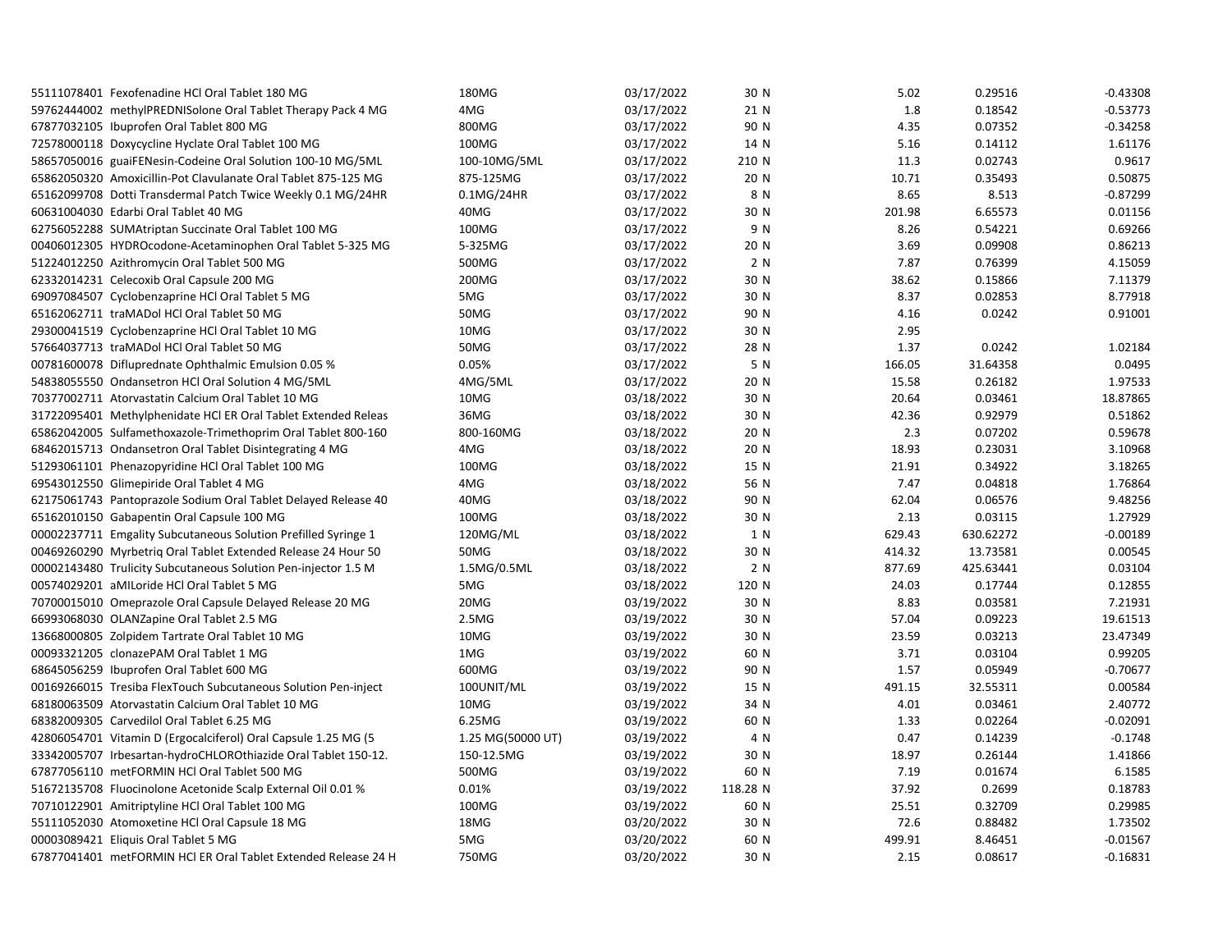| | | | | | | |
|---|---|---|---|---|---|---|
| 55111078401 Fexofenadine HCl Oral Tablet 180 MG | 180MG | 03/17/2022 | 30 N | 5.02 | 0.29516 | -0.43308 |
| 59762444002 methylPREDNISolone Oral Tablet Therapy Pack 4 MG | 4MG | 03/17/2022 | 21 N | 1.8 | 0.18542 | -0.53773 |
| 67877032105 Ibuprofen Oral Tablet 800 MG | 800MG | 03/17/2022 | 90 N | 4.35 | 0.07352 | -0.34258 |
| 72578000118 Doxycycline Hyclate Oral Tablet 100 MG | 100MG | 03/17/2022 | 14 N | 5.16 | 0.14112 | 1.61176 |
| 58657050016 guaiFENesin-Codeine Oral Solution 100-10 MG/5ML | 100-10MG/5ML | 03/17/2022 | 210 N | 11.3 | 0.02743 | 0.9617 |
| 65862050320 Amoxicillin-Pot Clavulanate Oral Tablet 875-125 MG | 875-125MG | 03/17/2022 | 20 N | 10.71 | 0.35493 | 0.50875 |
| 65162099708 Dotti Transdermal Patch Twice Weekly 0.1 MG/24HR | 0.1MG/24HR | 03/17/2022 | 8 N | 8.65 | 8.513 | -0.87299 |
| 60631004030 Edarbi Oral Tablet 40 MG | 40MG | 03/17/2022 | 30 N | 201.98 | 6.65573 | 0.01156 |
| 62756052288 SUMAtriptan Succinate Oral Tablet 100 MG | 100MG | 03/17/2022 | 9 N | 8.26 | 0.54221 | 0.69266 |
| 00406012305 HYDROcodone-Acetaminophen Oral Tablet 5-325 MG | 5-325MG | 03/17/2022 | 20 N | 3.69 | 0.09908 | 0.86213 |
| 51224012250 Azithromycin Oral Tablet 500 MG | 500MG | 03/17/2022 | 2 N | 7.87 | 0.76399 | 4.15059 |
| 62332014231 Celecoxib Oral Capsule 200 MG | 200MG | 03/17/2022 | 30 N | 38.62 | 0.15866 | 7.11379 |
| 69097084507 Cyclobenzaprine HCl Oral Tablet 5 MG | 5MG | 03/17/2022 | 30 N | 8.37 | 0.02853 | 8.77918 |
| 65162062711 traMADol HCl Oral Tablet 50 MG | 50MG | 03/17/2022 | 90 N | 4.16 | 0.0242 | 0.91001 |
| 29300041519 Cyclobenzaprine HCl Oral Tablet 10 MG | 10MG | 03/17/2022 | 30 N | 2.95 | | |
| 57664037713 traMADol HCl Oral Tablet 50 MG | 50MG | 03/17/2022 | 28 N | 1.37 | 0.0242 | 1.02184 |
| 00781600078 Difluprednate Ophthalmic Emulsion 0.05 % | 0.05% | 03/17/2022 | 5 N | 166.05 | 31.64358 | 0.0495 |
| 54838055550 Ondansetron HCl Oral Solution 4 MG/5ML | 4MG/5ML | 03/17/2022 | 20 N | 15.58 | 0.26182 | 1.97533 |
| 70377002711 Atorvastatin Calcium Oral Tablet 10 MG | 10MG | 03/18/2022 | 30 N | 20.64 | 0.03461 | 18.87865 |
| 31722095401 Methylphenidate HCl ER Oral Tablet Extended Releas | 36MG | 03/18/2022 | 30 N | 42.36 | 0.92979 | 0.51862 |
| 65862042005 Sulfamethoxazole-Trimethoprim Oral Tablet 800-160 | 800-160MG | 03/18/2022 | 20 N | 2.3 | 0.07202 | 0.59678 |
| 68462015713 Ondansetron Oral Tablet Disintegrating 4 MG | 4MG | 03/18/2022 | 20 N | 18.93 | 0.23031 | 3.10968 |
| 51293061101 Phenazopyridine HCl Oral Tablet 100 MG | 100MG | 03/18/2022 | 15 N | 21.91 | 0.34922 | 3.18265 |
| 69543012550 Glimepiride Oral Tablet 4 MG | 4MG | 03/18/2022 | 56 N | 7.47 | 0.04818 | 1.76864 |
| 62175061743 Pantoprazole Sodium Oral Tablet Delayed Release 40 | 40MG | 03/18/2022 | 90 N | 62.04 | 0.06576 | 9.48256 |
| 65162010150 Gabapentin Oral Capsule 100 MG | 100MG | 03/18/2022 | 30 N | 2.13 | 0.03115 | 1.27929 |
| 00002237711 Emgality Subcutaneous Solution Prefilled Syringe 1 | 120MG/ML | 03/18/2022 | 1 N | 629.43 | 630.62272 | -0.00189 |
| 00469260290 Myrbetriq Oral Tablet Extended Release 24 Hour 50 | 50MG | 03/18/2022 | 30 N | 414.32 | 13.73581 | 0.00545 |
| 00002143480 Trulicity Subcutaneous Solution Pen-injector 1.5 M | 1.5MG/0.5ML | 03/18/2022 | 2 N | 877.69 | 425.63441 | 0.03104 |
| 00574029201 aMILoride HCl Oral Tablet 5 MG | 5MG | 03/18/2022 | 120 N | 24.03 | 0.17744 | 0.12855 |
| 70700015010 Omeprazole Oral Capsule Delayed Release 20 MG | 20MG | 03/19/2022 | 30 N | 8.83 | 0.03581 | 7.21931 |
| 66993068030 OLANZapine Oral Tablet 2.5 MG | 2.5MG | 03/19/2022 | 30 N | 57.04 | 0.09223 | 19.61513 |
| 13668000805 Zolpidem Tartrate Oral Tablet 10 MG | 10MG | 03/19/2022 | 30 N | 23.59 | 0.03213 | 23.47349 |
| 00093321205 clonazePAM Oral Tablet 1 MG | 1MG | 03/19/2022 | 60 N | 3.71 | 0.03104 | 0.99205 |
| 68645056259 Ibuprofen Oral Tablet 600 MG | 600MG | 03/19/2022 | 90 N | 1.57 | 0.05949 | -0.70677 |
| 00169266015 Tresiba FlexTouch Subcutaneous Solution Pen-inject | 100UNIT/ML | 03/19/2022 | 15 N | 491.15 | 32.55311 | 0.00584 |
| 68180063509 Atorvastatin Calcium Oral Tablet 10 MG | 10MG | 03/19/2022 | 34 N | 4.01 | 0.03461 | 2.40772 |
| 68382009305 Carvedilol Oral Tablet 6.25 MG | 6.25MG | 03/19/2022 | 60 N | 1.33 | 0.02264 | -0.02091 |
| 42806054701 Vitamin D (Ergocalciferol) Oral Capsule 1.25 MG (5 | 1.25 MG(50000 UT) | 03/19/2022 | 4 N | 0.47 | 0.14239 | -0.1748 |
| 33342005707 Irbesartan-hydroCHLOROthiazide Oral Tablet 150-12. | 150-12.5MG | 03/19/2022 | 30 N | 18.97 | 0.26144 | 1.41866 |
| 67877056110 metFORMIN HCl Oral Tablet 500 MG | 500MG | 03/19/2022 | 60 N | 7.19 | 0.01674 | 6.1585 |
| 51672135708 Fluocinolone Acetonide Scalp External Oil 0.01 % | 0.01% | 03/19/2022 | 118.28 N | 37.92 | 0.2699 | 0.18783 |
| 70710122901 Amitriptyline HCl Oral Tablet 100 MG | 100MG | 03/19/2022 | 60 N | 25.51 | 0.32709 | 0.29985 |
| 55111052030 Atomoxetine HCl Oral Capsule 18 MG | 18MG | 03/20/2022 | 30 N | 72.6 | 0.88482 | 1.73502 |
| 00003089421 Eliquis Oral Tablet 5 MG | 5MG | 03/20/2022 | 60 N | 499.91 | 8.46451 | -0.01567 |
| 67877041401 metFORMIN HCl ER Oral Tablet Extended Release 24 H | 750MG | 03/20/2022 | 30 N | 2.15 | 0.08617 | -0.16831 |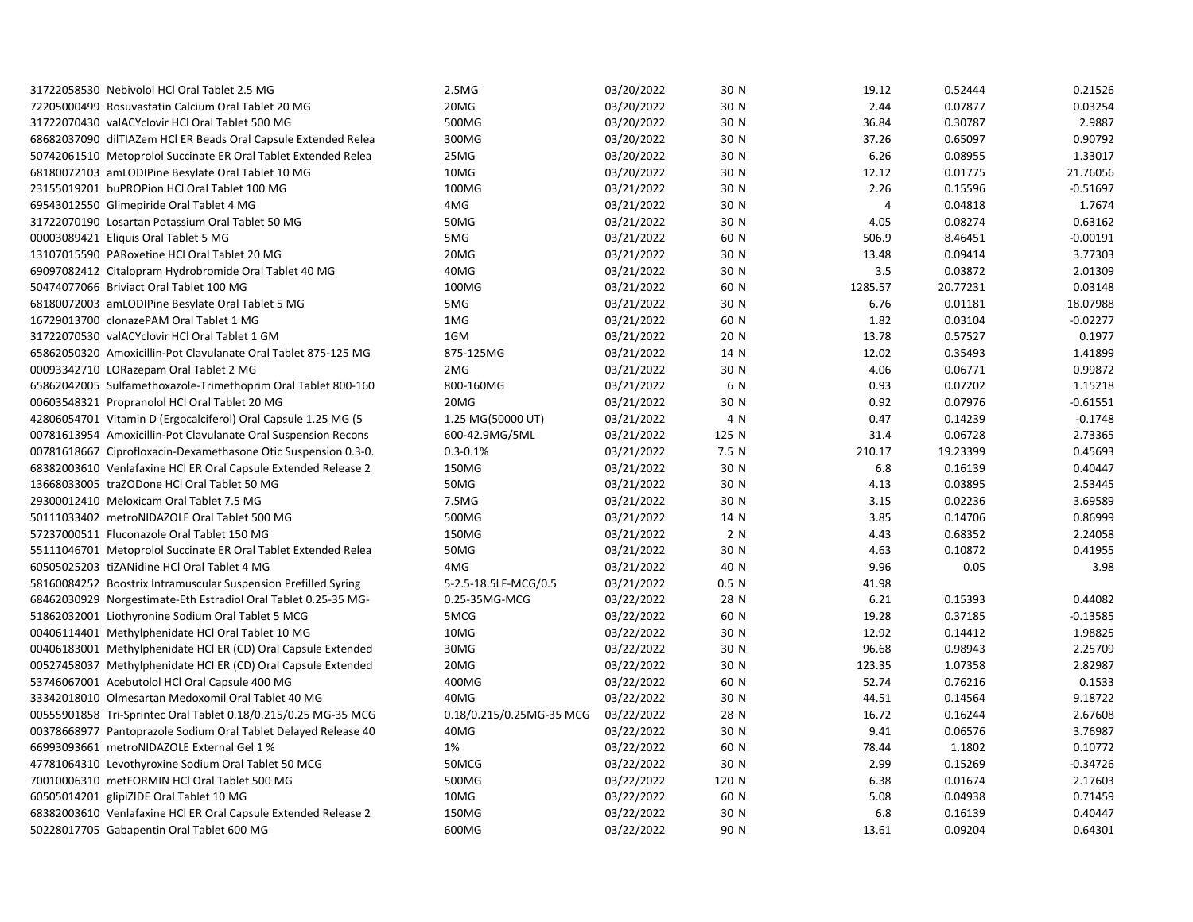| | | | | | | |
|---|---|---|---|---|---|---|
| 31722058530 Nebivolol HCl Oral Tablet 2.5 MG | 2.5MG | 03/20/2022 | 30 N | 19.12 | 0.52444 | 0.21526 |
| 72205000499 Rosuvastatin Calcium Oral Tablet 20 MG | 20MG | 03/20/2022 | 30 N | 2.44 | 0.07877 | 0.03254 |
| 31722070430 valACYclovir HCl Oral Tablet 500 MG | 500MG | 03/20/2022 | 30 N | 36.84 | 0.30787 | 2.9887 |
| 68682037090 dilTIAZem HCl ER Beads Oral Capsule Extended Relea | 300MG | 03/20/2022 | 30 N | 37.26 | 0.65097 | 0.90792 |
| 50742061510 Metoprolol Succinate ER Oral Tablet Extended Relea | 25MG | 03/20/2022 | 30 N | 6.26 | 0.08955 | 1.33017 |
| 68180072103 amLODIPine Besylate Oral Tablet 10 MG | 10MG | 03/20/2022 | 30 N | 12.12 | 0.01775 | 21.76056 |
| 23155019201 buPROPion HCl Oral Tablet 100 MG | 100MG | 03/21/2022 | 30 N | 2.26 | 0.15596 | -0.51697 |
| 69543012550 Glimepiride Oral Tablet 4 MG | 4MG | 03/21/2022 | 30 N | 4 | 0.04818 | 1.7674 |
| 31722070190 Losartan Potassium Oral Tablet 50 MG | 50MG | 03/21/2022 | 30 N | 4.05 | 0.08274 | 0.63162 |
| 00003089421 Eliquis Oral Tablet 5 MG | 5MG | 03/21/2022 | 60 N | 506.9 | 8.46451 | -0.00191 |
| 13107015590 PARoxetine HCl Oral Tablet 20 MG | 20MG | 03/21/2022 | 30 N | 13.48 | 0.09414 | 3.77303 |
| 69097082412 Citalopram Hydrobromide Oral Tablet 40 MG | 40MG | 03/21/2022 | 30 N | 3.5 | 0.03872 | 2.01309 |
| 50474077066 Briviact Oral Tablet 100 MG | 100MG | 03/21/2022 | 60 N | 1285.57 | 20.77231 | 0.03148 |
| 68180072003 amLODIPine Besylate Oral Tablet 5 MG | 5MG | 03/21/2022 | 30 N | 6.76 | 0.01181 | 18.07988 |
| 16729013700 clonazePAM Oral Tablet 1 MG | 1MG | 03/21/2022 | 60 N | 1.82 | 0.03104 | -0.02277 |
| 31722070530 valACYclovir HCl Oral Tablet 1 GM | 1GM | 03/21/2022 | 20 N | 13.78 | 0.57527 | 0.1977 |
| 65862050320 Amoxicillin-Pot Clavulanate Oral Tablet 875-125 MG | 875-125MG | 03/21/2022 | 14 N | 12.02 | 0.35493 | 1.41899 |
| 00093342710 LORazepam Oral Tablet 2 MG | 2MG | 03/21/2022 | 30 N | 4.06 | 0.06771 | 0.99872 |
| 65862042005 Sulfamethoxazole-Trimethoprim Oral Tablet 800-160 | 800-160MG | 03/21/2022 | 6 N | 0.93 | 0.07202 | 1.15218 |
| 00603548321 Propranolol HCl Oral Tablet 20 MG | 20MG | 03/21/2022 | 30 N | 0.92 | 0.07976 | -0.61551 |
| 42806054701 Vitamin D (Ergocalciferol) Oral Capsule 1.25 MG (5 | 1.25 MG(50000 UT) | 03/21/2022 | 4 N | 0.47 | 0.14239 | -0.1748 |
| 00781613954 Amoxicillin-Pot Clavulanate Oral Suspension Recons | 600-42.9MG/5ML | 03/21/2022 | 125 N | 31.4 | 0.06728 | 2.73365 |
| 00781618667 Ciprofloxacin-Dexamethasone Otic Suspension 0.3-0. | 0.3-0.1% | 03/21/2022 | 7.5 N | 210.17 | 19.23399 | 0.45693 |
| 68382003610 Venlafaxine HCl ER Oral Capsule Extended Release 2 | 150MG | 03/21/2022 | 30 N | 6.8 | 0.16139 | 0.40447 |
| 13668033005 traZODone HCl Oral Tablet 50 MG | 50MG | 03/21/2022 | 30 N | 4.13 | 0.03895 | 2.53445 |
| 29300012410 Meloxicam Oral Tablet 7.5 MG | 7.5MG | 03/21/2022 | 30 N | 3.15 | 0.02236 | 3.69589 |
| 50111033402 metroNIDAZOLE Oral Tablet 500 MG | 500MG | 03/21/2022 | 14 N | 3.85 | 0.14706 | 0.86999 |
| 57237000511 Fluconazole Oral Tablet 150 MG | 150MG | 03/21/2022 | 2 N | 4.43 | 0.68352 | 2.24058 |
| 55111046701 Metoprolol Succinate ER Oral Tablet Extended Relea | 50MG | 03/21/2022 | 30 N | 4.63 | 0.10872 | 0.41955 |
| 60505025203 tiZANidine HCl Oral Tablet 4 MG | 4MG | 03/21/2022 | 40 N | 9.96 | 0.05 | 3.98 |
| 58160084252 Boostrix Intramuscular Suspension Prefilled Syring | 5-2.5-18.5LF-MCG/0.5 | 03/21/2022 | 0.5 N | 41.98 | | |
| 68462030929 Norgestimate-Eth Estradiol Oral Tablet 0.25-35 MG- | 0.25-35MG-MCG | 03/22/2022 | 28 N | 6.21 | 0.15393 | 0.44082 |
| 51862032001 Liothyronine Sodium Oral Tablet 5 MCG | 5MCG | 03/22/2022 | 60 N | 19.28 | 0.37185 | -0.13585 |
| 00406114401 Methylphenidate HCl Oral Tablet 10 MG | 10MG | 03/22/2022 | 30 N | 12.92 | 0.14412 | 1.98825 |
| 00406183001 Methylphenidate HCl ER (CD) Oral Capsule Extended | 30MG | 03/22/2022 | 30 N | 96.68 | 0.98943 | 2.25709 |
| 00527458037 Methylphenidate HCl ER (CD) Oral Capsule Extended | 20MG | 03/22/2022 | 30 N | 123.35 | 1.07358 | 2.82987 |
| 53746067001 Acebutolol HCl Oral Capsule 400 MG | 400MG | 03/22/2022 | 60 N | 52.74 | 0.76216 | 0.1533 |
| 33342018010 Olmesartan Medoxomil Oral Tablet 40 MG | 40MG | 03/22/2022 | 30 N | 44.51 | 0.14564 | 9.18722 |
| 00555901858 Tri-Sprintec Oral Tablet 0.18/0.215/0.25 MG-35 MCG | 0.18/0.215/0.25MG-35 MCG | 03/22/2022 | 28 N | 16.72 | 0.16244 | 2.67608 |
| 00378668977 Pantoprazole Sodium Oral Tablet Delayed Release 40 | 40MG | 03/22/2022 | 30 N | 9.41 | 0.06576 | 3.76987 |
| 66993093661 metroNIDAZOLE External Gel 1 % | 1% | 03/22/2022 | 60 N | 78.44 | 1.1802 | 0.10772 |
| 47781064310 Levothyroxine Sodium Oral Tablet 50 MCG | 50MCG | 03/22/2022 | 30 N | 2.99 | 0.15269 | -0.34726 |
| 70010006310 metFORMIN HCl Oral Tablet 500 MG | 500MG | 03/22/2022 | 120 N | 6.38 | 0.01674 | 2.17603 |
| 60505014201 glipiZIDE Oral Tablet 10 MG | 10MG | 03/22/2022 | 60 N | 5.08 | 0.04938 | 0.71459 |
| 68382003610 Venlafaxine HCl ER Oral Capsule Extended Release 2 | 150MG | 03/22/2022 | 30 N | 6.8 | 0.16139 | 0.40447 |
| 50228017705 Gabapentin Oral Tablet 600 MG | 600MG | 03/22/2022 | 90 N | 13.61 | 0.09204 | 0.64301 |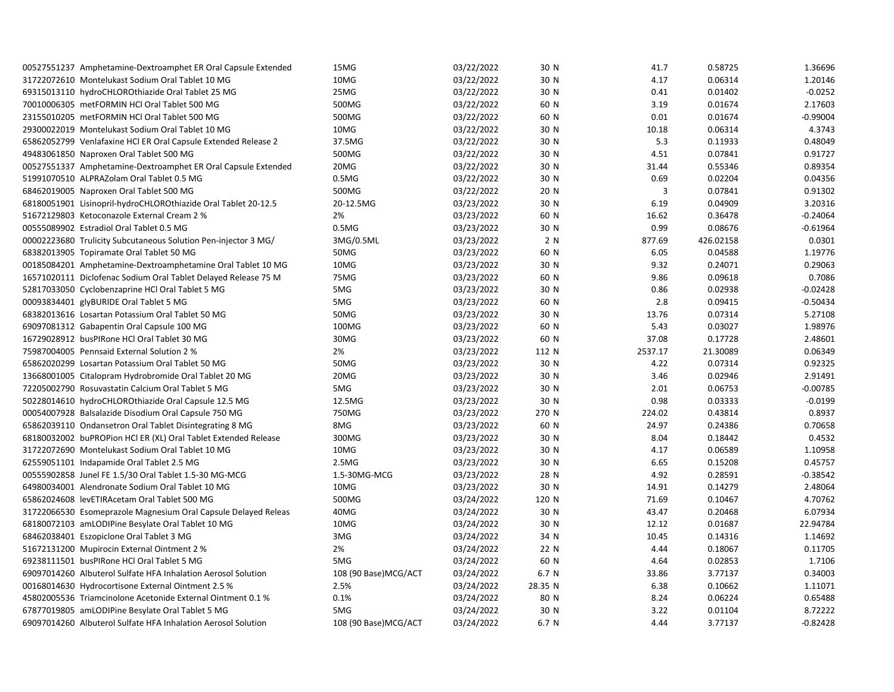| | | | | | | |
|---|---|---|---|---|---|---|
| 00527551237 Amphetamine-Dextroamphet ER Oral Capsule Extended | 15MG | 03/22/2022 | 30 N | 41.7 | 0.58725 | 1.36696 |
| 31722072610 Montelukast Sodium Oral Tablet 10 MG | 10MG | 03/22/2022 | 30 N | 4.17 | 0.06314 | 1.20146 |
| 69315013110 hydroCHLOROthiazide Oral Tablet 25 MG | 25MG | 03/22/2022 | 30 N | 0.41 | 0.01402 | -0.0252 |
| 70010006305 metFORMIN HCl Oral Tablet 500 MG | 500MG | 03/22/2022 | 60 N | 3.19 | 0.01674 | 2.17603 |
| 23155010205 metFORMIN HCl Oral Tablet 500 MG | 500MG | 03/22/2022 | 60 N | 0.01 | 0.01674 | -0.99004 |
| 29300022019 Montelukast Sodium Oral Tablet 10 MG | 10MG | 03/22/2022 | 30 N | 10.18 | 0.06314 | 4.3743 |
| 65862052799 Venlafaxine HCl ER Oral Capsule Extended Release 2 | 37.5MG | 03/22/2022 | 30 N | 5.3 | 0.11933 | 0.48049 |
| 49483061850 Naproxen Oral Tablet 500 MG | 500MG | 03/22/2022 | 30 N | 4.51 | 0.07841 | 0.91727 |
| 00527551337 Amphetamine-Dextroamphet ER Oral Capsule Extended | 20MG | 03/22/2022 | 30 N | 31.44 | 0.55346 | 0.89354 |
| 51991070510 ALPRAZolam Oral Tablet 0.5 MG | 0.5MG | 03/22/2022 | 30 N | 0.69 | 0.02204 | 0.04356 |
| 68462019005 Naproxen Oral Tablet 500 MG | 500MG | 03/22/2022 | 20 N | 3 | 0.07841 | 0.91302 |
| 68180051901 Lisinopril-hydroCHLOROthiazide Oral Tablet 20-12.5 | 20-12.5MG | 03/23/2022 | 30 N | 6.19 | 0.04909 | 3.20316 |
| 51672129803 Ketoconazole External Cream 2 % | 2% | 03/23/2022 | 60 N | 16.62 | 0.36478 | -0.24064 |
| 00555089902 Estradiol Oral Tablet 0.5 MG | 0.5MG | 03/23/2022 | 30 N | 0.99 | 0.08676 | -0.61964 |
| 00002223680 Trulicity Subcutaneous Solution Pen-injector 3 MG/ | 3MG/0.5ML | 03/23/2022 | 2 N | 877.69 | 426.02158 | 0.0301 |
| 68382013905 Topiramate Oral Tablet 50 MG | 50MG | 03/23/2022 | 60 N | 6.05 | 0.04588 | 1.19776 |
| 00185084201 Amphetamine-Dextroamphetamine Oral Tablet 10 MG | 10MG | 03/23/2022 | 30 N | 9.32 | 0.24071 | 0.29063 |
| 16571020111 Diclofenac Sodium Oral Tablet Delayed Release 75 M | 75MG | 03/23/2022 | 60 N | 9.86 | 0.09618 | 0.7086 |
| 52817033050 Cyclobenzaprine HCl Oral Tablet 5 MG | 5MG | 03/23/2022 | 30 N | 0.86 | 0.02938 | -0.02428 |
| 00093834401 glyBURIDE Oral Tablet 5 MG | 5MG | 03/23/2022 | 60 N | 2.8 | 0.09415 | -0.50434 |
| 68382013616 Losartan Potassium Oral Tablet 50 MG | 50MG | 03/23/2022 | 30 N | 13.76 | 0.07314 | 5.27108 |
| 69097081312 Gabapentin Oral Capsule 100 MG | 100MG | 03/23/2022 | 60 N | 5.43 | 0.03027 | 1.98976 |
| 16729028912 busPIRone HCl Oral Tablet 30 MG | 30MG | 03/23/2022 | 60 N | 37.08 | 0.17728 | 2.48601 |
| 75987004005 Pennsaid External Solution 2 % | 2% | 03/23/2022 | 112 N | 2537.17 | 21.30089 | 0.06349 |
| 65862020299 Losartan Potassium Oral Tablet 50 MG | 50MG | 03/23/2022 | 30 N | 4.22 | 0.07314 | 0.92325 |
| 13668001005 Citalopram Hydrobromide Oral Tablet 20 MG | 20MG | 03/23/2022 | 30 N | 3.46 | 0.02946 | 2.91491 |
| 72205002790 Rosuvastatin Calcium Oral Tablet 5 MG | 5MG | 03/23/2022 | 30 N | 2.01 | 0.06753 | -0.00785 |
| 50228014610 hydroCHLOROthiazide Oral Capsule 12.5 MG | 12.5MG | 03/23/2022 | 30 N | 0.98 | 0.03333 | -0.0199 |
| 00054007928 Balsalazide Disodium Oral Capsule 750 MG | 750MG | 03/23/2022 | 270 N | 224.02 | 0.43814 | 0.8937 |
| 65862039110 Ondansetron Oral Tablet Disintegrating 8 MG | 8MG | 03/23/2022 | 60 N | 24.97 | 0.24386 | 0.70658 |
| 68180032002 buPROPion HCl ER (XL) Oral Tablet Extended Release | 300MG | 03/23/2022 | 30 N | 8.04 | 0.18442 | 0.4532 |
| 31722072690 Montelukast Sodium Oral Tablet 10 MG | 10MG | 03/23/2022 | 30 N | 4.17 | 0.06589 | 1.10958 |
| 62559051101 Indapamide Oral Tablet 2.5 MG | 2.5MG | 03/23/2022 | 30 N | 6.65 | 0.15208 | 0.45757 |
| 00555902858 Junel FE 1.5/30 Oral Tablet 1.5-30 MG-MCG | 1.5-30MG-MCG | 03/23/2022 | 28 N | 4.92 | 0.28591 | -0.38542 |
| 64980034001 Alendronate Sodium Oral Tablet 10 MG | 10MG | 03/23/2022 | 30 N | 14.91 | 0.14279 | 2.48064 |
| 65862024608 levETIRAcetam Oral Tablet 500 MG | 500MG | 03/24/2022 | 120 N | 71.69 | 0.10467 | 4.70762 |
| 31722066530 Esomeprazole Magnesium Oral Capsule Delayed Releas | 40MG | 03/24/2022 | 30 N | 43.47 | 0.20468 | 6.07934 |
| 68180072103 amLODIPine Besylate Oral Tablet 10 MG | 10MG | 03/24/2022 | 30 N | 12.12 | 0.01687 | 22.94784 |
| 68462038401 Eszopiclone Oral Tablet 3 MG | 3MG | 03/24/2022 | 34 N | 10.45 | 0.14316 | 1.14692 |
| 51672131200 Mupirocin External Ointment 2 % | 2% | 03/24/2022 | 22 N | 4.44 | 0.18067 | 0.11705 |
| 69238111501 busPIRone HCl Oral Tablet 5 MG | 5MG | 03/24/2022 | 60 N | 4.64 | 0.02853 | 1.7106 |
| 69097014260 Albuterol Sulfate HFA Inhalation Aerosol Solution | 108 (90 Base)MCG/ACT | 03/24/2022 | 6.7 N | 33.86 | 3.77137 | 0.34003 |
| 00168014630 Hydrocortisone External Ointment 2.5 % | 2.5% | 03/24/2022 | 28.35 N | 6.38 | 0.10662 | 1.11071 |
| 45802005536 Triamcinolone Acetonide External Ointment 0.1 % | 0.1% | 03/24/2022 | 80 N | 8.24 | 0.06224 | 0.65488 |
| 67877019805 amLODIPine Besylate Oral Tablet 5 MG | 5MG | 03/24/2022 | 30 N | 3.22 | 0.01104 | 8.72222 |
| 69097014260 Albuterol Sulfate HFA Inhalation Aerosol Solution | 108 (90 Base)MCG/ACT | 03/24/2022 | 6.7 N | 4.44 | 3.77137 | -0.82428 |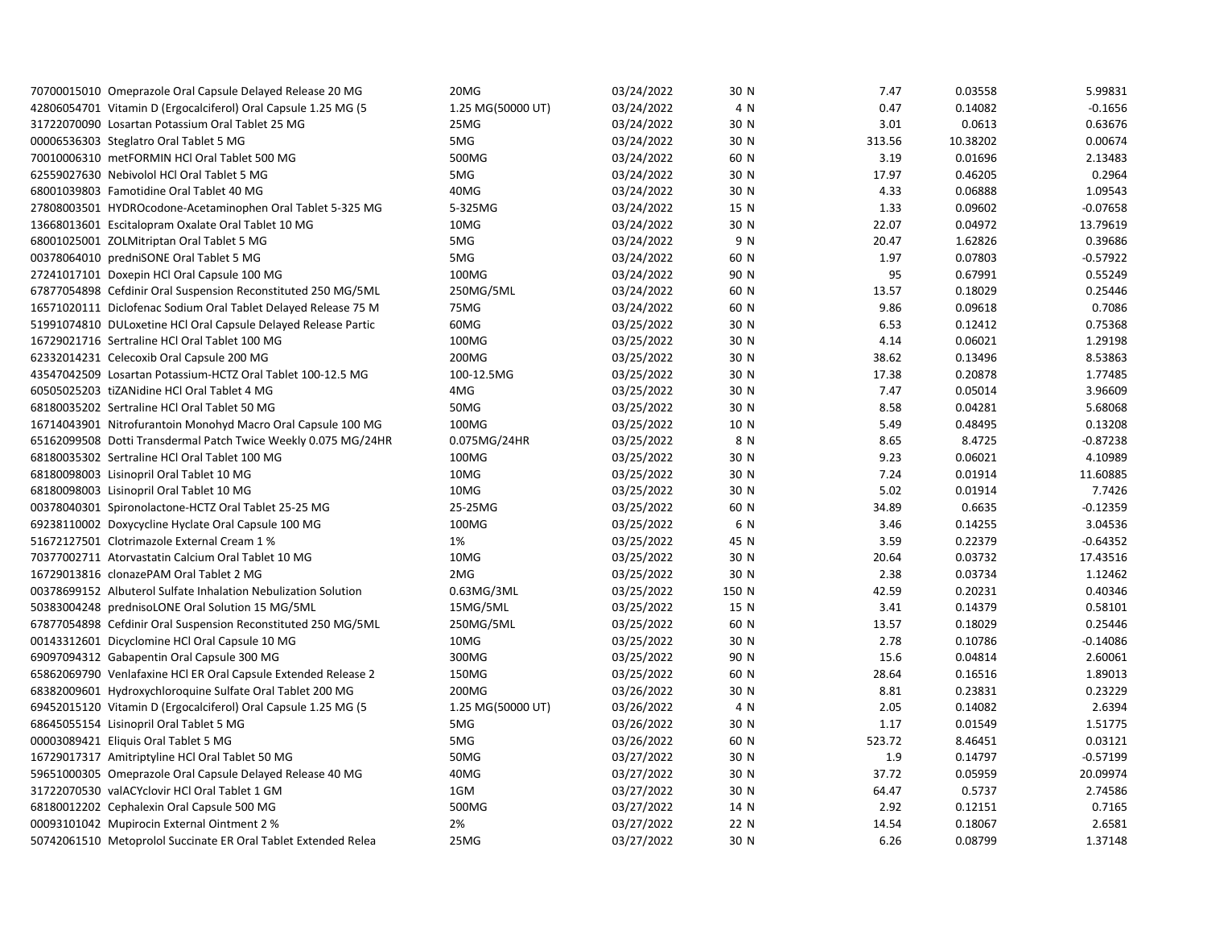| | | | | | | |
|---|---|---|---|---|---|---|
| 70700015010 Omeprazole Oral Capsule Delayed Release 20 MG | 20MG | 03/24/2022 | 30 N | 7.47 | 0.03558 | 5.99831 |
| 42806054701 Vitamin D (Ergocalciferol) Oral Capsule 1.25 MG (5 | 1.25 MG(50000 UT) | 03/24/2022 | 4 N | 0.47 | 0.14082 | -0.1656 |
| 31722070090 Losartan Potassium Oral Tablet 25 MG | 25MG | 03/24/2022 | 30 N | 3.01 | 0.0613 | 0.63676 |
| 00006536303 Steglatro Oral Tablet 5 MG | 5MG | 03/24/2022 | 30 N | 313.56 | 10.38202 | 0.00674 |
| 70010006310 metFORMIN HCl Oral Tablet 500 MG | 500MG | 03/24/2022 | 60 N | 3.19 | 0.01696 | 2.13483 |
| 62559027630 Nebivolol HCl Oral Tablet 5 MG | 5MG | 03/24/2022 | 30 N | 17.97 | 0.46205 | 0.2964 |
| 68001039803 Famotidine Oral Tablet 40 MG | 40MG | 03/24/2022 | 30 N | 4.33 | 0.06888 | 1.09543 |
| 27808003501 HYDROcodone-Acetaminophen Oral Tablet 5-325 MG | 5-325MG | 03/24/2022 | 15 N | 1.33 | 0.09602 | -0.07658 |
| 13668013601 Escitalopram Oxalate Oral Tablet 10 MG | 10MG | 03/24/2022 | 30 N | 22.07 | 0.04972 | 13.79619 |
| 68001025001 ZOLMitriptan Oral Tablet 5 MG | 5MG | 03/24/2022 | 9 N | 20.47 | 1.62826 | 0.39686 |
| 00378064010 predniSONE Oral Tablet 5 MG | 5MG | 03/24/2022 | 60 N | 1.97 | 0.07803 | -0.57922 |
| 27241017101 Doxepin HCl Oral Capsule 100 MG | 100MG | 03/24/2022 | 90 N | 95 | 0.67991 | 0.55249 |
| 67877054898 Cefdinir Oral Suspension Reconstituted 250 MG/5ML | 250MG/5ML | 03/24/2022 | 60 N | 13.57 | 0.18029 | 0.25446 |
| 16571020111 Diclofenac Sodium Oral Tablet Delayed Release 75 M | 75MG | 03/24/2022 | 60 N | 9.86 | 0.09618 | 0.7086 |
| 51991074810 DULoxetine HCl Oral Capsule Delayed Release Partic | 60MG | 03/25/2022 | 30 N | 6.53 | 0.12412 | 0.75368 |
| 16729021716 Sertraline HCl Oral Tablet 100 MG | 100MG | 03/25/2022 | 30 N | 4.14 | 0.06021 | 1.29198 |
| 62332014231 Celecoxib Oral Capsule 200 MG | 200MG | 03/25/2022 | 30 N | 38.62 | 0.13496 | 8.53863 |
| 43547042509 Losartan Potassium-HCTZ Oral Tablet 100-12.5 MG | 100-12.5MG | 03/25/2022 | 30 N | 17.38 | 0.20878 | 1.77485 |
| 60505025203 tiZANidine HCl Oral Tablet 4 MG | 4MG | 03/25/2022 | 30 N | 7.47 | 0.05014 | 3.96609 |
| 68180035202 Sertraline HCl Oral Tablet 50 MG | 50MG | 03/25/2022 | 30 N | 8.58 | 0.04281 | 5.68068 |
| 16714043901 Nitrofurantoin Monohyd Macro Oral Capsule 100 MG | 100MG | 03/25/2022 | 10 N | 5.49 | 0.48495 | 0.13208 |
| 65162099508 Dotti Transdermal Patch Twice Weekly 0.075 MG/24HR | 0.075MG/24HR | 03/25/2022 | 8 N | 8.65 | 8.4725 | -0.87238 |
| 68180035302 Sertraline HCl Oral Tablet 100 MG | 100MG | 03/25/2022 | 30 N | 9.23 | 0.06021 | 4.10989 |
| 68180098003 Lisinopril Oral Tablet 10 MG | 10MG | 03/25/2022 | 30 N | 7.24 | 0.01914 | 11.60885 |
| 68180098003 Lisinopril Oral Tablet 10 MG | 10MG | 03/25/2022 | 30 N | 5.02 | 0.01914 | 7.7426 |
| 00378040301 Spironolactone-HCTZ Oral Tablet 25-25 MG | 25-25MG | 03/25/2022 | 60 N | 34.89 | 0.6635 | -0.12359 |
| 69238110002 Doxycycline Hyclate Oral Capsule 100 MG | 100MG | 03/25/2022 | 6 N | 3.46 | 0.14255 | 3.04536 |
| 51672127501 Clotrimazole External Cream 1 % | 1% | 03/25/2022 | 45 N | 3.59 | 0.22379 | -0.64352 |
| 70377002711 Atorvastatin Calcium Oral Tablet 10 MG | 10MG | 03/25/2022 | 30 N | 20.64 | 0.03732 | 17.43516 |
| 16729013816 clonazePAM Oral Tablet 2 MG | 2MG | 03/25/2022 | 30 N | 2.38 | 0.03734 | 1.12462 |
| 00378699152 Albuterol Sulfate Inhalation Nebulization Solution | 0.63MG/3ML | 03/25/2022 | 150 N | 42.59 | 0.20231 | 0.40346 |
| 50383004248 prednisoLONE Oral Solution 15 MG/5ML | 15MG/5ML | 03/25/2022 | 15 N | 3.41 | 0.14379 | 0.58101 |
| 67877054898 Cefdinir Oral Suspension Reconstituted 250 MG/5ML | 250MG/5ML | 03/25/2022 | 60 N | 13.57 | 0.18029 | 0.25446 |
| 00143312601 Dicyclomine HCl Oral Capsule 10 MG | 10MG | 03/25/2022 | 30 N | 2.78 | 0.10786 | -0.14086 |
| 69097094312 Gabapentin Oral Capsule 300 MG | 300MG | 03/25/2022 | 90 N | 15.6 | 0.04814 | 2.60061 |
| 65862069790 Venlafaxine HCl ER Oral Capsule Extended Release 2 | 150MG | 03/25/2022 | 60 N | 28.64 | 0.16516 | 1.89013 |
| 68382009601 Hydroxychloroquine Sulfate Oral Tablet 200 MG | 200MG | 03/26/2022 | 30 N | 8.81 | 0.23831 | 0.23229 |
| 69452015120 Vitamin D (Ergocalciferol) Oral Capsule 1.25 MG (5 | 1.25 MG(50000 UT) | 03/26/2022 | 4 N | 2.05 | 0.14082 | 2.6394 |
| 68645055154 Lisinopril Oral Tablet 5 MG | 5MG | 03/26/2022 | 30 N | 1.17 | 0.01549 | 1.51775 |
| 00003089421 Eliquis Oral Tablet 5 MG | 5MG | 03/26/2022 | 60 N | 523.72 | 8.46451 | 0.03121 |
| 16729017317 Amitriptyline HCl Oral Tablet 50 MG | 50MG | 03/27/2022 | 30 N | 1.9 | 0.14797 | -0.57199 |
| 59651000305 Omeprazole Oral Capsule Delayed Release 40 MG | 40MG | 03/27/2022 | 30 N | 37.72 | 0.05959 | 20.09974 |
| 31722070530 valACYclovir HCl Oral Tablet 1 GM | 1GM | 03/27/2022 | 30 N | 64.47 | 0.5737 | 2.74586 |
| 68180012202 Cephalexin Oral Capsule 500 MG | 500MG | 03/27/2022 | 14 N | 2.92 | 0.12151 | 0.7165 |
| 00093101042 Mupirocin External Ointment 2 % | 2% | 03/27/2022 | 22 N | 14.54 | 0.18067 | 2.6581 |
| 50742061510 Metoprolol Succinate ER Oral Tablet Extended Relea | 25MG | 03/27/2022 | 30 N | 6.26 | 0.08799 | 1.37148 |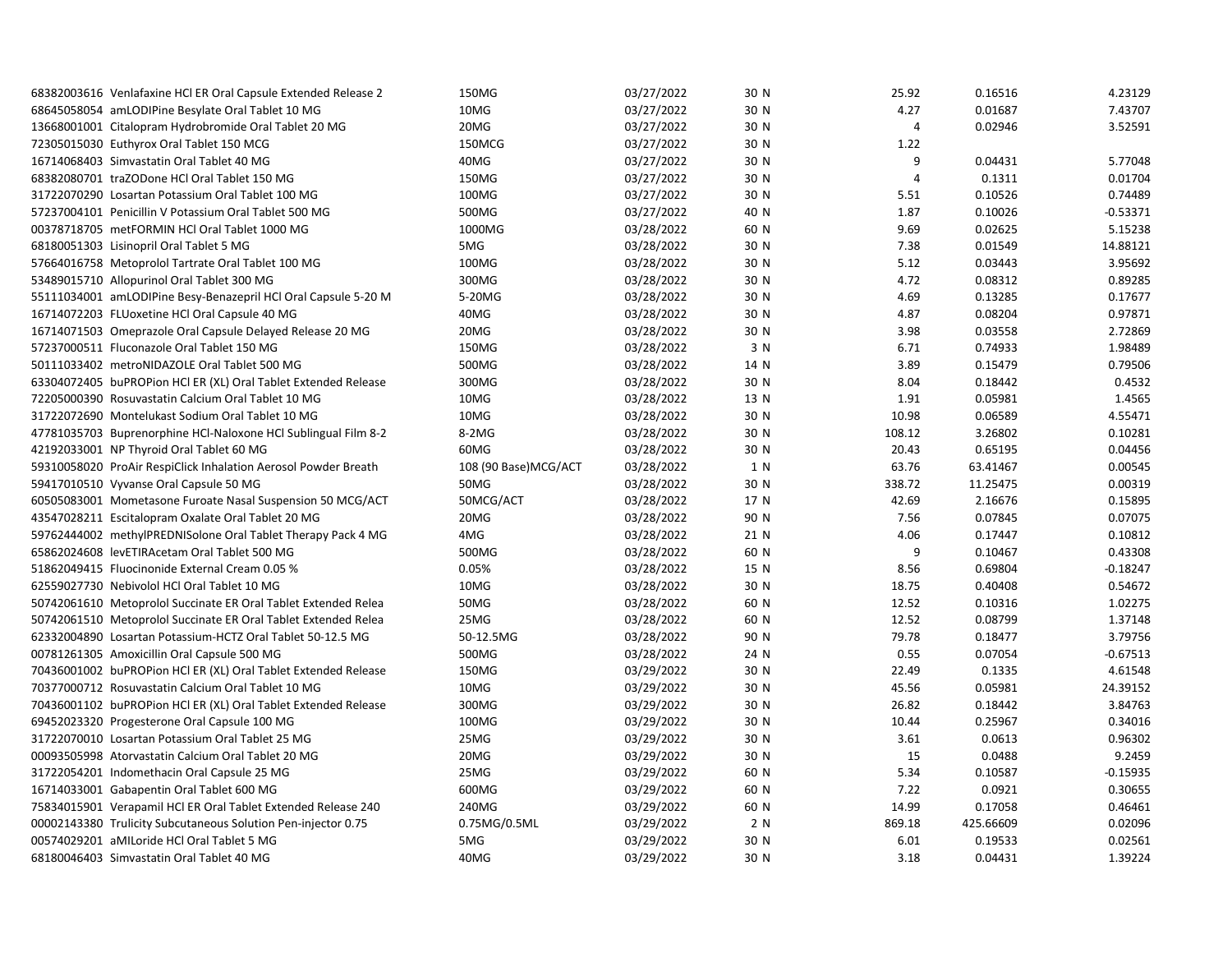| | | | | | | |
|---|---|---|---|---|---|---|
| 68382003616 Venlafaxine HCl ER Oral Capsule Extended Release 2 | 150MG | 03/27/2022 | 30 N | 25.92 | 0.16516 | 4.23129 |
| 68645058054 amLODIPine Besylate Oral Tablet 10 MG | 10MG | 03/27/2022 | 30 N | 4.27 | 0.01687 | 7.43707 |
| 13668001001 Citalopram Hydrobromide Oral Tablet 20 MG | 20MG | 03/27/2022 | 30 N | 4 | 0.02946 | 3.52591 |
| 72305015030 Euthyrox Oral Tablet 150 MCG | 150MCG | 03/27/2022 | 30 N | 1.22 | | |
| 16714068403 Simvastatin Oral Tablet 40 MG | 40MG | 03/27/2022 | 30 N | 9 | 0.04431 | 5.77048 |
| 68382080701 traZODone HCl Oral Tablet 150 MG | 150MG | 03/27/2022 | 30 N | 4 | 0.1311 | 0.01704 |
| 31722070290 Losartan Potassium Oral Tablet 100 MG | 100MG | 03/27/2022 | 30 N | 5.51 | 0.10526 | 0.74489 |
| 57237004101 Penicillin V Potassium Oral Tablet 500 MG | 500MG | 03/27/2022 | 40 N | 1.87 | 0.10026 | -0.53371 |
| 00378718705 metFORMIN HCl Oral Tablet 1000 MG | 1000MG | 03/28/2022 | 60 N | 9.69 | 0.02625 | 5.15238 |
| 68180051303 Lisinopril Oral Tablet 5 MG | 5MG | 03/28/2022 | 30 N | 7.38 | 0.01549 | 14.88121 |
| 57664016758 Metoprolol Tartrate Oral Tablet 100 MG | 100MG | 03/28/2022 | 30 N | 5.12 | 0.03443 | 3.95692 |
| 53489015710 Allopurinol Oral Tablet 300 MG | 300MG | 03/28/2022 | 30 N | 4.72 | 0.08312 | 0.89285 |
| 55111034001 amLODIPine Besy-Benazepril HCl Oral Capsule 5-20 M | 5-20MG | 03/28/2022 | 30 N | 4.69 | 0.13285 | 0.17677 |
| 16714072203 FLUoxetine HCl Oral Capsule 40 MG | 40MG | 03/28/2022 | 30 N | 4.87 | 0.08204 | 0.97871 |
| 16714071503 Omeprazole Oral Capsule Delayed Release 20 MG | 20MG | 03/28/2022 | 30 N | 3.98 | 0.03558 | 2.72869 |
| 57237000511 Fluconazole Oral Tablet 150 MG | 150MG | 03/28/2022 | 3 N | 6.71 | 0.74933 | 1.98489 |
| 50111033402 metroNIDAZOLE Oral Tablet 500 MG | 500MG | 03/28/2022 | 14 N | 3.89 | 0.15479 | 0.79506 |
| 63304072405 buPROPion HCl ER (XL) Oral Tablet Extended Release | 300MG | 03/28/2022 | 30 N | 8.04 | 0.18442 | 0.4532 |
| 72205000390 Rosuvastatin Calcium Oral Tablet 10 MG | 10MG | 03/28/2022 | 13 N | 1.91 | 0.05981 | 1.4565 |
| 31722072690 Montelukast Sodium Oral Tablet 10 MG | 10MG | 03/28/2022 | 30 N | 10.98 | 0.06589 | 4.55471 |
| 47781035703 Buprenorphine HCl-Naloxone HCl Sublingual Film 8-2 | 8-2MG | 03/28/2022 | 30 N | 108.12 | 3.26802 | 0.10281 |
| 42192033001 NP Thyroid Oral Tablet 60 MG | 60MG | 03/28/2022 | 30 N | 20.43 | 0.65195 | 0.04456 |
| 59310058020 ProAir RespiClick Inhalation Aerosol Powder Breath | 108 (90 Base)MCG/ACT | 03/28/2022 | 1 N | 63.76 | 63.41467 | 0.00545 |
| 59417010510 Vyvanse Oral Capsule 50 MG | 50MG | 03/28/2022 | 30 N | 338.72 | 11.25475 | 0.00319 |
| 60505083001 Mometasone Furoate Nasal Suspension 50 MCG/ACT | 50MCG/ACT | 03/28/2022 | 17 N | 42.69 | 2.16676 | 0.15895 |
| 43547028211 Escitalopram Oxalate Oral Tablet 20 MG | 20MG | 03/28/2022 | 90 N | 7.56 | 0.07845 | 0.07075 |
| 59762444002 methylPREDNISolone Oral Tablet Therapy Pack 4 MG | 4MG | 03/28/2022 | 21 N | 4.06 | 0.17447 | 0.10812 |
| 65862024608 levETIRAcetam Oral Tablet 500 MG | 500MG | 03/28/2022 | 60 N | 9 | 0.10467 | 0.43308 |
| 51862049415 Fluocinonide External Cream 0.05 % | 0.05% | 03/28/2022 | 15 N | 8.56 | 0.69804 | -0.18247 |
| 62559027730 Nebivolol HCl Oral Tablet 10 MG | 10MG | 03/28/2022 | 30 N | 18.75 | 0.40408 | 0.54672 |
| 50742061610 Metoprolol Succinate ER Oral Tablet Extended Relea | 50MG | 03/28/2022 | 60 N | 12.52 | 0.10316 | 1.02275 |
| 50742061510 Metoprolol Succinate ER Oral Tablet Extended Relea | 25MG | 03/28/2022 | 60 N | 12.52 | 0.08799 | 1.37148 |
| 62332004890 Losartan Potassium-HCTZ Oral Tablet 50-12.5 MG | 50-12.5MG | 03/28/2022 | 90 N | 79.78 | 0.18477 | 3.79756 |
| 00781261305 Amoxicillin Oral Capsule 500 MG | 500MG | 03/28/2022 | 24 N | 0.55 | 0.07054 | -0.67513 |
| 70436001002 buPROPion HCl ER (XL) Oral Tablet Extended Release | 150MG | 03/29/2022 | 30 N | 22.49 | 0.1335 | 4.61548 |
| 70377000712 Rosuvastatin Calcium Oral Tablet 10 MG | 10MG | 03/29/2022 | 30 N | 45.56 | 0.05981 | 24.39152 |
| 70436001102 buPROPion HCl ER (XL) Oral Tablet Extended Release | 300MG | 03/29/2022 | 30 N | 26.82 | 0.18442 | 3.84763 |
| 69452023320 Progesterone Oral Capsule 100 MG | 100MG | 03/29/2022 | 30 N | 10.44 | 0.25967 | 0.34016 |
| 31722070010 Losartan Potassium Oral Tablet 25 MG | 25MG | 03/29/2022 | 30 N | 3.61 | 0.0613 | 0.96302 |
| 00093505998 Atorvastatin Calcium Oral Tablet 20 MG | 20MG | 03/29/2022 | 30 N | 15 | 0.0488 | 9.2459 |
| 31722054201 Indomethacin Oral Capsule 25 MG | 25MG | 03/29/2022 | 60 N | 5.34 | 0.10587 | -0.15935 |
| 16714033001 Gabapentin Oral Tablet 600 MG | 600MG | 03/29/2022 | 60 N | 7.22 | 0.0921 | 0.30655 |
| 75834015901 Verapamil HCl ER Oral Tablet Extended Release 240 | 240MG | 03/29/2022 | 60 N | 14.99 | 0.17058 | 0.46461 |
| 00002143380 Trulicity Subcutaneous Solution Pen-injector 0.75 | 0.75MG/0.5ML | 03/29/2022 | 2 N | 869.18 | 425.66609 | 0.02096 |
| 00574029201 aMILoride HCl Oral Tablet 5 MG | 5MG | 03/29/2022 | 30 N | 6.01 | 0.19533 | 0.02561 |
| 68180046403 Simvastatin Oral Tablet 40 MG | 40MG | 03/29/2022 | 30 N | 3.18 | 0.04431 | 1.39224 |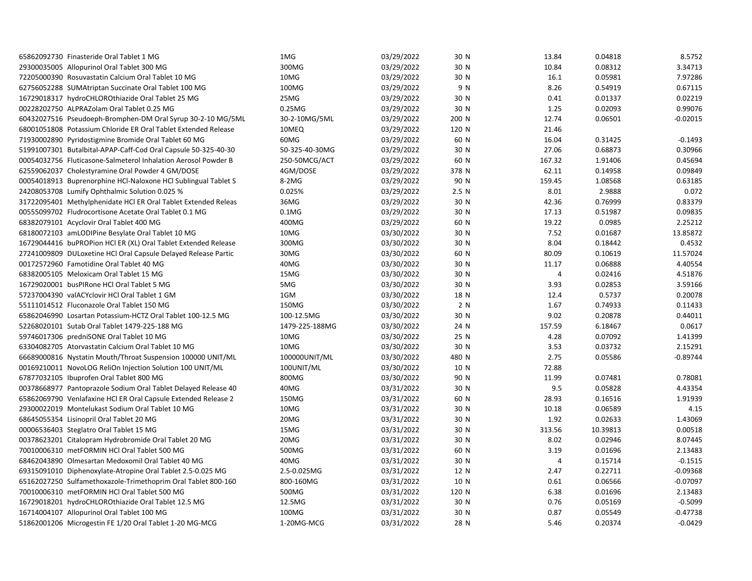| | | | | | | |
|---|---|---|---|---|---|---|
| 65862092730 Finasteride Oral Tablet 1 MG | 1MG | 03/29/2022 | 30 N | 13.84 | 0.04818 | 8.5752 |
| 29300035005 Allopurinol Oral Tablet 300 MG | 300MG | 03/29/2022 | 30 N | 10.84 | 0.08312 | 3.34713 |
| 72205000390 Rosuvastatin Calcium Oral Tablet 10 MG | 10MG | 03/29/2022 | 30 N | 16.1 | 0.05981 | 7.97286 |
| 62756052288 SUMAtriptan Succinate Oral Tablet 100 MG | 100MG | 03/29/2022 | 9 N | 8.26 | 0.54919 | 0.67115 |
| 16729018317 hydroCHLOROthiazide Oral Tablet 25 MG | 25MG | 03/29/2022 | 30 N | 0.41 | 0.01337 | 0.02219 |
| 00228202750 ALPRAZolam Oral Tablet 0.25 MG | 0.25MG | 03/29/2022 | 30 N | 1.25 | 0.02093 | 0.99076 |
| 60432027516 Pseudoeph-Bromphen-DM Oral Syrup 30-2-10 MG/5ML | 30-2-10MG/5ML | 03/29/2022 | 200 N | 12.74 | 0.06501 | -0.02015 |
| 68001051808 Potassium Chloride ER Oral Tablet Extended Release | 10MEQ | 03/29/2022 | 120 N | 21.46 | | |
| 71930002890 Pyridostigmine Bromide Oral Tablet 60 MG | 60MG | 03/29/2022 | 60 N | 16.04 | 0.31425 | -0.1493 |
| 51991007301 Butalbital-APAP-Caff-Cod Oral Capsule 50-325-40-30 | 50-325-40-30MG | 03/29/2022 | 30 N | 27.06 | 0.68873 | 0.30966 |
| 00054032756 Fluticasone-Salmeterol Inhalation Aerosol Powder B | 250-50MCG/ACT | 03/29/2022 | 60 N | 167.32 | 1.91406 | 0.45694 |
| 62559062037 Cholestyramine Oral Powder 4 GM/DOSE | 4GM/DOSE | 03/29/2022 | 378 N | 62.11 | 0.14958 | 0.09849 |
| 00054018913 Buprenorphine HCl-Naloxone HCl Sublingual Tablet S | 8-2MG | 03/29/2022 | 90 N | 159.45 | 1.08568 | 0.63185 |
| 24208053708 Lumify Ophthalmic Solution 0.025 % | 0.025% | 03/29/2022 | 2.5 N | 8.01 | 2.9888 | 0.072 |
| 31722095401 Methylphenidate HCl ER Oral Tablet Extended Releas | 36MG | 03/29/2022 | 30 N | 42.36 | 0.76999 | 0.83379 |
| 00555099702 Fludrocortisone Acetate Oral Tablet 0.1 MG | 0.1MG | 03/29/2022 | 30 N | 17.13 | 0.51987 | 0.09835 |
| 68382079101 Acyclovir Oral Tablet 400 MG | 400MG | 03/29/2022 | 60 N | 19.22 | 0.0985 | 2.25212 |
| 68180072103 amLODIPine Besylate Oral Tablet 10 MG | 10MG | 03/30/2022 | 30 N | 7.52 | 0.01687 | 13.85872 |
| 16729044416 buPROPion HCl ER (XL) Oral Tablet Extended Release | 300MG | 03/30/2022 | 30 N | 8.04 | 0.18442 | 0.4532 |
| 27241009809 DULoxetine HCl Oral Capsule Delayed Release Partic | 30MG | 03/30/2022 | 60 N | 80.09 | 0.10619 | 11.57024 |
| 00172572960 Famotidine Oral Tablet 40 MG | 40MG | 03/30/2022 | 30 N | 11.17 | 0.06888 | 4.40554 |
| 68382005105 Meloxicam Oral Tablet 15 MG | 15MG | 03/30/2022 | 30 N | 4 | 0.02416 | 4.51876 |
| 16729020001 busPIRone HCl Oral Tablet 5 MG | 5MG | 03/30/2022 | 30 N | 3.93 | 0.02853 | 3.59166 |
| 57237004390 valACYclovir HCl Oral Tablet 1 GM | 1GM | 03/30/2022 | 18 N | 12.4 | 0.5737 | 0.20078 |
| 55111014512 Fluconazole Oral Tablet 150 MG | 150MG | 03/30/2022 | 2 N | 1.67 | 0.74933 | 0.11433 |
| 65862046990 Losartan Potassium-HCTZ Oral Tablet 100-12.5 MG | 100-12.5MG | 03/30/2022 | 30 N | 9.02 | 0.20878 | 0.44011 |
| 52268020101 Sutab Oral Tablet 1479-225-188 MG | 1479-225-188MG | 03/30/2022 | 24 N | 157.59 | 6.18467 | 0.0617 |
| 59746017306 predniSONE Oral Tablet 10 MG | 10MG | 03/30/2022 | 25 N | 4.28 | 0.07092 | 1.41399 |
| 63304082705 Atorvastatin Calcium Oral Tablet 10 MG | 10MG | 03/30/2022 | 30 N | 3.53 | 0.03732 | 2.15291 |
| 66689000816 Nystatin Mouth/Throat Suspension 100000 UNIT/ML | 100000UNIT/ML | 03/30/2022 | 480 N | 2.75 | 0.05586 | -0.89744 |
| 00169210011 NovoLOG ReliOn Injection Solution 100 UNIT/ML | 100UNIT/ML | 03/30/2022 | 10 N | 72.88 | | |
| 67877032105 Ibuprofen Oral Tablet 800 MG | 800MG | 03/30/2022 | 90 N | 11.99 | 0.07481 | 0.78081 |
| 00378668977 Pantoprazole Sodium Oral Tablet Delayed Release 40 | 40MG | 03/31/2022 | 30 N | 9.5 | 0.05828 | 4.43354 |
| 65862069790 Venlafaxine HCl ER Oral Capsule Extended Release 2 | 150MG | 03/31/2022 | 60 N | 28.93 | 0.16516 | 1.91939 |
| 29300022019 Montelukast Sodium Oral Tablet 10 MG | 10MG | 03/31/2022 | 30 N | 10.18 | 0.06589 | 4.15 |
| 68645055354 Lisinopril Oral Tablet 20 MG | 20MG | 03/31/2022 | 30 N | 1.92 | 0.02633 | 1.43069 |
| 00006536403 Steglatro Oral Tablet 15 MG | 15MG | 03/31/2022 | 30 N | 313.56 | 10.39813 | 0.00518 |
| 00378623201 Citalopram Hydrobromide Oral Tablet 20 MG | 20MG | 03/31/2022 | 30 N | 8.02 | 0.02946 | 8.07445 |
| 70010006310 metFORMIN HCl Oral Tablet 500 MG | 500MG | 03/31/2022 | 60 N | 3.19 | 0.01696 | 2.13483 |
| 68462043890 Olmesartan Medoxomil Oral Tablet 40 MG | 40MG | 03/31/2022 | 30 N | 4 | 0.15714 | -0.1515 |
| 69315091010 Diphenoxylate-Atropine Oral Tablet 2.5-0.025 MG | 2.5-0.025MG | 03/31/2022 | 12 N | 2.47 | 0.22711 | -0.09368 |
| 65162027250 Sulfamethoxazole-Trimethoprim Oral Tablet 800-160 | 800-160MG | 03/31/2022 | 10 N | 0.61 | 0.06566 | -0.07097 |
| 70010006310 metFORMIN HCl Oral Tablet 500 MG | 500MG | 03/31/2022 | 120 N | 6.38 | 0.01696 | 2.13483 |
| 16729018201 hydroCHLOROthiazide Oral Tablet 12.5 MG | 12.5MG | 03/31/2022 | 30 N | 0.76 | 0.05169 | -0.5099 |
| 16714004107 Allopurinol Oral Tablet 100 MG | 100MG | 03/31/2022 | 30 N | 0.87 | 0.05549 | -0.47738 |
| 51862001206 Microgestin FE 1/20 Oral Tablet 1-20 MG-MCG | 1-20MG-MCG | 03/31/2022 | 28 N | 5.46 | 0.20374 | -0.0429 |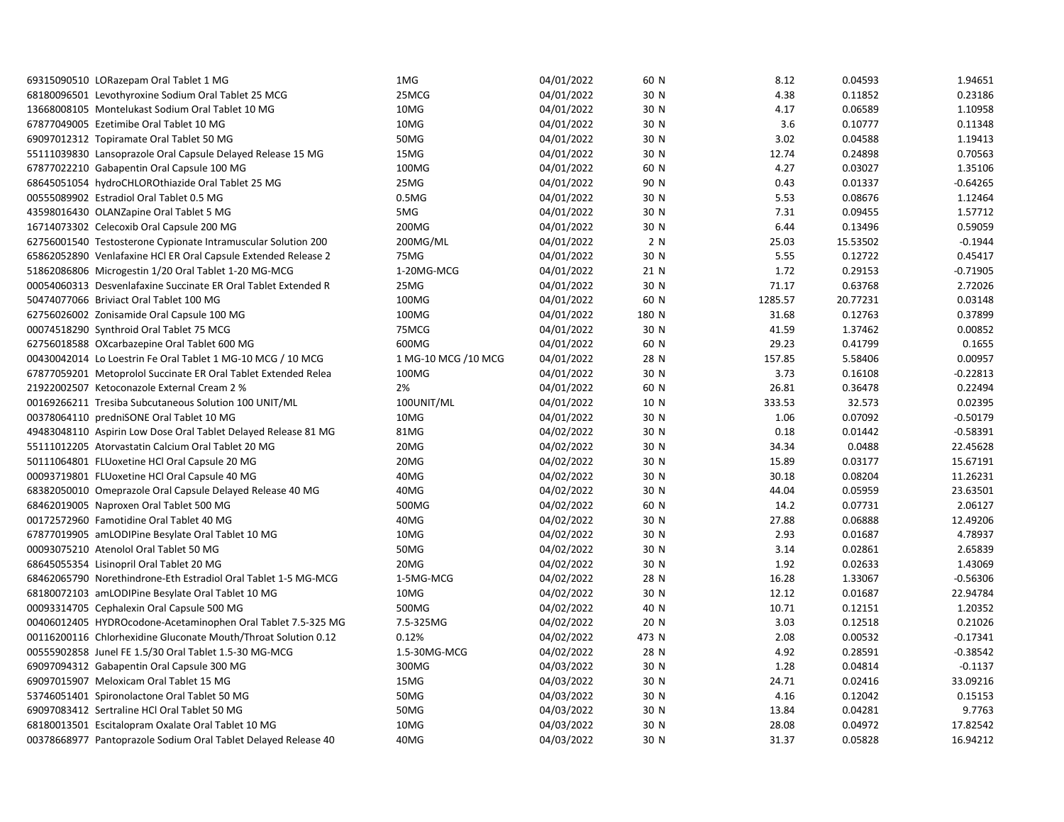| | | | | | | |
|---|---|---|---|---|---|---|
| 69315090510 LORazepam Oral Tablet 1 MG | 1MG | 04/01/2022 | 60 N | 8.12 | 0.04593 | 1.94651 |
| 68180096501 Levothyroxine Sodium Oral Tablet 25 MCG | 25MCG | 04/01/2022 | 30 N | 4.38 | 0.11852 | 0.23186 |
| 13668008105 Montelukast Sodium Oral Tablet 10 MG | 10MG | 04/01/2022 | 30 N | 4.17 | 0.06589 | 1.10958 |
| 67877049005 Ezetimibe Oral Tablet 10 MG | 10MG | 04/01/2022 | 30 N | 3.6 | 0.10777 | 0.11348 |
| 69097012312 Topiramate Oral Tablet 50 MG | 50MG | 04/01/2022 | 30 N | 3.02 | 0.04588 | 1.19413 |
| 55111039830 Lansoprazole Oral Capsule Delayed Release 15 MG | 15MG | 04/01/2022 | 30 N | 12.74 | 0.24898 | 0.70563 |
| 67877022210 Gabapentin Oral Capsule 100 MG | 100MG | 04/01/2022 | 60 N | 4.27 | 0.03027 | 1.35106 |
| 68645051054 hydroCHLOROthiazide Oral Tablet 25 MG | 25MG | 04/01/2022 | 90 N | 0.43 | 0.01337 | -0.64265 |
| 00555089902 Estradiol Oral Tablet 0.5 MG | 0.5MG | 04/01/2022 | 30 N | 5.53 | 0.08676 | 1.12464 |
| 43598016430 OLANZapine Oral Tablet 5 MG | 5MG | 04/01/2022 | 30 N | 7.31 | 0.09455 | 1.57712 |
| 16714073302 Celecoxib Oral Capsule 200 MG | 200MG | 04/01/2022 | 30 N | 6.44 | 0.13496 | 0.59059 |
| 62756001540 Testosterone Cypionate Intramuscular Solution 200 | 200MG/ML | 04/01/2022 | 2 N | 25.03 | 15.53502 | -0.1944 |
| 65862052890 Venlafaxine HCl ER Oral Capsule Extended Release 2 | 75MG | 04/01/2022 | 30 N | 5.55 | 0.12722 | 0.45417 |
| 51862086806 Microgestin 1/20 Oral Tablet 1-20 MG-MCG | 1-20MG-MCG | 04/01/2022 | 21 N | 1.72 | 0.29153 | -0.71905 |
| 00054060313 Desvenlafaxine Succinate ER Oral Tablet Extended R | 25MG | 04/01/2022 | 30 N | 71.17 | 0.63768 | 2.72026 |
| 50474077066 Briviact Oral Tablet 100 MG | 100MG | 04/01/2022 | 60 N | 1285.57 | 20.77231 | 0.03148 |
| 62756026002 Zonisamide Oral Capsule 100 MG | 100MG | 04/01/2022 | 180 N | 31.68 | 0.12763 | 0.37899 |
| 00074518290 Synthroid Oral Tablet 75 MCG | 75MCG | 04/01/2022 | 30 N | 41.59 | 1.37462 | 0.00852 |
| 62756018588 OXcarbazepine Oral Tablet 600 MG | 600MG | 04/01/2022 | 60 N | 29.23 | 0.41799 | 0.1655 |
| 00430042014 Lo Loestrin Fe Oral Tablet 1 MG-10 MCG / 10 MCG | 1 MG-10 MCG /10 MCG | 04/01/2022 | 28 N | 157.85 | 5.58406 | 0.00957 |
| 67877059201 Metoprolol Succinate ER Oral Tablet Extended Relea | 100MG | 04/01/2022 | 30 N | 3.73 | 0.16108 | -0.22813 |
| 21922002507 Ketoconazole External Cream 2 % | 2% | 04/01/2022 | 60 N | 26.81 | 0.36478 | 0.22494 |
| 00169266211 Tresiba Subcutaneous Solution 100 UNIT/ML | 100UNIT/ML | 04/01/2022 | 10 N | 333.53 | 32.573 | 0.02395 |
| 00378064110 predniSONE Oral Tablet 10 MG | 10MG | 04/01/2022 | 30 N | 1.06 | 0.07092 | -0.50179 |
| 49483048110 Aspirin Low Dose Oral Tablet Delayed Release 81 MG | 81MG | 04/02/2022 | 30 N | 0.18 | 0.01442 | -0.58391 |
| 55111012205 Atorvastatin Calcium Oral Tablet 20 MG | 20MG | 04/02/2022 | 30 N | 34.34 | 0.0488 | 22.45628 |
| 50111064801 FLUoxetine HCl Oral Capsule 20 MG | 20MG | 04/02/2022 | 30 N | 15.89 | 0.03177 | 15.67191 |
| 00093719801 FLUoxetine HCl Oral Capsule 40 MG | 40MG | 04/02/2022 | 30 N | 30.18 | 0.08204 | 11.26231 |
| 68382050010 Omeprazole Oral Capsule Delayed Release 40 MG | 40MG | 04/02/2022 | 30 N | 44.04 | 0.05959 | 23.63501 |
| 68462019005 Naproxen Oral Tablet 500 MG | 500MG | 04/02/2022 | 60 N | 14.2 | 0.07731 | 2.06127 |
| 00172572960 Famotidine Oral Tablet 40 MG | 40MG | 04/02/2022 | 30 N | 27.88 | 0.06888 | 12.49206 |
| 67877019905 amLODIPine Besylate Oral Tablet 10 MG | 10MG | 04/02/2022 | 30 N | 2.93 | 0.01687 | 4.78937 |
| 00093075210 Atenolol Oral Tablet 50 MG | 50MG | 04/02/2022 | 30 N | 3.14 | 0.02861 | 2.65839 |
| 68645055354 Lisinopril Oral Tablet 20 MG | 20MG | 04/02/2022 | 30 N | 1.92 | 0.02633 | 1.43069 |
| 68462065790 Norethindrone-Eth Estradiol Oral Tablet 1-5 MG-MCG | 1-5MG-MCG | 04/02/2022 | 28 N | 16.28 | 1.33067 | -0.56306 |
| 68180072103 amLODIPine Besylate Oral Tablet 10 MG | 10MG | 04/02/2022 | 30 N | 12.12 | 0.01687 | 22.94784 |
| 00093314705 Cephalexin Oral Capsule 500 MG | 500MG | 04/02/2022 | 40 N | 10.71 | 0.12151 | 1.20352 |
| 00406012405 HYDROcodone-Acetaminophen Oral Tablet 7.5-325 MG | 7.5-325MG | 04/02/2022 | 20 N | 3.03 | 0.12518 | 0.21026 |
| 00116200116 Chlorhexidine Gluconate Mouth/Throat Solution 0.12 | 0.12% | 04/02/2022 | 473 N | 2.08 | 0.00532 | -0.17341 |
| 00555902858 Junel FE 1.5/30 Oral Tablet 1.5-30 MG-MCG | 1.5-30MG-MCG | 04/02/2022 | 28 N | 4.92 | 0.28591 | -0.38542 |
| 69097094312 Gabapentin Oral Capsule 300 MG | 300MG | 04/03/2022 | 30 N | 1.28 | 0.04814 | -0.1137 |
| 69097015907 Meloxicam Oral Tablet 15 MG | 15MG | 04/03/2022 | 30 N | 24.71 | 0.02416 | 33.09216 |
| 53746051401 Spironolactone Oral Tablet 50 MG | 50MG | 04/03/2022 | 30 N | 4.16 | 0.12042 | 0.15153 |
| 69097083412 Sertraline HCl Oral Tablet 50 MG | 50MG | 04/03/2022 | 30 N | 13.84 | 0.04281 | 9.7763 |
| 68180013501 Escitalopram Oxalate Oral Tablet 10 MG | 10MG | 04/03/2022 | 30 N | 28.08 | 0.04972 | 17.82542 |
| 00378668977 Pantoprazole Sodium Oral Tablet Delayed Release 40 | 40MG | 04/03/2022 | 30 N | 31.37 | 0.05828 | 16.94212 |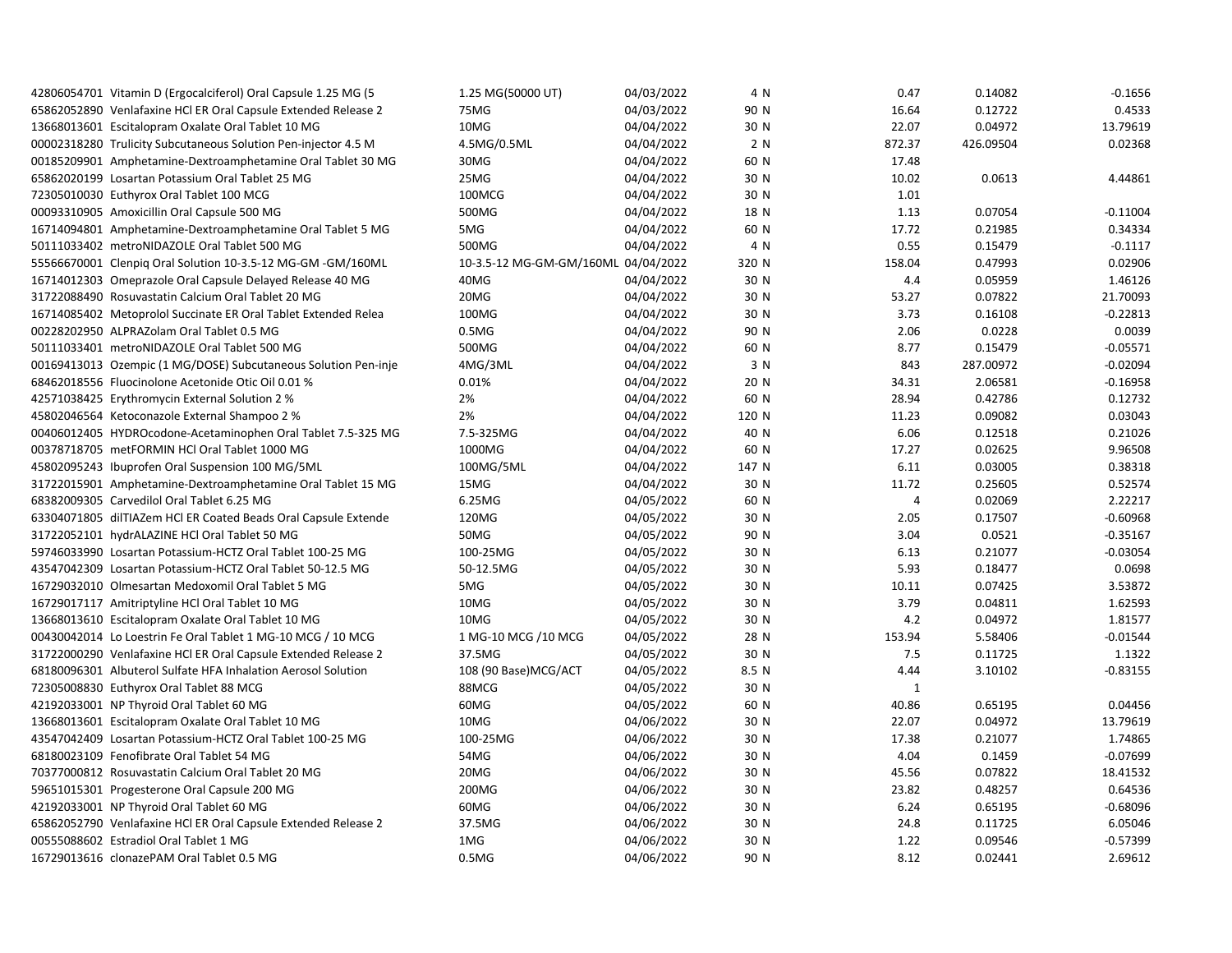| | | | | | | |
|---|---|---|---|---|---|---|
| 42806054701 Vitamin D (Ergocalciferol) Oral Capsule 1.25 MG (5 | 1.25 MG(50000 UT) | 04/03/2022 | 4 N | 0.47 | 0.14082 | -0.1656 |
| 65862052890 Venlafaxine HCl ER Oral Capsule Extended Release 2 | 75MG | 04/03/2022 | 90 N | 16.64 | 0.12722 | 0.4533 |
| 13668013601 Escitalopram Oxalate Oral Tablet 10 MG | 10MG | 04/04/2022 | 30 N | 22.07 | 0.04972 | 13.79619 |
| 00002318280 Trulicity Subcutaneous Solution Pen-injector 4.5 M | 4.5MG/0.5ML | 04/04/2022 | 2 N | 872.37 | 426.09504 | 0.02368 |
| 00185209901 Amphetamine-Dextroamphetamine Oral Tablet 30 MG | 30MG | 04/04/2022 | 60 N | 17.48 | | |
| 65862020199 Losartan Potassium Oral Tablet 25 MG | 25MG | 04/04/2022 | 30 N | 10.02 | 0.0613 | 4.44861 |
| 72305010030 Euthyrox Oral Tablet 100 MCG | 100MCG | 04/04/2022 | 30 N | 1.01 | | |
| 00093310905 Amoxicillin Oral Capsule 500 MG | 500MG | 04/04/2022 | 18 N | 1.13 | 0.07054 | -0.11004 |
| 16714094801 Amphetamine-Dextroamphetamine Oral Tablet 5 MG | 5MG | 04/04/2022 | 60 N | 17.72 | 0.21985 | 0.34334 |
| 50111033402 metroNIDAZOLE Oral Tablet 500 MG | 500MG | 04/04/2022 | 4 N | 0.55 | 0.15479 | -0.1117 |
| 55566670001 Clenpiq Oral Solution 10-3.5-12 MG-GM -GM/160ML | 10-3.5-12 MG-GM-GM/160ML | 04/04/2022 | 320 N | 158.04 | 0.47993 | 0.02906 |
| 16714012303 Omeprazole Oral Capsule Delayed Release 40 MG | 40MG | 04/04/2022 | 30 N | 4.4 | 0.05959 | 1.46126 |
| 31722088490 Rosuvastatin Calcium Oral Tablet 20 MG | 20MG | 04/04/2022 | 30 N | 53.27 | 0.07822 | 21.70093 |
| 16714085402 Metoprolol Succinate ER Oral Tablet Extended Relea | 100MG | 04/04/2022 | 30 N | 3.73 | 0.16108 | -0.22813 |
| 00228202950 ALPRAZolam Oral Tablet 0.5 MG | 0.5MG | 04/04/2022 | 90 N | 2.06 | 0.0228 | 0.0039 |
| 50111033401 metroNIDAZOLE Oral Tablet 500 MG | 500MG | 04/04/2022 | 60 N | 8.77 | 0.15479 | -0.05571 |
| 00169413013 Ozempic (1 MG/DOSE) Subcutaneous Solution Pen-inje | 4MG/3ML | 04/04/2022 | 3 N | 843 | 287.00972 | -0.02094 |
| 68462018556 Fluocinolone Acetonide Otic Oil 0.01 % | 0.01% | 04/04/2022 | 20 N | 34.31 | 2.06581 | -0.16958 |
| 42571038425 Erythromycin External Solution 2 % | 2% | 04/04/2022 | 60 N | 28.94 | 0.42786 | 0.12732 |
| 45802046564 Ketoconazole External Shampoo 2 % | 2% | 04/04/2022 | 120 N | 11.23 | 0.09082 | 0.03043 |
| 00406012405 HYDROcodone-Acetaminophen Oral Tablet 7.5-325 MG | 7.5-325MG | 04/04/2022 | 40 N | 6.06 | 0.12518 | 0.21026 |
| 00378718705 metFORMIN HCl Oral Tablet 1000 MG | 1000MG | 04/04/2022 | 60 N | 17.27 | 0.02625 | 9.96508 |
| 45802095243 Ibuprofen Oral Suspension 100 MG/5ML | 100MG/5ML | 04/04/2022 | 147 N | 6.11 | 0.03005 | 0.38318 |
| 31722015901 Amphetamine-Dextroamphetamine Oral Tablet 15 MG | 15MG | 04/04/2022 | 30 N | 11.72 | 0.25605 | 0.52574 |
| 68382009305 Carvedilol Oral Tablet 6.25 MG | 6.25MG | 04/05/2022 | 60 N | 4 | 0.02069 | 2.22217 |
| 63304071805 dilTIAZem HCl ER Coated Beads Oral Capsule Extende | 120MG | 04/05/2022 | 30 N | 2.05 | 0.17507 | -0.60968 |
| 31722052101 hydrALAZINE HCl Oral Tablet 50 MG | 50MG | 04/05/2022 | 90 N | 3.04 | 0.0521 | -0.35167 |
| 59746033990 Losartan Potassium-HCTZ Oral Tablet 100-25 MG | 100-25MG | 04/05/2022 | 30 N | 6.13 | 0.21077 | -0.03054 |
| 43547042309 Losartan Potassium-HCTZ Oral Tablet 50-12.5 MG | 50-12.5MG | 04/05/2022 | 30 N | 5.93 | 0.18477 | 0.0698 |
| 16729032010 Olmesartan Medoxomil Oral Tablet 5 MG | 5MG | 04/05/2022 | 30 N | 10.11 | 0.07425 | 3.53872 |
| 16729017117 Amitriptyline HCl Oral Tablet 10 MG | 10MG | 04/05/2022 | 30 N | 3.79 | 0.04811 | 1.62593 |
| 13668013610 Escitalopram Oxalate Oral Tablet 10 MG | 10MG | 04/05/2022 | 30 N | 4.2 | 0.04972 | 1.81577 |
| 00430042014 Lo Loestrin Fe Oral Tablet 1 MG-10 MCG / 10 MCG | 1 MG-10 MCG /10 MCG | 04/05/2022 | 28 N | 153.94 | 5.58406 | -0.01544 |
| 31722000290 Venlafaxine HCl ER Oral Capsule Extended Release 2 | 37.5MG | 04/05/2022 | 30 N | 7.5 | 0.11725 | 1.1322 |
| 68180096301 Albuterol Sulfate HFA Inhalation Aerosol Solution | 108 (90 Base)MCG/ACT | 04/05/2022 | 8.5 N | 4.44 | 3.10102 | -0.83155 |
| 72305008830 Euthyrox Oral Tablet 88 MCG | 88MCG | 04/05/2022 | 30 N | 1 | | |
| 42192033001 NP Thyroid Oral Tablet 60 MG | 60MG | 04/05/2022 | 60 N | 40.86 | 0.65195 | 0.04456 |
| 13668013601 Escitalopram Oxalate Oral Tablet 10 MG | 10MG | 04/06/2022 | 30 N | 22.07 | 0.04972 | 13.79619 |
| 43547042409 Losartan Potassium-HCTZ Oral Tablet 100-25 MG | 100-25MG | 04/06/2022 | 30 N | 17.38 | 0.21077 | 1.74865 |
| 68180023109 Fenofibrate Oral Tablet 54 MG | 54MG | 04/06/2022 | 30 N | 4.04 | 0.1459 | -0.07699 |
| 70377000812 Rosuvastatin Calcium Oral Tablet 20 MG | 20MG | 04/06/2022 | 30 N | 45.56 | 0.07822 | 18.41532 |
| 59651015301 Progesterone Oral Capsule 200 MG | 200MG | 04/06/2022 | 30 N | 23.82 | 0.48257 | 0.64536 |
| 42192033001 NP Thyroid Oral Tablet 60 MG | 60MG | 04/06/2022 | 30 N | 6.24 | 0.65195 | -0.68096 |
| 65862052790 Venlafaxine HCl ER Oral Capsule Extended Release 2 | 37.5MG | 04/06/2022 | 30 N | 24.8 | 0.11725 | 6.05046 |
| 00555088602 Estradiol Oral Tablet 1 MG | 1MG | 04/06/2022 | 30 N | 1.22 | 0.09546 | -0.57399 |
| 16729013616 clonazePAM Oral Tablet 0.5 MG | 0.5MG | 04/06/2022 | 90 N | 8.12 | 0.02441 | 2.69612 |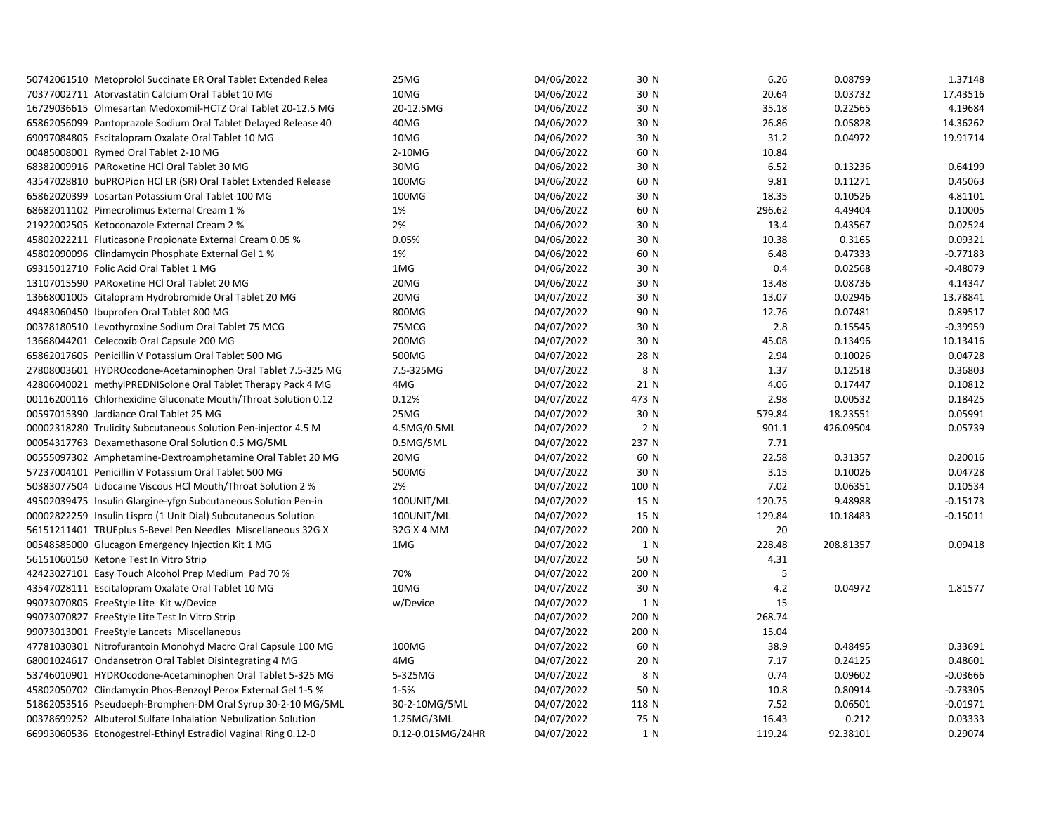| | | | | | | |
|---|---|---|---|---|---|---|
| 50742061510 Metoprolol Succinate ER Oral Tablet Extended Relea | 25MG | 04/06/2022 | 30 N | 6.26 | 0.08799 | 1.37148 |
| 70377002711 Atorvastatin Calcium Oral Tablet 10 MG | 10MG | 04/06/2022 | 30 N | 20.64 | 0.03732 | 17.43516 |
| 16729036615 Olmesartan Medoxomil-HCTZ Oral Tablet 20-12.5 MG | 20-12.5MG | 04/06/2022 | 30 N | 35.18 | 0.22565 | 4.19684 |
| 65862056099 Pantoprazole Sodium Oral Tablet Delayed Release 40 | 40MG | 04/06/2022 | 30 N | 26.86 | 0.05828 | 14.36262 |
| 69097084805 Escitalopram Oxalate Oral Tablet 10 MG | 10MG | 04/06/2022 | 30 N | 31.2 | 0.04972 | 19.91714 |
| 00485008001 Rymed Oral Tablet 2-10 MG | 2-10MG | 04/06/2022 | 60 N | 10.84 | | |
| 68382009916 PARoxetine HCl Oral Tablet 30 MG | 30MG | 04/06/2022 | 30 N | 6.52 | 0.13236 | 0.64199 |
| 43547028810 buPROPion HCl ER (SR) Oral Tablet Extended Release | 100MG | 04/06/2022 | 60 N | 9.81 | 0.11271 | 0.45063 |
| 65862020399 Losartan Potassium Oral Tablet 100 MG | 100MG | 04/06/2022 | 30 N | 18.35 | 0.10526 | 4.81101 |
| 68682011102 Pimecrolimus External Cream 1 % | 1% | 04/06/2022 | 60 N | 296.62 | 4.49404 | 0.10005 |
| 21922002505 Ketoconazole External Cream 2 % | 2% | 04/06/2022 | 30 N | 13.4 | 0.43567 | 0.02524 |
| 45802022211 Fluticasone Propionate External Cream 0.05 % | 0.05% | 04/06/2022 | 30 N | 10.38 | 0.3165 | 0.09321 |
| 45802090096 Clindamycin Phosphate External Gel 1 % | 1% | 04/06/2022 | 60 N | 6.48 | 0.47333 | -0.77183 |
| 69315012710 Folic Acid Oral Tablet 1 MG | 1MG | 04/06/2022 | 30 N | 0.4 | 0.02568 | -0.48079 |
| 13107015590 PARoxetine HCl Oral Tablet 20 MG | 20MG | 04/06/2022 | 30 N | 13.48 | 0.08736 | 4.14347 |
| 13668001005 Citalopram Hydrobromide Oral Tablet 20 MG | 20MG | 04/07/2022 | 30 N | 13.07 | 0.02946 | 13.78841 |
| 49483060450 Ibuprofen Oral Tablet 800 MG | 800MG | 04/07/2022 | 90 N | 12.76 | 0.07481 | 0.89517 |
| 00378180510 Levothyroxine Sodium Oral Tablet 75 MCG | 75MCG | 04/07/2022 | 30 N | 2.8 | 0.15545 | -0.39959 |
| 13668044201 Celecoxib Oral Capsule 200 MG | 200MG | 04/07/2022 | 30 N | 45.08 | 0.13496 | 10.13416 |
| 65862017605 Penicillin V Potassium Oral Tablet 500 MG | 500MG | 04/07/2022 | 28 N | 2.94 | 0.10026 | 0.04728 |
| 27808003601 HYDROcodone-Acetaminophen Oral Tablet 7.5-325 MG | 7.5-325MG | 04/07/2022 | 8 N | 1.37 | 0.12518 | 0.36803 |
| 42806040021 methylPREDNISolone Oral Tablet Therapy Pack 4 MG | 4MG | 04/07/2022 | 21 N | 4.06 | 0.17447 | 0.10812 |
| 00116200116 Chlorhexidine Gluconate Mouth/Throat Solution 0.12 | 0.12% | 04/07/2022 | 473 N | 2.98 | 0.00532 | 0.18425 |
| 00597015390 Jardiance Oral Tablet 25 MG | 25MG | 04/07/2022 | 30 N | 579.84 | 18.23551 | 0.05991 |
| 00002318280 Trulicity Subcutaneous Solution Pen-injector 4.5 M | 4.5MG/0.5ML | 04/07/2022 | 2 N | 901.1 | 426.09504 | 0.05739 |
| 00054317763 Dexamethasone Oral Solution 0.5 MG/5ML | 0.5MG/5ML | 04/07/2022 | 237 N | 7.71 | | |
| 00555097302 Amphetamine-Dextroamphetamine Oral Tablet 20 MG | 20MG | 04/07/2022 | 60 N | 22.58 | 0.31357 | 0.20016 |
| 57237004101 Penicillin V Potassium Oral Tablet 500 MG | 500MG | 04/07/2022 | 30 N | 3.15 | 0.10026 | 0.04728 |
| 50383077504 Lidocaine Viscous HCl Mouth/Throat Solution 2 % | 2% | 04/07/2022 | 100 N | 7.02 | 0.06351 | 0.10534 |
| 49502039475 Insulin Glargine-yfgn Subcutaneous Solution Pen-in | 100UNIT/ML | 04/07/2022 | 15 N | 120.75 | 9.48988 | -0.15173 |
| 00002822259 Insulin Lispro (1 Unit Dial) Subcutaneous Solution | 100UNIT/ML | 04/07/2022 | 15 N | 129.84 | 10.18483 | -0.15011 |
| 56151211401 TRUEplus 5-Bevel Pen Needles Miscellaneous 32G X | 32G X 4 MM | 04/07/2022 | 200 N | 20 | | |
| 00548585000 Glucagon Emergency Injection Kit 1 MG | 1MG | 04/07/2022 | 1 N | 228.48 | 208.81357 | 0.09418 |
| 56151060150 Ketone Test In Vitro Strip | | 04/07/2022 | 50 N | 4.31 | | |
| 42423027101 Easy Touch Alcohol Prep Medium Pad 70 % | 70% | 04/07/2022 | 200 N | 5 | | |
| 43547028111 Escitalopram Oxalate Oral Tablet 10 MG | 10MG | 04/07/2022 | 30 N | 4.2 | 0.04972 | 1.81577 |
| 99073070805 FreeStyle Lite Kit w/Device | w/Device | 04/07/2022 | 1 N | 15 | | |
| 99073070827 FreeStyle Lite Test In Vitro Strip | | 04/07/2022 | 200 N | 268.74 | | |
| 99073013001 FreeStyle Lancets Miscellaneous | | 04/07/2022 | 200 N | 15.04 | | |
| 47781030301 Nitrofurantoin Monohyd Macro Oral Capsule 100 MG | 100MG | 04/07/2022 | 60 N | 38.9 | 0.48495 | 0.33691 |
| 68001024617 Ondansetron Oral Tablet Disintegrating 4 MG | 4MG | 04/07/2022 | 20 N | 7.17 | 0.24125 | 0.48601 |
| 53746010901 HYDROcodone-Acetaminophen Oral Tablet 5-325 MG | 5-325MG | 04/07/2022 | 8 N | 0.74 | 0.09602 | -0.03666 |
| 45802050702 Clindamycin Phos-Benzoyl Perox External Gel 1-5 % | 1-5% | 04/07/2022 | 50 N | 10.8 | 0.80914 | -0.73305 |
| 51862053516 Pseudoeph-Bromphen-DM Oral Syrup 30-2-10 MG/5ML | 30-2-10MG/5ML | 04/07/2022 | 118 N | 7.52 | 0.06501 | -0.01971 |
| 00378699252 Albuterol Sulfate Inhalation Nebulization Solution | 1.25MG/3ML | 04/07/2022 | 75 N | 16.43 | 0.212 | 0.03333 |
| 66993060536 Etonogestrel-Ethinyl Estradiol Vaginal Ring 0.12-0 | 0.12-0.015MG/24HR | 04/07/2022 | 1 N | 119.24 | 92.38101 | 0.29074 |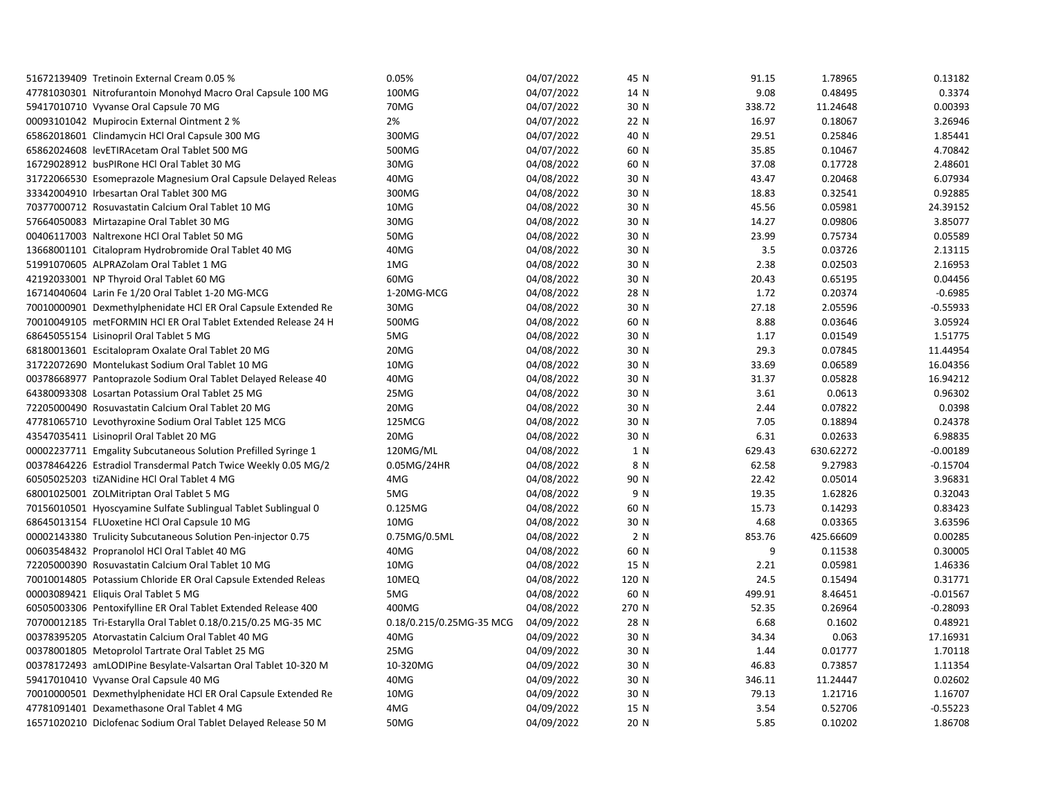| | | | | | | |
|---|---|---|---|---|---|---|
| 51672139409 Tretinoin External Cream 0.05 % | 0.05% | 04/07/2022 | 45 N | 91.15 | 1.78965 | 0.13182 |
| 47781030301 Nitrofurantoin Monohyd Macro Oral Capsule 100 MG | 100MG | 04/07/2022 | 14 N | 9.08 | 0.48495 | 0.3374 |
| 59417010710 Vyvanse Oral Capsule 70 MG | 70MG | 04/07/2022 | 30 N | 338.72 | 11.24648 | 0.00393 |
| 00093101042 Mupirocin External Ointment 2 % | 2% | 04/07/2022 | 22 N | 16.97 | 0.18067 | 3.26946 |
| 65862018601 Clindamycin HCl Oral Capsule 300 MG | 300MG | 04/07/2022 | 40 N | 29.51 | 0.25846 | 1.85441 |
| 65862024608 levETIRAcetam Oral Tablet 500 MG | 500MG | 04/07/2022 | 60 N | 35.85 | 0.10467 | 4.70842 |
| 16729028912 busPIRone HCl Oral Tablet 30 MG | 30MG | 04/08/2022 | 60 N | 37.08 | 0.17728 | 2.48601 |
| 31722066530 Esomeprazole Magnesium Oral Capsule Delayed Releas | 40MG | 04/08/2022 | 30 N | 43.47 | 0.20468 | 6.07934 |
| 33342004910 Irbesartan Oral Tablet 300 MG | 300MG | 04/08/2022 | 30 N | 18.83 | 0.32541 | 0.92885 |
| 70377000712 Rosuvastatin Calcium Oral Tablet 10 MG | 10MG | 04/08/2022 | 30 N | 45.56 | 0.05981 | 24.39152 |
| 57664050083 Mirtazapine Oral Tablet 30 MG | 30MG | 04/08/2022 | 30 N | 14.27 | 0.09806 | 3.85077 |
| 00406117003 Naltrexone HCl Oral Tablet 50 MG | 50MG | 04/08/2022 | 30 N | 23.99 | 0.75734 | 0.05589 |
| 13668001101 Citalopram Hydrobromide Oral Tablet 40 MG | 40MG | 04/08/2022 | 30 N | 3.5 | 0.03726 | 2.13115 |
| 51991070605 ALPRAZolam Oral Tablet 1 MG | 1MG | 04/08/2022 | 30 N | 2.38 | 0.02503 | 2.16953 |
| 42192033001 NP Thyroid Oral Tablet 60 MG | 60MG | 04/08/2022 | 30 N | 20.43 | 0.65195 | 0.04456 |
| 16714040604 Larin Fe 1/20 Oral Tablet 1-20 MG-MCG | 1-20MG-MCG | 04/08/2022 | 28 N | 1.72 | 0.20374 | -0.6985 |
| 70010000901 Dexmethylphenidate HCl ER Oral Capsule Extended Re | 30MG | 04/08/2022 | 30 N | 27.18 | 2.05596 | -0.55933 |
| 70010049105 metFORMIN HCl ER Oral Tablet Extended Release 24 H | 500MG | 04/08/2022 | 60 N | 8.88 | 0.03646 | 3.05924 |
| 68645055154 Lisinopril Oral Tablet 5 MG | 5MG | 04/08/2022 | 30 N | 1.17 | 0.01549 | 1.51775 |
| 68180013601 Escitalopram Oxalate Oral Tablet 20 MG | 20MG | 04/08/2022 | 30 N | 29.3 | 0.07845 | 11.44954 |
| 31722072690 Montelukast Sodium Oral Tablet 10 MG | 10MG | 04/08/2022 | 30 N | 33.69 | 0.06589 | 16.04356 |
| 00378668977 Pantoprazole Sodium Oral Tablet Delayed Release 40 | 40MG | 04/08/2022 | 30 N | 31.37 | 0.05828 | 16.94212 |
| 64380093308 Losartan Potassium Oral Tablet 25 MG | 25MG | 04/08/2022 | 30 N | 3.61 | 0.0613 | 0.96302 |
| 72205000490 Rosuvastatin Calcium Oral Tablet 20 MG | 20MG | 04/08/2022 | 30 N | 2.44 | 0.07822 | 0.0398 |
| 47781065710 Levothyroxine Sodium Oral Tablet 125 MCG | 125MCG | 04/08/2022 | 30 N | 7.05 | 0.18894 | 0.24378 |
| 43547035411 Lisinopril Oral Tablet 20 MG | 20MG | 04/08/2022 | 30 N | 6.31 | 0.02633 | 6.98835 |
| 00002237711 Emgality Subcutaneous Solution Prefilled Syringe 1 | 120MG/ML | 04/08/2022 | 1 N | 629.43 | 630.62272 | -0.00189 |
| 00378464226 Estradiol Transdermal Patch Twice Weekly 0.05 MG/2 | 0.05MG/24HR | 04/08/2022 | 8 N | 62.58 | 9.27983 | -0.15704 |
| 60505025203 tiZANidine HCl Oral Tablet 4 MG | 4MG | 04/08/2022 | 90 N | 22.42 | 0.05014 | 3.96831 |
| 68001025001 ZOLMitriptan Oral Tablet 5 MG | 5MG | 04/08/2022 | 9 N | 19.35 | 1.62826 | 0.32043 |
| 70156010501 Hyoscyamine Sulfate Sublingual Tablet Sublingual 0 | 0.125MG | 04/08/2022 | 60 N | 15.73 | 0.14293 | 0.83423 |
| 68645013154 FLUoxetine HCl Oral Capsule 10 MG | 10MG | 04/08/2022 | 30 N | 4.68 | 0.03365 | 3.63596 |
| 00002143380 Trulicity Subcutaneous Solution Pen-injector 0.75 | 0.75MG/0.5ML | 04/08/2022 | 2 N | 853.76 | 425.66609 | 0.00285 |
| 00603548432 Propranolol HCl Oral Tablet 40 MG | 40MG | 04/08/2022 | 60 N | 9 | 0.11538 | 0.30005 |
| 72205000390 Rosuvastatin Calcium Oral Tablet 10 MG | 10MG | 04/08/2022 | 15 N | 2.21 | 0.05981 | 1.46336 |
| 70010014805 Potassium Chloride ER Oral Capsule Extended Releas | 10MEQ | 04/08/2022 | 120 N | 24.5 | 0.15494 | 0.31771 |
| 00003089421 Eliquis Oral Tablet 5 MG | 5MG | 04/08/2022 | 60 N | 499.91 | 8.46451 | -0.01567 |
| 60505003306 Pentoxifylline ER Oral Tablet Extended Release 400 | 400MG | 04/08/2022 | 270 N | 52.35 | 0.26964 | -0.28093 |
| 70700012185 Tri-Estarylla Oral Tablet 0.18/0.215/0.25 MG-35 MC | 0.18/0.215/0.25MG-35 MCG | 04/09/2022 | 28 N | 6.68 | 0.1602 | 0.48921 |
| 00378395205 Atorvastatin Calcium Oral Tablet 40 MG | 40MG | 04/09/2022 | 30 N | 34.34 | 0.063 | 17.16931 |
| 00378001805 Metoprolol Tartrate Oral Tablet 25 MG | 25MG | 04/09/2022 | 30 N | 1.44 | 0.01777 | 1.70118 |
| 00378172493 amLODIPine Besylate-Valsartan Oral Tablet 10-320 M | 10-320MG | 04/09/2022 | 30 N | 46.83 | 0.73857 | 1.11354 |
| 59417010410 Vyvanse Oral Capsule 40 MG | 40MG | 04/09/2022 | 30 N | 346.11 | 11.24447 | 0.02602 |
| 70010000501 Dexmethylphenidate HCl ER Oral Capsule Extended Re | 10MG | 04/09/2022 | 30 N | 79.13 | 1.21716 | 1.16707 |
| 47781091401 Dexamethasone Oral Tablet 4 MG | 4MG | 04/09/2022 | 15 N | 3.54 | 0.52706 | -0.55223 |
| 16571020210 Diclofenac Sodium Oral Tablet Delayed Release 50 M | 50MG | 04/09/2022 | 20 N | 5.85 | 0.10202 | 1.86708 |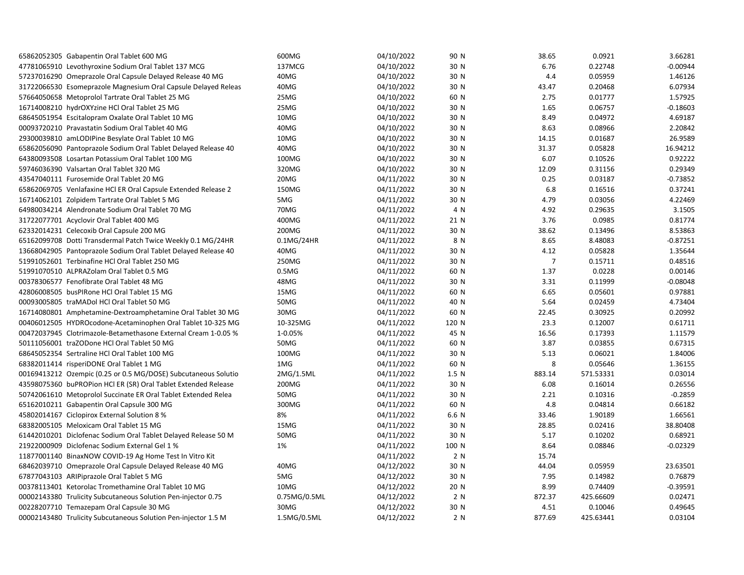| | | | | | | |
|---|---|---|---|---|---|---|
| 65862052305 Gabapentin Oral Tablet 600 MG | 600MG | 04/10/2022 | 90 N | 38.65 | 0.0921 | 3.66281 |
| 47781065910 Levothyroxine Sodium Oral Tablet 137 MCG | 137MCG | 04/10/2022 | 30 N | 6.76 | 0.22748 | -0.00944 |
| 57237016290 Omeprazole Oral Capsule Delayed Release 40 MG | 40MG | 04/10/2022 | 30 N | 4.4 | 0.05959 | 1.46126 |
| 31722066530 Esomeprazole Magnesium Oral Capsule Delayed Releas | 40MG | 04/10/2022 | 30 N | 43.47 | 0.20468 | 6.07934 |
| 57664050658 Metoprolol Tartrate Oral Tablet 25 MG | 25MG | 04/10/2022 | 60 N | 2.75 | 0.01777 | 1.57925 |
| 16714008210 hydrOXYzine HCl Oral Tablet 25 MG | 25MG | 04/10/2022 | 30 N | 1.65 | 0.06757 | -0.18603 |
| 68645051954 Escitalopram Oxalate Oral Tablet 10 MG | 10MG | 04/10/2022 | 30 N | 8.49 | 0.04972 | 4.69187 |
| 00093720210 Pravastatin Sodium Oral Tablet 40 MG | 40MG | 04/10/2022 | 30 N | 8.63 | 0.08966 | 2.20842 |
| 29300039810 amLODIPine Besylate Oral Tablet 10 MG | 10MG | 04/10/2022 | 30 N | 14.15 | 0.01687 | 26.9589 |
| 65862056090 Pantoprazole Sodium Oral Tablet Delayed Release 40 | 40MG | 04/10/2022 | 30 N | 31.37 | 0.05828 | 16.94212 |
| 64380093508 Losartan Potassium Oral Tablet 100 MG | 100MG | 04/10/2022 | 30 N | 6.07 | 0.10526 | 0.92222 |
| 59746036390 Valsartan Oral Tablet 320 MG | 320MG | 04/10/2022 | 30 N | 12.09 | 0.31156 | 0.29349 |
| 43547040111 Furosemide Oral Tablet 20 MG | 20MG | 04/11/2022 | 30 N | 0.25 | 0.03187 | -0.73852 |
| 65862069705 Venlafaxine HCl ER Oral Capsule Extended Release 2 | 150MG | 04/11/2022 | 30 N | 6.8 | 0.16516 | 0.37241 |
| 16714062101 Zolpidem Tartrate Oral Tablet 5 MG | 5MG | 04/11/2022 | 30 N | 4.79 | 0.03056 | 4.22469 |
| 64980034214 Alendronate Sodium Oral Tablet 70 MG | 70MG | 04/11/2022 | 4 N | 4.92 | 0.29635 | 3.1505 |
| 31722077701 Acyclovir Oral Tablet 400 MG | 400MG | 04/11/2022 | 21 N | 3.76 | 0.0985 | 0.81774 |
| 62332014231 Celecoxib Oral Capsule 200 MG | 200MG | 04/11/2022 | 30 N | 38.62 | 0.13496 | 8.53863 |
| 65162099708 Dotti Transdermal Patch Twice Weekly 0.1 MG/24HR | 0.1MG/24HR | 04/11/2022 | 8 N | 8.65 | 8.48083 | -0.87251 |
| 13668042905 Pantoprazole Sodium Oral Tablet Delayed Release 40 | 40MG | 04/11/2022 | 30 N | 4.12 | 0.05828 | 1.35644 |
| 51991052601 Terbinafine HCl Oral Tablet 250 MG | 250MG | 04/11/2022 | 30 N | 7 | 0.15711 | 0.48516 |
| 51991070510 ALPRAZolam Oral Tablet 0.5 MG | 0.5MG | 04/11/2022 | 60 N | 1.37 | 0.0228 | 0.00146 |
| 00378306577 Fenofibrate Oral Tablet 48 MG | 48MG | 04/11/2022 | 30 N | 3.31 | 0.11999 | -0.08048 |
| 42806008505 busPIRone HCl Oral Tablet 15 MG | 15MG | 04/11/2022 | 60 N | 6.65 | 0.05601 | 0.97881 |
| 00093005805 traMADol HCl Oral Tablet 50 MG | 50MG | 04/11/2022 | 40 N | 5.64 | 0.02459 | 4.73404 |
| 16714080801 Amphetamine-Dextroamphetamine Oral Tablet 30 MG | 30MG | 04/11/2022 | 60 N | 22.45 | 0.30925 | 0.20992 |
| 00406012505 HYDROcodone-Acetaminophen Oral Tablet 10-325 MG | 10-325MG | 04/11/2022 | 120 N | 23.3 | 0.12007 | 0.61711 |
| 00472037945 Clotrimazole-Betamethasone External Cream 1-0.05 % | 1-0.05% | 04/11/2022 | 45 N | 16.56 | 0.17393 | 1.11579 |
| 50111056001 traZODone HCl Oral Tablet 50 MG | 50MG | 04/11/2022 | 60 N | 3.87 | 0.03855 | 0.67315 |
| 68645052354 Sertraline HCl Oral Tablet 100 MG | 100MG | 04/11/2022 | 30 N | 5.13 | 0.06021 | 1.84006 |
| 68382011414 risperiDONE Oral Tablet 1 MG | 1MG | 04/11/2022 | 60 N | 8 | 0.05646 | 1.36155 |
| 00169413212 Ozempic (0.25 or 0.5 MG/DOSE) Subcutaneous Solutio | 2MG/1.5ML | 04/11/2022 | 1.5 N | 883.14 | 571.53331 | 0.03014 |
| 43598075360 buPROPion HCl ER (SR) Oral Tablet Extended Release | 200MG | 04/11/2022 | 30 N | 6.08 | 0.16014 | 0.26556 |
| 50742061610 Metoprolol Succinate ER Oral Tablet Extended Relea | 50MG | 04/11/2022 | 30 N | 2.21 | 0.10316 | -0.2859 |
| 65162010211 Gabapentin Oral Capsule 300 MG | 300MG | 04/11/2022 | 60 N | 4.8 | 0.04814 | 0.66182 |
| 45802014167 Ciclopirox External Solution 8 % | 8% | 04/11/2022 | 6.6 N | 33.46 | 1.90189 | 1.66561 |
| 68382005105 Meloxicam Oral Tablet 15 MG | 15MG | 04/11/2022 | 30 N | 28.85 | 0.02416 | 38.80408 |
| 61442010201 Diclofenac Sodium Oral Tablet Delayed Release 50 M | 50MG | 04/11/2022 | 30 N | 5.17 | 0.10202 | 0.68921 |
| 21922000909 Diclofenac Sodium External Gel 1 % | 1% | 04/11/2022 | 100 N | 8.64 | 0.08846 | -0.02329 |
| 11877001140 BinaxNOW COVID-19 Ag Home Test In Vitro Kit | | 04/11/2022 | 2 N | 15.74 | | |
| 68462039710 Omeprazole Oral Capsule Delayed Release 40 MG | 40MG | 04/12/2022 | 30 N | 44.04 | 0.05959 | 23.63501 |
| 67877043103 ARIPiprazole Oral Tablet 5 MG | 5MG | 04/12/2022 | 30 N | 7.95 | 0.14982 | 0.76879 |
| 00378113401 Ketorolac Tromethamine Oral Tablet 10 MG | 10MG | 04/12/2022 | 20 N | 8.99 | 0.74409 | -0.39591 |
| 00002143380 Trulicity Subcutaneous Solution Pen-injector 0.75 | 0.75MG/0.5ML | 04/12/2022 | 2 N | 872.37 | 425.66609 | 0.02471 |
| 00228207710 Temazepam Oral Capsule 30 MG | 30MG | 04/12/2022 | 30 N | 4.51 | 0.10046 | 0.49645 |
| 00002143480 Trulicity Subcutaneous Solution Pen-injector 1.5 M | 1.5MG/0.5ML | 04/12/2022 | 2 N | 877.69 | 425.63441 | 0.03104 |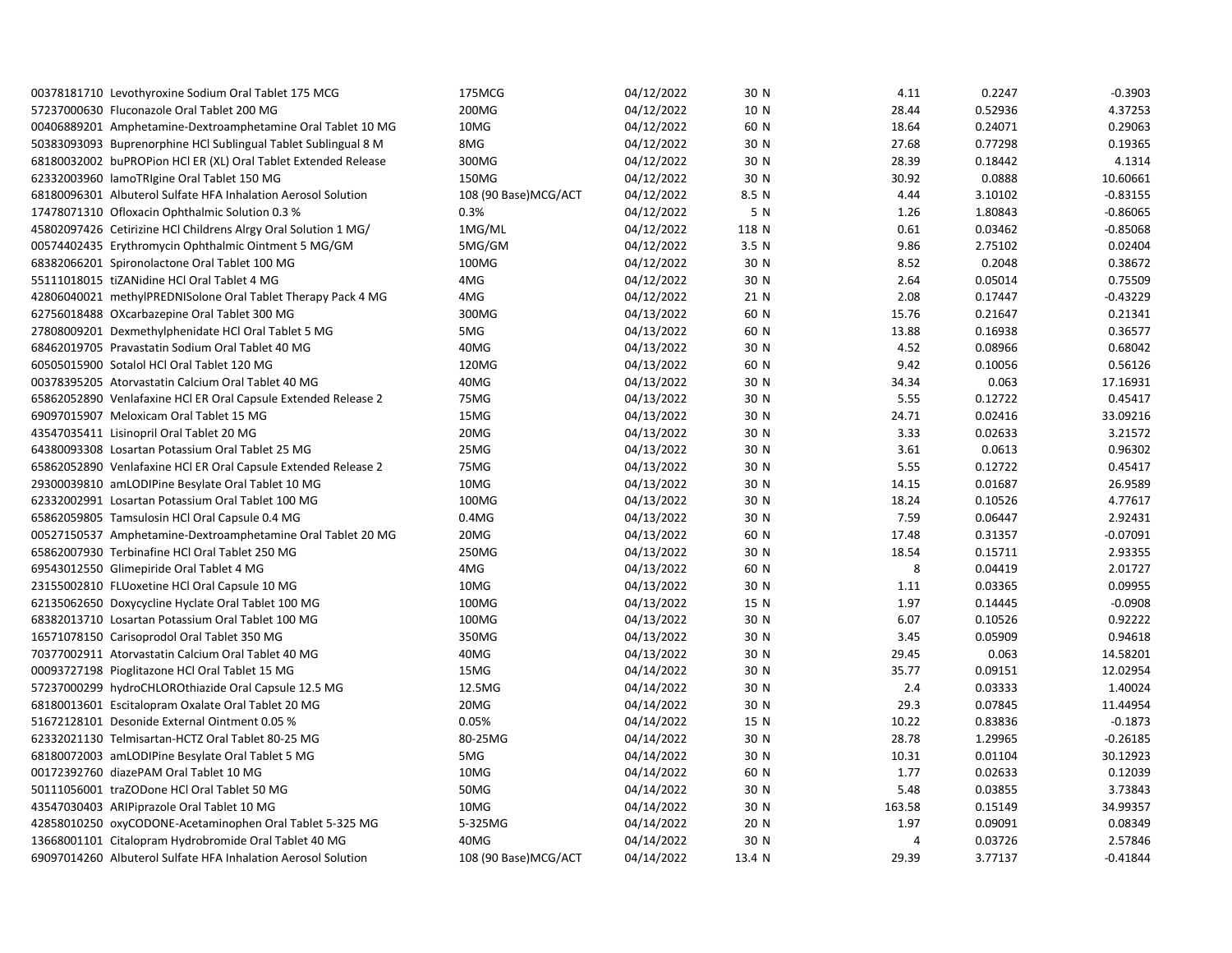| | | | | | | |
|---|---|---|---|---|---|---|
| 00378181710 Levothyroxine Sodium Oral Tablet 175 MCG | 175MCG | 04/12/2022 | 30 N | 4.11 | 0.2247 | -0.3903 |
| 57237000630 Fluconazole Oral Tablet 200 MG | 200MG | 04/12/2022 | 10 N | 28.44 | 0.52936 | 4.37253 |
| 00406889201 Amphetamine-Dextroamphetamine Oral Tablet 10 MG | 10MG | 04/12/2022 | 60 N | 18.64 | 0.24071 | 0.29063 |
| 50383093093 Buprenorphine HCl Sublingual Tablet Sublingual 8 M | 8MG | 04/12/2022 | 30 N | 27.68 | 0.77298 | 0.19365 |
| 68180032002 buPROPion HCl ER (XL) Oral Tablet Extended Release | 300MG | 04/12/2022 | 30 N | 28.39 | 0.18442 | 4.1314 |
| 62332003960 lamoTRIgine Oral Tablet 150 MG | 150MG | 04/12/2022 | 30 N | 30.92 | 0.0888 | 10.60661 |
| 68180096301 Albuterol Sulfate HFA Inhalation Aerosol Solution | 108 (90 Base)MCG/ACT | 04/12/2022 | 8.5 N | 4.44 | 3.10102 | -0.83155 |
| 17478071310 Ofloxacin Ophthalmic Solution 0.3 % | 0.3% | 04/12/2022 | 5 N | 1.26 | 1.80843 | -0.86065 |
| 45802097426 Cetirizine HCl Childrens Alrgy Oral Solution 1 MG/ | 1MG/ML | 04/12/2022 | 118 N | 0.61 | 0.03462 | -0.85068 |
| 00574402435 Erythromycin Ophthalmic Ointment 5 MG/GM | 5MG/GM | 04/12/2022 | 3.5 N | 9.86 | 2.75102 | 0.02404 |
| 68382066201 Spironolactone Oral Tablet 100 MG | 100MG | 04/12/2022 | 30 N | 8.52 | 0.2048 | 0.38672 |
| 55111018015 tiZANidine HCl Oral Tablet 4 MG | 4MG | 04/12/2022 | 30 N | 2.64 | 0.05014 | 0.75509 |
| 42806040021 methylPREDNISolone Oral Tablet Therapy Pack 4 MG | 4MG | 04/12/2022 | 21 N | 2.08 | 0.17447 | -0.43229 |
| 62756018488 OXcarbazepine Oral Tablet 300 MG | 300MG | 04/13/2022 | 60 N | 15.76 | 0.21647 | 0.21341 |
| 27808009201 Dexmethylphenidate HCl Oral Tablet 5 MG | 5MG | 04/13/2022 | 60 N | 13.88 | 0.16938 | 0.36577 |
| 68462019705 Pravastatin Sodium Oral Tablet 40 MG | 40MG | 04/13/2022 | 30 N | 4.52 | 0.08966 | 0.68042 |
| 60505015900 Sotalol HCl Oral Tablet 120 MG | 120MG | 04/13/2022 | 60 N | 9.42 | 0.10056 | 0.56126 |
| 00378395205 Atorvastatin Calcium Oral Tablet 40 MG | 40MG | 04/13/2022 | 30 N | 34.34 | 0.063 | 17.16931 |
| 65862052890 Venlafaxine HCl ER Oral Capsule Extended Release 2 | 75MG | 04/13/2022 | 30 N | 5.55 | 0.12722 | 0.45417 |
| 69097015907 Meloxicam Oral Tablet 15 MG | 15MG | 04/13/2022 | 30 N | 24.71 | 0.02416 | 33.09216 |
| 43547035411 Lisinopril Oral Tablet 20 MG | 20MG | 04/13/2022 | 30 N | 3.33 | 0.02633 | 3.21572 |
| 64380093308 Losartan Potassium Oral Tablet 25 MG | 25MG | 04/13/2022 | 30 N | 3.61 | 0.0613 | 0.96302 |
| 65862052890 Venlafaxine HCl ER Oral Capsule Extended Release 2 | 75MG | 04/13/2022 | 30 N | 5.55 | 0.12722 | 0.45417 |
| 29300039810 amLODIPine Besylate Oral Tablet 10 MG | 10MG | 04/13/2022 | 30 N | 14.15 | 0.01687 | 26.9589 |
| 62332002991 Losartan Potassium Oral Tablet 100 MG | 100MG | 04/13/2022 | 30 N | 18.24 | 0.10526 | 4.77617 |
| 65862059805 Tamsulosin HCl Oral Capsule 0.4 MG | 0.4MG | 04/13/2022 | 30 N | 7.59 | 0.06447 | 2.92431 |
| 00527150537 Amphetamine-Dextroamphetamine Oral Tablet 20 MG | 20MG | 04/13/2022 | 60 N | 17.48 | 0.31357 | -0.07091 |
| 65862007930 Terbinafine HCl Oral Tablet 250 MG | 250MG | 04/13/2022 | 30 N | 18.54 | 0.15711 | 2.93355 |
| 69543012550 Glimepiride Oral Tablet 4 MG | 4MG | 04/13/2022 | 60 N | 8 | 0.04419 | 2.01727 |
| 23155002810 FLUoxetine HCl Oral Capsule 10 MG | 10MG | 04/13/2022 | 30 N | 1.11 | 0.03365 | 0.09955 |
| 62135062650 Doxycycline Hyclate Oral Tablet 100 MG | 100MG | 04/13/2022 | 15 N | 1.97 | 0.14445 | -0.0908 |
| 68382013710 Losartan Potassium Oral Tablet 100 MG | 100MG | 04/13/2022 | 30 N | 6.07 | 0.10526 | 0.92222 |
| 16571078150 Carisoprodol Oral Tablet 350 MG | 350MG | 04/13/2022 | 30 N | 3.45 | 0.05909 | 0.94618 |
| 70377002911 Atorvastatin Calcium Oral Tablet 40 MG | 40MG | 04/13/2022 | 30 N | 29.45 | 0.063 | 14.58201 |
| 00093727198 Pioglitazone HCl Oral Tablet 15 MG | 15MG | 04/14/2022 | 30 N | 35.77 | 0.09151 | 12.02954 |
| 57237000299 hydroCHLOROthiazide Oral Capsule 12.5 MG | 12.5MG | 04/14/2022 | 30 N | 2.4 | 0.03333 | 1.40024 |
| 68180013601 Escitalopram Oxalate Oral Tablet 20 MG | 20MG | 04/14/2022 | 30 N | 29.3 | 0.07845 | 11.44954 |
| 51672128101 Desonide External Ointment 0.05 % | 0.05% | 04/14/2022 | 15 N | 10.22 | 0.83836 | -0.1873 |
| 62332021130 Telmisartan-HCTZ Oral Tablet 80-25 MG | 80-25MG | 04/14/2022 | 30 N | 28.78 | 1.29965 | -0.26185 |
| 68180072003 amLODIPine Besylate Oral Tablet 5 MG | 5MG | 04/14/2022 | 30 N | 10.31 | 0.01104 | 30.12923 |
| 00172392760 diazePAM Oral Tablet 10 MG | 10MG | 04/14/2022 | 60 N | 1.77 | 0.02633 | 0.12039 |
| 50111056001 traZODone HCl Oral Tablet 50 MG | 50MG | 04/14/2022 | 30 N | 5.48 | 0.03855 | 3.73843 |
| 43547030403 ARIPiprazole Oral Tablet 10 MG | 10MG | 04/14/2022 | 30 N | 163.58 | 0.15149 | 34.99357 |
| 42858010250 oxyCODONE-Acetaminophen Oral Tablet 5-325 MG | 5-325MG | 04/14/2022 | 20 N | 1.97 | 0.09091 | 0.08349 |
| 13668001101 Citalopram Hydrobromide Oral Tablet 40 MG | 40MG | 04/14/2022 | 30 N | 4 | 0.03726 | 2.57846 |
| 69097014260 Albuterol Sulfate HFA Inhalation Aerosol Solution | 108 (90 Base)MCG/ACT | 04/14/2022 | 13.4 N | 29.39 | 3.77137 | -0.41844 |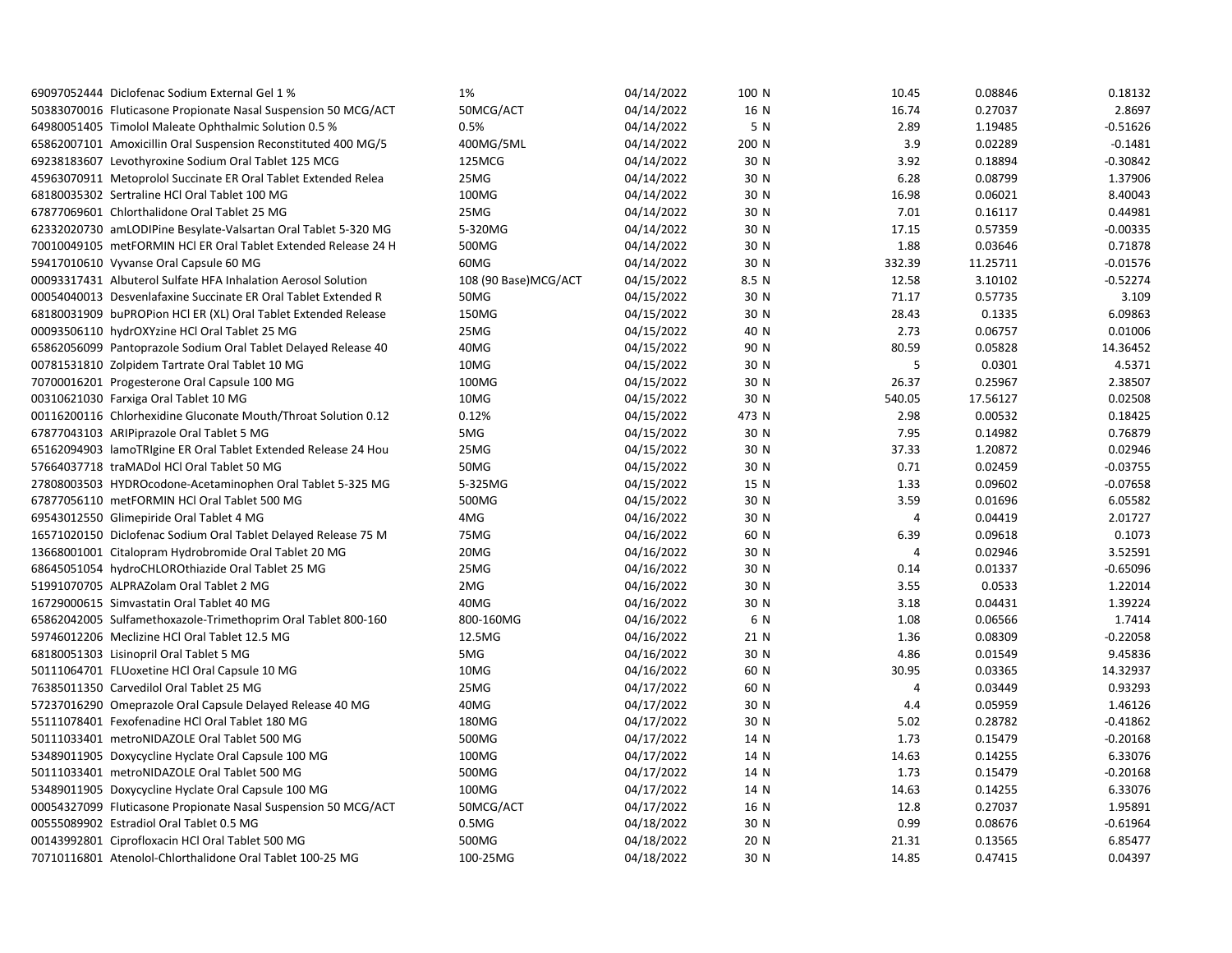| | | | | | | |
|---|---|---|---|---|---|---|
| 69097052444 Diclofenac Sodium External Gel 1 % | 1% | 04/14/2022 | 100 N | 10.45 | 0.08846 | 0.18132 |
| 50383070016 Fluticasone Propionate Nasal Suspension 50 MCG/ACT | 50MCG/ACT | 04/14/2022 | 16 N | 16.74 | 0.27037 | 2.8697 |
| 64980051405 Timolol Maleate Ophthalmic Solution 0.5 % | 0.5% | 04/14/2022 | 5 N | 2.89 | 1.19485 | -0.51626 |
| 65862007101 Amoxicillin Oral Suspension Reconstituted 400 MG/5 | 400MG/5ML | 04/14/2022 | 200 N | 3.9 | 0.02289 | -0.1481 |
| 69238183607 Levothyroxine Sodium Oral Tablet 125 MCG | 125MCG | 04/14/2022 | 30 N | 3.92 | 0.18894 | -0.30842 |
| 45963070911 Metoprolol Succinate ER Oral Tablet Extended Relea | 25MG | 04/14/2022 | 30 N | 6.28 | 0.08799 | 1.37906 |
| 68180035302 Sertraline HCl Oral Tablet 100 MG | 100MG | 04/14/2022 | 30 N | 16.98 | 0.06021 | 8.40043 |
| 67877069601 Chlorthalidone Oral Tablet 25 MG | 25MG | 04/14/2022 | 30 N | 7.01 | 0.16117 | 0.44981 |
| 62332020730 amLODIPine Besylate-Valsartan Oral Tablet 5-320 MG | 5-320MG | 04/14/2022 | 30 N | 17.15 | 0.57359 | -0.00335 |
| 70010049105 metFORMIN HCl ER Oral Tablet Extended Release 24 H | 500MG | 04/14/2022 | 30 N | 1.88 | 0.03646 | 0.71878 |
| 59417010610 Vyvanse Oral Capsule 60 MG | 60MG | 04/14/2022 | 30 N | 332.39 | 11.25711 | -0.01576 |
| 00093317431 Albuterol Sulfate HFA Inhalation Aerosol Solution | 108 (90 Base)MCG/ACT | 04/15/2022 | 8.5 N | 12.58 | 3.10102 | -0.52274 |
| 00054040013 Desvenlafaxine Succinate ER Oral Tablet Extended R | 50MG | 04/15/2022 | 30 N | 71.17 | 0.57735 | 3.109 |
| 68180031909 buPROPion HCl ER (XL) Oral Tablet Extended Release | 150MG | 04/15/2022 | 30 N | 28.43 | 0.1335 | 6.09863 |
| 00093506110 hydrOXYzine HCl Oral Tablet 25 MG | 25MG | 04/15/2022 | 40 N | 2.73 | 0.06757 | 0.01006 |
| 65862056099 Pantoprazole Sodium Oral Tablet Delayed Release 40 | 40MG | 04/15/2022 | 90 N | 80.59 | 0.05828 | 14.36452 |
| 00781531810 Zolpidem Tartrate Oral Tablet 10 MG | 10MG | 04/15/2022 | 30 N | 5 | 0.0301 | 4.5371 |
| 70700016201 Progesterone Oral Capsule 100 MG | 100MG | 04/15/2022 | 30 N | 26.37 | 0.25967 | 2.38507 |
| 00310621030 Farxiga Oral Tablet 10 MG | 10MG | 04/15/2022 | 30 N | 540.05 | 17.56127 | 0.02508 |
| 00116200116 Chlorhexidine Gluconate Mouth/Throat Solution 0.12 | 0.12% | 04/15/2022 | 473 N | 2.98 | 0.00532 | 0.18425 |
| 67877043103 ARIPiprazole Oral Tablet 5 MG | 5MG | 04/15/2022 | 30 N | 7.95 | 0.14982 | 0.76879 |
| 65162094903 lamoTRIgine ER Oral Tablet Extended Release 24 Hou | 25MG | 04/15/2022 | 30 N | 37.33 | 1.20872 | 0.02946 |
| 57664037718 traMADol HCl Oral Tablet 50 MG | 50MG | 04/15/2022 | 30 N | 0.71 | 0.02459 | -0.03755 |
| 27808003503 HYDROcodone-Acetaminophen Oral Tablet 5-325 MG | 5-325MG | 04/15/2022 | 15 N | 1.33 | 0.09602 | -0.07658 |
| 67877056110 metFORMIN HCl Oral Tablet 500 MG | 500MG | 04/15/2022 | 30 N | 3.59 | 0.01696 | 6.05582 |
| 69543012550 Glimepiride Oral Tablet 4 MG | 4MG | 04/16/2022 | 30 N | 4 | 0.04419 | 2.01727 |
| 16571020150 Diclofenac Sodium Oral Tablet Delayed Release 75 M | 75MG | 04/16/2022 | 60 N | 6.39 | 0.09618 | 0.1073 |
| 13668001001 Citalopram Hydrobromide Oral Tablet 20 MG | 20MG | 04/16/2022 | 30 N | 4 | 0.02946 | 3.52591 |
| 68645051054 hydroCHLOROthiazide Oral Tablet 25 MG | 25MG | 04/16/2022 | 30 N | 0.14 | 0.01337 | -0.65096 |
| 51991070705 ALPRAZolam Oral Tablet 2 MG | 2MG | 04/16/2022 | 30 N | 3.55 | 0.0533 | 1.22014 |
| 16729000615 Simvastatin Oral Tablet 40 MG | 40MG | 04/16/2022 | 30 N | 3.18 | 0.04431 | 1.39224 |
| 65862042005 Sulfamethoxazole-Trimethoprim Oral Tablet 800-160 | 800-160MG | 04/16/2022 | 6 N | 1.08 | 0.06566 | 1.7414 |
| 59746012206 Meclizine HCl Oral Tablet 12.5 MG | 12.5MG | 04/16/2022 | 21 N | 1.36 | 0.08309 | -0.22058 |
| 68180051303 Lisinopril Oral Tablet 5 MG | 5MG | 04/16/2022 | 30 N | 4.86 | 0.01549 | 9.45836 |
| 50111064701 FLUoxetine HCl Oral Capsule 10 MG | 10MG | 04/16/2022 | 60 N | 30.95 | 0.03365 | 14.32937 |
| 76385011350 Carvedilol Oral Tablet 25 MG | 25MG | 04/17/2022 | 60 N | 4 | 0.03449 | 0.93293 |
| 57237016290 Omeprazole Oral Capsule Delayed Release 40 MG | 40MG | 04/17/2022 | 30 N | 4.4 | 0.05959 | 1.46126 |
| 55111078401 Fexofenadine HCl Oral Tablet 180 MG | 180MG | 04/17/2022 | 30 N | 5.02 | 0.28782 | -0.41862 |
| 50111033401 metroNIDAZOLE Oral Tablet 500 MG | 500MG | 04/17/2022 | 14 N | 1.73 | 0.15479 | -0.20168 |
| 53489011905 Doxycycline Hyclate Oral Capsule 100 MG | 100MG | 04/17/2022 | 14 N | 14.63 | 0.14255 | 6.33076 |
| 50111033401 metroNIDAZOLE Oral Tablet 500 MG | 500MG | 04/17/2022 | 14 N | 1.73 | 0.15479 | -0.20168 |
| 53489011905 Doxycycline Hyclate Oral Capsule 100 MG | 100MG | 04/17/2022 | 14 N | 14.63 | 0.14255 | 6.33076 |
| 00054327099 Fluticasone Propionate Nasal Suspension 50 MCG/ACT | 50MCG/ACT | 04/17/2022 | 16 N | 12.8 | 0.27037 | 1.95891 |
| 00555089902 Estradiol Oral Tablet 0.5 MG | 0.5MG | 04/18/2022 | 30 N | 0.99 | 0.08676 | -0.61964 |
| 00143992801 Ciprofloxacin HCl Oral Tablet 500 MG | 500MG | 04/18/2022 | 20 N | 21.31 | 0.13565 | 6.85477 |
| 70710116801 Atenolol-Chlorthalidone Oral Tablet 100-25 MG | 100-25MG | 04/18/2022 | 30 N | 14.85 | 0.47415 | 0.04397 |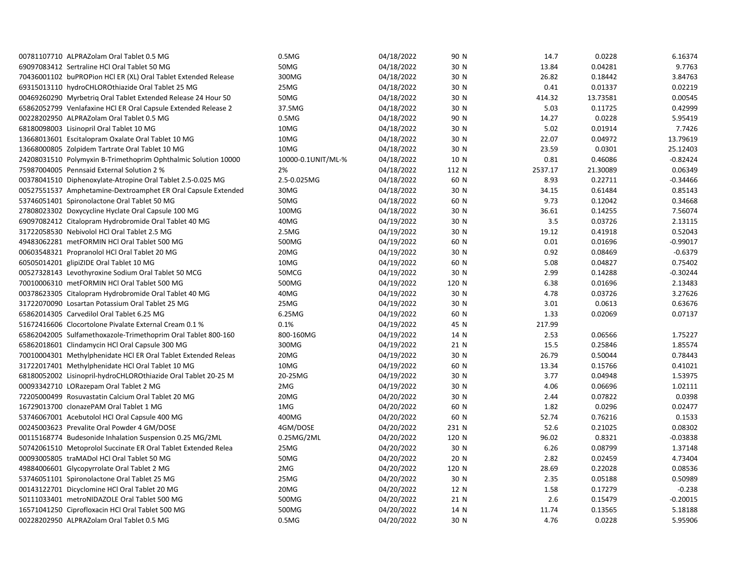| | | | | | | |
|---|---|---|---|---|---|---|
| 00781107710 ALPRAZolam Oral Tablet 0.5 MG | 0.5MG | 04/18/2022 | 90 N | 14.7 | 0.0228 | 6.16374 |
| 69097083412 Sertraline HCl Oral Tablet 50 MG | 50MG | 04/18/2022 | 30 N | 13.84 | 0.04281 | 9.7763 |
| 70436001102 buPROPion HCl ER (XL) Oral Tablet Extended Release | 300MG | 04/18/2022 | 30 N | 26.82 | 0.18442 | 3.84763 |
| 69315013110 hydroCHLOROthiazide Oral Tablet 25 MG | 25MG | 04/18/2022 | 30 N | 0.41 | 0.01337 | 0.02219 |
| 00469260290 Myrbetriq Oral Tablet Extended Release 24 Hour 50 | 50MG | 04/18/2022 | 30 N | 414.32 | 13.73581 | 0.00545 |
| 65862052799 Venlafaxine HCl ER Oral Capsule Extended Release 2 | 37.5MG | 04/18/2022 | 30 N | 5.03 | 0.11725 | 0.42999 |
| 00228202950 ALPRAZolam Oral Tablet 0.5 MG | 0.5MG | 04/18/2022 | 90 N | 14.27 | 0.0228 | 5.95419 |
| 68180098003 Lisinopril Oral Tablet 10 MG | 10MG | 04/18/2022 | 30 N | 5.02 | 0.01914 | 7.7426 |
| 13668013601 Escitalopram Oxalate Oral Tablet 10 MG | 10MG | 04/18/2022 | 30 N | 22.07 | 0.04972 | 13.79619 |
| 13668000805 Zolpidem Tartrate Oral Tablet 10 MG | 10MG | 04/18/2022 | 30 N | 23.59 | 0.0301 | 25.12403 |
| 24208031510 Polymyxin B-Trimethoprim Ophthalmic Solution 10000 | 10000-0.1UNIT/ML-% | 04/18/2022 | 10 N | 0.81 | 0.46086 | -0.82424 |
| 75987004005 Pennsaid External Solution 2 % | 2% | 04/18/2022 | 112 N | 2537.17 | 21.30089 | 0.06349 |
| 00378041510 Diphenoxylate-Atropine Oral Tablet 2.5-0.025 MG | 2.5-0.025MG | 04/18/2022 | 60 N | 8.93 | 0.22711 | -0.34466 |
| 00527551537 Amphetamine-Dextroamphet ER Oral Capsule Extended | 30MG | 04/18/2022 | 30 N | 34.15 | 0.61484 | 0.85143 |
| 53746051401 Spironolactone Oral Tablet 50 MG | 50MG | 04/18/2022 | 60 N | 9.73 | 0.12042 | 0.34668 |
| 27808023302 Doxycycline Hyclate Oral Capsule 100 MG | 100MG | 04/18/2022 | 30 N | 36.61 | 0.14255 | 7.56074 |
| 69097082412 Citalopram Hydrobromide Oral Tablet 40 MG | 40MG | 04/19/2022 | 30 N | 3.5 | 0.03726 | 2.13115 |
| 31722058530 Nebivolol HCl Oral Tablet 2.5 MG | 2.5MG | 04/19/2022 | 30 N | 19.12 | 0.41918 | 0.52043 |
| 49483062281 metFORMIN HCl Oral Tablet 500 MG | 500MG | 04/19/2022 | 60 N | 0.01 | 0.01696 | -0.99017 |
| 00603548321 Propranolol HCl Oral Tablet 20 MG | 20MG | 04/19/2022 | 30 N | 0.92 | 0.08469 | -0.6379 |
| 60505014201 glipiZIDE Oral Tablet 10 MG | 10MG | 04/19/2022 | 60 N | 5.08 | 0.04827 | 0.75402 |
| 00527328143 Levothyroxine Sodium Oral Tablet 50 MCG | 50MCG | 04/19/2022 | 30 N | 2.99 | 0.14288 | -0.30244 |
| 70010006310 metFORMIN HCl Oral Tablet 500 MG | 500MG | 04/19/2022 | 120 N | 6.38 | 0.01696 | 2.13483 |
| 00378623305 Citalopram Hydrobromide Oral Tablet 40 MG | 40MG | 04/19/2022 | 30 N | 4.78 | 0.03726 | 3.27626 |
| 31722070090 Losartan Potassium Oral Tablet 25 MG | 25MG | 04/19/2022 | 30 N | 3.01 | 0.0613 | 0.63676 |
| 65862014305 Carvedilol Oral Tablet 6.25 MG | 6.25MG | 04/19/2022 | 60 N | 1.33 | 0.02069 | 0.07137 |
| 51672416606 Clocortolone Pivalate External Cream 0.1 % | 0.1% | 04/19/2022 | 45 N | 217.99 | | |
| 65862042005 Sulfamethoxazole-Trimethoprim Oral Tablet 800-160 | 800-160MG | 04/19/2022 | 14 N | 2.53 | 0.06566 | 1.75227 |
| 65862018601 Clindamycin HCl Oral Capsule 300 MG | 300MG | 04/19/2022 | 21 N | 15.5 | 0.25846 | 1.85574 |
| 70010004301 Methylphenidate HCl ER Oral Tablet Extended Releas | 20MG | 04/19/2022 | 30 N | 26.79 | 0.50044 | 0.78443 |
| 31722017401 Methylphenidate HCl Oral Tablet 10 MG | 10MG | 04/19/2022 | 60 N | 13.34 | 0.15766 | 0.41021 |
| 68180052002 Lisinopril-hydroCHLOROthiazide Oral Tablet 20-25 M | 20-25MG | 04/19/2022 | 30 N | 3.77 | 0.04948 | 1.53975 |
| 00093342710 LORazepam Oral Tablet 2 MG | 2MG | 04/19/2022 | 30 N | 4.06 | 0.06696 | 1.02111 |
| 72205000499 Rosuvastatin Calcium Oral Tablet 20 MG | 20MG | 04/20/2022 | 30 N | 2.44 | 0.07822 | 0.0398 |
| 16729013700 clonazePAM Oral Tablet 1 MG | 1MG | 04/20/2022 | 60 N | 1.82 | 0.0296 | 0.02477 |
| 53746067001 Acebutolol HCl Oral Capsule 400 MG | 400MG | 04/20/2022 | 60 N | 52.74 | 0.76216 | 0.1533 |
| 00245003623 Prevalite Oral Powder 4 GM/DOSE | 4GM/DOSE | 04/20/2022 | 231 N | 52.6 | 0.21025 | 0.08302 |
| 00115168774 Budesonide Inhalation Suspension 0.25 MG/2ML | 0.25MG/2ML | 04/20/2022 | 120 N | 96.02 | 0.8321 | -0.03838 |
| 50742061510 Metoprolol Succinate ER Oral Tablet Extended Relea | 25MG | 04/20/2022 | 30 N | 6.26 | 0.08799 | 1.37148 |
| 00093005805 traMADol HCl Oral Tablet 50 MG | 50MG | 04/20/2022 | 20 N | 2.82 | 0.02459 | 4.73404 |
| 49884006601 Glycopyrrolate Oral Tablet 2 MG | 2MG | 04/20/2022 | 120 N | 28.69 | 0.22028 | 0.08536 |
| 53746051101 Spironolactone Oral Tablet 25 MG | 25MG | 04/20/2022 | 30 N | 2.35 | 0.05188 | 0.50989 |
| 00143122701 Dicyclomine HCl Oral Tablet 20 MG | 20MG | 04/20/2022 | 12 N | 1.58 | 0.17279 | -0.238 |
| 50111033401 metroNIDAZOLE Oral Tablet 500 MG | 500MG | 04/20/2022 | 21 N | 2.6 | 0.15479 | -0.20015 |
| 16571041250 Ciprofloxacin HCl Oral Tablet 500 MG | 500MG | 04/20/2022 | 14 N | 11.74 | 0.13565 | 5.18188 |
| 00228202950 ALPRAZolam Oral Tablet 0.5 MG | 0.5MG | 04/20/2022 | 30 N | 4.76 | 0.0228 | 5.95906 |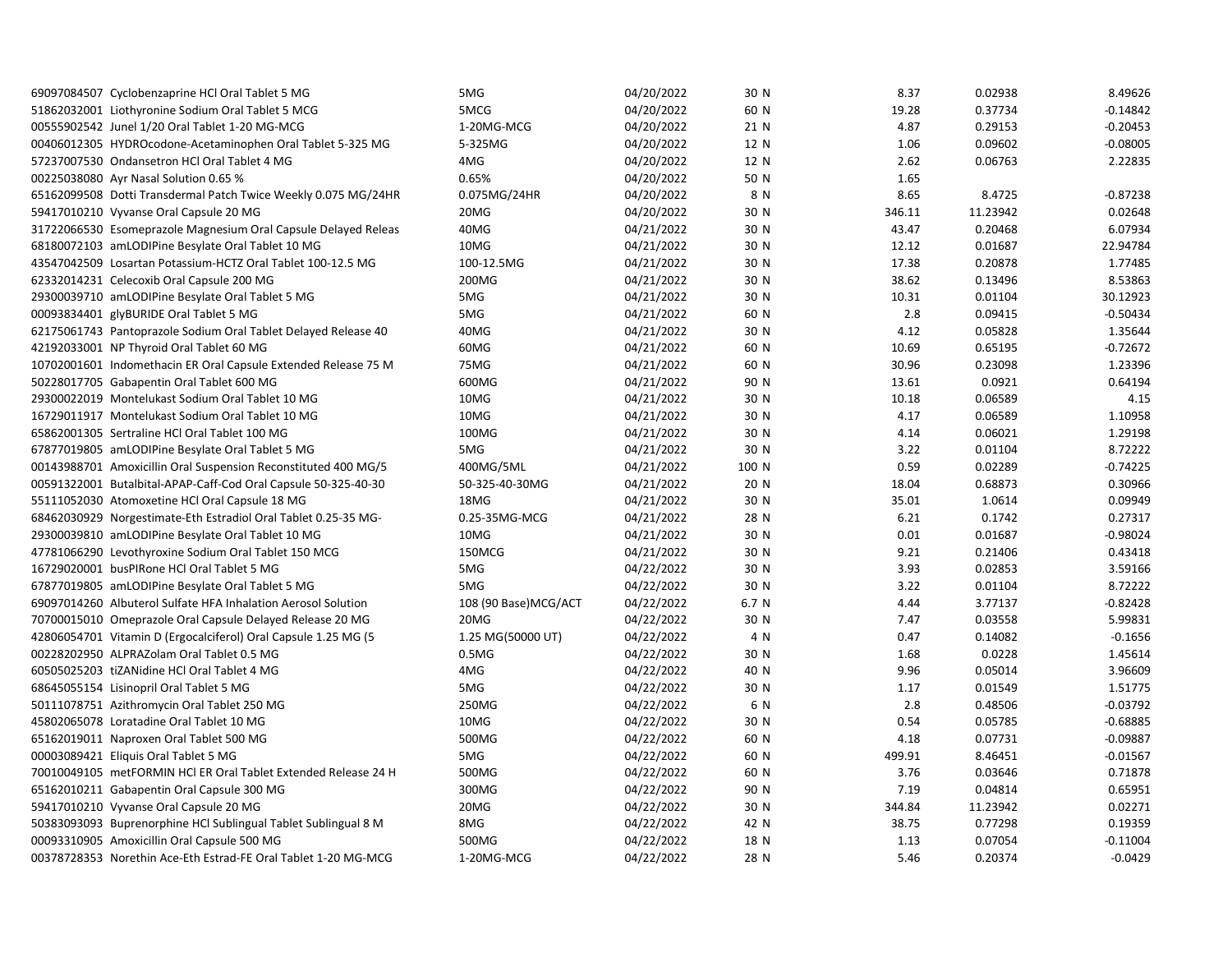| | | | | | | |
|---|---|---|---|---|---|---|
| 69097084507 Cyclobenzaprine HCl Oral Tablet 5 MG | 5MG | 04/20/2022 | 30 N | 8.37 | 0.02938 | 8.49626 |
| 51862032001 Liothyronine Sodium Oral Tablet 5 MCG | 5MCG | 04/20/2022 | 60 N | 19.28 | 0.37734 | -0.14842 |
| 00555902542 Junel 1/20 Oral Tablet 1-20 MG-MCG | 1-20MG-MCG | 04/20/2022 | 21 N | 4.87 | 0.29153 | -0.20453 |
| 00406012305 HYDROcodone-Acetaminophen Oral Tablet 5-325 MG | 5-325MG | 04/20/2022 | 12 N | 1.06 | 0.09602 | -0.08005 |
| 57237007530 Ondansetron HCl Oral Tablet 4 MG | 4MG | 04/20/2022 | 12 N | 2.62 | 0.06763 | 2.22835 |
| 00225038080 Ayr Nasal Solution 0.65 % | 0.65% | 04/20/2022 | 50 N | 1.65 | | |
| 65162099508 Dotti Transdermal Patch Twice Weekly 0.075 MG/24HR | 0.075MG/24HR | 04/20/2022 | 8 N | 8.65 | 8.4725 | -0.87238 |
| 59417010210 Vyvanse Oral Capsule 20 MG | 20MG | 04/20/2022 | 30 N | 346.11 | 11.23942 | 0.02648 |
| 31722066530 Esomeprazole Magnesium Oral Capsule Delayed Releas | 40MG | 04/21/2022 | 30 N | 43.47 | 0.20468 | 6.07934 |
| 68180072103 amLODIPine Besylate Oral Tablet 10 MG | 10MG | 04/21/2022 | 30 N | 12.12 | 0.01687 | 22.94784 |
| 43547042509 Losartan Potassium-HCTZ Oral Tablet 100-12.5 MG | 100-12.5MG | 04/21/2022 | 30 N | 17.38 | 0.20878 | 1.77485 |
| 62332014231 Celecoxib Oral Capsule 200 MG | 200MG | 04/21/2022 | 30 N | 38.62 | 0.13496 | 8.53863 |
| 29300039710 amLODIPine Besylate Oral Tablet 5 MG | 5MG | 04/21/2022 | 30 N | 10.31 | 0.01104 | 30.12923 |
| 00093834401 glyBURIDE Oral Tablet 5 MG | 5MG | 04/21/2022 | 60 N | 2.8 | 0.09415 | -0.50434 |
| 62175061743 Pantoprazole Sodium Oral Tablet Delayed Release 40 | 40MG | 04/21/2022 | 30 N | 4.12 | 0.05828 | 1.35644 |
| 42192033001 NP Thyroid Oral Tablet 60 MG | 60MG | 04/21/2022 | 60 N | 10.69 | 0.65195 | -0.72672 |
| 10702001601 Indomethacin ER Oral Capsule Extended Release 75 M | 75MG | 04/21/2022 | 60 N | 30.96 | 0.23098 | 1.23396 |
| 50228017705 Gabapentin Oral Tablet 600 MG | 600MG | 04/21/2022 | 90 N | 13.61 | 0.0921 | 0.64194 |
| 29300022019 Montelukast Sodium Oral Tablet 10 MG | 10MG | 04/21/2022 | 30 N | 10.18 | 0.06589 | 4.15 |
| 16729011917 Montelukast Sodium Oral Tablet 10 MG | 10MG | 04/21/2022 | 30 N | 4.17 | 0.06589 | 1.10958 |
| 65862001305 Sertraline HCl Oral Tablet 100 MG | 100MG | 04/21/2022 | 30 N | 4.14 | 0.06021 | 1.29198 |
| 67877019805 amLODIPine Besylate Oral Tablet 5 MG | 5MG | 04/21/2022 | 30 N | 3.22 | 0.01104 | 8.72222 |
| 00143988701 Amoxicillin Oral Suspension Reconstituted 400 MG/5 | 400MG/5ML | 04/21/2022 | 100 N | 0.59 | 0.02289 | -0.74225 |
| 00591322001 Butalbital-APAP-Caff-Cod Oral Capsule 50-325-40-30 | 50-325-40-30MG | 04/21/2022 | 20 N | 18.04 | 0.68873 | 0.30966 |
| 55111052030 Atomoxetine HCl Oral Capsule 18 MG | 18MG | 04/21/2022 | 30 N | 35.01 | 1.0614 | 0.09949 |
| 68462030929 Norgestimate-Eth Estradiol Oral Tablet 0.25-35 MG- | 0.25-35MG-MCG | 04/21/2022 | 28 N | 6.21 | 0.1742 | 0.27317 |
| 29300039810 amLODIPine Besylate Oral Tablet 10 MG | 10MG | 04/21/2022 | 30 N | 0.01 | 0.01687 | -0.98024 |
| 47781066290 Levothyroxine Sodium Oral Tablet 150 MCG | 150MCG | 04/21/2022 | 30 N | 9.21 | 0.21406 | 0.43418 |
| 16729020001 busPIRone HCl Oral Tablet 5 MG | 5MG | 04/22/2022 | 30 N | 3.93 | 0.02853 | 3.59166 |
| 67877019805 amLODIPine Besylate Oral Tablet 5 MG | 5MG | 04/22/2022 | 30 N | 3.22 | 0.01104 | 8.72222 |
| 69097014260 Albuterol Sulfate HFA Inhalation Aerosol Solution | 108 (90 Base)MCG/ACT | 04/22/2022 | 6.7 N | 4.44 | 3.77137 | -0.82428 |
| 70700015010 Omeprazole Oral Capsule Delayed Release 20 MG | 20MG | 04/22/2022 | 30 N | 7.47 | 0.03558 | 5.99831 |
| 42806054701 Vitamin D (Ergocalciferol) Oral Capsule 1.25 MG (5 | 1.25 MG(50000 UT) | 04/22/2022 | 4 N | 0.47 | 0.14082 | -0.1656 |
| 00228202950 ALPRAZolam Oral Tablet 0.5 MG | 0.5MG | 04/22/2022 | 30 N | 1.68 | 0.0228 | 1.45614 |
| 60505025203 tiZANidine HCl Oral Tablet 4 MG | 4MG | 04/22/2022 | 40 N | 9.96 | 0.05014 | 3.96609 |
| 68645055154 Lisinopril Oral Tablet 5 MG | 5MG | 04/22/2022 | 30 N | 1.17 | 0.01549 | 1.51775 |
| 50111078751 Azithromycin Oral Tablet 250 MG | 250MG | 04/22/2022 | 6 N | 2.8 | 0.48506 | -0.03792 |
| 45802065078 Loratadine Oral Tablet 10 MG | 10MG | 04/22/2022 | 30 N | 0.54 | 0.05785 | -0.68885 |
| 65162019011 Naproxen Oral Tablet 500 MG | 500MG | 04/22/2022 | 60 N | 4.18 | 0.07731 | -0.09887 |
| 00003089421 Eliquis Oral Tablet 5 MG | 5MG | 04/22/2022 | 60 N | 499.91 | 8.46451 | -0.01567 |
| 70010049105 metFORMIN HCl ER Oral Tablet Extended Release 24 H | 500MG | 04/22/2022 | 60 N | 3.76 | 0.03646 | 0.71878 |
| 65162010211 Gabapentin Oral Capsule 300 MG | 300MG | 04/22/2022 | 90 N | 7.19 | 0.04814 | 0.65951 |
| 59417010210 Vyvanse Oral Capsule 20 MG | 20MG | 04/22/2022 | 30 N | 344.84 | 11.23942 | 0.02271 |
| 50383093093 Buprenorphine HCl Sublingual Tablet Sublingual 8 M | 8MG | 04/22/2022 | 42 N | 38.75 | 0.77298 | 0.19359 |
| 00093310905 Amoxicillin Oral Capsule 500 MG | 500MG | 04/22/2022 | 18 N | 1.13 | 0.07054 | -0.11004 |
| 00378728353 Norethin Ace-Eth Estrad-FE Oral Tablet 1-20 MG-MCG | 1-20MG-MCG | 04/22/2022 | 28 N | 5.46 | 0.20374 | -0.0429 |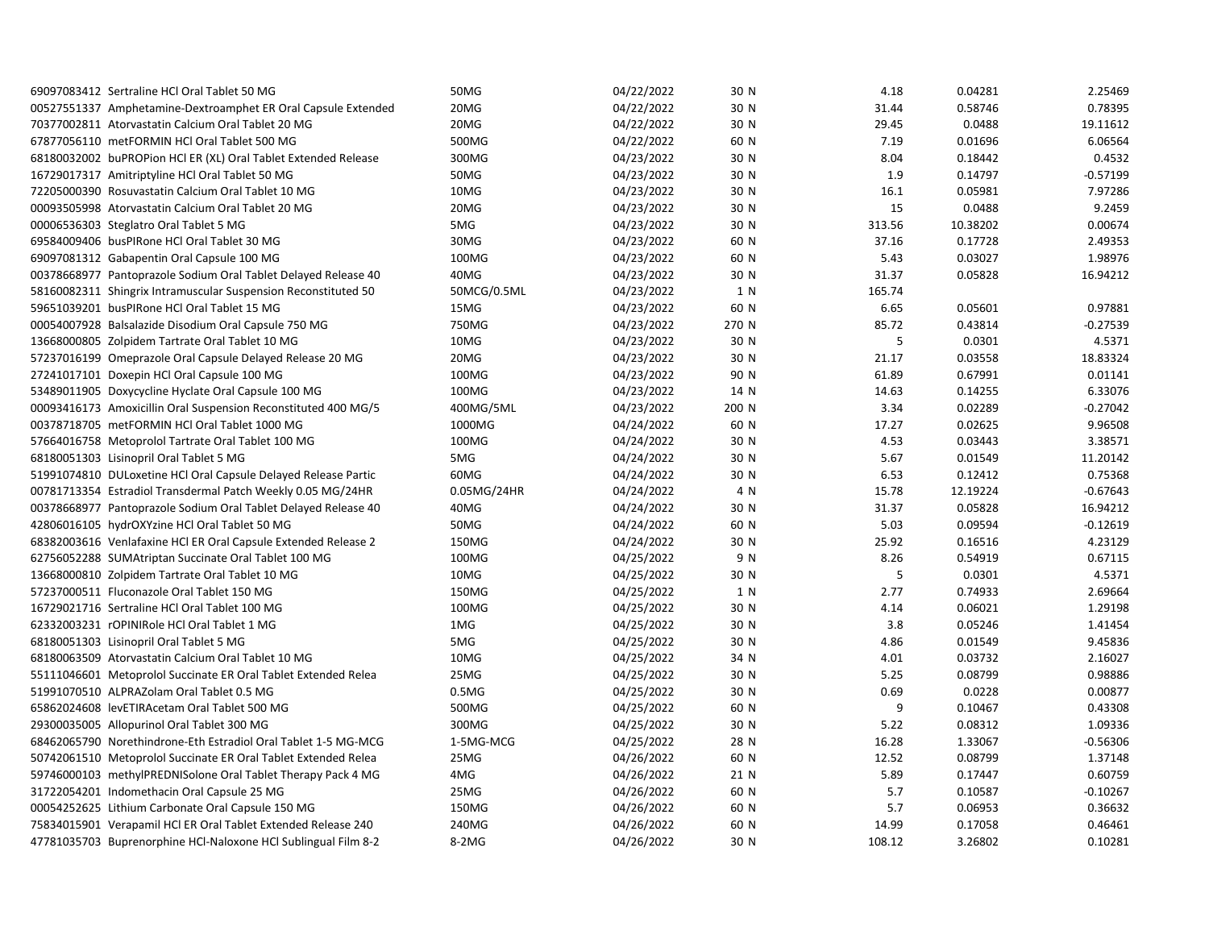| | | | | | | |
|---|---|---|---|---|---|---|
| 69097083412 Sertraline HCl Oral Tablet 50 MG | 50MG | 04/22/2022 | 30 N | 4.18 | 0.04281 | 2.25469 |
| 00527551337 Amphetamine-Dextroamphet ER Oral Capsule Extended | 20MG | 04/22/2022 | 30 N | 31.44 | 0.58746 | 0.78395 |
| 70377002811 Atorvastatin Calcium Oral Tablet 20 MG | 20MG | 04/22/2022 | 30 N | 29.45 | 0.0488 | 19.11612 |
| 67877056110 metFORMIN HCl Oral Tablet 500 MG | 500MG | 04/22/2022 | 60 N | 7.19 | 0.01696 | 6.06564 |
| 68180032002 buPROPion HCl ER (XL) Oral Tablet Extended Release | 300MG | 04/23/2022 | 30 N | 8.04 | 0.18442 | 0.4532 |
| 16729017317 Amitriptyline HCl Oral Tablet 50 MG | 50MG | 04/23/2022 | 30 N | 1.9 | 0.14797 | -0.57199 |
| 72205000390 Rosuvastatin Calcium Oral Tablet 10 MG | 10MG | 04/23/2022 | 30 N | 16.1 | 0.05981 | 7.97286 |
| 00093505998 Atorvastatin Calcium Oral Tablet 20 MG | 20MG | 04/23/2022 | 30 N | 15 | 0.0488 | 9.2459 |
| 00006536303 Steglatro Oral Tablet 5 MG | 5MG | 04/23/2022 | 30 N | 313.56 | 10.38202 | 0.00674 |
| 69584009406 busPIRone HCl Oral Tablet 30 MG | 30MG | 04/23/2022 | 60 N | 37.16 | 0.17728 | 2.49353 |
| 69097081312 Gabapentin Oral Capsule 100 MG | 100MG | 04/23/2022 | 60 N | 5.43 | 0.03027 | 1.98976 |
| 00378668977 Pantoprazole Sodium Oral Tablet Delayed Release 40 | 40MG | 04/23/2022 | 30 N | 31.37 | 0.05828 | 16.94212 |
| 58160082311 Shingrix Intramuscular Suspension Reconstituted 50 | 50MCG/0.5ML | 04/23/2022 | 1 N | 165.74 | | |
| 59651039201 busPIRone HCl Oral Tablet 15 MG | 15MG | 04/23/2022 | 60 N | 6.65 | 0.05601 | 0.97881 |
| 00054007928 Balsalazide Disodium Oral Capsule 750 MG | 750MG | 04/23/2022 | 270 N | 85.72 | 0.43814 | -0.27539 |
| 13668000805 Zolpidem Tartrate Oral Tablet 10 MG | 10MG | 04/23/2022 | 30 N | 5 | 0.0301 | 4.5371 |
| 57237016199 Omeprazole Oral Capsule Delayed Release 20 MG | 20MG | 04/23/2022 | 30 N | 21.17 | 0.03558 | 18.83324 |
| 27241017101 Doxepin HCl Oral Capsule 100 MG | 100MG | 04/23/2022 | 90 N | 61.89 | 0.67991 | 0.01141 |
| 53489011905 Doxycycline Hyclate Oral Capsule 100 MG | 100MG | 04/23/2022 | 14 N | 14.63 | 0.14255 | 6.33076 |
| 00093416173 Amoxicillin Oral Suspension Reconstituted 400 MG/5 | 400MG/5ML | 04/23/2022 | 200 N | 3.34 | 0.02289 | -0.27042 |
| 00378718705 metFORMIN HCl Oral Tablet 1000 MG | 1000MG | 04/24/2022 | 60 N | 17.27 | 0.02625 | 9.96508 |
| 57664016758 Metoprolol Tartrate Oral Tablet 100 MG | 100MG | 04/24/2022 | 30 N | 4.53 | 0.03443 | 3.38571 |
| 68180051303 Lisinopril Oral Tablet 5 MG | 5MG | 04/24/2022 | 30 N | 5.67 | 0.01549 | 11.20142 |
| 51991074810 DULoxetine HCl Oral Capsule Delayed Release Partic | 60MG | 04/24/2022 | 30 N | 6.53 | 0.12412 | 0.75368 |
| 00781713354 Estradiol Transdermal Patch Weekly 0.05 MG/24HR | 0.05MG/24HR | 04/24/2022 | 4 N | 15.78 | 12.19224 | -0.67643 |
| 00378668977 Pantoprazole Sodium Oral Tablet Delayed Release 40 | 40MG | 04/24/2022 | 30 N | 31.37 | 0.05828 | 16.94212 |
| 42806016105 hydrOXYzine HCl Oral Tablet 50 MG | 50MG | 04/24/2022 | 60 N | 5.03 | 0.09594 | -0.12619 |
| 68382003616 Venlafaxine HCl ER Oral Capsule Extended Release 2 | 150MG | 04/24/2022 | 30 N | 25.92 | 0.16516 | 4.23129 |
| 62756052288 SUMAtriptan Succinate Oral Tablet 100 MG | 100MG | 04/25/2022 | 9 N | 8.26 | 0.54919 | 0.67115 |
| 13668000810 Zolpidem Tartrate Oral Tablet 10 MG | 10MG | 04/25/2022 | 30 N | 5 | 0.0301 | 4.5371 |
| 57237000511 Fluconazole Oral Tablet 150 MG | 150MG | 04/25/2022 | 1 N | 2.77 | 0.74933 | 2.69664 |
| 16729021716 Sertraline HCl Oral Tablet 100 MG | 100MG | 04/25/2022 | 30 N | 4.14 | 0.06021 | 1.29198 |
| 62332003231 rOPINIRole HCl Oral Tablet 1 MG | 1MG | 04/25/2022 | 30 N | 3.8 | 0.05246 | 1.41454 |
| 68180051303 Lisinopril Oral Tablet 5 MG | 5MG | 04/25/2022 | 30 N | 4.86 | 0.01549 | 9.45836 |
| 68180063509 Atorvastatin Calcium Oral Tablet 10 MG | 10MG | 04/25/2022 | 34 N | 4.01 | 0.03732 | 2.16027 |
| 55111046601 Metoprolol Succinate ER Oral Tablet Extended Relea | 25MG | 04/25/2022 | 30 N | 5.25 | 0.08799 | 0.98886 |
| 51991070510 ALPRAZolam Oral Tablet 0.5 MG | 0.5MG | 04/25/2022 | 30 N | 0.69 | 0.0228 | 0.00877 |
| 65862024608 levETIRAcetam Oral Tablet 500 MG | 500MG | 04/25/2022 | 60 N | 9 | 0.10467 | 0.43308 |
| 29300035005 Allopurinol Oral Tablet 300 MG | 300MG | 04/25/2022 | 30 N | 5.22 | 0.08312 | 1.09336 |
| 68462065790 Norethindrone-Eth Estradiol Oral Tablet 1-5 MG-MCG | 1-5MG-MCG | 04/25/2022 | 28 N | 16.28 | 1.33067 | -0.56306 |
| 50742061510 Metoprolol Succinate ER Oral Tablet Extended Relea | 25MG | 04/26/2022 | 60 N | 12.52 | 0.08799 | 1.37148 |
| 59746000103 methylPREDNISolone Oral Tablet Therapy Pack 4 MG | 4MG | 04/26/2022 | 21 N | 5.89 | 0.17447 | 0.60759 |
| 31722054201 Indomethacin Oral Capsule 25 MG | 25MG | 04/26/2022 | 60 N | 5.7 | 0.10587 | -0.10267 |
| 00054252625 Lithium Carbonate Oral Capsule 150 MG | 150MG | 04/26/2022 | 60 N | 5.7 | 0.06953 | 0.36632 |
| 75834015901 Verapamil HCl ER Oral Tablet Extended Release 240 | 240MG | 04/26/2022 | 60 N | 14.99 | 0.17058 | 0.46461 |
| 47781035703 Buprenorphine HCl-Naloxone HCl Sublingual Film 8-2 | 8-2MG | 04/26/2022 | 30 N | 108.12 | 3.26802 | 0.10281 |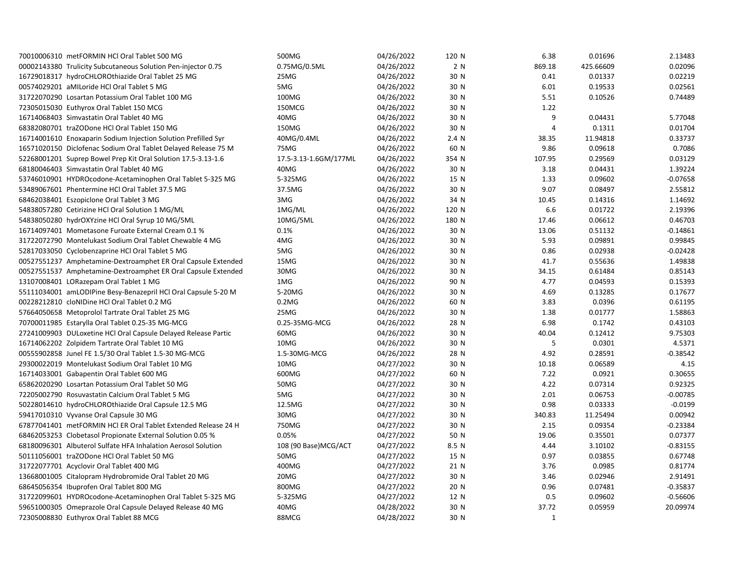| | | | | | | |
|---|---|---|---|---|---|---|
| 70010006310 metFORMIN HCl Oral Tablet 500 MG | 500MG | 04/26/2022 | 120 N | 6.38 | 0.01696 | 2.13483 |
| 00002143380 Trulicity Subcutaneous Solution Pen-injector 0.75 | 0.75MG/0.5ML | 04/26/2022 | 2 N | 869.18 | 425.66609 | 0.02096 |
| 16729018317 hydroCHLOROthiazide Oral Tablet 25 MG | 25MG | 04/26/2022 | 30 N | 0.41 | 0.01337 | 0.02219 |
| 00574029201 aMILoride HCl Oral Tablet 5 MG | 5MG | 04/26/2022 | 30 N | 6.01 | 0.19533 | 0.02561 |
| 31722070290 Losartan Potassium Oral Tablet 100 MG | 100MG | 04/26/2022 | 30 N | 5.51 | 0.10526 | 0.74489 |
| 72305015030 Euthyrox Oral Tablet 150 MCG | 150MCG | 04/26/2022 | 30 N | 1.22 | | |
| 16714068403 Simvastatin Oral Tablet 40 MG | 40MG | 04/26/2022 | 30 N | 9 | 0.04431 | 5.77048 |
| 68382080701 traZODone HCl Oral Tablet 150 MG | 150MG | 04/26/2022 | 30 N | 4 | 0.1311 | 0.01704 |
| 16714001610 Enoxaparin Sodium Injection Solution Prefilled Syr | 40MG/0.4ML | 04/26/2022 | 2.4 N | 38.35 | 11.94818 | 0.33737 |
| 16571020150 Diclofenac Sodium Oral Tablet Delayed Release 75 M | 75MG | 04/26/2022 | 60 N | 9.86 | 0.09618 | 0.7086 |
| 52268001201 Suprep Bowel Prep Kit Oral Solution 17.5-3.13-1.6 | 17.5-3.13-1.6GM/177ML | 04/26/2022 | 354 N | 107.95 | 0.29569 | 0.03129 |
| 68180046403 Simvastatin Oral Tablet 40 MG | 40MG | 04/26/2022 | 30 N | 3.18 | 0.04431 | 1.39224 |
| 53746010901 HYDROcodone-Acetaminophen Oral Tablet 5-325 MG | 5-325MG | 04/26/2022 | 15 N | 1.33 | 0.09602 | -0.07658 |
| 53489067601 Phentermine HCl Oral Tablet 37.5 MG | 37.5MG | 04/26/2022 | 30 N | 9.07 | 0.08497 | 2.55812 |
| 68462038401 Eszopiclone Oral Tablet 3 MG | 3MG | 04/26/2022 | 34 N | 10.45 | 0.14316 | 1.14692 |
| 54838057280 Cetirizine HCl Oral Solution 1 MG/ML | 1MG/ML | 04/26/2022 | 120 N | 6.6 | 0.01722 | 2.19396 |
| 54838050280 hydrOXYzine HCl Oral Syrup 10 MG/5ML | 10MG/5ML | 04/26/2022 | 180 N | 17.46 | 0.06612 | 0.46703 |
| 16714097401 Mometasone Furoate External Cream 0.1 % | 0.1% | 04/26/2022 | 30 N | 13.06 | 0.51132 | -0.14861 |
| 31722072790 Montelukast Sodium Oral Tablet Chewable 4 MG | 4MG | 04/26/2022 | 30 N | 5.93 | 0.09891 | 0.99845 |
| 52817033050 Cyclobenzaprine HCl Oral Tablet 5 MG | 5MG | 04/26/2022 | 30 N | 0.86 | 0.02938 | -0.02428 |
| 00527551237 Amphetamine-Dextroamphet ER Oral Capsule Extended | 15MG | 04/26/2022 | 30 N | 41.7 | 0.55636 | 1.49838 |
| 00527551537 Amphetamine-Dextroamphet ER Oral Capsule Extended | 30MG | 04/26/2022 | 30 N | 34.15 | 0.61484 | 0.85143 |
| 13107008401 LORazepam Oral Tablet 1 MG | 1MG | 04/26/2022 | 90 N | 4.77 | 0.04593 | 0.15393 |
| 55111034001 amLODIPine Besy-Benazepril HCl Oral Capsule 5-20 M | 5-20MG | 04/26/2022 | 30 N | 4.69 | 0.13285 | 0.17677 |
| 00228212810 cloNIDine HCl Oral Tablet 0.2 MG | 0.2MG | 04/26/2022 | 60 N | 3.83 | 0.0396 | 0.61195 |
| 57664050658 Metoprolol Tartrate Oral Tablet 25 MG | 25MG | 04/26/2022 | 30 N | 1.38 | 0.01777 | 1.58863 |
| 70700011985 Estarylla Oral Tablet 0.25-35 MG-MCG | 0.25-35MG-MCG | 04/26/2022 | 28 N | 6.98 | 0.1742 | 0.43103 |
| 27241009903 DULoxetine HCl Oral Capsule Delayed Release Partic | 60MG | 04/26/2022 | 30 N | 40.04 | 0.12412 | 9.75303 |
| 16714062202 Zolpidem Tartrate Oral Tablet 10 MG | 10MG | 04/26/2022 | 30 N | 5 | 0.0301 | 4.5371 |
| 00555902858 Junel FE 1.5/30 Oral Tablet 1.5-30 MG-MCG | 1.5-30MG-MCG | 04/26/2022 | 28 N | 4.92 | 0.28591 | -0.38542 |
| 29300022019 Montelukast Sodium Oral Tablet 10 MG | 10MG | 04/27/2022 | 30 N | 10.18 | 0.06589 | 4.15 |
| 16714033001 Gabapentin Oral Tablet 600 MG | 600MG | 04/27/2022 | 60 N | 7.22 | 0.0921 | 0.30655 |
| 65862020290 Losartan Potassium Oral Tablet 50 MG | 50MG | 04/27/2022 | 30 N | 4.22 | 0.07314 | 0.92325 |
| 72205002790 Rosuvastatin Calcium Oral Tablet 5 MG | 5MG | 04/27/2022 | 30 N | 2.01 | 0.06753 | -0.00785 |
| 50228014610 hydroCHLOROthiazide Oral Capsule 12.5 MG | 12.5MG | 04/27/2022 | 30 N | 0.98 | 0.03333 | -0.0199 |
| 59417010310 Vyvanse Oral Capsule 30 MG | 30MG | 04/27/2022 | 30 N | 340.83 | 11.25494 | 0.00942 |
| 67877041401 metFORMIN HCl ER Oral Tablet Extended Release 24 H | 750MG | 04/27/2022 | 30 N | 2.15 | 0.09354 | -0.23384 |
| 68462053253 Clobetasol Propionate External Solution 0.05 % | 0.05% | 04/27/2022 | 50 N | 19.06 | 0.35501 | 0.07377 |
| 68180096301 Albuterol Sulfate HFA Inhalation Aerosol Solution | 108 (90 Base)MCG/ACT | 04/27/2022 | 8.5 N | 4.44 | 3.10102 | -0.83155 |
| 50111056001 traZODone HCl Oral Tablet 50 MG | 50MG | 04/27/2022 | 15 N | 0.97 | 0.03855 | 0.67748 |
| 31722077701 Acyclovir Oral Tablet 400 MG | 400MG | 04/27/2022 | 21 N | 3.76 | 0.0985 | 0.81774 |
| 13668001005 Citalopram Hydrobromide Oral Tablet 20 MG | 20MG | 04/27/2022 | 30 N | 3.46 | 0.02946 | 2.91491 |
| 68645056354 Ibuprofen Oral Tablet 800 MG | 800MG | 04/27/2022 | 20 N | 0.96 | 0.07481 | -0.35837 |
| 31722099601 HYDROcodone-Acetaminophen Oral Tablet 5-325 MG | 5-325MG | 04/27/2022 | 12 N | 0.5 | 0.09602 | -0.56606 |
| 59651000305 Omeprazole Oral Capsule Delayed Release 40 MG | 40MG | 04/28/2022 | 30 N | 37.72 | 0.05959 | 20.09974 |
| 72305008830 Euthyrox Oral Tablet 88 MCG | 88MCG | 04/28/2022 | 30 N | 1 | | |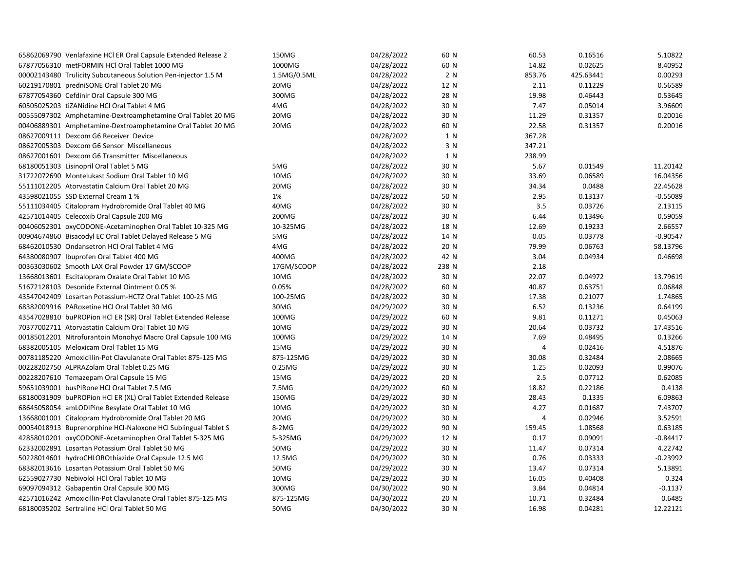| | | | | | | |
|---|---|---|---|---|---|---|
| 65862069790 Venlafaxine HCl ER Oral Capsule Extended Release 2 | 150MG | 04/28/2022 | 60 N | 60.53 | 0.16516 | 5.10822 |
| 67877056310 metFORMIN HCl Oral Tablet 1000 MG | 1000MG | 04/28/2022 | 60 N | 14.82 | 0.02625 | 8.40952 |
| 00002143480 Trulicity Subcutaneous Solution Pen-injector 1.5 M | 1.5MG/0.5ML | 04/28/2022 | 2 N | 853.76 | 425.63441 | 0.00293 |
| 60219170801 predniSONE Oral Tablet 20 MG | 20MG | 04/28/2022 | 12 N | 2.11 | 0.11229 | 0.56589 |
| 67877054360 Cefdinir Oral Capsule 300 MG | 300MG | 04/28/2022 | 28 N | 19.98 | 0.46443 | 0.53645 |
| 60505025203 tiZANidine HCl Oral Tablet 4 MG | 4MG | 04/28/2022 | 30 N | 7.47 | 0.05014 | 3.96609 |
| 00555097302 Amphetamine-Dextroamphetamine Oral Tablet 20 MG | 20MG | 04/28/2022 | 30 N | 11.29 | 0.31357 | 0.20016 |
| 00406889301 Amphetamine-Dextroamphetamine Oral Tablet 20 MG | 20MG | 04/28/2022 | 60 N | 22.58 | 0.31357 | 0.20016 |
| 08627009111 Dexcom G6 Receiver Device | | 04/28/2022 | 1 N | 367.28 | | |
| 08627005303 Dexcom G6 Sensor Miscellaneous | | 04/28/2022 | 3 N | 347.21 | | |
| 08627001601 Dexcom G6 Transmitter Miscellaneous | | 04/28/2022 | 1 N | 238.99 | | |
| 68180051303 Lisinopril Oral Tablet 5 MG | 5MG | 04/28/2022 | 30 N | 5.67 | 0.01549 | 11.20142 |
| 31722072690 Montelukast Sodium Oral Tablet 10 MG | 10MG | 04/28/2022 | 30 N | 33.69 | 0.06589 | 16.04356 |
| 55111012205 Atorvastatin Calcium Oral Tablet 20 MG | 20MG | 04/28/2022 | 30 N | 34.34 | 0.0488 | 22.45628 |
| 43598021055 SSD External Cream 1 % | 1% | 04/28/2022 | 50 N | 2.95 | 0.13137 | -0.55089 |
| 55111034405 Citalopram Hydrobromide Oral Tablet 40 MG | 40MG | 04/28/2022 | 30 N | 3.5 | 0.03726 | 2.13115 |
| 42571014405 Celecoxib Oral Capsule 200 MG | 200MG | 04/28/2022 | 30 N | 6.44 | 0.13496 | 0.59059 |
| 00406052301 oxyCODONE-Acetaminophen Oral Tablet 10-325 MG | 10-325MG | 04/28/2022 | 18 N | 12.69 | 0.19233 | 2.66557 |
| 00904674860 Bisacodyl EC Oral Tablet Delayed Release 5 MG | 5MG | 04/28/2022 | 14 N | 0.05 | 0.03778 | -0.90547 |
| 68462010530 Ondansetron HCl Oral Tablet 4 MG | 4MG | 04/28/2022 | 20 N | 79.99 | 0.06763 | 58.13796 |
| 64380080907 Ibuprofen Oral Tablet 400 MG | 400MG | 04/28/2022 | 42 N | 3.04 | 0.04934 | 0.46698 |
| 00363030602 Smooth LAX Oral Powder 17 GM/SCOOP | 17GM/SCOOP | 04/28/2022 | 238 N | 2.18 | | |
| 13668013601 Escitalopram Oxalate Oral Tablet 10 MG | 10MG | 04/28/2022 | 30 N | 22.07 | 0.04972 | 13.79619 |
| 51672128103 Desonide External Ointment 0.05 % | 0.05% | 04/28/2022 | 60 N | 40.87 | 0.63751 | 0.06848 |
| 43547042409 Losartan Potassium-HCTZ Oral Tablet 100-25 MG | 100-25MG | 04/28/2022 | 30 N | 17.38 | 0.21077 | 1.74865 |
| 68382009916 PARoxetine HCl Oral Tablet 30 MG | 30MG | 04/29/2022 | 30 N | 6.52 | 0.13236 | 0.64199 |
| 43547028810 buPROPion HCl ER (SR) Oral Tablet Extended Release | 100MG | 04/29/2022 | 60 N | 9.81 | 0.11271 | 0.45063 |
| 70377002711 Atorvastatin Calcium Oral Tablet 10 MG | 10MG | 04/29/2022 | 30 N | 20.64 | 0.03732 | 17.43516 |
| 00185012201 Nitrofurantoin Monohyd Macro Oral Capsule 100 MG | 100MG | 04/29/2022 | 14 N | 7.69 | 0.48495 | 0.13266 |
| 68382005105 Meloxicam Oral Tablet 15 MG | 15MG | 04/29/2022 | 30 N | 4 | 0.02416 | 4.51876 |
| 00781185220 Amoxicillin-Pot Clavulanate Oral Tablet 875-125 MG | 875-125MG | 04/29/2022 | 30 N | 30.08 | 0.32484 | 2.08665 |
| 00228202750 ALPRAZolam Oral Tablet 0.25 MG | 0.25MG | 04/29/2022 | 30 N | 1.25 | 0.02093 | 0.99076 |
| 00228207610 Temazepam Oral Capsule 15 MG | 15MG | 04/29/2022 | 20 N | 2.5 | 0.07712 | 0.62085 |
| 59651039001 busPIRone HCl Oral Tablet 7.5 MG | 7.5MG | 04/29/2022 | 60 N | 18.82 | 0.22186 | 0.4138 |
| 68180031909 buPROPion HCl ER (XL) Oral Tablet Extended Release | 150MG | 04/29/2022 | 30 N | 28.43 | 0.1335 | 6.09863 |
| 68645058054 amLODIPine Besylate Oral Tablet 10 MG | 10MG | 04/29/2022 | 30 N | 4.27 | 0.01687 | 7.43707 |
| 13668001001 Citalopram Hydrobromide Oral Tablet 20 MG | 20MG | 04/29/2022 | 30 N | 4 | 0.02946 | 3.52591 |
| 00054018913 Buprenorphine HCl-Naloxone HCl Sublingual Tablet S | 8-2MG | 04/29/2022 | 90 N | 159.45 | 1.08568 | 0.63185 |
| 42858010201 oxyCODONE-Acetaminophen Oral Tablet 5-325 MG | 5-325MG | 04/29/2022 | 12 N | 0.17 | 0.09091 | -0.84417 |
| 62332002891 Losartan Potassium Oral Tablet 50 MG | 50MG | 04/29/2022 | 30 N | 11.47 | 0.07314 | 4.22742 |
| 50228014601 hydroCHLOROthiazide Oral Capsule 12.5 MG | 12.5MG | 04/29/2022 | 30 N | 0.76 | 0.03333 | -0.23992 |
| 68382013616 Losartan Potassium Oral Tablet 50 MG | 50MG | 04/29/2022 | 30 N | 13.47 | 0.07314 | 5.13891 |
| 62559027730 Nebivolol HCl Oral Tablet 10 MG | 10MG | 04/29/2022 | 30 N | 16.05 | 0.40408 | 0.324 |
| 69097094312 Gabapentin Oral Capsule 300 MG | 300MG | 04/30/2022 | 90 N | 3.84 | 0.04814 | -0.1137 |
| 42571016242 Amoxicillin-Pot Clavulanate Oral Tablet 875-125 MG | 875-125MG | 04/30/2022 | 20 N | 10.71 | 0.32484 | 0.6485 |
| 68180035202 Sertraline HCl Oral Tablet 50 MG | 50MG | 04/30/2022 | 30 N | 16.98 | 0.04281 | 12.22121 |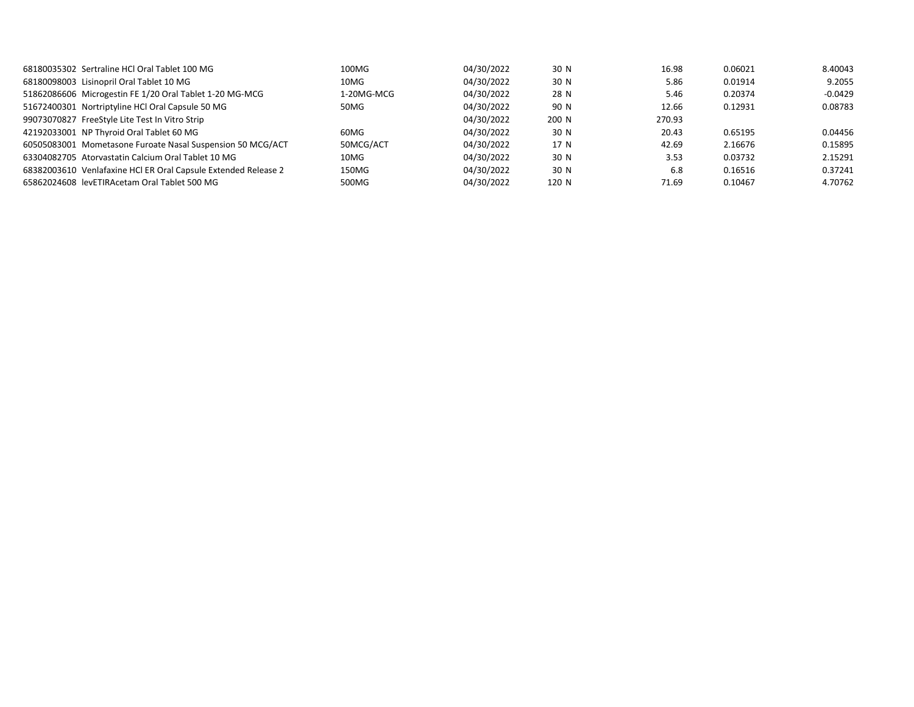| | | | | | | | |
|---|---|---|---|---|---|---|---|
| 68180035302 | Sertraline HCl Oral Tablet 100 MG | 100MG | 04/30/2022 | 30 N | 16.98 | 0.06021 | 8.40043 |
| 68180098003 | Lisinopril Oral Tablet 10 MG | 10MG | 04/30/2022 | 30 N | 5.86 | 0.01914 | 9.2055 |
| 51862086606 | Microgestin FE 1/20 Oral Tablet 1-20 MG-MCG | 1-20MG-MCG | 04/30/2022 | 28 N | 5.46 | 0.20374 | -0.0429 |
| 51672400301 | Nortriptyline HCl Oral Capsule 50 MG | 50MG | 04/30/2022 | 90 N | 12.66 | 0.12931 | 0.08783 |
| 99073070827 | FreeStyle Lite Test In Vitro Strip | | 04/30/2022 | 200 N | 270.93 | | |
| 42192033001 | NP Thyroid Oral Tablet 60 MG | 60MG | 04/30/2022 | 30 N | 20.43 | 0.65195 | 0.04456 |
| 60505083001 | Mometasone Furoate Nasal Suspension 50 MCG/ACT | 50MCG/ACT | 04/30/2022 | 17 N | 42.69 | 2.16676 | 0.15895 |
| 63304082705 | Atorvastatin Calcium Oral Tablet 10 MG | 10MG | 04/30/2022 | 30 N | 3.53 | 0.03732 | 2.15291 |
| 68382003610 | Venlafaxine HCl ER Oral Capsule Extended Release 2 | 150MG | 04/30/2022 | 30 N | 6.8 | 0.16516 | 0.37241 |
| 65862024608 | levETIRAcetam Oral Tablet 500 MG | 500MG | 04/30/2022 | 120 N | 71.69 | 0.10467 | 4.70762 |